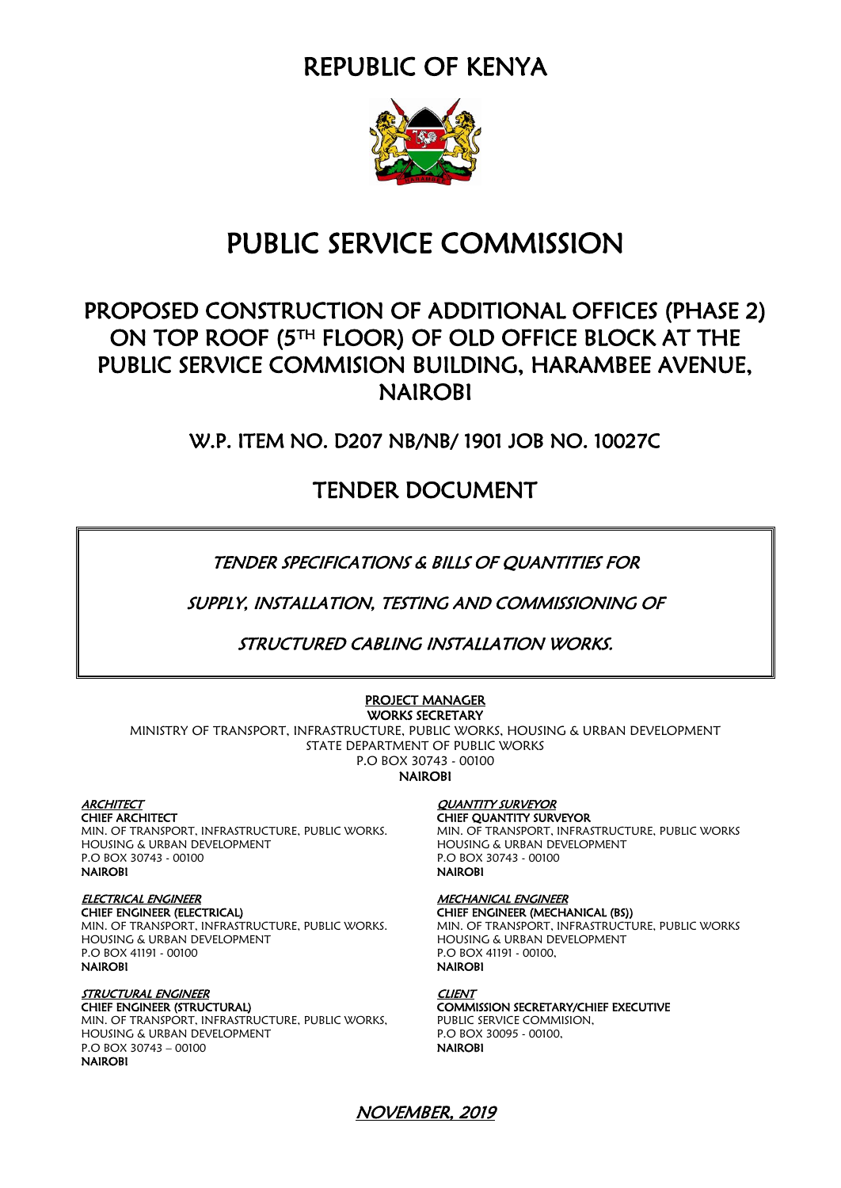# REPUBLIC OF KENYA

# PUBLIC SERVICE COMMISSION

## PROPOSED CONSTRUCTION OF ADDITIONAL OFFICES (PHASE 2) ON TOP ROOF (5TH FLOOR) OF OLD OFFICE BLOCK AT THE PUBLIC SERVICE COMMISION BUILDING, HARAMBEE AVENUE, NAIROBI

### W.P. ITEM NO. D207 NB/NB/ 1901 JOB NO. 10027C

## TENDER DOCUMENT

*TENDER SPECIFICATIONS & BILLS OF QUANTITIES FOR*

*SUPPLY, INSTALLATION, TESTING AND COMMISSIONING OF*

*STRUCTURED CABLING INSTALLATION WORKS.*

**PROJECT MANAGER**
**WORKS SECRETARY**
MINISTRY OF TRANSPORT, INFRASTRUCTURE, PUBLIC WORKS, HOUSING & URBAN DEVELOPMENT
STATE DEPARTMENT OF PUBLIC WORKS
P.O BOX 30743 - 00100
**NAIROBI**

***ARCHITECT***
**CHIEF ARCHITECT**
MIN. OF TRANSPORT, INFRASTRUCTURE, PUBLIC WORKS.
HOUSING & URBAN DEVELOPMENT
P.O BOX 30743 - 00100
**NAIROBI**

***QUANTITY SURVEYOR***
**CHIEF QUANTITY SURVEYOR**
MIN. OF TRANSPORT, INFRASTRUCTURE, PUBLIC WORKS
HOUSING & URBAN DEVELOPMENT
P.O BOX 30743 - 00100
**NAIROBI**

***ELECTRICAL ENGINEER***
**CHIEF ENGINEER (ELECTRICAL)**
MIN. OF TRANSPORT, INFRASTRUCTURE, PUBLIC WORKS.
HOUSING & URBAN DEVELOPMENT
P.O BOX 41191 - 00100
**NAIROBI**

***MECHANICAL ENGINEER***
**CHIEF ENGINEER (MECHANICAL (BS))**
MIN. OF TRANSPORT, INFRASTRUCTURE, PUBLIC WORKS
HOUSING & URBAN DEVELOPMENT
P.O BOX 41191 - 00100,
**NAIROBI**

***STRUCTURAL ENGINEER***
**CHIEF ENGINEER (STRUCTURAL)**
MIN. OF TRANSPORT, INFRASTRUCTURE, PUBLIC WORKS,
HOUSING & URBAN DEVELOPMENT
P.O BOX 30743 – 00100
**NAIROBI**

***CLIENT***
**COMMISSION SECRETARY/CHIEF EXECUTIVE**
PUBLIC SERVICE COMMISION,
P.O BOX 30095 - 00100,
**NAIROBI**

***NOVEMBER, 2019***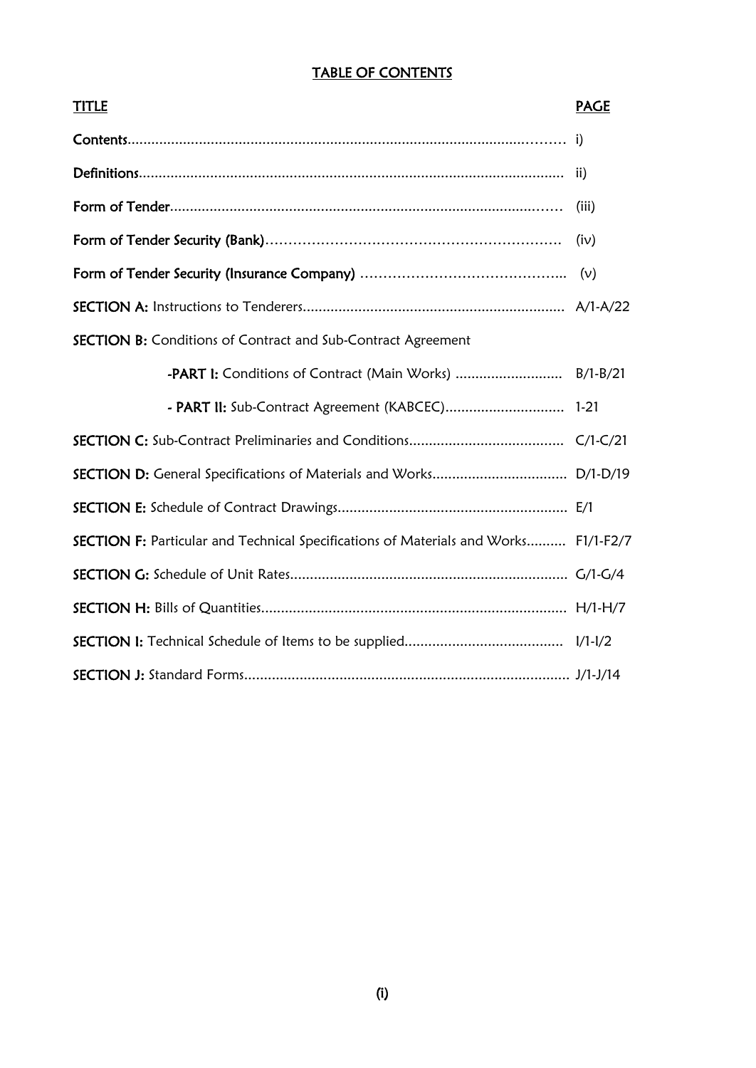# TABLE OF CONTENTS

| TITLE | PAGE |
|---|---|
| **Contents** | i) |
| **Definitions** | ii) |
| **Form of Tender** | (iii) |
| **Form of Tender Security (Bank)** | (iv) |
| **Form of Tender Security (Insurance Company)** | (v) |
| **SECTION A:** Instructions to Tenderers | A/1-A/22 |
| **SECTION B:** Conditions of Contract and Sub-Contract Agreement | |
| **-PART I:** Conditions of Contract (Main Works) | B/1-B/21 |
| **- PART II:** Sub-Contract Agreement (KABCEC) | 1-21 |
| **SECTION C:** Sub-Contract Preliminaries and Conditions | C/1-C/21 |
| **SECTION D:** General Specifications of Materials and Works | D/1-D/19 |
| **SECTION E:** Schedule of Contract Drawings | E/1 |
| **SECTION F:** Particular and Technical Specifications of Materials and Works | F1/1-F2/7 |
| **SECTION G:** Schedule of Unit Rates | G/1-G/4 |
| **SECTION H:** Bills of Quantities | H/1-H/7 |
| **SECTION I:** Technical Schedule of Items to be supplied | I/1-I/2 |
| **SECTION J:** Standard Forms | J/1-J/14 |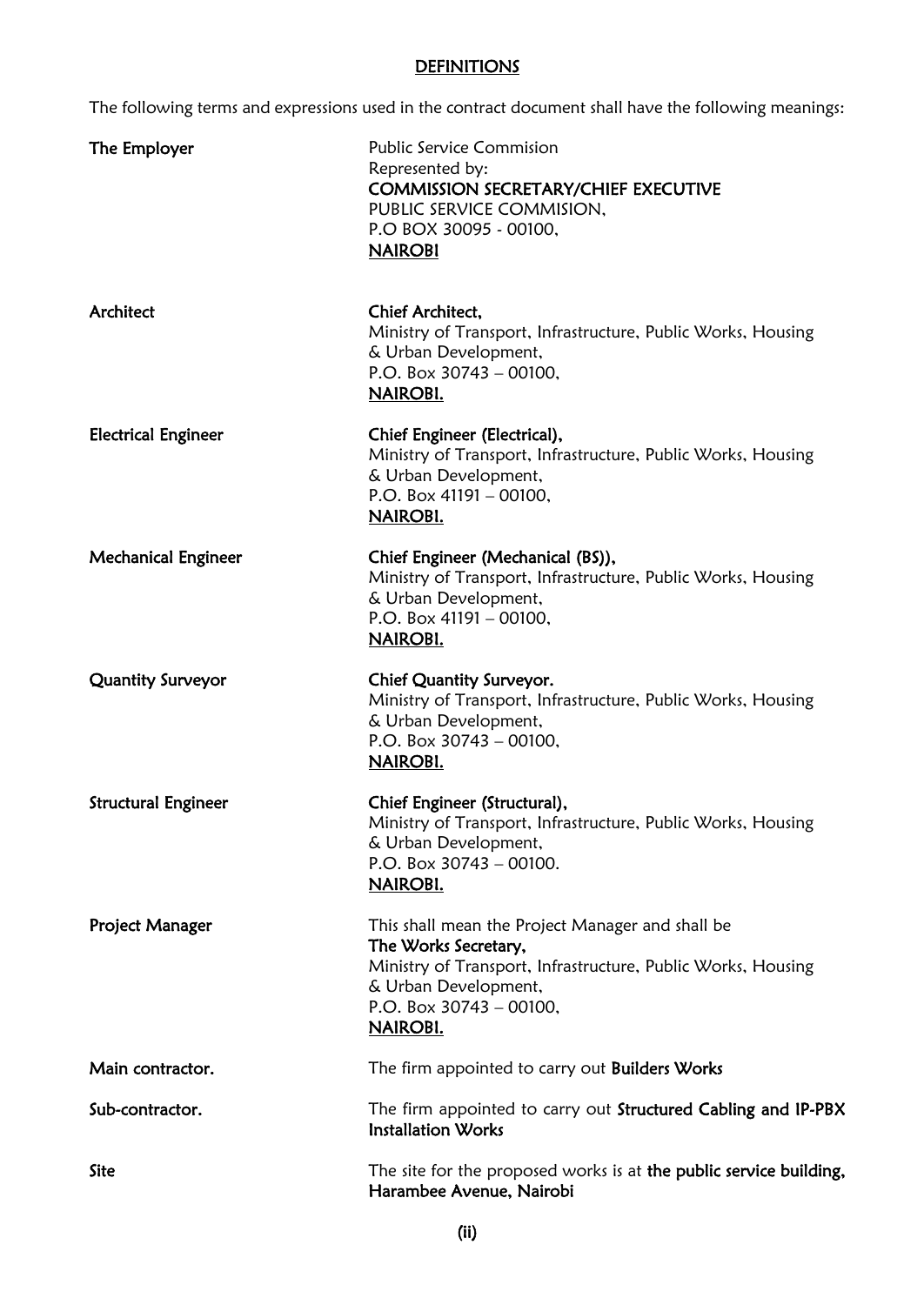## DEFINITIONS

The following terms and expressions used in the contract document shall have the following meanings:

| | |
|---|---|
| **The Employer** | Public Service Commision<br>Represented by:<br>**COMMISSION SECRETARY/CHIEF EXECUTIVE**<br>PUBLIC SERVICE COMMISION,<br>P.O BOX 30095 - 00100,<br>**NAIROBI** |
| **Architect** | **Chief Architect,**<br>Ministry of Transport, Infrastructure, Public Works, Housing & Urban Development,<br>P.O. Box 30743 – 00100,<br>**NAIROBI.** |
| **Electrical Engineer** | **Chief Engineer (Electrical),**<br>Ministry of Transport, Infrastructure, Public Works, Housing & Urban Development,<br>P.O. Box 41191 – 00100,<br>**NAIROBI.** |
| **Mechanical Engineer** | **Chief Engineer (Mechanical (BS)),**<br>Ministry of Transport, Infrastructure, Public Works, Housing & Urban Development,<br>P.O. Box 41191 – 00100,<br>**NAIROBI.** |
| **Quantity Surveyor** | **Chief Quantity Surveyor.**<br>Ministry of Transport, Infrastructure, Public Works, Housing & Urban Development,<br>P.O. Box 30743 – 00100,<br>**NAIROBI.** |
| **Structural Engineer** | **Chief Engineer (Structural),**<br>Ministry of Transport, Infrastructure, Public Works, Housing & Urban Development,<br>P.O. Box 30743 – 00100.<br>**NAIROBI.** |
| **Project Manager** | This shall mean the Project Manager and shall be<br>**The Works Secretary,**<br>Ministry of Transport, Infrastructure, Public Works, Housing & Urban Development,<br>P.O. Box 30743 – 00100,<br>**NAIROBI.** |
| **Main contractor.** | The firm appointed to carry out **Builders Works** |
| **Sub-contractor.** | The firm appointed to carry out **Structured Cabling and IP-PBX Installation Works** |
| **Site** | The site for the proposed works is at **the public service building, Harambee Avenue, Nairobi** |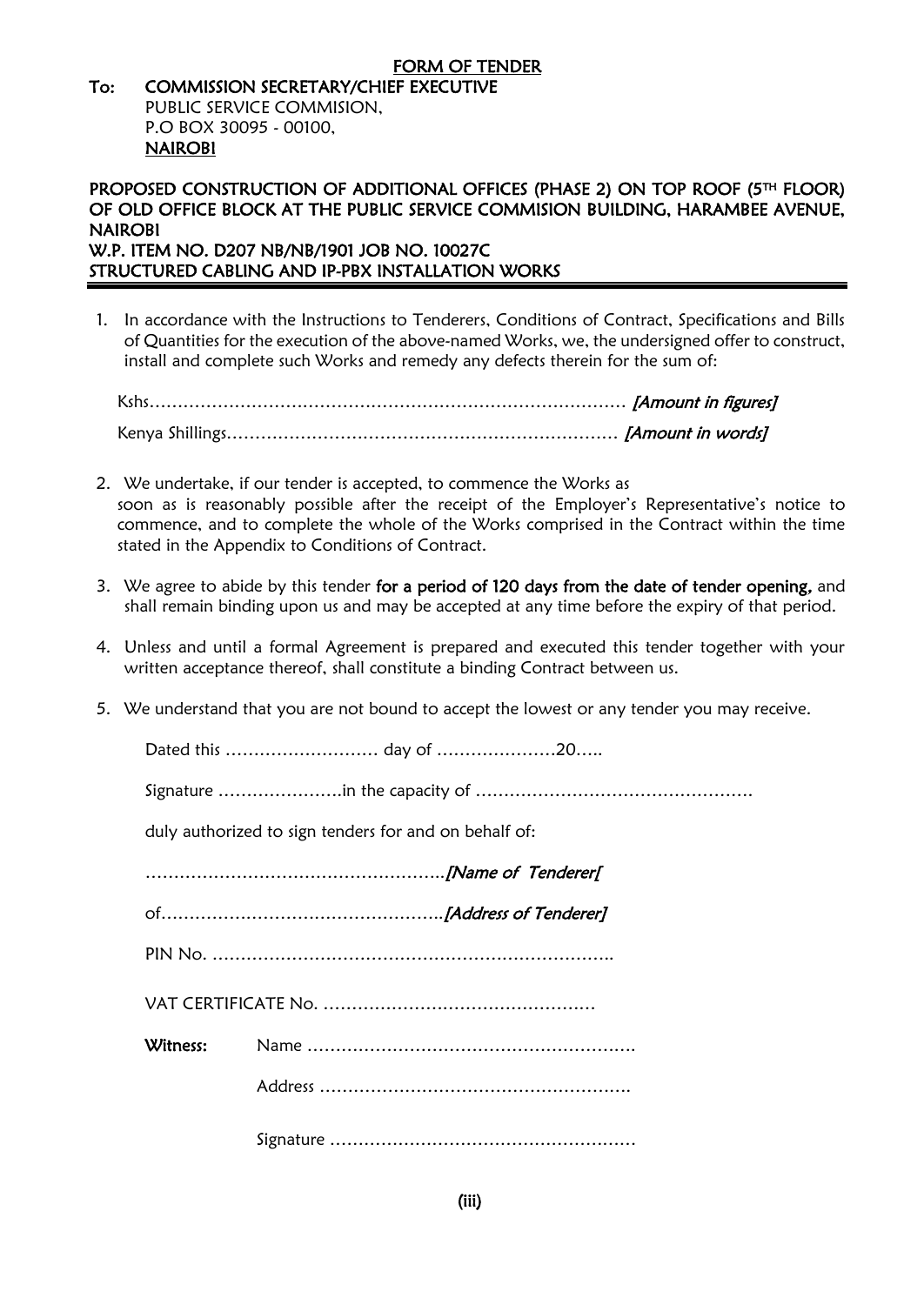# FORM OF TENDER

**To: COMMISSION SECRETARY/CHIEF EXECUTIVE**
PUBLIC SERVICE COMMISION,
P.O BOX 30095 - 00100,
**NAIROBI**

**PROPOSED CONSTRUCTION OF ADDITIONAL OFFICES (PHASE 2) ON TOP ROOF (5TH FLOOR) OF OLD OFFICE BLOCK AT THE PUBLIC SERVICE COMMISION BUILDING, HARAMBEE AVENUE, NAIROBI**
**W.P. ITEM NO. D207 NB/NB/1901 JOB NO. 10027C**
**STRUCTURED CABLING AND IP-PBX INSTALLATION WORKS**

1. In accordance with the Instructions to Tenderers, Conditions of Contract, Specifications and Bills of Quantities for the execution of the above-named Works, we, the undersigned offer to construct, install and complete such Works and remedy any defects therein for the sum of:

   Kshs………………………………………………………………………… *[Amount in figures]*

   Kenya Shillings…………………………………………………………… *[Amount in words]*

2. We undertake, if our tender is accepted, to commence the Works as soon as is reasonably possible after the receipt of the Employer's Representative's notice to commence, and to complete the whole of the Works comprised in the Contract within the time stated in the Appendix to Conditions of Contract.

3. We agree to abide by this tender **for a period of 120 days from the date of tender opening,** and shall remain binding upon us and may be accepted at any time before the expiry of that period.

4. Unless and until a formal Agreement is prepared and executed this tender together with your written acceptance thereof, shall constitute a binding Contract between us.

5. We understand that you are not bound to accept the lowest or any tender you may receive.

Dated this ……………………… day of …………………20…..

Signature ………………….in the capacity of ………………………………………….

duly authorized to sign tenders for and on behalf of:

……………………………………………..*[Name of Tenderer[*

of…………………………………………..*[Address of Tenderer]*

PIN No. ……………………………………………………………..

VAT CERTIFICATE No. …………………………………………

**Witness:** Name ………………………………………………….

Address ……………………………………………….

Signature ………………………………………………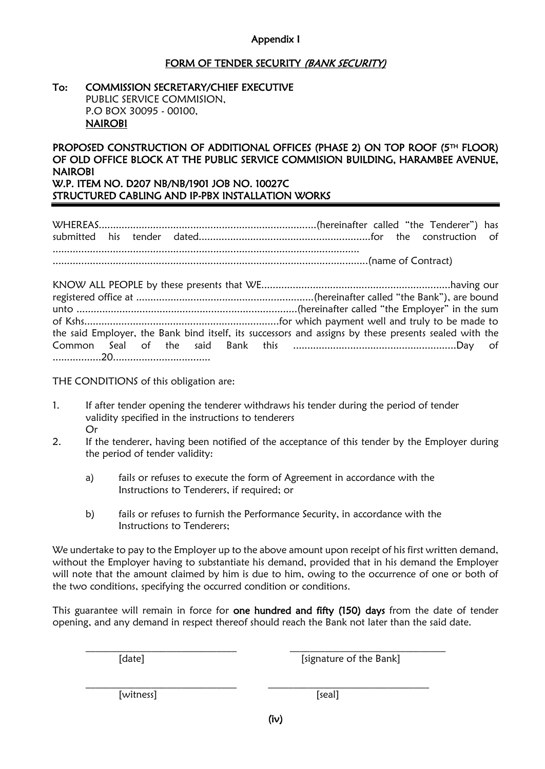Appendix I

# FORM OF TENDER SECURITY *(BANK SECURITY)*

**To: COMMISSION SECRETARY/CHIEF EXECUTIVE**
PUBLIC SERVICE COMMISION,
P.O BOX 30095 - 00100,
**NAIROBI**

**PROPOSED CONSTRUCTION OF ADDITIONAL OFFICES (PHASE 2) ON TOP ROOF (5TH FLOOR) OF OLD OFFICE BLOCK AT THE PUBLIC SERVICE COMMISION BUILDING, HARAMBEE AVENUE, NAIROBI**
**W.P. ITEM NO. D207 NB/NB/1901 JOB NO. 10027C**
**STRUCTURED CABLING AND IP-PBX INSTALLATION WORKS**

---

WHEREAS............................................................................(hereinafter called "the Tenderer") has submitted his tender dated............................................................for the construction of ..........................................................................................................
..............................................................................................................(name of Contract)

KNOW ALL PEOPLE by these presents that WE..................................................................having our registered office at .............................................................(hereinafter called "the Bank"), are bound unto ............................................................................(hereinafter called "the Employer" in the sum of Kshs....................................................................for which payment well and truly to be made to the said Employer, the Bank bind itself, its successors and assigns by these presents sealed with the Common Seal of the said Bank this .........................................................Day of .................20..................................

THE CONDITIONS of this obligation are:

1. If after tender opening the tenderer withdraws his tender during the period of tender validity specified in the instructions to tenderers
   Or
2. If the tenderer, having been notified of the acceptance of this tender by the Employer during the period of tender validity:

   a) fails or refuses to execute the form of Agreement in accordance with the Instructions to Tenderers, if required; or

   b) fails or refuses to furnish the Performance Security, in accordance with the Instructions to Tenderers;

We undertake to pay to the Employer up to the above amount upon receipt of his first written demand, without the Employer having to substantiate his demand, provided that in his demand the Employer will note that the amount claimed by him is due to him, owing to the occurrence of one or both of the two conditions, specifying the occurred condition or conditions.

This guarantee will remain in force for **one hundred and fifty (150) days** from the date of tender opening, and any demand in respect thereof should reach the Bank not later than the said date.

| | |
|---|---|
| ______________________________ | ______________________________ |
| [date] | [signature of the Bank] |
| ______________________________ | ______________________________ |
| [witness] | [seal] |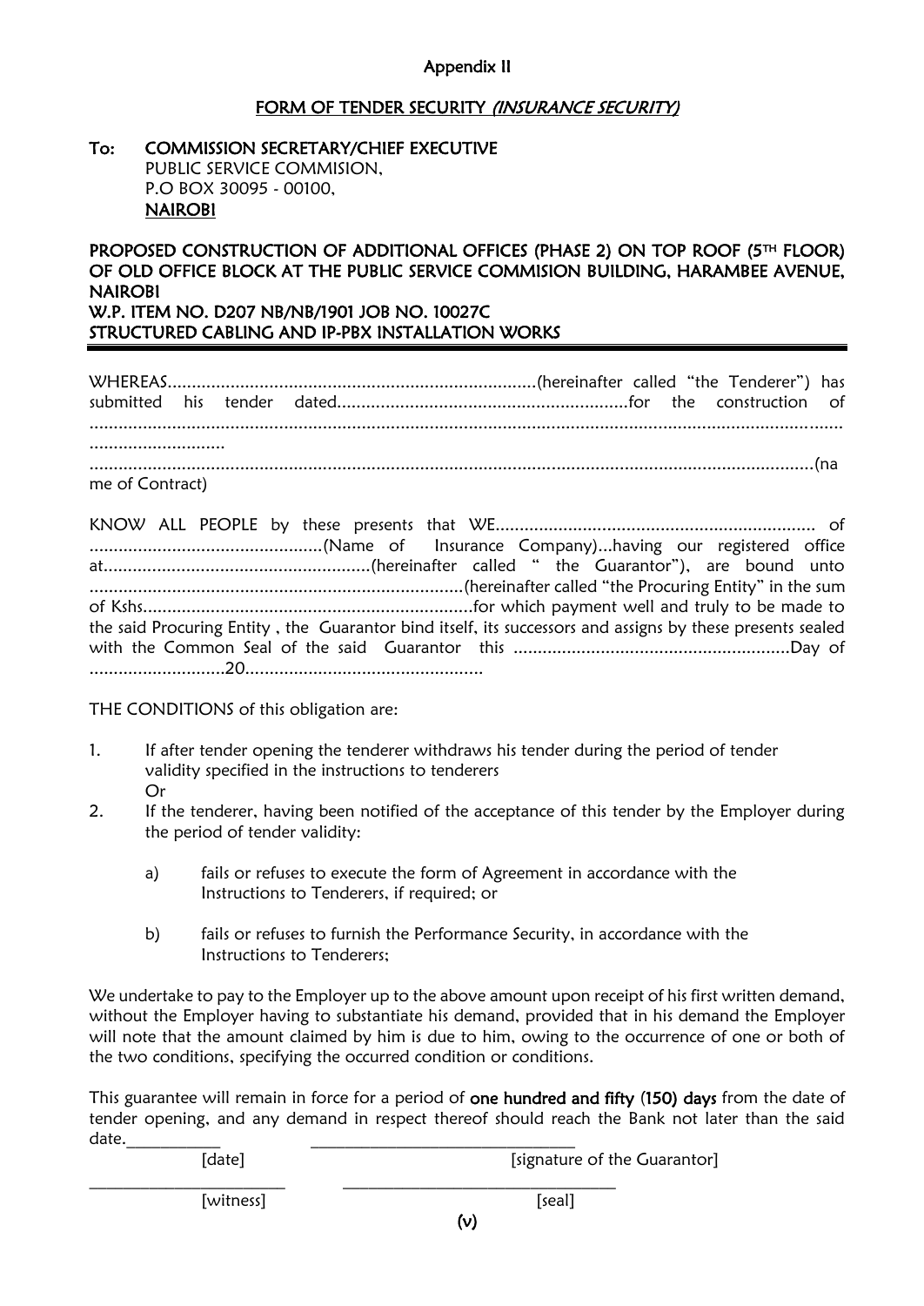Appendix II

## FORM OF TENDER SECURITY *(INSURANCE SECURITY)*

**To: COMMISSION SECRETARY/CHIEF EXECUTIVE**
PUBLIC SERVICE COMMISION,
P.O BOX 30095 - 00100,
**NAIROBI**

**PROPOSED CONSTRUCTION OF ADDITIONAL OFFICES (PHASE 2) ON TOP ROOF (5TH FLOOR) OF OLD OFFICE BLOCK AT THE PUBLIC SERVICE COMMISION BUILDING, HARAMBEE AVENUE, NAIROBI**
**W.P. ITEM NO. D207 NB/NB/1901 JOB NO. 10027C**
**STRUCTURED CABLING AND IP-PBX INSTALLATION WORKS**

---

WHEREAS.........................................................................(hereinafter called "the Tenderer") has submitted his tender dated...........................................................for the construction of ...................................................................................................................................................................................
.....................................................................................................................................................(name of Contract)

KNOW ALL PEOPLE by these presents that WE.................................................................. of ................................................(Name of Insurance Company)...having our registered office at.......................................................(hereinafter called " the Guarantor"), are bound unto ..........................................................................(hereinafter called "the Procuring Entity" in the sum of Kshs...................................................................for which payment well and truly to be made to the said Procuring Entity , the Guarantor bind itself, its successors and assigns by these presents sealed with the Common Seal of the said Guarantor this .........................................................Day of ............................20.................................................

THE CONDITIONS of this obligation are:

1. If after tender opening the tenderer withdraws his tender during the period of tender validity specified in the instructions to tenderers
   Or
2. If the tenderer, having been notified of the acceptance of this tender by the Employer during the period of tender validity:

   a) fails or refuses to execute the form of Agreement in accordance with the Instructions to Tenderers, if required; or

   b) fails or refuses to furnish the Performance Security, in accordance with the Instructions to Tenderers;

We undertake to pay to the Employer up to the above amount upon receipt of his first written demand, without the Employer having to substantiate his demand, provided that in his demand the Employer will note that the amount claimed by him is due to him, owing to the occurrence of one or both of the two conditions, specifying the occurred condition or conditions.

This guarantee will remain in force for a period of **one hundred and fifty (150) days** from the date of tender opening, and any demand in respect thereof should reach the Bank not later than the said date.

___________ [date] ______________________________ [signature of the Guarantor]

________________________ [witness] ________________________________ [seal]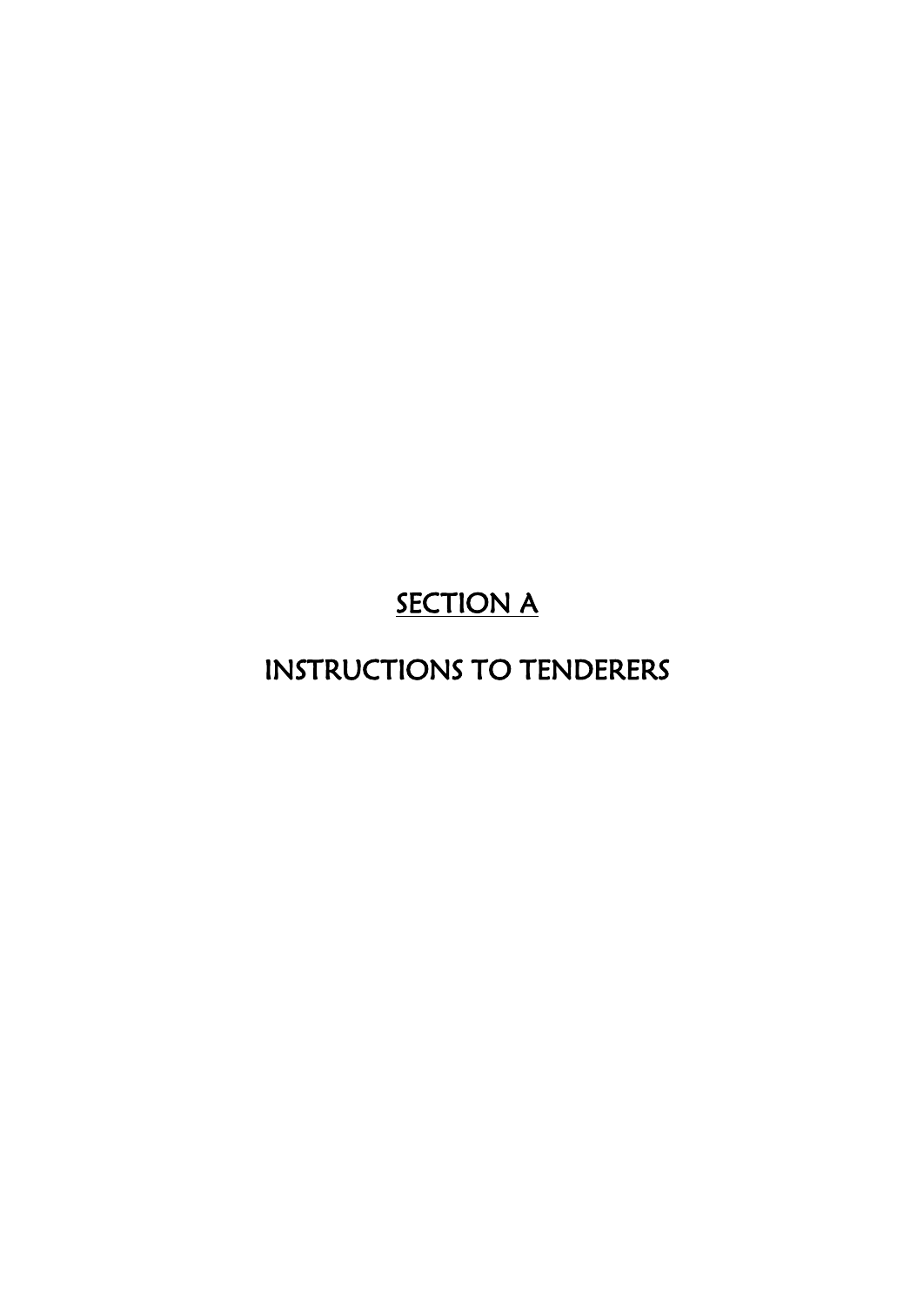# SECTION A

# INSTRUCTIONS TO TENDERERS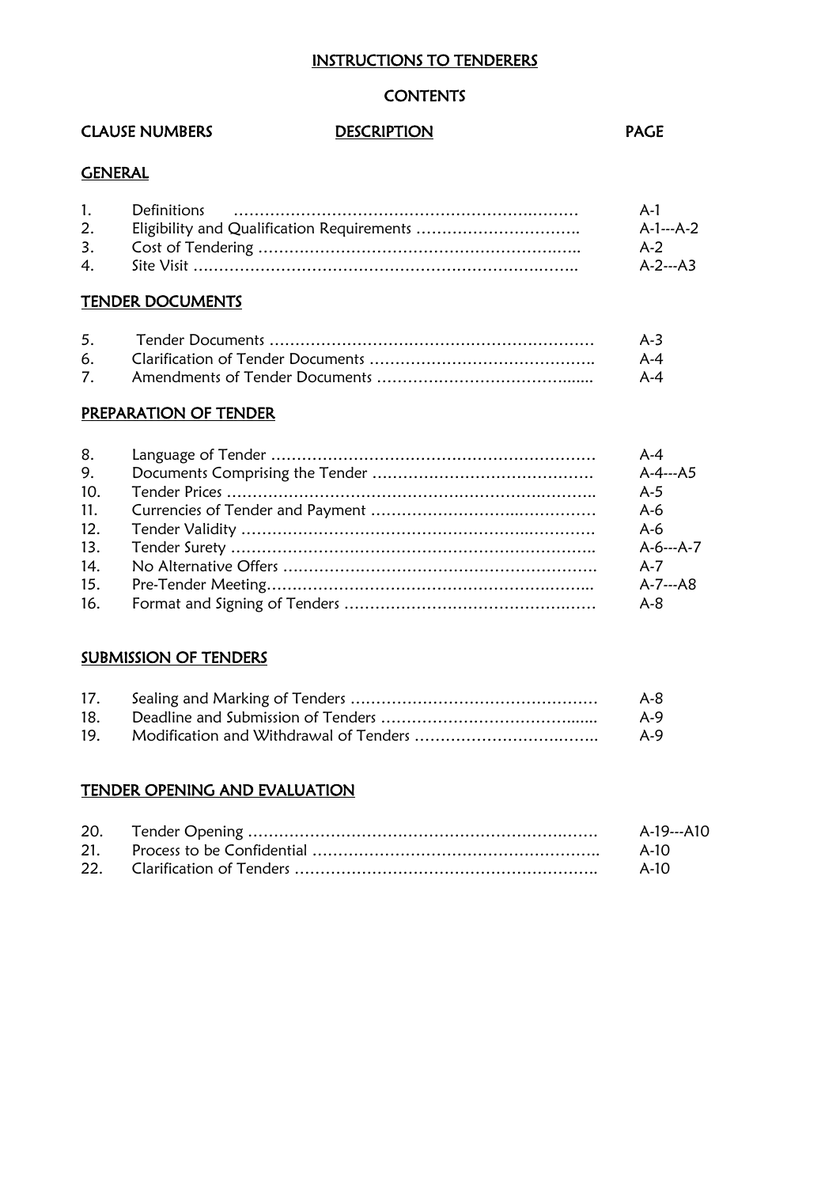# INSTRUCTIONS TO TENDERERS

## CONTENTS

| CLAUSE NUMBERS | DESCRIPTION | PAGE |
|---|---|---|
| **GENERAL** | | |
| 1. | Definitions | A-1 |
| 2. | Eligibility and Qualification Requirements | A-1---A-2 |
| 3. | Cost of Tendering | A-2 |
| 4. | Site Visit | A-2---A3 |
| **TENDER DOCUMENTS** | | |
| 5. | Tender Documents | A-3 |
| 6. | Clarification of Tender Documents | A-4 |
| 7. | Amendments of Tender Documents | A-4 |
| **PREPARATION OF TENDER** | | |
| 8. | Language of Tender | A-4 |
| 9. | Documents Comprising the Tender | A-4---A5 |
| 10. | Tender Prices | A-5 |
| 11. | Currencies of Tender and Payment | A-6 |
| 12. | Tender Validity | A-6 |
| 13. | Tender Surety | A-6---A-7 |
| 14. | No Alternative Offers | A-7 |
| 15. | Pre-Tender Meeting | A-7---A8 |
| 16. | Format and Signing of Tenders | A-8 |
| **SUBMISSION OF TENDERS** | | |
| 17. | Sealing and Marking of Tenders | A-8 |
| 18. | Deadline and Submission of Tenders | A-9 |
| 19. | Modification and Withdrawal of Tenders | A-9 |
| **TENDER OPENING AND EVALUATION** | | |
| 20. | Tender Opening | A-19---A10 |
| 21. | Process to be Confidential | A-10 |
| 22. | Clarification of Tenders | A-10 |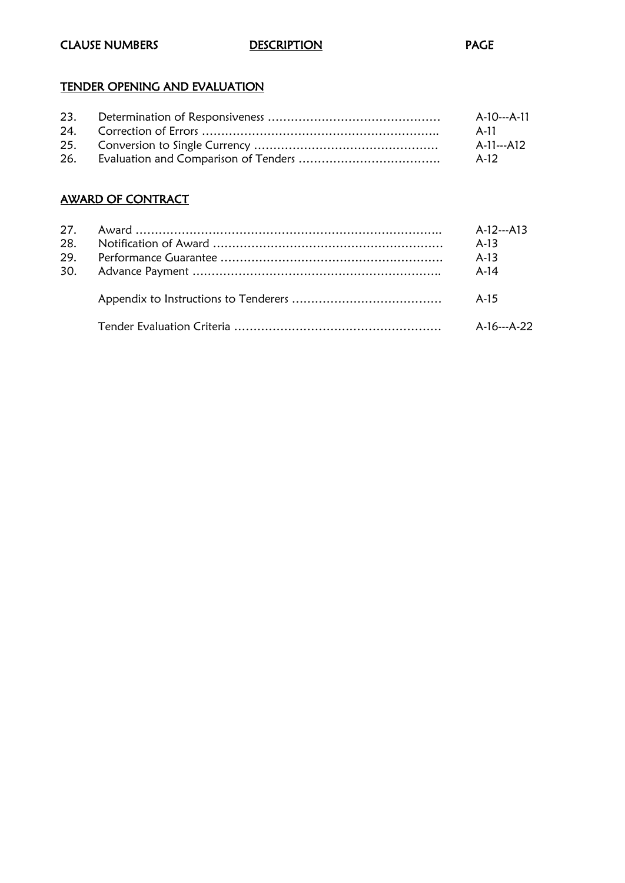| CLAUSE NUMBERS | DESCRIPTION | PAGE |
|---|---|---|

## TENDER OPENING AND EVALUATION

| | | |
|---|---|---|
| 23. | Determination of Responsiveness ……………………………………… | A-10---A-11 |
| 24. | Correction of Errors …………………………………………………….. | A-11 |
| 25. | Conversion to Single Currency ………………………………………… | A-11---A12 |
| 26. | Evaluation and Comparison of Tenders ………………………………. | A-12 |

## AWARD OF CONTRACT

| | | |
|---|---|---|
| 27. | Award ……………………………………………………………………….. | A-12---A13 |
| 28. | Notification of Award …………………………………………………… | A-13 |
| 29. | Performance Guarantee …………………………………………………. | A-13 |
| 30. | Advance Payment ……………………………………………………….. | A-14 |
| | Appendix to Instructions to Tenderers ………………………………… | A-15 |
| | Tender Evaluation Criteria ……………………………………………… | A-16---A-22 |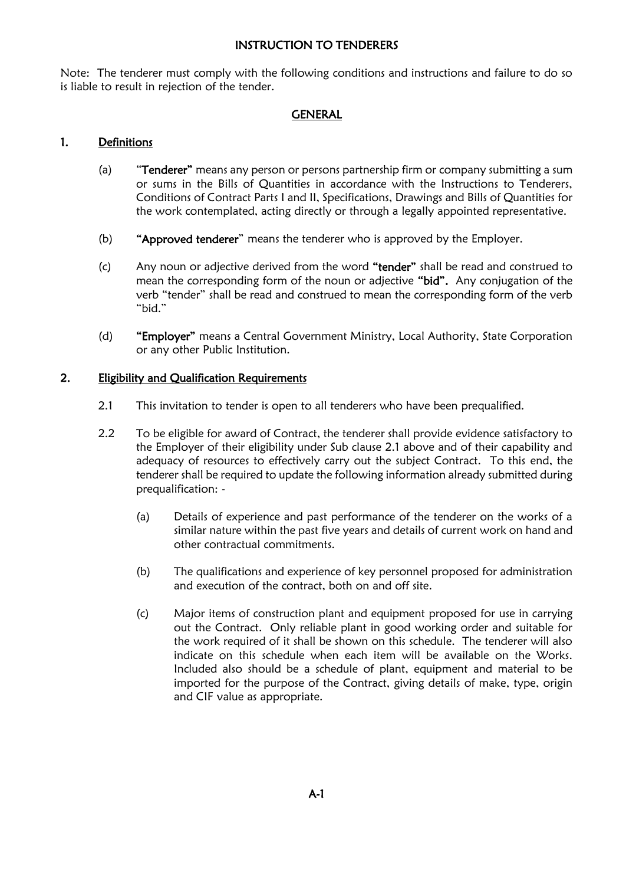# INSTRUCTION TO TENDERERS

Note: The tenderer must comply with the following conditions and instructions and failure to do so is liable to result in rejection of the tender.

## GENERAL

### 1. Definitions

(a) "**Tenderer**" means any person or persons partnership firm or company submitting a sum or sums in the Bills of Quantities in accordance with the Instructions to Tenderers, Conditions of Contract Parts I and II, Specifications, Drawings and Bills of Quantities for the work contemplated, acting directly or through a legally appointed representative.

(b) **"Approved tenderer"** means the tenderer who is approved by the Employer.

(c) Any noun or adjective derived from the word **"tender"** shall be read and construed to mean the corresponding form of the noun or adjective **"bid".** Any conjugation of the verb "tender" shall be read and construed to mean the corresponding form of the verb "bid."

(d) **"Employer"** means a Central Government Ministry, Local Authority, State Corporation or any other Public Institution.

### 2. Eligibility and Qualification Requirements

2.1 This invitation to tender is open to all tenderers who have been prequalified.

2.2 To be eligible for award of Contract, the tenderer shall provide evidence satisfactory to the Employer of their eligibility under Sub clause 2.1 above and of their capability and adequacy of resources to effectively carry out the subject Contract. To this end, the tenderer shall be required to update the following information already submitted during prequalification: -

(a) Details of experience and past performance of the tenderer on the works of a similar nature within the past five years and details of current work on hand and other contractual commitments.

(b) The qualifications and experience of key personnel proposed for administration and execution of the contract, both on and off site.

(c) Major items of construction plant and equipment proposed for use in carrying out the Contract. Only reliable plant in good working order and suitable for the work required of it shall be shown on this schedule. The tenderer will also indicate on this schedule when each item will be available on the Works. Included also should be a schedule of plant, equipment and material to be imported for the purpose of the Contract, giving details of make, type, origin and CIF value as appropriate.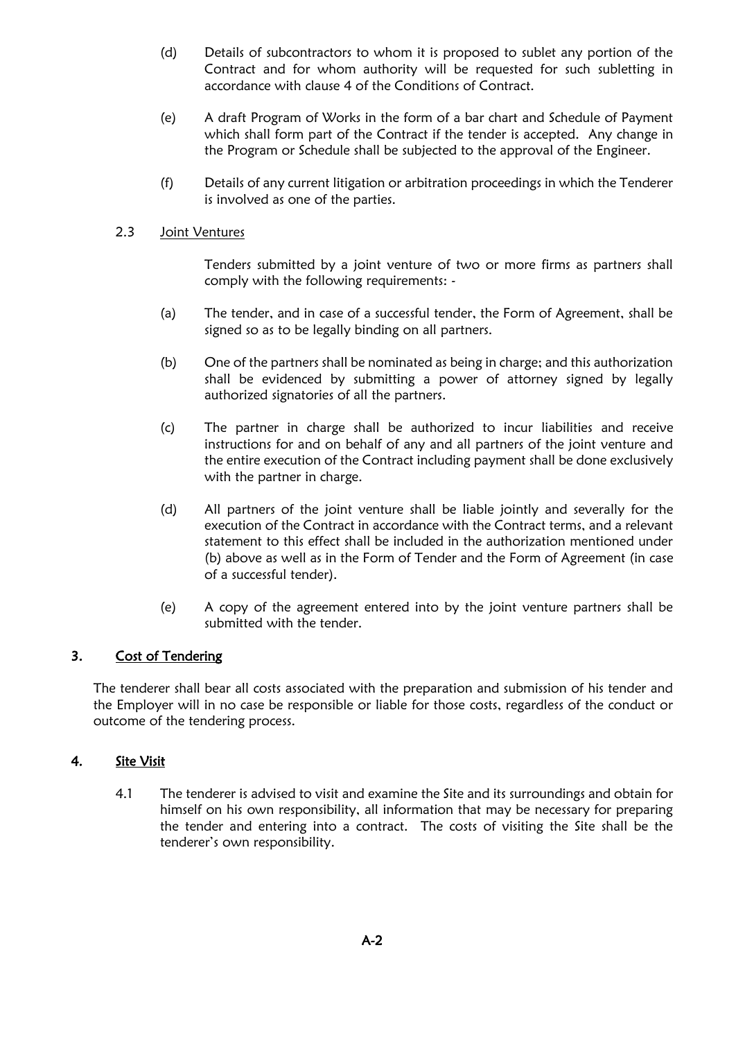(d) Details of subcontractors to whom it is proposed to sublet any portion of the Contract and for whom authority will be requested for such subletting in accordance with clause 4 of the Conditions of Contract.

(e) A draft Program of Works in the form of a bar chart and Schedule of Payment which shall form part of the Contract if the tender is accepted. Any change in the Program or Schedule shall be subjected to the approval of the Engineer.

(f) Details of any current litigation or arbitration proceedings in which the Tenderer is involved as one of the parties.

2.3 Joint Ventures

Tenders submitted by a joint venture of two or more firms as partners shall comply with the following requirements: -

(a) The tender, and in case of a successful tender, the Form of Agreement, shall be signed so as to be legally binding on all partners.

(b) One of the partners shall be nominated as being in charge; and this authorization shall be evidenced by submitting a power of attorney signed by legally authorized signatories of all the partners.

(c) The partner in charge shall be authorized to incur liabilities and receive instructions for and on behalf of any and all partners of the joint venture and the entire execution of the Contract including payment shall be done exclusively with the partner in charge.

(d) All partners of the joint venture shall be liable jointly and severally for the execution of the Contract in accordance with the Contract terms, and a relevant statement to this effect shall be included in the authorization mentioned under (b) above as well as in the Form of Tender and the Form of Agreement (in case of a successful tender).

(e) A copy of the agreement entered into by the joint venture partners shall be submitted with the tender.

## 3. Cost of Tendering

The tenderer shall bear all costs associated with the preparation and submission of his tender and the Employer will in no case be responsible or liable for those costs, regardless of the conduct or outcome of the tendering process.

## 4. Site Visit

4.1 The tenderer is advised to visit and examine the Site and its surroundings and obtain for himself on his own responsibility, all information that may be necessary for preparing the tender and entering into a contract. The costs of visiting the Site shall be the tenderer's own responsibility.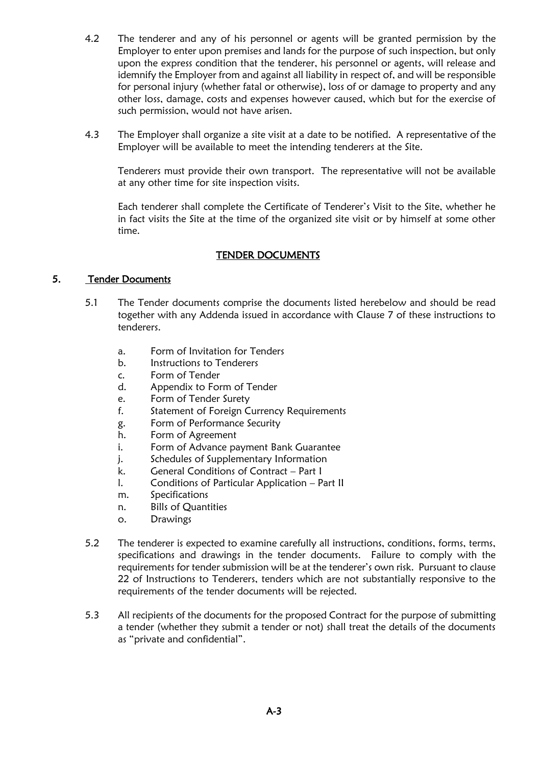4.2 The tenderer and any of his personnel or agents will be granted permission by the Employer to enter upon premises and lands for the purpose of such inspection, but only upon the express condition that the tenderer, his personnel or agents, will release and idemnify the Employer from and against all liability in respect of, and will be responsible for personal injury (whether fatal or otherwise), loss of or damage to property and any other loss, damage, costs and expenses however caused, which but for the exercise of such permission, would not have arisen.

4.3 The Employer shall organize a site visit at a date to be notified. A representative of the Employer will be available to meet the intending tenderers at the Site.

Tenderers must provide their own transport. The representative will not be available at any other time for site inspection visits.

Each tenderer shall complete the Certificate of Tenderer's Visit to the Site, whether he in fact visits the Site at the time of the organized site visit or by himself at some other time.

## TENDER DOCUMENTS

### 5. Tender Documents

5.1 The Tender documents comprise the documents listed herebelow and should be read together with any Addenda issued in accordance with Clause 7 of these instructions to tenderers.

a. Form of Invitation for Tenders
b. Instructions to Tenderers
c. Form of Tender
d. Appendix to Form of Tender
e. Form of Tender Surety
f. Statement of Foreign Currency Requirements
g. Form of Performance Security
h. Form of Agreement
i. Form of Advance payment Bank Guarantee
j. Schedules of Supplementary Information
k. General Conditions of Contract – Part I
l. Conditions of Particular Application – Part II
m. Specifications
n. Bills of Quantities
o. Drawings

5.2 The tenderer is expected to examine carefully all instructions, conditions, forms, terms, specifications and drawings in the tender documents. Failure to comply with the requirements for tender submission will be at the tenderer's own risk. Pursuant to clause 22 of Instructions to Tenderers, tenders which are not substantially responsive to the requirements of the tender documents will be rejected.

5.3 All recipients of the documents for the proposed Contract for the purpose of submitting a tender (whether they submit a tender or not) shall treat the details of the documents as "private and confidential".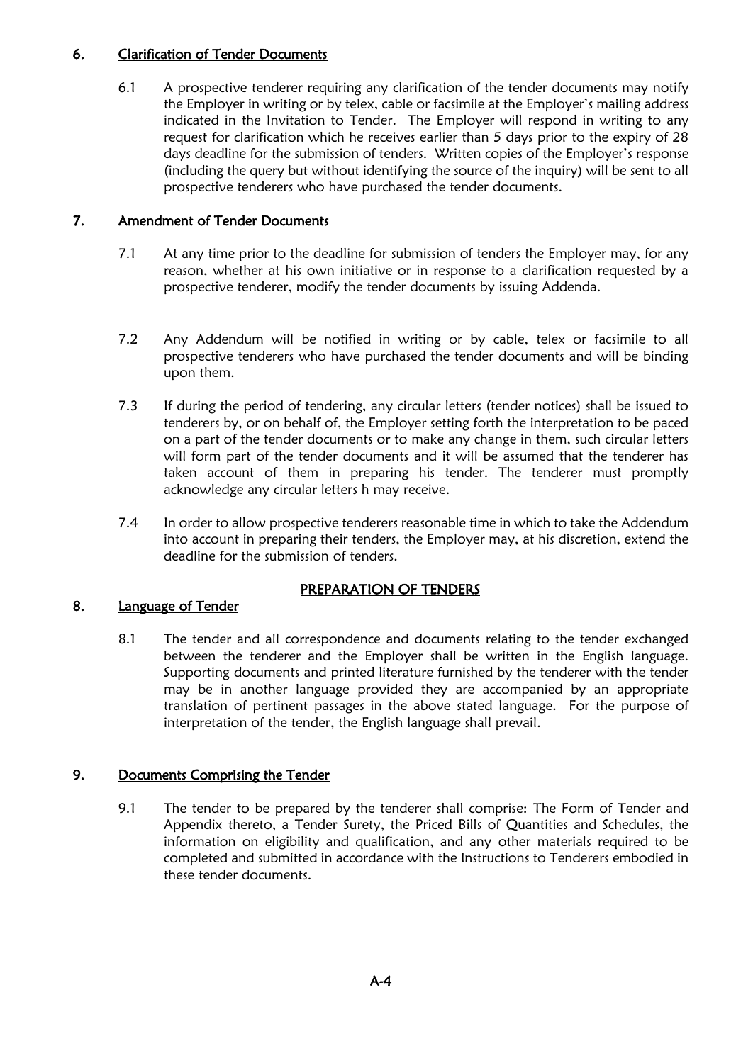## 6. Clarification of Tender Documents

6.1 A prospective tenderer requiring any clarification of the tender documents may notify the Employer in writing or by telex, cable or facsimile at the Employer's mailing address indicated in the Invitation to Tender. The Employer will respond in writing to any request for clarification which he receives earlier than 5 days prior to the expiry of 28 days deadline for the submission of tenders. Written copies of the Employer's response (including the query but without identifying the source of the inquiry) will be sent to all prospective tenderers who have purchased the tender documents.

## 7. Amendment of Tender Documents

7.1 At any time prior to the deadline for submission of tenders the Employer may, for any reason, whether at his own initiative or in response to a clarification requested by a prospective tenderer, modify the tender documents by issuing Addenda.

7.2 Any Addendum will be notified in writing or by cable, telex or facsimile to all prospective tenderers who have purchased the tender documents and will be binding upon them.

7.3 If during the period of tendering, any circular letters (tender notices) shall be issued to tenderers by, or on behalf of, the Employer setting forth the interpretation to be paced on a part of the tender documents or to make any change in them, such circular letters will form part of the tender documents and it will be assumed that the tenderer has taken account of them in preparing his tender. The tenderer must promptly acknowledge any circular letters h may receive.

7.4 In order to allow prospective tenderers reasonable time in which to take the Addendum into account in preparing their tenders, the Employer may, at his discretion, extend the deadline for the submission of tenders.

# PREPARATION OF TENDERS

## 8. Language of Tender

8.1 The tender and all correspondence and documents relating to the tender exchanged between the tenderer and the Employer shall be written in the English language. Supporting documents and printed literature furnished by the tenderer with the tender may be in another language provided they are accompanied by an appropriate translation of pertinent passages in the above stated language. For the purpose of interpretation of the tender, the English language shall prevail.

## 9. Documents Comprising the Tender

9.1 The tender to be prepared by the tenderer shall comprise: The Form of Tender and Appendix thereto, a Tender Surety, the Priced Bills of Quantities and Schedules, the information on eligibility and qualification, and any other materials required to be completed and submitted in accordance with the Instructions to Tenderers embodied in these tender documents.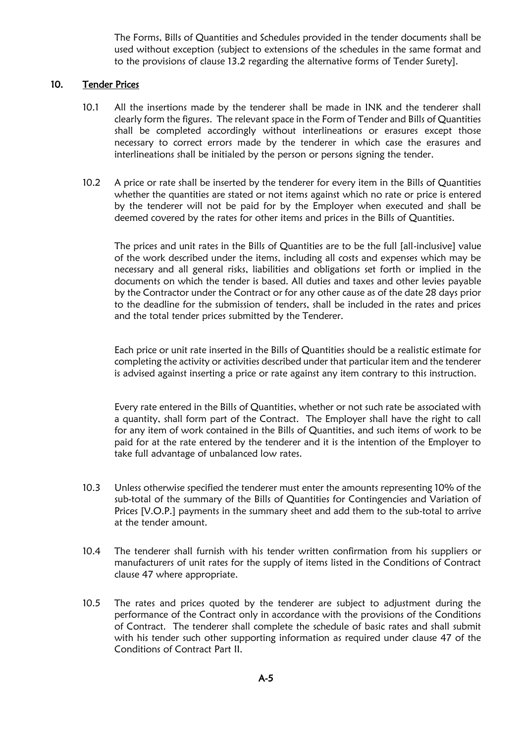The Forms, Bills of Quantities and Schedules provided in the tender documents shall be used without exception (subject to extensions of the schedules in the same format and to the provisions of clause 13.2 regarding the alternative forms of Tender Surety].

## 10. Tender Prices

10.1 All the insertions made by the tenderer shall be made in INK and the tenderer shall clearly form the figures. The relevant space in the Form of Tender and Bills of Quantities shall be completed accordingly without interlineations or erasures except those necessary to correct errors made by the tenderer in which case the erasures and interlineations shall be initialed by the person or persons signing the tender.

10.2 A price or rate shall be inserted by the tenderer for every item in the Bills of Quantities whether the quantities are stated or not items against which no rate or price is entered by the tenderer will not be paid for by the Employer when executed and shall be deemed covered by the rates for other items and prices in the Bills of Quantities.

The prices and unit rates in the Bills of Quantities are to be the full [all-inclusive] value of the work described under the items, including all costs and expenses which may be necessary and all general risks, liabilities and obligations set forth or implied in the documents on which the tender is based. All duties and taxes and other levies payable by the Contractor under the Contract or for any other cause as of the date 28 days prior to the deadline for the submission of tenders, shall be included in the rates and prices and the total tender prices submitted by the Tenderer.

Each price or unit rate inserted in the Bills of Quantities should be a realistic estimate for completing the activity or activities described under that particular item and the tenderer is advised against inserting a price or rate against any item contrary to this instruction.

Every rate entered in the Bills of Quantities, whether or not such rate be associated with a quantity, shall form part of the Contract. The Employer shall have the right to call for any item of work contained in the Bills of Quantities, and such items of work to be paid for at the rate entered by the tenderer and it is the intention of the Employer to take full advantage of unbalanced low rates.

10.3 Unless otherwise specified the tenderer must enter the amounts representing 10% of the sub-total of the summary of the Bills of Quantities for Contingencies and Variation of Prices [V.O.P.] payments in the summary sheet and add them to the sub-total to arrive at the tender amount.

10.4 The tenderer shall furnish with his tender written confirmation from his suppliers or manufacturers of unit rates for the supply of items listed in the Conditions of Contract clause 47 where appropriate.

10.5 The rates and prices quoted by the tenderer are subject to adjustment during the performance of the Contract only in accordance with the provisions of the Conditions of Contract. The tenderer shall complete the schedule of basic rates and shall submit with his tender such other supporting information as required under clause 47 of the Conditions of Contract Part II.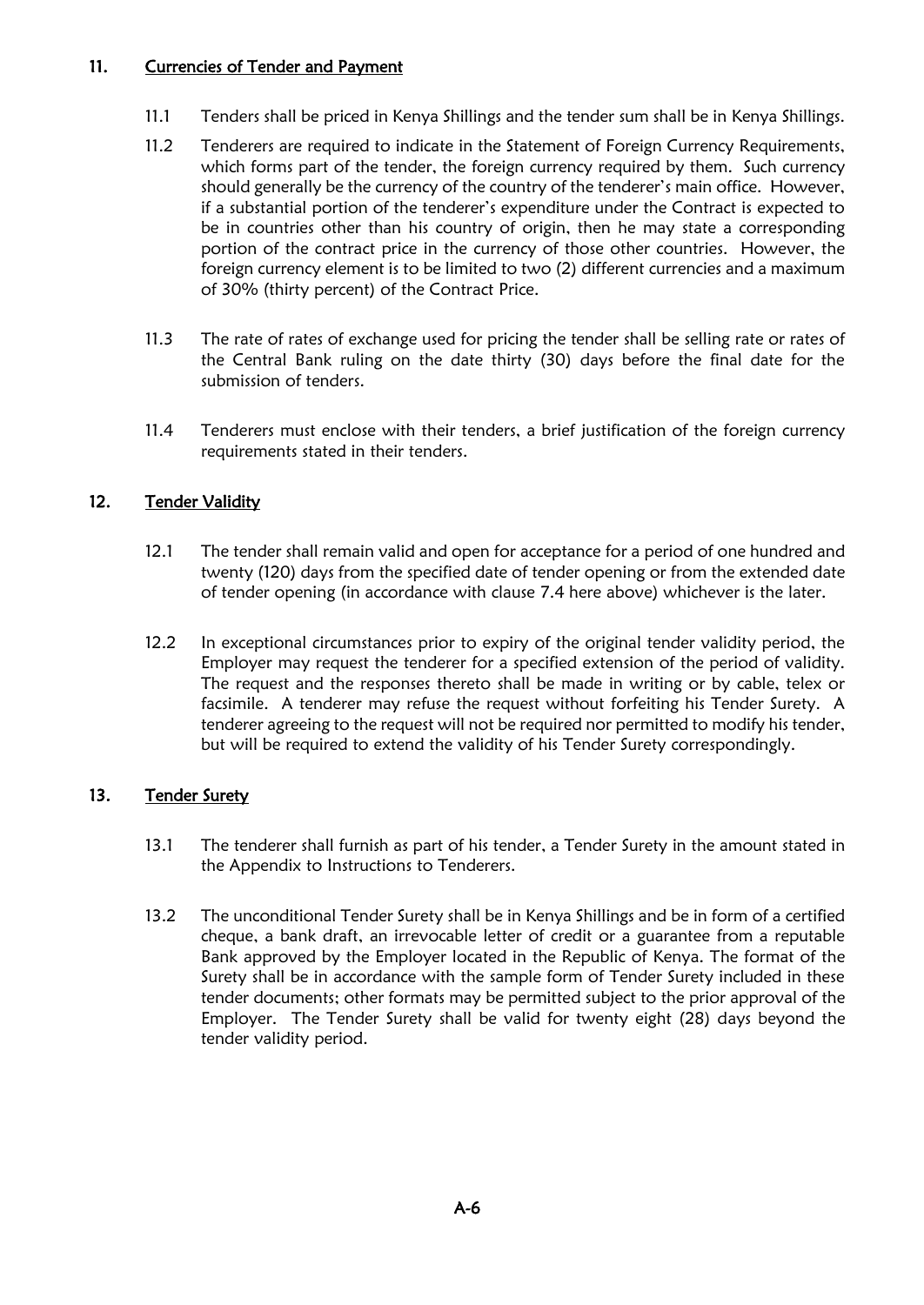## 11. Currencies of Tender and Payment

11.1 Tenders shall be priced in Kenya Shillings and the tender sum shall be in Kenya Shillings.

11.2 Tenderers are required to indicate in the Statement of Foreign Currency Requirements, which forms part of the tender, the foreign currency required by them. Such currency should generally be the currency of the country of the tenderer's main office. However, if a substantial portion of the tenderer's expenditure under the Contract is expected to be in countries other than his country of origin, then he may state a corresponding portion of the contract price in the currency of those other countries. However, the foreign currency element is to be limited to two (2) different currencies and a maximum of 30% (thirty percent) of the Contract Price.

11.3 The rate of rates of exchange used for pricing the tender shall be selling rate or rates of the Central Bank ruling on the date thirty (30) days before the final date for the submission of tenders.

11.4 Tenderers must enclose with their tenders, a brief justification of the foreign currency requirements stated in their tenders.

## 12. Tender Validity

12.1 The tender shall remain valid and open for acceptance for a period of one hundred and twenty (120) days from the specified date of tender opening or from the extended date of tender opening (in accordance with clause 7.4 here above) whichever is the later.

12.2 In exceptional circumstances prior to expiry of the original tender validity period, the Employer may request the tenderer for a specified extension of the period of validity. The request and the responses thereto shall be made in writing or by cable, telex or facsimile. A tenderer may refuse the request without forfeiting his Tender Surety. A tenderer agreeing to the request will not be required nor permitted to modify his tender, but will be required to extend the validity of his Tender Surety correspondingly.

## 13. Tender Surety

13.1 The tenderer shall furnish as part of his tender, a Tender Surety in the amount stated in the Appendix to Instructions to Tenderers.

13.2 The unconditional Tender Surety shall be in Kenya Shillings and be in form of a certified cheque, a bank draft, an irrevocable letter of credit or a guarantee from a reputable Bank approved by the Employer located in the Republic of Kenya. The format of the Surety shall be in accordance with the sample form of Tender Surety included in these tender documents; other formats may be permitted subject to the prior approval of the Employer. The Tender Surety shall be valid for twenty eight (28) days beyond the tender validity period.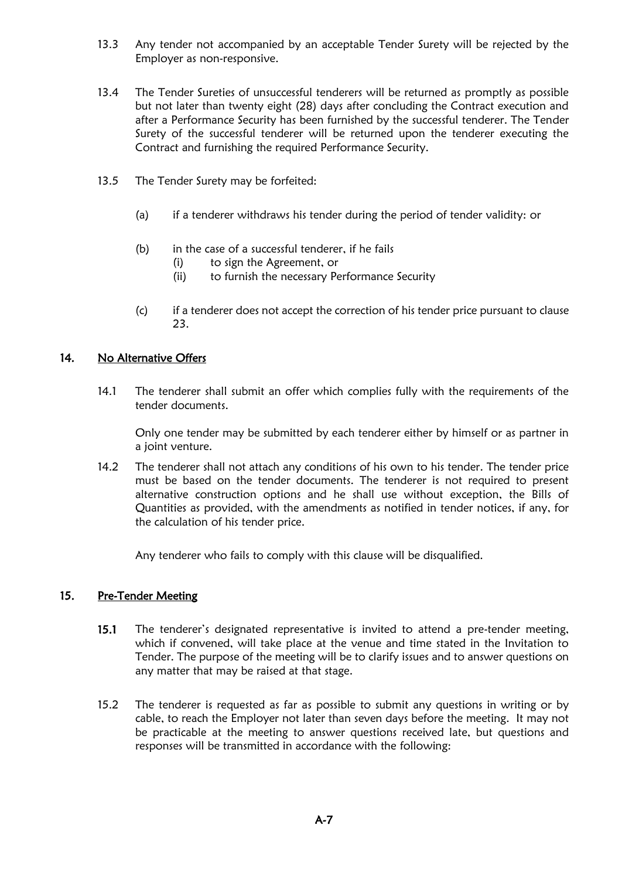13.3 Any tender not accompanied by an acceptable Tender Surety will be rejected by the Employer as non-responsive.

13.4 The Tender Sureties of unsuccessful tenderers will be returned as promptly as possible but not later than twenty eight (28) days after concluding the Contract execution and after a Performance Security has been furnished by the successful tenderer. The Tender Surety of the successful tenderer will be returned upon the tenderer executing the Contract and furnishing the required Performance Security.

13.5 The Tender Surety may be forfeited:

(a) if a tenderer withdraws his tender during the period of tender validity: or

(b) in the case of a successful tenderer, if he fails
   (i) to sign the Agreement, or
   (ii) to furnish the necessary Performance Security

(c) if a tenderer does not accept the correction of his tender price pursuant to clause 23.

## 14. No Alternative Offers

14.1 The tenderer shall submit an offer which complies fully with the requirements of the tender documents.

Only one tender may be submitted by each tenderer either by himself or as partner in a joint venture.

14.2 The tenderer shall not attach any conditions of his own to his tender. The tender price must be based on the tender documents. The tenderer is not required to present alternative construction options and he shall use without exception, the Bills of Quantities as provided, with the amendments as notified in tender notices, if any, for the calculation of his tender price.

Any tenderer who fails to comply with this clause will be disqualified.

## 15. Pre-Tender Meeting

**15.1** The tenderer's designated representative is invited to attend a pre-tender meeting, which if convened, will take place at the venue and time stated in the Invitation to Tender. The purpose of the meeting will be to clarify issues and to answer questions on any matter that may be raised at that stage.

15.2 The tenderer is requested as far as possible to submit any questions in writing or by cable, to reach the Employer not later than seven days before the meeting. It may not be practicable at the meeting to answer questions received late, but questions and responses will be transmitted in accordance with the following: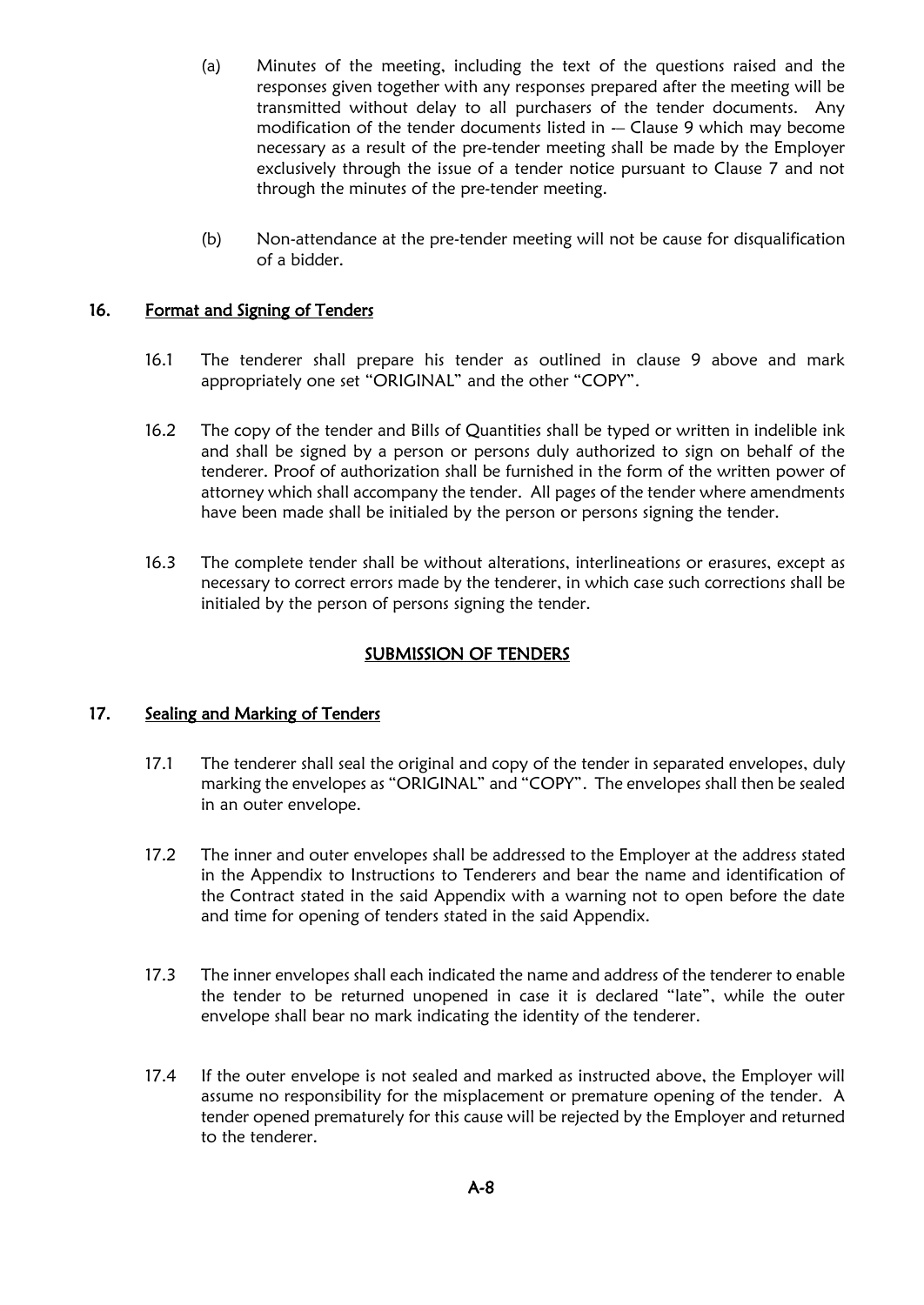(a) Minutes of the meeting, including the text of the questions raised and the responses given together with any responses prepared after the meeting will be transmitted without delay to all purchasers of the tender documents. Any modification of the tender documents listed in -– Clause 9 which may become necessary as a result of the pre-tender meeting shall be made by the Employer exclusively through the issue of a tender notice pursuant to Clause 7 and not through the minutes of the pre-tender meeting.

(b) Non-attendance at the pre-tender meeting will not be cause for disqualification of a bidder.

## 16. Format and Signing of Tenders

16.1 The tenderer shall prepare his tender as outlined in clause 9 above and mark appropriately one set "ORIGINAL" and the other "COPY".

16.2 The copy of the tender and Bills of Quantities shall be typed or written in indelible ink and shall be signed by a person or persons duly authorized to sign on behalf of the tenderer. Proof of authorization shall be furnished in the form of the written power of attorney which shall accompany the tender. All pages of the tender where amendments have been made shall be initialed by the person or persons signing the tender.

16.3 The complete tender shall be without alterations, interlineations or erasures, except as necessary to correct errors made by the tenderer, in which case such corrections shall be initialed by the person of persons signing the tender.

## SUBMISSION OF TENDERS

## 17. Sealing and Marking of Tenders

17.1 The tenderer shall seal the original and copy of the tender in separated envelopes, duly marking the envelopes as "ORIGINAL" and "COPY". The envelopes shall then be sealed in an outer envelope.

17.2 The inner and outer envelopes shall be addressed to the Employer at the address stated in the Appendix to Instructions to Tenderers and bear the name and identification of the Contract stated in the said Appendix with a warning not to open before the date and time for opening of tenders stated in the said Appendix.

17.3 The inner envelopes shall each indicated the name and address of the tenderer to enable the tender to be returned unopened in case it is declared "late", while the outer envelope shall bear no mark indicating the identity of the tenderer.

17.4 If the outer envelope is not sealed and marked as instructed above, the Employer will assume no responsibility for the misplacement or premature opening of the tender. A tender opened prematurely for this cause will be rejected by the Employer and returned to the tenderer.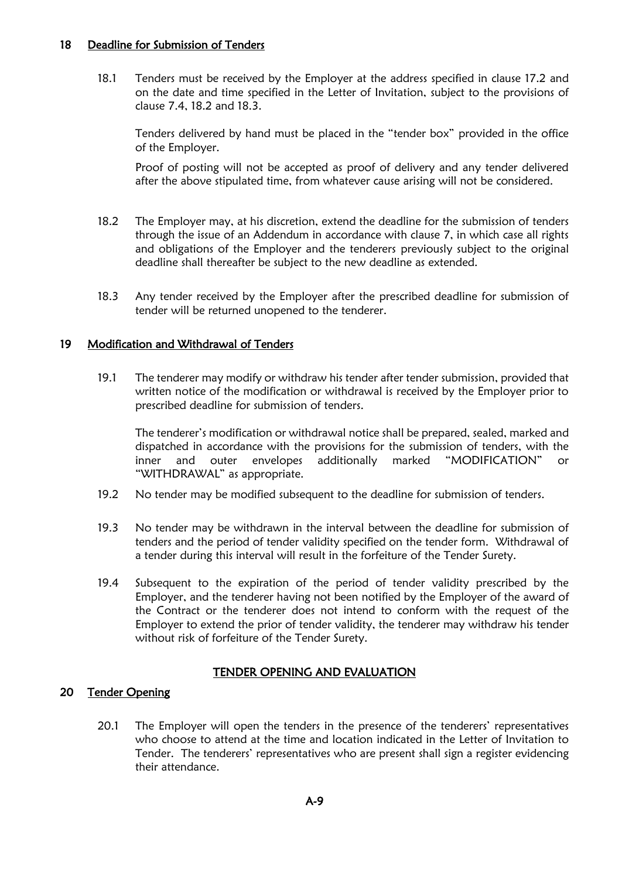## 18 Deadline for Submission of Tenders

18.1 Tenders must be received by the Employer at the address specified in clause 17.2 and on the date and time specified in the Letter of Invitation, subject to the provisions of clause 7.4, 18.2 and 18.3.

Tenders delivered by hand must be placed in the "tender box" provided in the office of the Employer.

Proof of posting will not be accepted as proof of delivery and any tender delivered after the above stipulated time, from whatever cause arising will not be considered.

18.2 The Employer may, at his discretion, extend the deadline for the submission of tenders through the issue of an Addendum in accordance with clause 7, in which case all rights and obligations of the Employer and the tenderers previously subject to the original deadline shall thereafter be subject to the new deadline as extended.

18.3 Any tender received by the Employer after the prescribed deadline for submission of tender will be returned unopened to the tenderer.

## 19 Modification and Withdrawal of Tenders

19.1 The tenderer may modify or withdraw his tender after tender submission, provided that written notice of the modification or withdrawal is received by the Employer prior to prescribed deadline for submission of tenders.

The tenderer's modification or withdrawal notice shall be prepared, sealed, marked and dispatched in accordance with the provisions for the submission of tenders, with the inner and outer envelopes additionally marked "MODIFICATION" or "WITHDRAWAL" as appropriate.

19.2 No tender may be modified subsequent to the deadline for submission of tenders.

19.3 No tender may be withdrawn in the interval between the deadline for submission of tenders and the period of tender validity specified on the tender form. Withdrawal of a tender during this interval will result in the forfeiture of the Tender Surety.

19.4 Subsequent to the expiration of the period of tender validity prescribed by the Employer, and the tenderer having not been notified by the Employer of the award of the Contract or the tenderer does not intend to conform with the request of the Employer to extend the prior of tender validity, the tenderer may withdraw his tender without risk of forfeiture of the Tender Surety.

# TENDER OPENING AND EVALUATION

## 20 Tender Opening

20.1 The Employer will open the tenders in the presence of the tenderers' representatives who choose to attend at the time and location indicated in the Letter of Invitation to Tender. The tenderers' representatives who are present shall sign a register evidencing their attendance.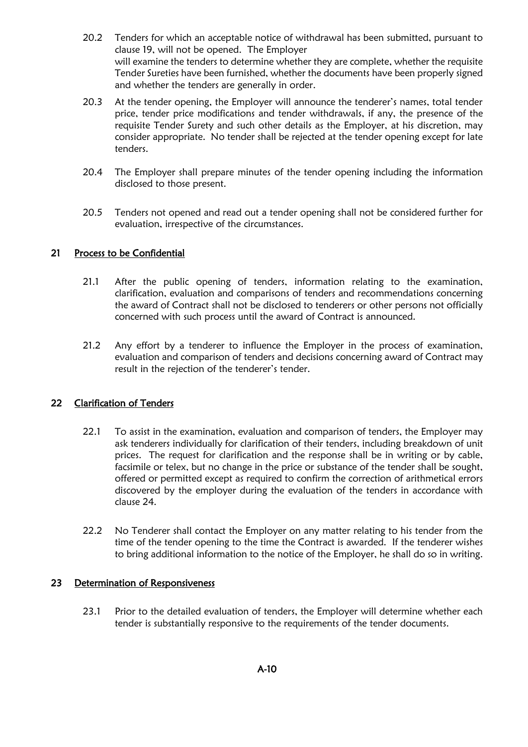20.2 Tenders for which an acceptable notice of withdrawal has been submitted, pursuant to clause 19, will not be opened. The Employer will examine the tenders to determine whether they are complete, whether the requisite Tender Sureties have been furnished, whether the documents have been properly signed and whether the tenders are generally in order.

20.3 At the tender opening, the Employer will announce the tenderer's names, total tender price, tender price modifications and tender withdrawals, if any, the presence of the requisite Tender Surety and such other details as the Employer, at his discretion, may consider appropriate. No tender shall be rejected at the tender opening except for late tenders.

20.4 The Employer shall prepare minutes of the tender opening including the information disclosed to those present.

20.5 Tenders not opened and read out a tender opening shall not be considered further for evaluation, irrespective of the circumstances.

## 21 Process to be Confidential

21.1 After the public opening of tenders, information relating to the examination, clarification, evaluation and comparisons of tenders and recommendations concerning the award of Contract shall not be disclosed to tenderers or other persons not officially concerned with such process until the award of Contract is announced.

21.2 Any effort by a tenderer to influence the Employer in the process of examination, evaluation and comparison of tenders and decisions concerning award of Contract may result in the rejection of the tenderer's tender.

## 22 Clarification of Tenders

22.1 To assist in the examination, evaluation and comparison of tenders, the Employer may ask tenderers individually for clarification of their tenders, including breakdown of unit prices. The request for clarification and the response shall be in writing or by cable, facsimile or telex, but no change in the price or substance of the tender shall be sought, offered or permitted except as required to confirm the correction of arithmetical errors discovered by the employer during the evaluation of the tenders in accordance with clause 24.

22.2 No Tenderer shall contact the Employer on any matter relating to his tender from the time of the tender opening to the time the Contract is awarded. If the tenderer wishes to bring additional information to the notice of the Employer, he shall do so in writing.

## 23 Determination of Responsiveness

23.1 Prior to the detailed evaluation of tenders, the Employer will determine whether each tender is substantially responsive to the requirements of the tender documents.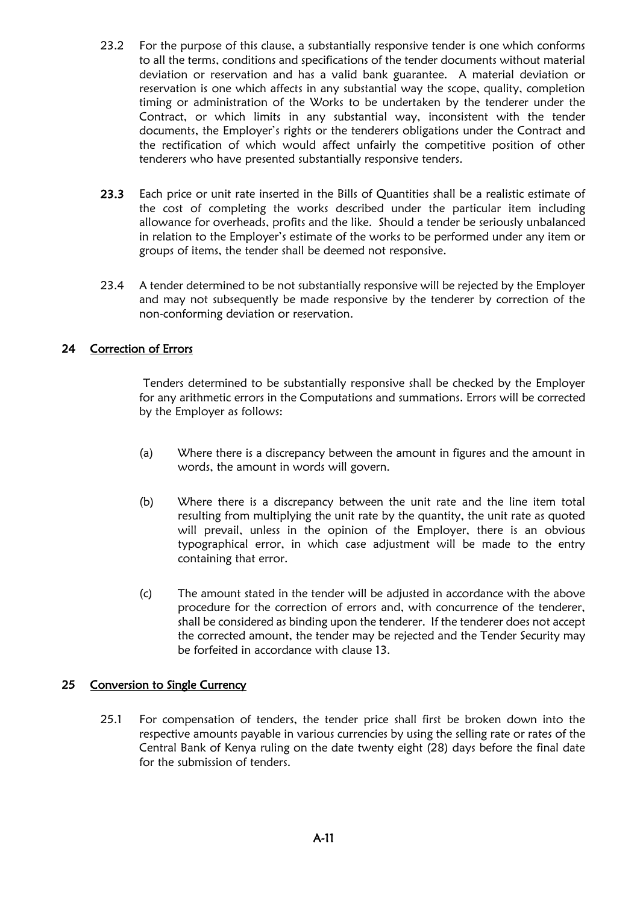23.2 For the purpose of this clause, a substantially responsive tender is one which conforms to all the terms, conditions and specifications of the tender documents without material deviation or reservation and has a valid bank guarantee. A material deviation or reservation is one which affects in any substantial way the scope, quality, completion timing or administration of the Works to be undertaken by the tenderer under the Contract, or which limits in any substantial way, inconsistent with the tender documents, the Employer's rights or the tenderers obligations under the Contract and the rectification of which would affect unfairly the competitive position of other tenderers who have presented substantially responsive tenders.

**23.3** Each price or unit rate inserted in the Bills of Quantities shall be a realistic estimate of the cost of completing the works described under the particular item including allowance for overheads, profits and the like. Should a tender be seriously unbalanced in relation to the Employer's estimate of the works to be performed under any item or groups of items, the tender shall be deemed not responsive.

23.4 A tender determined to be not substantially responsive will be rejected by the Employer and may not subsequently be made responsive by the tenderer by correction of the non-conforming deviation or reservation.

## 24 Correction of Errors

Tenders determined to be substantially responsive shall be checked by the Employer for any arithmetic errors in the Computations and summations. Errors will be corrected by the Employer as follows:

(a) Where there is a discrepancy between the amount in figures and the amount in words, the amount in words will govern.

(b) Where there is a discrepancy between the unit rate and the line item total resulting from multiplying the unit rate by the quantity, the unit rate as quoted will prevail, unless in the opinion of the Employer, there is an obvious typographical error, in which case adjustment will be made to the entry containing that error.

(c) The amount stated in the tender will be adjusted in accordance with the above procedure for the correction of errors and, with concurrence of the tenderer, shall be considered as binding upon the tenderer. If the tenderer does not accept the corrected amount, the tender may be rejected and the Tender Security may be forfeited in accordance with clause 13.

## 25 Conversion to Single Currency

25.1 For compensation of tenders, the tender price shall first be broken down into the respective amounts payable in various currencies by using the selling rate or rates of the Central Bank of Kenya ruling on the date twenty eight (28) days before the final date for the submission of tenders.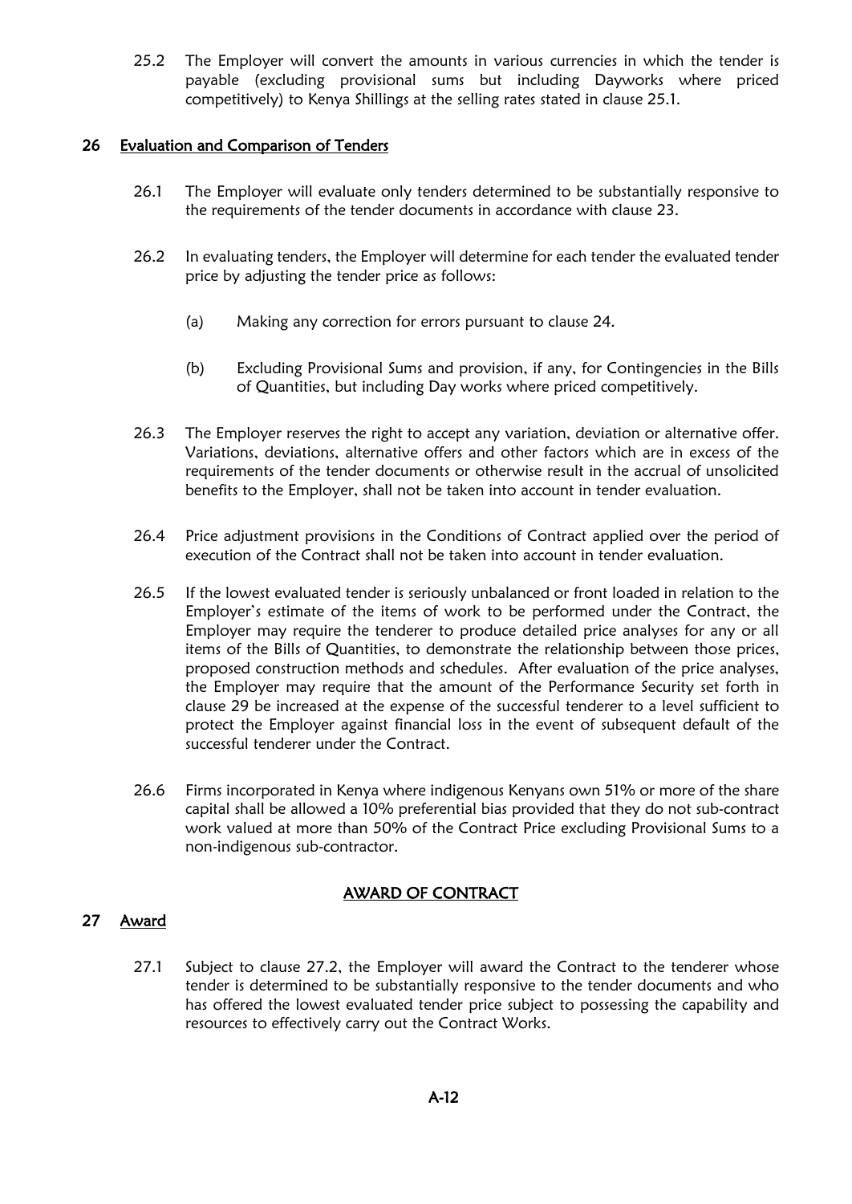25.2 The Employer will convert the amounts in various currencies in which the tender is payable (excluding provisional sums but including Dayworks where priced competitively) to Kenya Shillings at the selling rates stated in clause 25.1.

## 26 Evaluation and Comparison of Tenders

26.1 The Employer will evaluate only tenders determined to be substantially responsive to the requirements of the tender documents in accordance with clause 23.

26.2 In evaluating tenders, the Employer will determine for each tender the evaluated tender price by adjusting the tender price as follows:

(a) Making any correction for errors pursuant to clause 24.

(b) Excluding Provisional Sums and provision, if any, for Contingencies in the Bills of Quantities, but including Day works where priced competitively.

26.3 The Employer reserves the right to accept any variation, deviation or alternative offer. Variations, deviations, alternative offers and other factors which are in excess of the requirements of the tender documents or otherwise result in the accrual of unsolicited benefits to the Employer, shall not be taken into account in tender evaluation.

26.4 Price adjustment provisions in the Conditions of Contract applied over the period of execution of the Contract shall not be taken into account in tender evaluation.

26.5 If the lowest evaluated tender is seriously unbalanced or front loaded in relation to the Employer's estimate of the items of work to be performed under the Contract, the Employer may require the tenderer to produce detailed price analyses for any or all items of the Bills of Quantities, to demonstrate the relationship between those prices, proposed construction methods and schedules. After evaluation of the price analyses, the Employer may require that the amount of the Performance Security set forth in clause 29 be increased at the expense of the successful tenderer to a level sufficient to protect the Employer against financial loss in the event of subsequent default of the successful tenderer under the Contract.

26.6 Firms incorporated in Kenya where indigenous Kenyans own 51% or more of the share capital shall be allowed a 10% preferential bias provided that they do not sub-contract work valued at more than 50% of the Contract Price excluding Provisional Sums to a non-indigenous sub-contractor.

# AWARD OF CONTRACT

## 27 Award

27.1 Subject to clause 27.2, the Employer will award the Contract to the tenderer whose tender is determined to be substantially responsive to the tender documents and who has offered the lowest evaluated tender price subject to possessing the capability and resources to effectively carry out the Contract Works.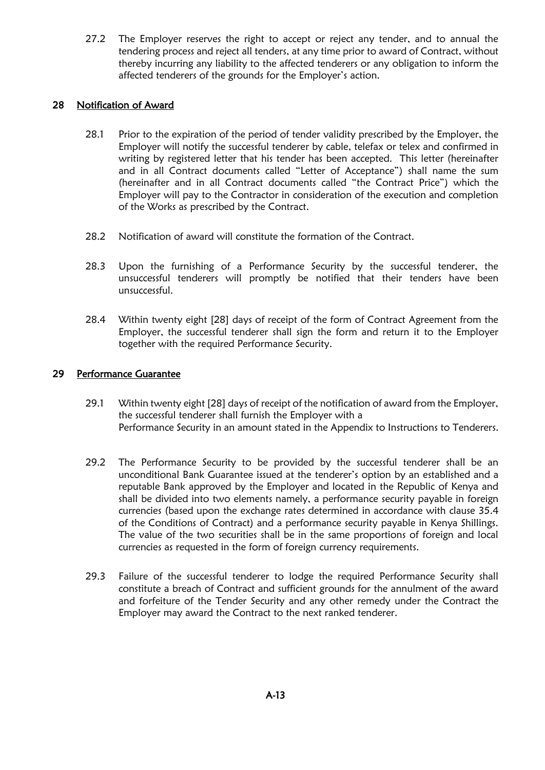27.2 The Employer reserves the right to accept or reject any tender, and to annual the tendering process and reject all tenders, at any time prior to award of Contract, without thereby incurring any liability to the affected tenderers or any obligation to inform the affected tenderers of the grounds for the Employer's action.

## 28 Notification of Award

28.1 Prior to the expiration of the period of tender validity prescribed by the Employer, the Employer will notify the successful tenderer by cable, telefax or telex and confirmed in writing by registered letter that his tender has been accepted. This letter (hereinafter and in all Contract documents called "Letter of Acceptance") shall name the sum (hereinafter and in all Contract documents called "the Contract Price") which the Employer will pay to the Contractor in consideration of the execution and completion of the Works as prescribed by the Contract.

28.2 Notification of award will constitute the formation of the Contract.

28.3 Upon the furnishing of a Performance Security by the successful tenderer, the unsuccessful tenderers will promptly be notified that their tenders have been unsuccessful.

28.4 Within twenty eight [28] days of receipt of the form of Contract Agreement from the Employer, the successful tenderer shall sign the form and return it to the Employer together with the required Performance Security.

## 29 Performance Guarantee

29.1 Within twenty eight [28] days of receipt of the notification of award from the Employer, the successful tenderer shall furnish the Employer with a Performance Security in an amount stated in the Appendix to Instructions to Tenderers.

29.2 The Performance Security to be provided by the successful tenderer shall be an unconditional Bank Guarantee issued at the tenderer's option by an established and a reputable Bank approved by the Employer and located in the Republic of Kenya and shall be divided into two elements namely, a performance security payable in foreign currencies (based upon the exchange rates determined in accordance with clause 35.4 of the Conditions of Contract) and a performance security payable in Kenya Shillings. The value of the two securities shall be in the same proportions of foreign and local currencies as requested in the form of foreign currency requirements.

29.3 Failure of the successful tenderer to lodge the required Performance Security shall constitute a breach of Contract and sufficient grounds for the annulment of the award and forfeiture of the Tender Security and any other remedy under the Contract the Employer may award the Contract to the next ranked tenderer.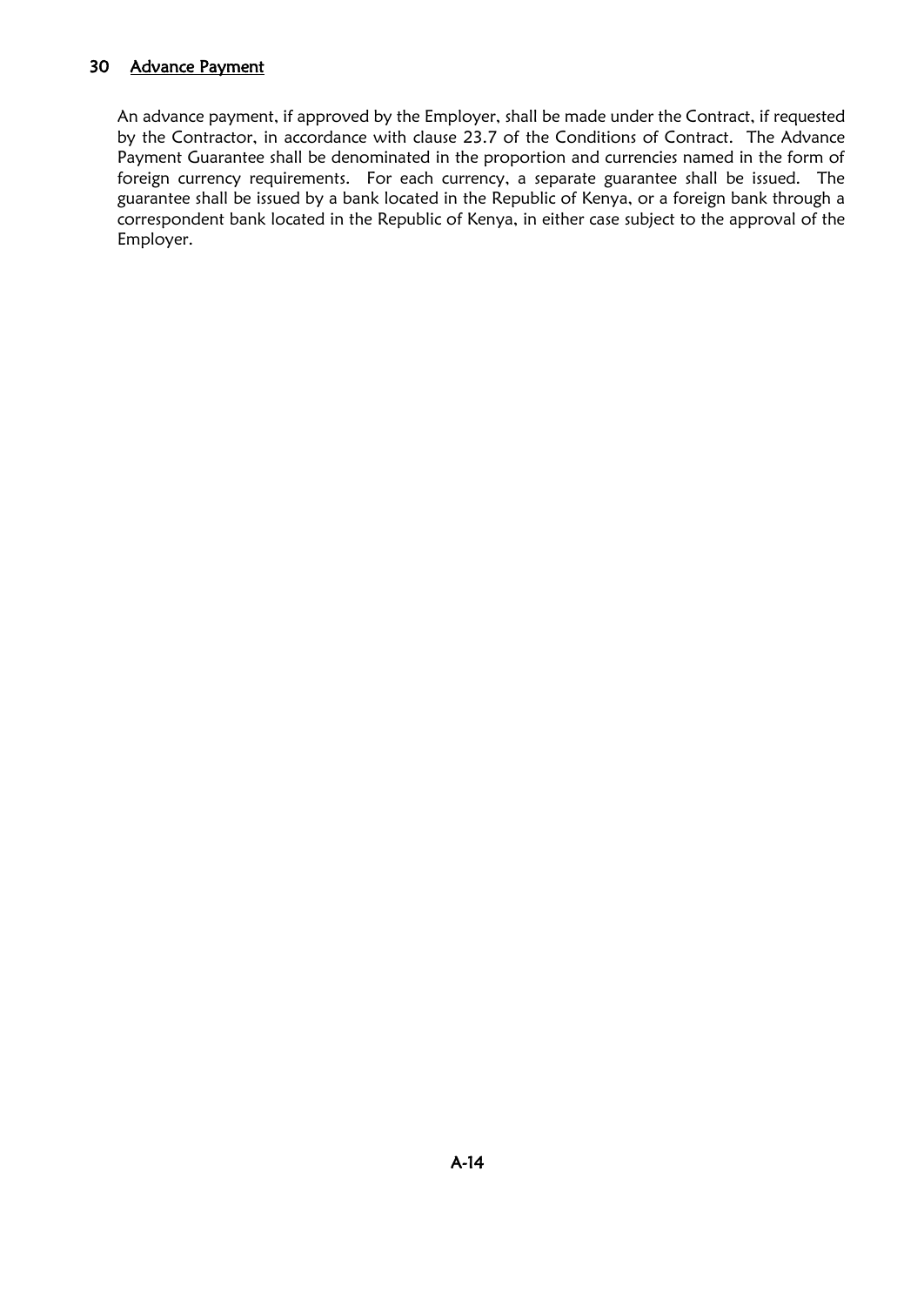## 30 Advance Payment

An advance payment, if approved by the Employer, shall be made under the Contract, if requested by the Contractor, in accordance with clause 23.7 of the Conditions of Contract. The Advance Payment Guarantee shall be denominated in the proportion and currencies named in the form of foreign currency requirements. For each currency, a separate guarantee shall be issued. The guarantee shall be issued by a bank located in the Republic of Kenya, or a foreign bank through a correspondent bank located in the Republic of Kenya, in either case subject to the approval of the Employer.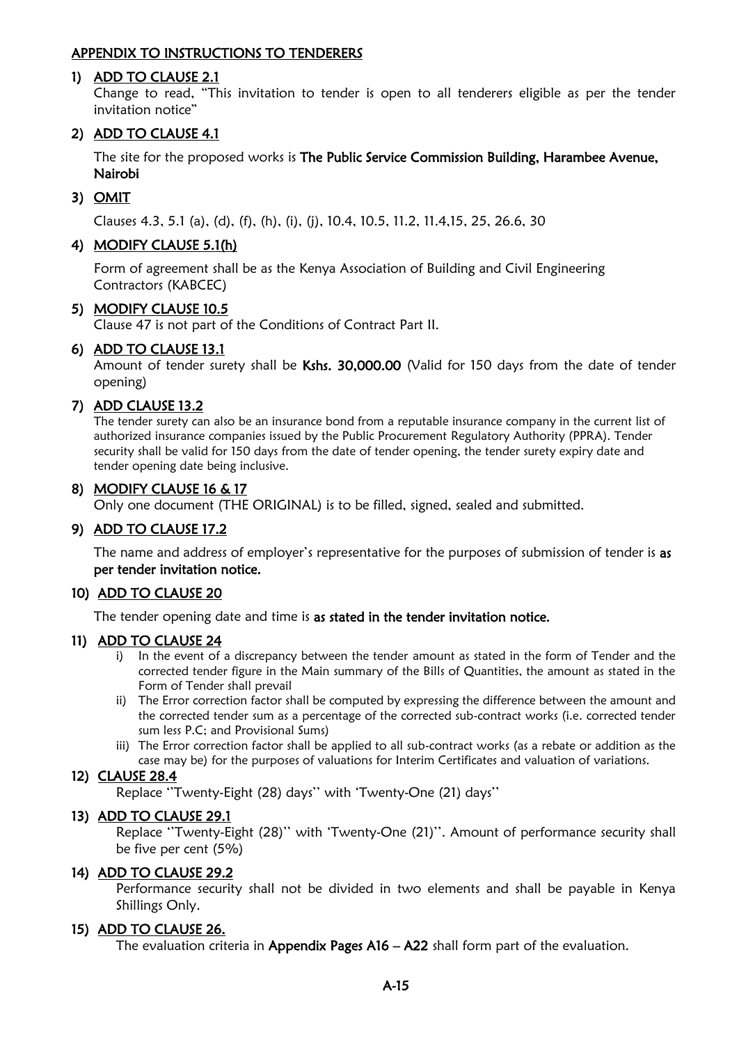## APPENDIX TO INSTRUCTIONS TO TENDERERS

1) **ADD TO CLAUSE 2.1**

   Change to read, "This invitation to tender is open to all tenderers eligible as per the tender invitation notice"

2) **ADD TO CLAUSE 4.1**

   The site for the proposed works is **The Public Service Commission Building, Harambee Avenue, Nairobi**

3) **OMIT**

   Clauses 4.3, 5.1 (a), (d), (f), (h), (i), (j), 10.4, 10.5, 11.2, 11.4,15, 25, 26.6, 30

4) **MODIFY CLAUSE 5.1(h)**

   Form of agreement shall be as the Kenya Association of Building and Civil Engineering Contractors (KABCEC)

5) **MODIFY CLAUSE 10.5**

   Clause 47 is not part of the Conditions of Contract Part II.

6) **ADD TO CLAUSE 13.1**

   Amount of tender surety shall be **Kshs. 30,000.00** (Valid for 150 days from the date of tender opening)

7) **ADD CLAUSE 13.2**

   The tender surety can also be an insurance bond from a reputable insurance company in the current list of authorized insurance companies issued by the Public Procurement Regulatory Authority (PPRA). Tender security shall be valid for 150 days from the date of tender opening, the tender surety expiry date and tender opening date being inclusive.

8) **MODIFY CLAUSE 16 & 17**

   Only one document (THE ORIGINAL) is to be filled, signed, sealed and submitted.

9) **ADD TO CLAUSE 17.2**

   The name and address of employer's representative for the purposes of submission of tender is **as per tender invitation notice.**

10) **ADD TO CLAUSE 20**

    The tender opening date and time is **as stated in the tender invitation notice.**

11) **ADD TO CLAUSE 24**

    i) In the event of a discrepancy between the tender amount as stated in the form of Tender and the corrected tender figure in the Main summary of the Bills of Quantities, the amount as stated in the Form of Tender shall prevail
    ii) The Error correction factor shall be computed by expressing the difference between the amount and the corrected tender sum as a percentage of the corrected sub-contract works (i.e. corrected tender sum less P.C; and Provisional Sums)
    iii) The Error correction factor shall be applied to all sub-contract works (as a rebate or addition as the case may be) for the purposes of valuations for Interim Certificates and valuation of variations.

12) **CLAUSE 28.4**

    Replace "Twenty-Eight (28) days" with 'Twenty-One (21) days"

13) **ADD TO CLAUSE 29.1**

    Replace "Twenty-Eight (28)" with 'Twenty-One (21)". Amount of performance security shall be five per cent (5%)

14) **ADD TO CLAUSE 29.2**

    Performance security shall not be divided in two elements and shall be payable in Kenya Shillings Only.

15) **ADD TO CLAUSE 26.**

    The evaluation criteria in **Appendix Pages A16 – A22** shall form part of the evaluation.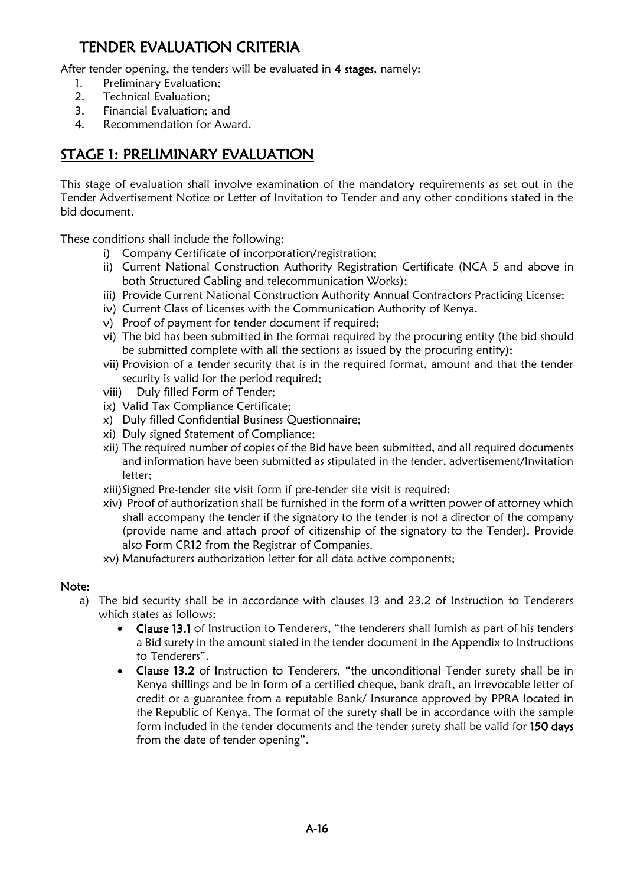## TENDER EVALUATION CRITERIA

After tender opening, the tenders will be evaluated in **4 stages**, namely:

1. Preliminary Evaluation;
2. Technical Evaluation;
3. Financial Evaluation; and
4. Recommendation for Award.

## STAGE 1: PRELIMINARY EVALUATION

This stage of evaluation shall involve examination of the mandatory requirements as set out in the Tender Advertisement Notice or Letter of Invitation to Tender and any other conditions stated in the bid document.

These conditions shall include the following:

i) Company Certificate of incorporation/registration;
ii) Current National Construction Authority Registration Certificate (NCA 5 and above in both Structured Cabling and telecommunication Works);
iii) Provide Current National Construction Authority Annual Contractors Practicing License;
iv) Current Class of Licenses with the Communication Authority of Kenya.
v) Proof of payment for tender document if required;
vi) The bid has been submitted in the format required by the procuring entity (the bid should be submitted complete with all the sections as issued by the procuring entity);
vii) Provision of a tender security that is in the required format, amount and that the tender security is valid for the period required;
viii) Duly filled Form of Tender;
ix) Valid Tax Compliance Certificate;
x) Duly filled Confidential Business Questionnaire;
xi) Duly signed Statement of Compliance;
xii) The required number of copies of the Bid have been submitted, and all required documents and information have been submitted as stipulated in the tender, advertisement/Invitation letter;
xiii) Signed Pre-tender site visit form if pre-tender site visit is required;
xiv) Proof of authorization shall be furnished in the form of a written power of attorney which shall accompany the tender if the signatory to the tender is not a director of the company (provide name and attach proof of citizenship of the signatory to the Tender). Provide also Form CR12 from the Registrar of Companies.
xv) Manufacturers authorization letter for all data active components;

**Note:**

a) The bid security shall be in accordance with clauses 13 and 23.2 of Instruction to Tenderers which states as follows:
   - **Clause 13.1** of Instruction to Tenderers, "the tenderers shall furnish as part of his tenders a Bid surety in the amount stated in the tender document in the Appendix to Instructions to Tenderers".
   - **Clause 13.2** of Instruction to Tenderers, "the unconditional Tender surety shall be in Kenya shillings and be in form of a certified cheque, bank draft, an irrevocable letter of credit or a guarantee from a reputable Bank/ Insurance approved by PPRA located in the Republic of Kenya. The format of the surety shall be in accordance with the sample form included in the tender documents and the tender surety shall be valid for **150 days** from the date of tender opening".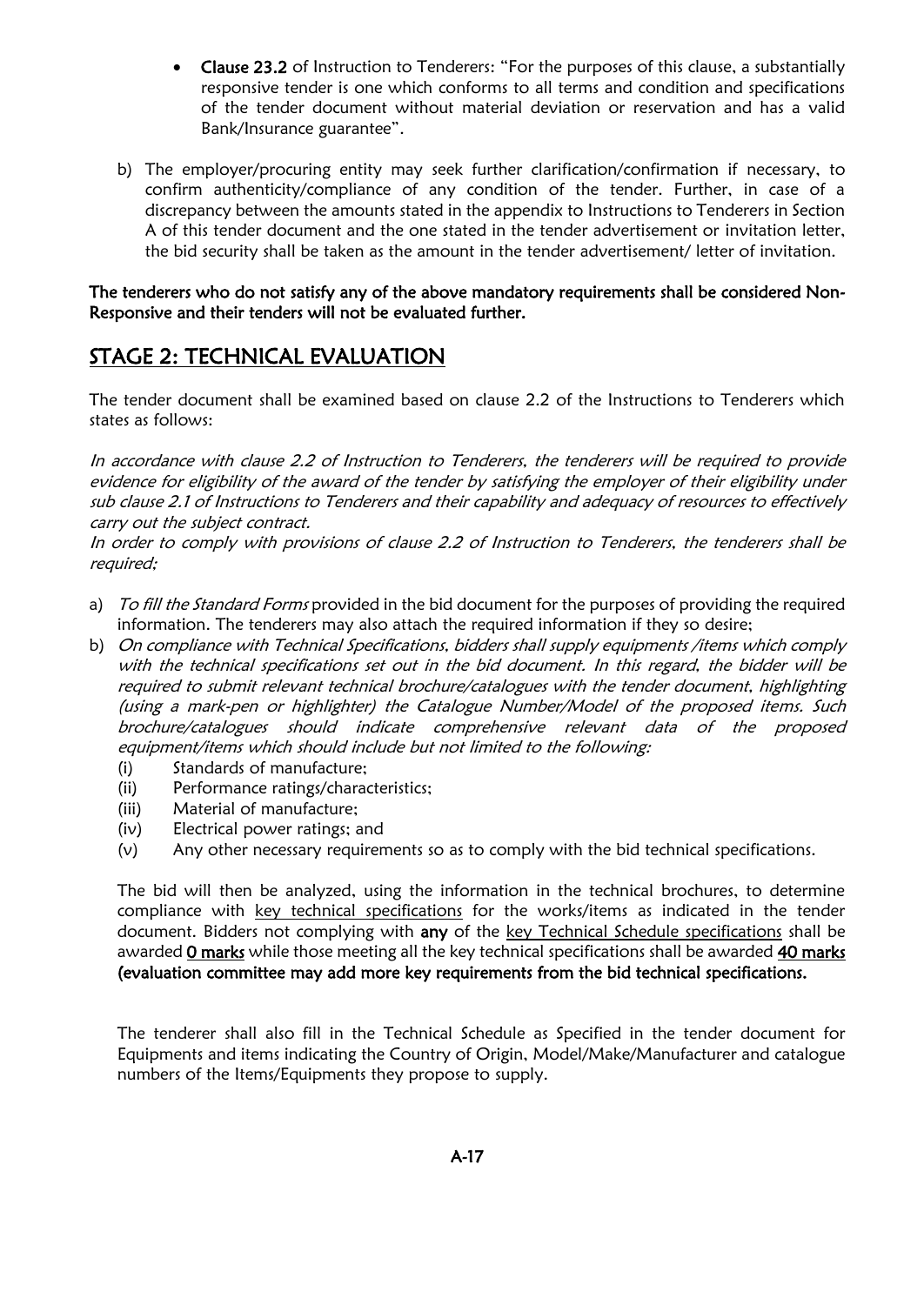- **Clause 23.2** of Instruction to Tenderers: "For the purposes of this clause, a substantially responsive tender is one which conforms to all terms and condition and specifications of the tender document without material deviation or reservation and has a valid Bank/Insurance guarantee".

b) The employer/procuring entity may seek further clarification/confirmation if necessary, to confirm authenticity/compliance of any condition of the tender. Further, in case of a discrepancy between the amounts stated in the appendix to Instructions to Tenderers in Section A of this tender document and the one stated in the tender advertisement or invitation letter, the bid security shall be taken as the amount in the tender advertisement/ letter of invitation.

**The tenderers who do not satisfy any of the above mandatory requirements shall be considered Non-Responsive and their tenders will not be evaluated further.**

## STAGE 2: TECHNICAL EVALUATION

The tender document shall be examined based on clause 2.2 of the Instructions to Tenderers which states as follows:

*In accordance with clause 2.2 of Instruction to Tenderers, the tenderers will be required to provide evidence for eligibility of the award of the tender by satisfying the employer of their eligibility under sub clause 2.1 of Instructions to Tenderers and their capability and adequacy of resources to effectively carry out the subject contract.*

*In order to comply with provisions of clause 2.2 of Instruction to Tenderers, the tenderers shall be required;*

a) *To fill the Standard Forms* provided in the bid document for the purposes of providing the required information. The tenderers may also attach the required information if they so desire;

b) *On compliance with Technical Specifications, bidders shall supply equipments /items which comply with the technical specifications set out in the bid document. In this regard, the bidder will be required to submit relevant technical brochure/catalogues with the tender document, highlighting (using a mark-pen or highlighter) the Catalogue Number/Model of the proposed items. Such brochure/catalogues should indicate comprehensive relevant data of the proposed equipment/items which should include but not limited to the following:*

   (i) Standards of manufacture;
   (ii) Performance ratings/characteristics;
   (iii) Material of manufacture;
   (iv) Electrical power ratings; and
   (v) Any other necessary requirements so as to comply with the bid technical specifications.

   The bid will then be analyzed, using the information in the technical brochures, to determine compliance with key technical specifications for the works/items as indicated in the tender document. Bidders not complying with **any** of the key Technical Schedule specifications shall be awarded **0 marks** while those meeting all the key technical specifications shall be awarded **40 marks (evaluation committee may add more key requirements from the bid technical specifications.**

   The tenderer shall also fill in the Technical Schedule as Specified in the tender document for Equipments and items indicating the Country of Origin, Model/Make/Manufacturer and catalogue numbers of the Items/Equipments they propose to supply.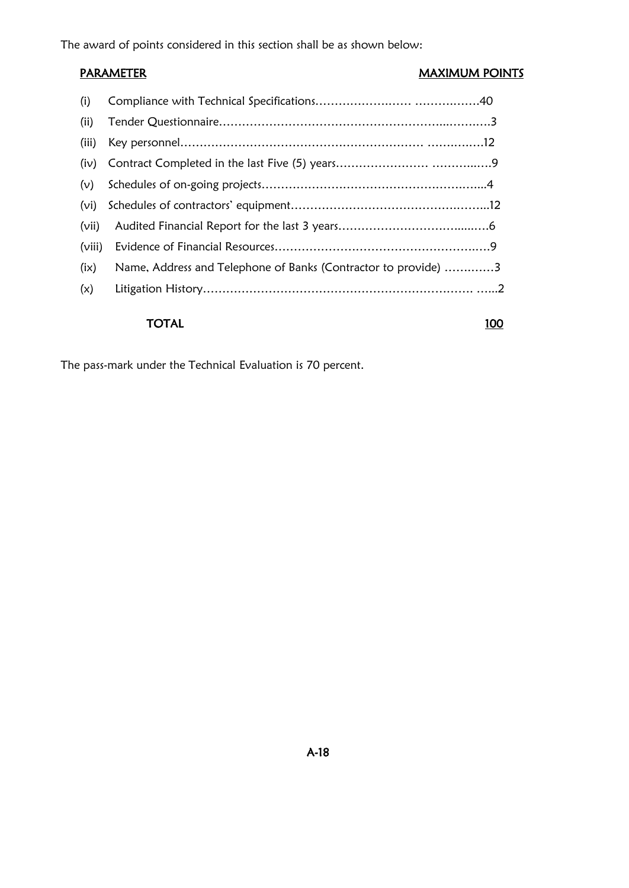The award of points considered in this section shall be as shown below:

| | PARAMETER | MAXIMUM POINTS |
|---|---|---|
| (i) | Compliance with Technical Specifications | 40 |
| (ii) | Tender Questionnaire | 3 |
| (iii) | Key personnel | 12 |
| (iv) | Contract Completed in the last Five (5) years | 9 |
| (v) | Schedules of on-going projects | 4 |
| (vi) | Schedules of contractors' equipment | 12 |
| (vii) | Audited Financial Report for the last 3 years | 6 |
| (viii) | Evidence of Financial Resources | 9 |
| (ix) | Name, Address and Telephone of Banks (Contractor to provide) | 3 |
| (x) | Litigation History | 2 |
| | **TOTAL** | **100** |

The pass-mark under the Technical Evaluation is 70 percent.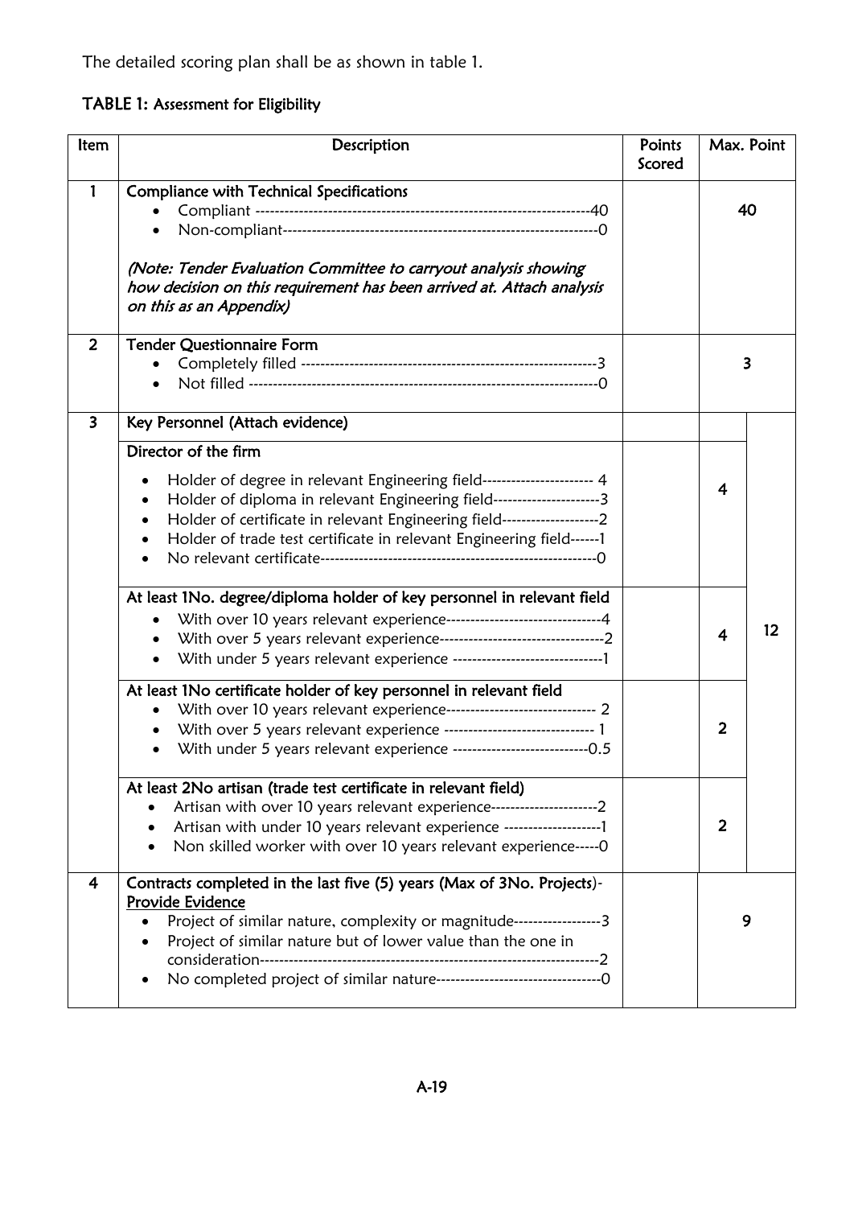The detailed scoring plan shall be as shown in table 1.

**TABLE 1:** Assessment for Eligibility

| Item | Description | Points Scored | Max. Point | |
|---|---|---|---|---|
| 1 | **Compliance with Technical Specifications**<br>• Compliant ---------------------------------------------------------------------40<br>• Non-compliant----------------------------------------------------------------0<br><br>*(Note: Tender Evaluation Committee to carryout analysis showing how decision on this requirement has been arrived at. Attach analysis on this as an Appendix)* | | 40 | |
| 2 | **Tender Questionnaire Form**<br>• Completely filled ------------------------------------------------------------3<br>• Not filled ----------------------------------------------------------------------0 | | 3 | |
| 3 | **Key Personnel (Attach evidence)** | | | 12 |
| | **Director of the firm**<br>• Holder of degree in relevant Engineering field----------------------- 4<br>• Holder of diploma in relevant Engineering field---------------------3<br>• Holder of certificate in relevant Engineering field--------------------2<br>• Holder of trade test certificate in relevant Engineering field------1<br>• No relevant certificate--------------------------------------------------------0 | | 4 | |
| | **At least 1No. degree/diploma holder of key personnel in relevant field**<br>• With over 10 years relevant experience--------------------------------4<br>• With over 5 years relevant experience----------------------------------2<br>• With under 5 years relevant experience -------------------------------1 | | 4 | |
| | **At least 1No certificate holder of key personnel in relevant field**<br>• With over 10 years relevant experience------------------------------- 2<br>• With over 5 years relevant experience ------------------------------- 1<br>• With under 5 years relevant experience ----------------------------0.5 | | 2 | |
| | **At least 2No artisan (trade test certificate in relevant field)**<br>• Artisan with over 10 years relevant experience----------------------2<br>• Artisan with under 10 years relevant experience --------------------1<br>• Non skilled worker with over 10 years relevant experience-----0 | | 2 | |
| 4 | **Contracts completed in the last five (5) years (Max of 3No. Projects)- Provide Evidence**<br>• Project of similar nature, complexity or magnitude------------------3<br>• Project of similar nature but of lower value than the one in consideration---------------------------------------------------------------------2<br>• No completed project of similar nature----------------------------------0 | | 9 | |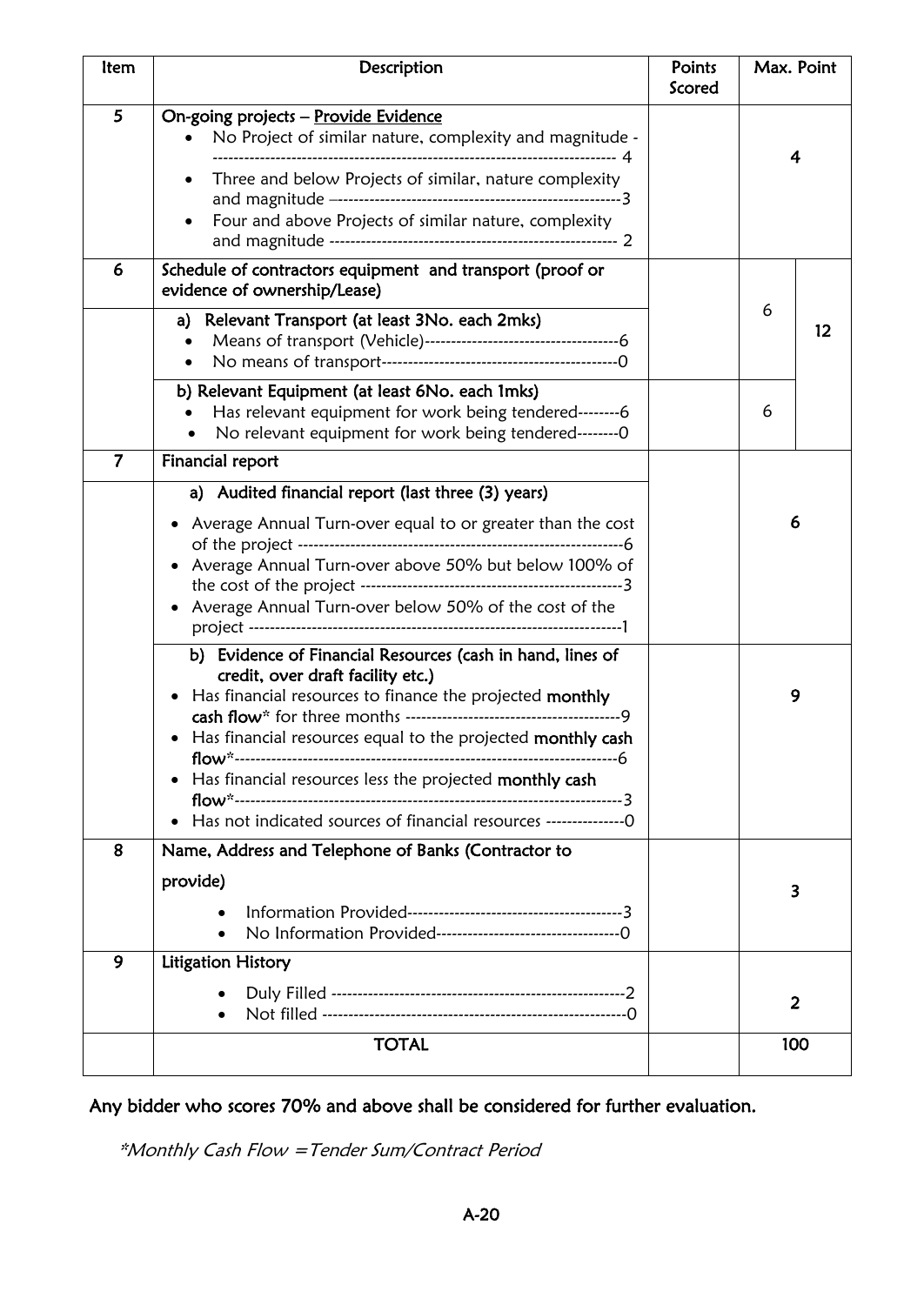| Item | Description | Points Scored | Max. Point | |
|---|---|---|---|---|
| 5 | On-going projects – <u>Provide Evidence</u><br>• No Project of similar nature, complexity and magnitude ---------------------------------------------------------------------------- 4<br>• Three and below Projects of similar, nature complexity and magnitude –-----------------------------------------------3<br>• Four and above Projects of similar nature, complexity and magnitude ------------------------------------------------- 2 | | 4 | |
| 6 | Schedule of contractors equipment and transport (proof or evidence of ownership/Lease) | | | 12 |
| | a) Relevant Transport (at least 3No. each 2mks)<br>• Means of transport (Vehicle)------------------------------------6<br>• No means of transport--------------------------------------------0 | | 6 | |
| | b) Relevant Equipment (at least 6No. each 1mks)<br>• Has relevant equipment for work being tendered--------6<br>• No relevant equipment for work being tendered--------0 | | 6 | |
| 7 | Financial report | | | |
| | a) Audited financial report (last three (3) years)<br>• Average Annual Turn-over equal to or greater than the cost of the project -----------------------------------------------------------6<br>• Average Annual Turn-over above 50% but below 100% of the cost of the project ------------------------------------------------3<br>• Average Annual Turn-over below 50% of the cost of the project --------------------------------------------------------------------1 | | 6 | |
| | b) Evidence of Financial Resources (cash in hand, lines of credit, over draft facility etc.)<br>• Has financial resources to finance the projected **monthly cash flow*** for three months ----------------------------------------9<br>• Has financial resources equal to the projected **monthly cash flow***--------------------------------------------------------------------6<br>• Has financial resources less the projected **monthly cash flow***-----------------------------------------------------------------------3<br>• Has not indicated sources of financial resources ---------------0 | | 9 | |
| 8 | Name, Address and Telephone of Banks (Contractor to provide)<br>• Information Provided----------------------------------------3<br>• No Information Provided----------------------------------0 | | 3 | |
| 9 | Litigation History<br>• Duly Filled -------------------------------------------------------2<br>• Not filled ---------------------------------------------------------0 | | 2 | |
| | **TOTAL** | | 100 | |

Any bidder who scores 70% and above shall be considered for further evaluation.

**Monthly Cash Flow =Tender Sum/Contract Period*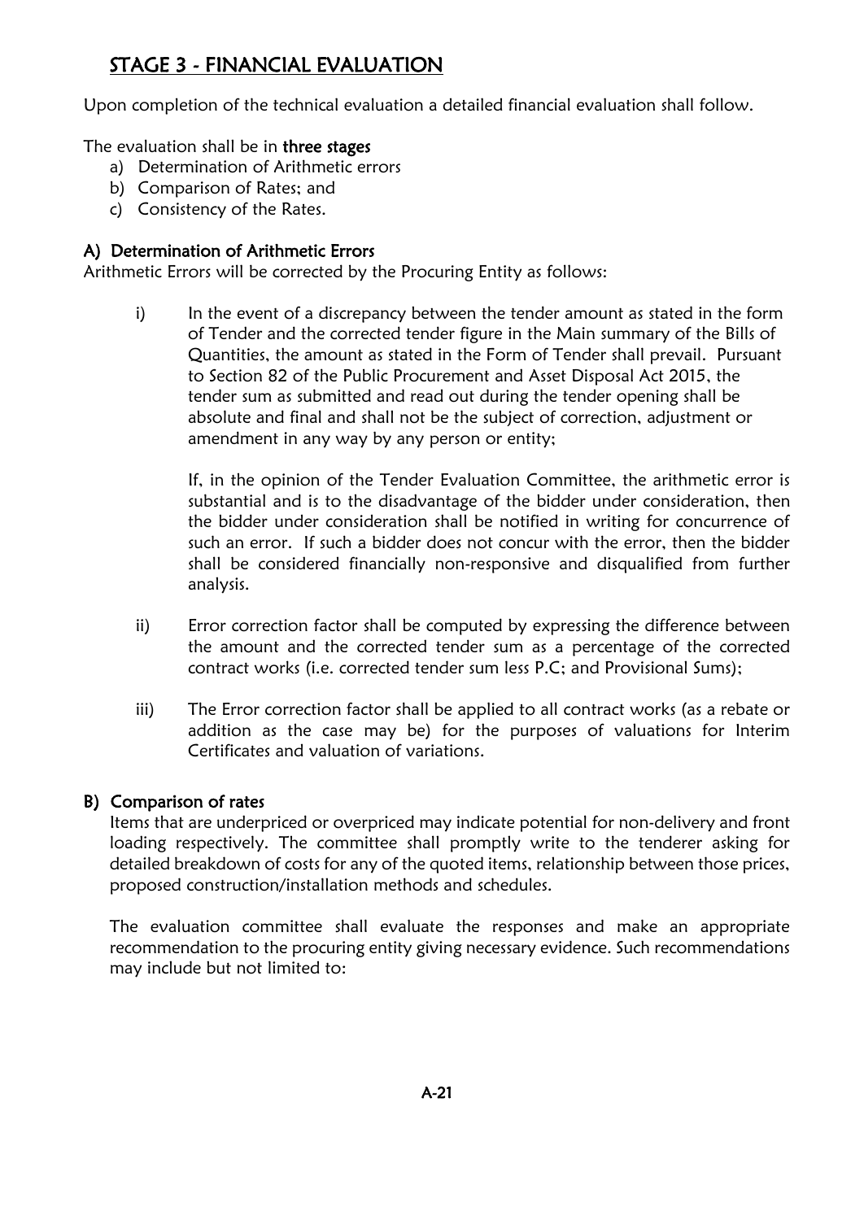## STAGE 3 - FINANCIAL EVALUATION

Upon completion of the technical evaluation a detailed financial evaluation shall follow.

The evaluation shall be in **three stages**

a) Determination of Arithmetic errors
b) Comparison of Rates; and
c) Consistency of the Rates.

### A) Determination of Arithmetic Errors

Arithmetic Errors will be corrected by the Procuring Entity as follows:

i) In the event of a discrepancy between the tender amount as stated in the form of Tender and the corrected tender figure in the Main summary of the Bills of Quantities, the amount as stated in the Form of Tender shall prevail. Pursuant to Section 82 of the Public Procurement and Asset Disposal Act 2015, the tender sum as submitted and read out during the tender opening shall be absolute and final and shall not be the subject of correction, adjustment or amendment in any way by any person or entity;

   If, in the opinion of the Tender Evaluation Committee, the arithmetic error is substantial and is to the disadvantage of the bidder under consideration, then the bidder under consideration shall be notified in writing for concurrence of such an error. If such a bidder does not concur with the error, then the bidder shall be considered financially non-responsive and disqualified from further analysis.

ii) Error correction factor shall be computed by expressing the difference between the amount and the corrected tender sum as a percentage of the corrected contract works (i.e. corrected tender sum less P.C; and Provisional Sums);

iii) The Error correction factor shall be applied to all contract works (as a rebate or addition as the case may be) for the purposes of valuations for Interim Certificates and valuation of variations.

### B) Comparison of rates

Items that are underpriced or overpriced may indicate potential for non-delivery and front loading respectively. The committee shall promptly write to the tenderer asking for detailed breakdown of costs for any of the quoted items, relationship between those prices, proposed construction/installation methods and schedules.

The evaluation committee shall evaluate the responses and make an appropriate recommendation to the procuring entity giving necessary evidence. Such recommendations may include but not limited to: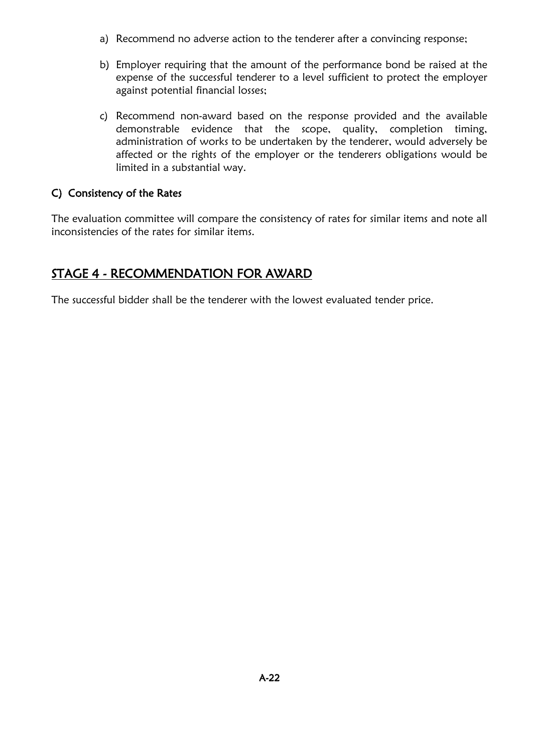a) Recommend no adverse action to the tenderer after a convincing response;

b) Employer requiring that the amount of the performance bond be raised at the expense of the successful tenderer to a level sufficient to protect the employer against potential financial losses;

c) Recommend non-award based on the response provided and the available demonstrable evidence that the scope, quality, completion timing, administration of works to be undertaken by the tenderer, would adversely be affected or the rights of the employer or the tenderers obligations would be limited in a substantial way.

### C) Consistency of the Rates

The evaluation committee will compare the consistency of rates for similar items and note all inconsistencies of the rates for similar items.

## STAGE 4 - RECOMMENDATION FOR AWARD

The successful bidder shall be the tenderer with the lowest evaluated tender price.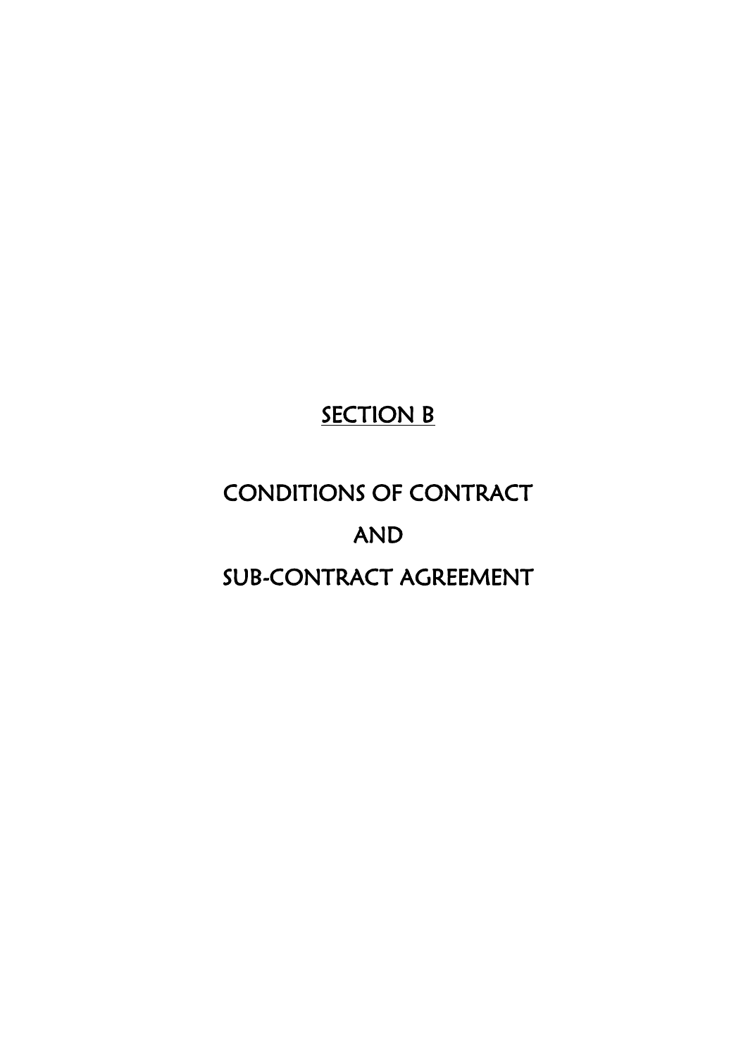# SECTION B

# CONDITIONS OF CONTRACT

# AND

# SUB-CONTRACT AGREEMENT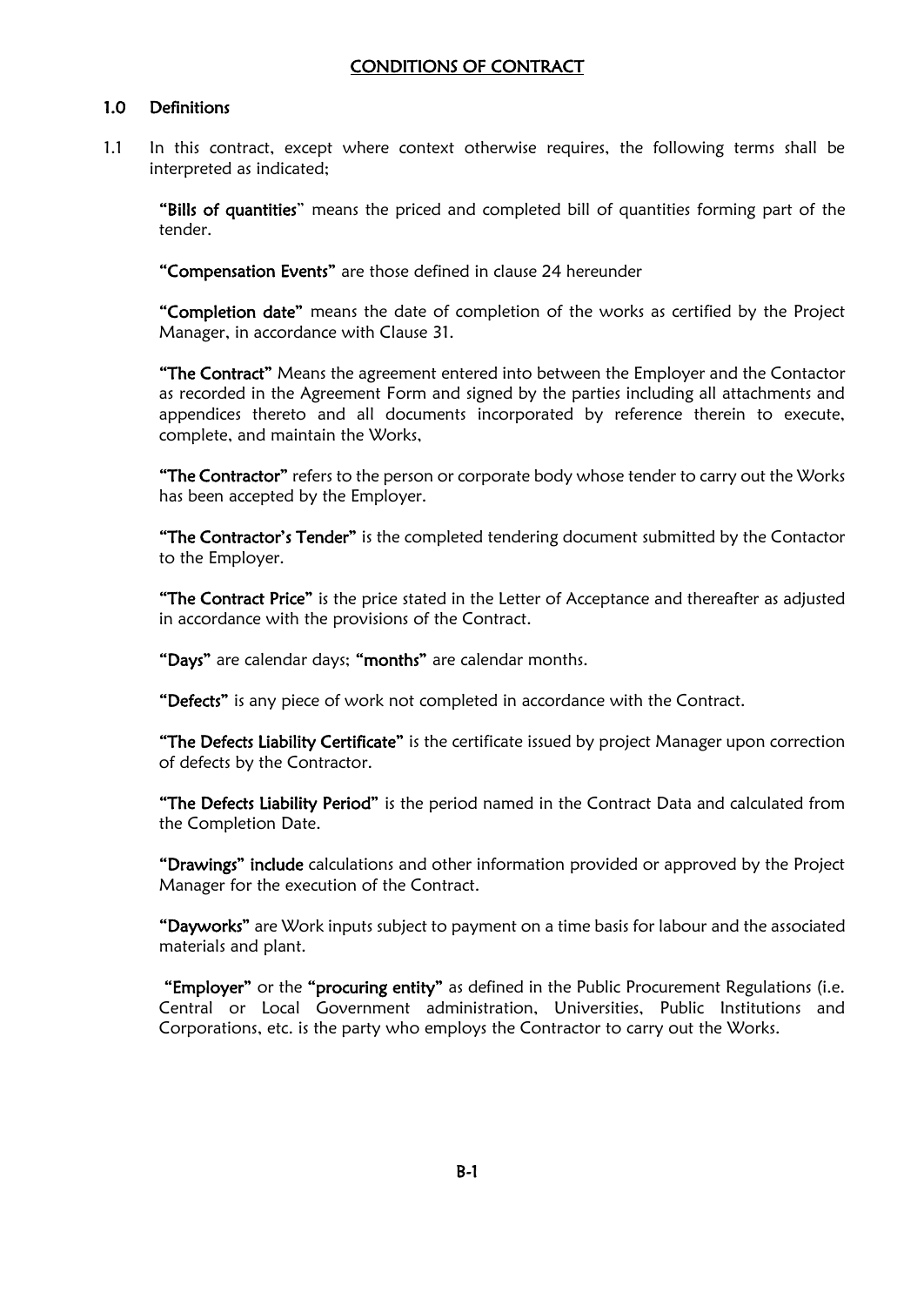## CONDITIONS OF CONTRACT

### 1.0 Definitions

1.1 In this contract, except where context otherwise requires, the following terms shall be interpreted as indicated;

**"Bills of quantities**" means the priced and completed bill of quantities forming part of the tender.

**"Compensation Events"** are those defined in clause 24 hereunder

**"Completion date"** means the date of completion of the works as certified by the Project Manager, in accordance with Clause 31.

**"The Contract"** Means the agreement entered into between the Employer and the Contactor as recorded in the Agreement Form and signed by the parties including all attachments and appendices thereto and all documents incorporated by reference therein to execute, complete, and maintain the Works,

**"The Contractor"** refers to the person or corporate body whose tender to carry out the Works has been accepted by the Employer.

**"The Contractor's Tender"** is the completed tendering document submitted by the Contactor to the Employer.

**"The Contract Price"** is the price stated in the Letter of Acceptance and thereafter as adjusted in accordance with the provisions of the Contract.

**"Days"** are calendar days; **"months"** are calendar months.

**"Defects"** is any piece of work not completed in accordance with the Contract.

**"The Defects Liability Certificate"** is the certificate issued by project Manager upon correction of defects by the Contractor.

**"The Defects Liability Period"** is the period named in the Contract Data and calculated from the Completion Date.

**"Drawings" include** calculations and other information provided or approved by the Project Manager for the execution of the Contract.

**"Dayworks"** are Work inputs subject to payment on a time basis for labour and the associated materials and plant.

**"Employer"** or the **"procuring entity"** as defined in the Public Procurement Regulations (i.e. Central or Local Government administration, Universities, Public Institutions and Corporations, etc. is the party who employs the Contractor to carry out the Works.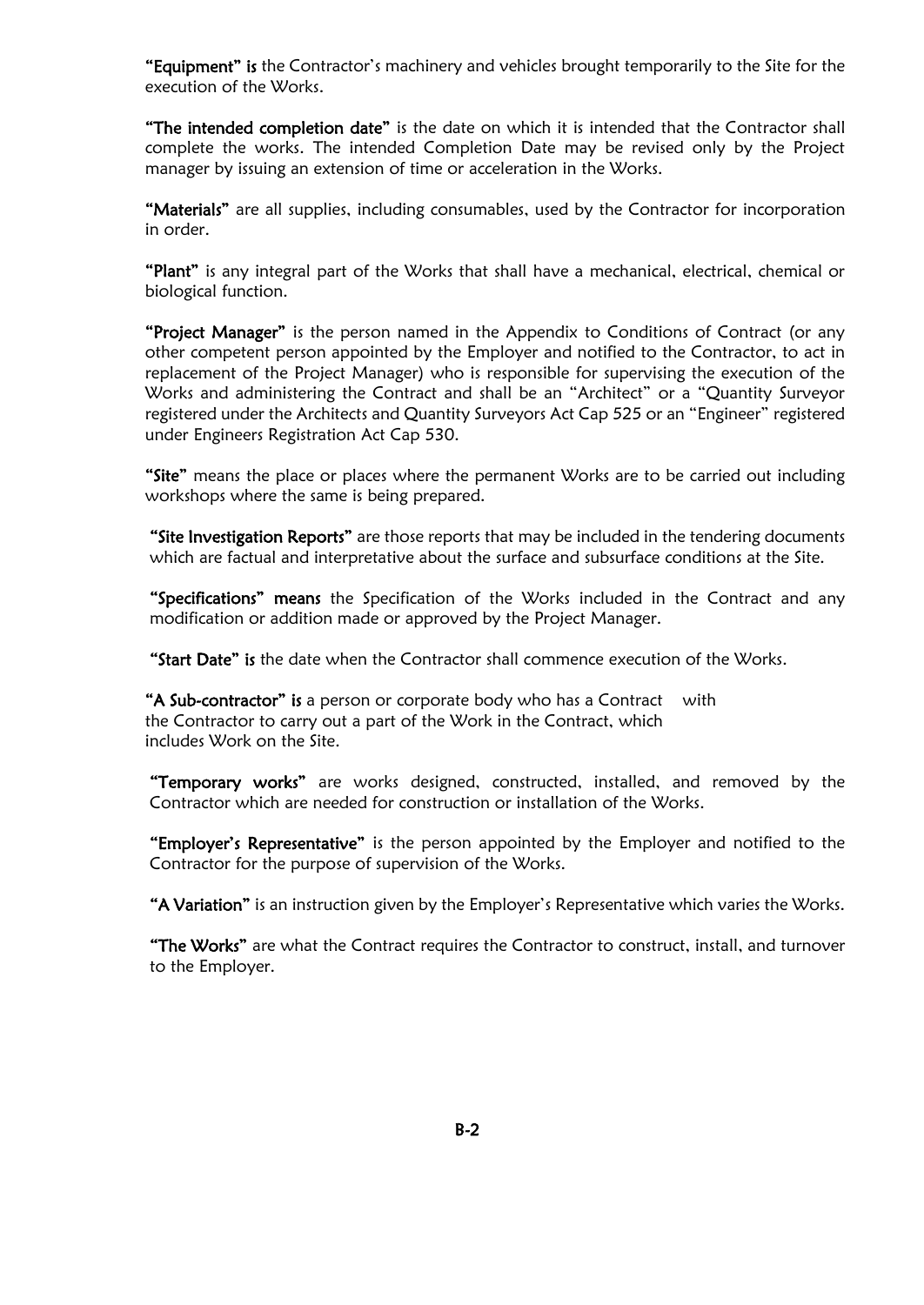**"Equipment" is** the Contractor's machinery and vehicles brought temporarily to the Site for the execution of the Works.

**"The intended completion date"** is the date on which it is intended that the Contractor shall complete the works. The intended Completion Date may be revised only by the Project manager by issuing an extension of time or acceleration in the Works.

**"Materials"** are all supplies, including consumables, used by the Contractor for incorporation in order.

**"Plant"** is any integral part of the Works that shall have a mechanical, electrical, chemical or biological function.

**"Project Manager"** is the person named in the Appendix to Conditions of Contract (or any other competent person appointed by the Employer and notified to the Contractor, to act in replacement of the Project Manager) who is responsible for supervising the execution of the Works and administering the Contract and shall be an "Architect" or a "Quantity Surveyor registered under the Architects and Quantity Surveyors Act Cap 525 or an "Engineer" registered under Engineers Registration Act Cap 530.

**"Site"** means the place or places where the permanent Works are to be carried out including workshops where the same is being prepared.

**"Site Investigation Reports"** are those reports that may be included in the tendering documents which are factual and interpretative about the surface and subsurface conditions at the Site.

**"Specifications" means** the Specification of the Works included in the Contract and any modification or addition made or approved by the Project Manager.

**"Start Date" is** the date when the Contractor shall commence execution of the Works.

**"A Sub-contractor" is** a person or corporate body who has a Contract with the Contractor to carry out a part of the Work in the Contract, which includes Work on the Site.

**"Temporary works"** are works designed, constructed, installed, and removed by the Contractor which are needed for construction or installation of the Works.

**"Employer's Representative"** is the person appointed by the Employer and notified to the Contractor for the purpose of supervision of the Works.

**"A Variation"** is an instruction given by the Employer's Representative which varies the Works.

**"The Works"** are what the Contract requires the Contractor to construct, install, and turnover to the Employer.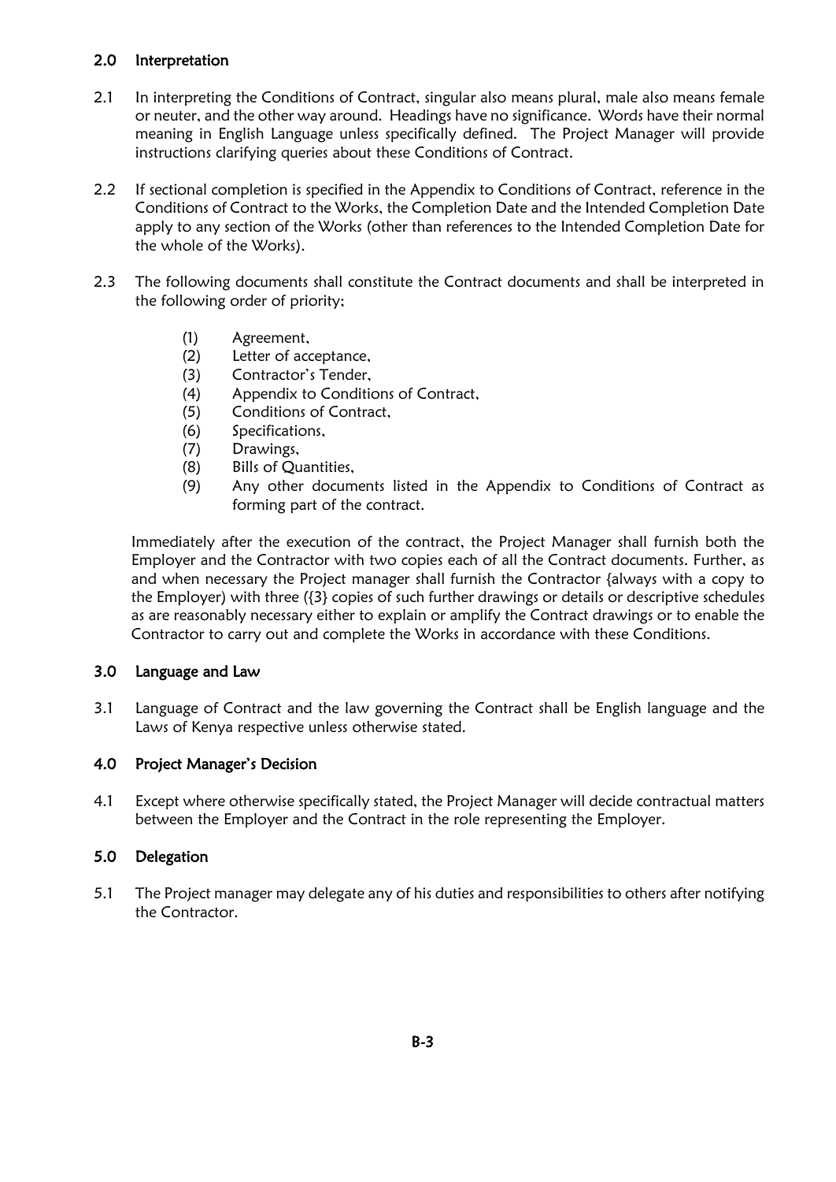## 2.0 Interpretation

2.1 In interpreting the Conditions of Contract, singular also means plural, male also means female or neuter, and the other way around. Headings have no significance. Words have their normal meaning in English Language unless specifically defined. The Project Manager will provide instructions clarifying queries about these Conditions of Contract.

2.2 If sectional completion is specified in the Appendix to Conditions of Contract, reference in the Conditions of Contract to the Works, the Completion Date and the Intended Completion Date apply to any section of the Works (other than references to the Intended Completion Date for the whole of the Works).

2.3 The following documents shall constitute the Contract documents and shall be interpreted in the following order of priority;

- (1) Agreement,
- (2) Letter of acceptance,
- (3) Contractor's Tender,
- (4) Appendix to Conditions of Contract,
- (5) Conditions of Contract,
- (6) Specifications,
- (7) Drawings,
- (8) Bills of Quantities,
- (9) Any other documents listed in the Appendix to Conditions of Contract as forming part of the contract.

Immediately after the execution of the contract, the Project Manager shall furnish both the Employer and the Contractor with two copies each of all the Contract documents. Further, as and when necessary the Project manager shall furnish the Contractor {always with a copy to the Employer) with three ({3} copies of such further drawings or details or descriptive schedules as are reasonably necessary either to explain or amplify the Contract drawings or to enable the Contractor to carry out and complete the Works in accordance with these Conditions.

## 3.0 Language and Law

3.1 Language of Contract and the law governing the Contract shall be English language and the Laws of Kenya respective unless otherwise stated.

## 4.0 Project Manager's Decision

4.1 Except where otherwise specifically stated, the Project Manager will decide contractual matters between the Employer and the Contract in the role representing the Employer.

## 5.0 Delegation

5.1 The Project manager may delegate any of his duties and responsibilities to others after notifying the Contractor.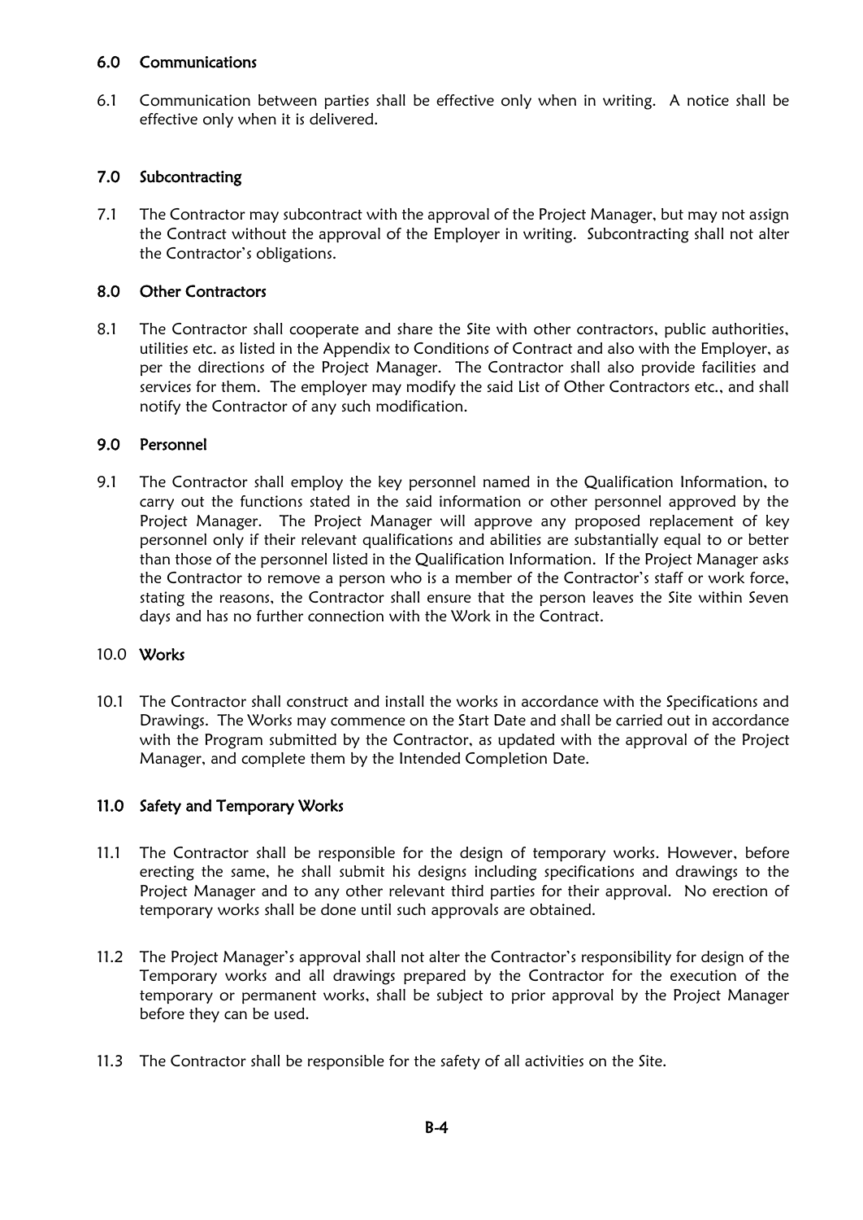## 6.0 Communications

6.1 Communication between parties shall be effective only when in writing. A notice shall be effective only when it is delivered.

## 7.0 Subcontracting

7.1 The Contractor may subcontract with the approval of the Project Manager, but may not assign the Contract without the approval of the Employer in writing. Subcontracting shall not alter the Contractor's obligations.

## 8.0 Other Contractors

8.1 The Contractor shall cooperate and share the Site with other contractors, public authorities, utilities etc. as listed in the Appendix to Conditions of Contract and also with the Employer, as per the directions of the Project Manager. The Contractor shall also provide facilities and services for them. The employer may modify the said List of Other Contractors etc., and shall notify the Contractor of any such modification.

## 9.0 Personnel

9.1 The Contractor shall employ the key personnel named in the Qualification Information, to carry out the functions stated in the said information or other personnel approved by the Project Manager. The Project Manager will approve any proposed replacement of key personnel only if their relevant qualifications and abilities are substantially equal to or better than those of the personnel listed in the Qualification Information. If the Project Manager asks the Contractor to remove a person who is a member of the Contractor's staff or work force, stating the reasons, the Contractor shall ensure that the person leaves the Site within Seven days and has no further connection with the Work in the Contract.

## 10.0 Works

10.1 The Contractor shall construct and install the works in accordance with the Specifications and Drawings. The Works may commence on the Start Date and shall be carried out in accordance with the Program submitted by the Contractor, as updated with the approval of the Project Manager, and complete them by the Intended Completion Date.

## 11.0 Safety and Temporary Works

11.1 The Contractor shall be responsible for the design of temporary works. However, before erecting the same, he shall submit his designs including specifications and drawings to the Project Manager and to any other relevant third parties for their approval. No erection of temporary works shall be done until such approvals are obtained.

11.2 The Project Manager's approval shall not alter the Contractor's responsibility for design of the Temporary works and all drawings prepared by the Contractor for the execution of the temporary or permanent works, shall be subject to prior approval by the Project Manager before they can be used.

11.3 The Contractor shall be responsible for the safety of all activities on the Site.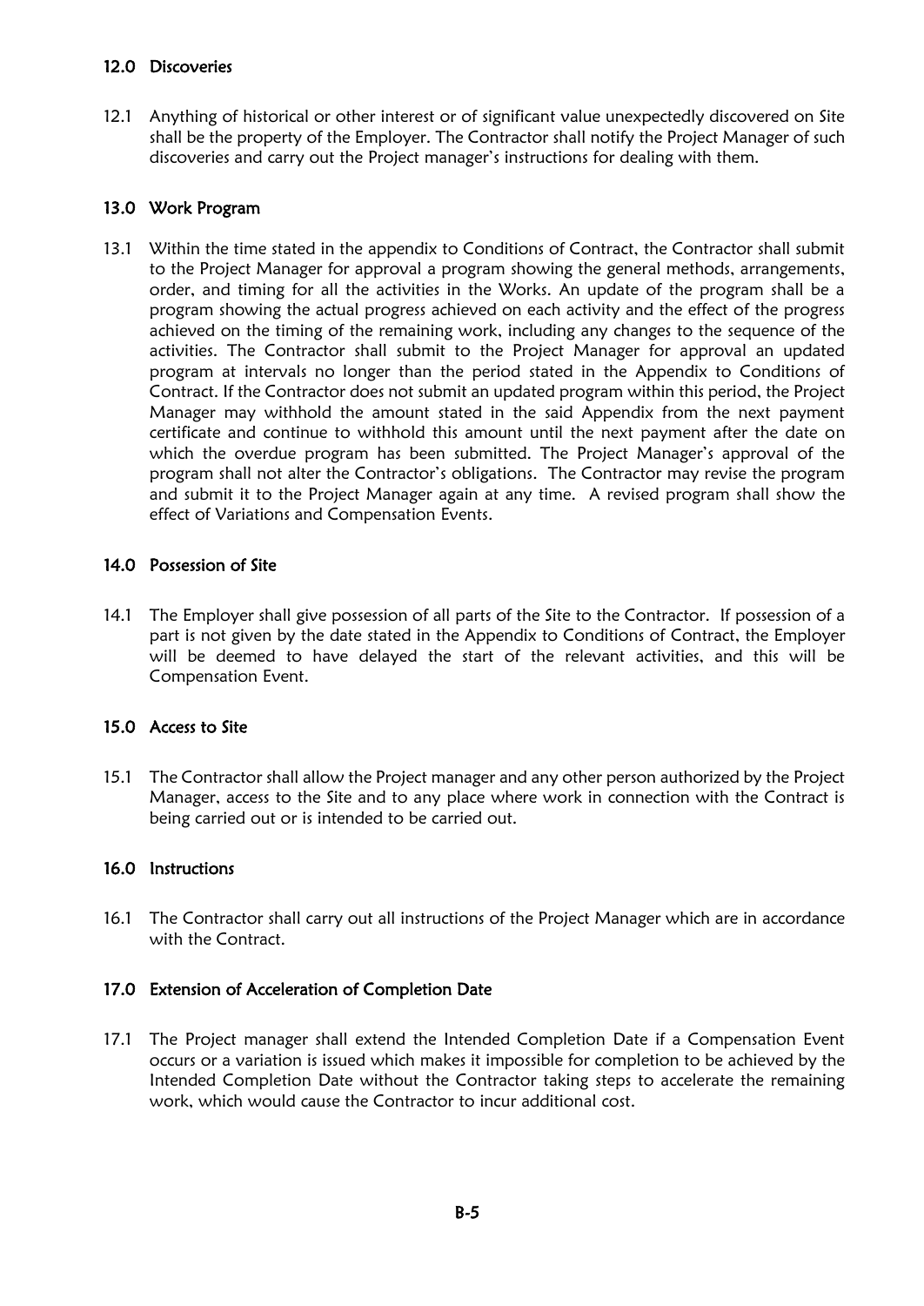## 12.0 Discoveries

12.1 Anything of historical or other interest or of significant value unexpectedly discovered on Site shall be the property of the Employer. The Contractor shall notify the Project Manager of such discoveries and carry out the Project manager's instructions for dealing with them.

## 13.0 Work Program

13.1 Within the time stated in the appendix to Conditions of Contract, the Contractor shall submit to the Project Manager for approval a program showing the general methods, arrangements, order, and timing for all the activities in the Works. An update of the program shall be a program showing the actual progress achieved on each activity and the effect of the progress achieved on the timing of the remaining work, including any changes to the sequence of the activities. The Contractor shall submit to the Project Manager for approval an updated program at intervals no longer than the period stated in the Appendix to Conditions of Contract. If the Contractor does not submit an updated program within this period, the Project Manager may withhold the amount stated in the said Appendix from the next payment certificate and continue to withhold this amount until the next payment after the date on which the overdue program has been submitted. The Project Manager's approval of the program shall not alter the Contractor's obligations. The Contractor may revise the program and submit it to the Project Manager again at any time. A revised program shall show the effect of Variations and Compensation Events.

## 14.0 Possession of Site

14.1 The Employer shall give possession of all parts of the Site to the Contractor. If possession of a part is not given by the date stated in the Appendix to Conditions of Contract, the Employer will be deemed to have delayed the start of the relevant activities, and this will be Compensation Event.

## 15.0 Access to Site

15.1 The Contractor shall allow the Project manager and any other person authorized by the Project Manager, access to the Site and to any place where work in connection with the Contract is being carried out or is intended to be carried out.

## 16.0 Instructions

16.1 The Contractor shall carry out all instructions of the Project Manager which are in accordance with the Contract.

## 17.0 Extension of Acceleration of Completion Date

17.1 The Project manager shall extend the Intended Completion Date if a Compensation Event occurs or a variation is issued which makes it impossible for completion to be achieved by the Intended Completion Date without the Contractor taking steps to accelerate the remaining work, which would cause the Contractor to incur additional cost.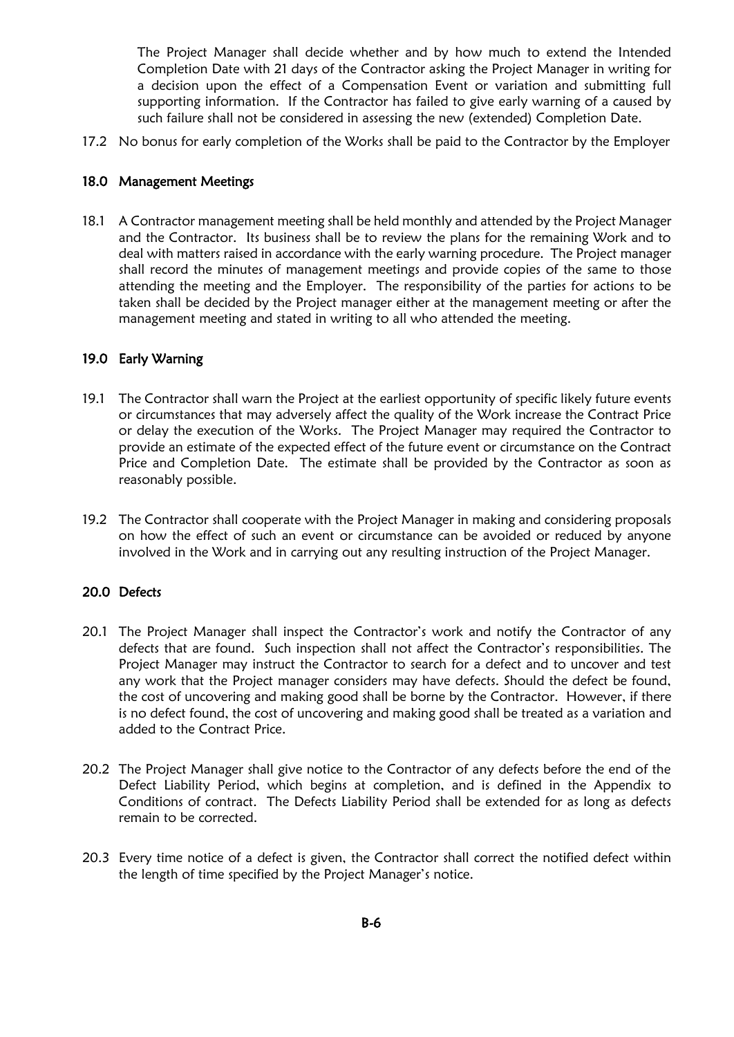The Project Manager shall decide whether and by how much to extend the Intended Completion Date with 21 days of the Contractor asking the Project Manager in writing for a decision upon the effect of a Compensation Event or variation and submitting full supporting information. If the Contractor has failed to give early warning of a caused by such failure shall not be considered in assessing the new (extended) Completion Date.

17.2 No bonus for early completion of the Works shall be paid to the Contractor by the Employer

## 18.0 Management Meetings

18.1 A Contractor management meeting shall be held monthly and attended by the Project Manager and the Contractor. Its business shall be to review the plans for the remaining Work and to deal with matters raised in accordance with the early warning procedure. The Project manager shall record the minutes of management meetings and provide copies of the same to those attending the meeting and the Employer. The responsibility of the parties for actions to be taken shall be decided by the Project manager either at the management meeting or after the management meeting and stated in writing to all who attended the meeting.

## 19.0 Early Warning

19.1 The Contractor shall warn the Project at the earliest opportunity of specific likely future events or circumstances that may adversely affect the quality of the Work increase the Contract Price or delay the execution of the Works. The Project Manager may required the Contractor to provide an estimate of the expected effect of the future event or circumstance on the Contract Price and Completion Date. The estimate shall be provided by the Contractor as soon as reasonably possible.

19.2 The Contractor shall cooperate with the Project Manager in making and considering proposals on how the effect of such an event or circumstance can be avoided or reduced by anyone involved in the Work and in carrying out any resulting instruction of the Project Manager.

## 20.0 Defects

20.1 The Project Manager shall inspect the Contractor's work and notify the Contractor of any defects that are found. Such inspection shall not affect the Contractor's responsibilities. The Project Manager may instruct the Contractor to search for a defect and to uncover and test any work that the Project manager considers may have defects. Should the defect be found, the cost of uncovering and making good shall be borne by the Contractor. However, if there is no defect found, the cost of uncovering and making good shall be treated as a variation and added to the Contract Price.

20.2 The Project Manager shall give notice to the Contractor of any defects before the end of the Defect Liability Period, which begins at completion, and is defined in the Appendix to Conditions of contract. The Defects Liability Period shall be extended for as long as defects remain to be corrected.

20.3 Every time notice of a defect is given, the Contractor shall correct the notified defect within the length of time specified by the Project Manager's notice.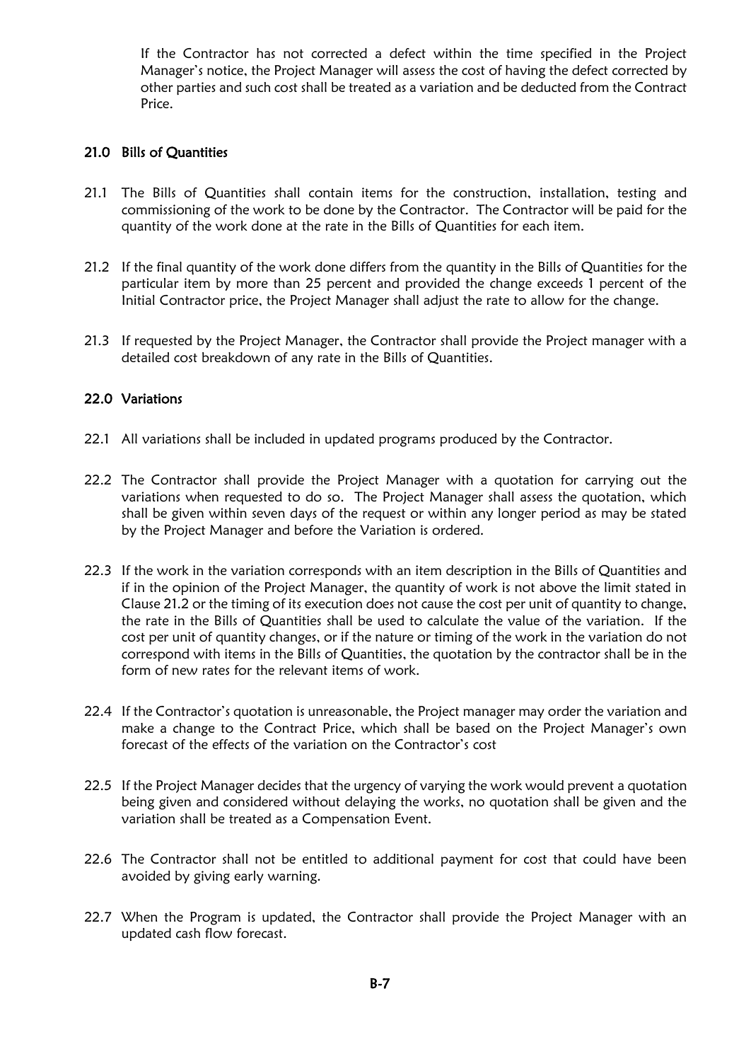If the Contractor has not corrected a defect within the time specified in the Project Manager's notice, the Project Manager will assess the cost of having the defect corrected by other parties and such cost shall be treated as a variation and be deducted from the Contract Price.

### 21.0 Bills of Quantities

21.1 The Bills of Quantities shall contain items for the construction, installation, testing and commissioning of the work to be done by the Contractor. The Contractor will be paid for the quantity of the work done at the rate in the Bills of Quantities for each item.

21.2 If the final quantity of the work done differs from the quantity in the Bills of Quantities for the particular item by more than 25 percent and provided the change exceeds 1 percent of the Initial Contractor price, the Project Manager shall adjust the rate to allow for the change.

21.3 If requested by the Project Manager, the Contractor shall provide the Project manager with a detailed cost breakdown of any rate in the Bills of Quantities.

### 22.0 Variations

22.1 All variations shall be included in updated programs produced by the Contractor.

22.2 The Contractor shall provide the Project Manager with a quotation for carrying out the variations when requested to do so. The Project Manager shall assess the quotation, which shall be given within seven days of the request or within any longer period as may be stated by the Project Manager and before the Variation is ordered.

22.3 If the work in the variation corresponds with an item description in the Bills of Quantities and if in the opinion of the Project Manager, the quantity of work is not above the limit stated in Clause 21.2 or the timing of its execution does not cause the cost per unit of quantity to change, the rate in the Bills of Quantities shall be used to calculate the value of the variation. If the cost per unit of quantity changes, or if the nature or timing of the work in the variation do not correspond with items in the Bills of Quantities, the quotation by the contractor shall be in the form of new rates for the relevant items of work.

22.4 If the Contractor's quotation is unreasonable, the Project manager may order the variation and make a change to the Contract Price, which shall be based on the Project Manager's own forecast of the effects of the variation on the Contractor's cost

22.5 If the Project Manager decides that the urgency of varying the work would prevent a quotation being given and considered without delaying the works, no quotation shall be given and the variation shall be treated as a Compensation Event.

22.6 The Contractor shall not be entitled to additional payment for cost that could have been avoided by giving early warning.

22.7 When the Program is updated, the Contractor shall provide the Project Manager with an updated cash flow forecast.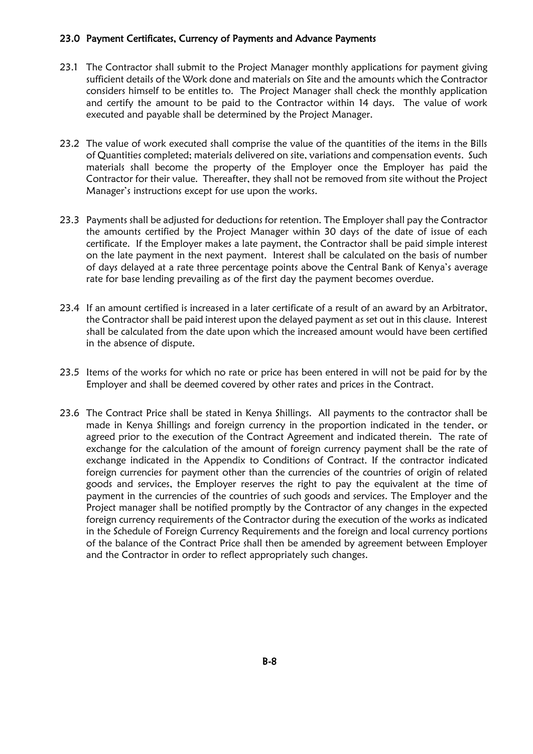### 23.0 Payment Certificates, Currency of Payments and Advance Payments

23.1 The Contractor shall submit to the Project Manager monthly applications for payment giving sufficient details of the Work done and materials on Site and the amounts which the Contractor considers himself to be entitles to. The Project Manager shall check the monthly application and certify the amount to be paid to the Contractor within 14 days. The value of work executed and payable shall be determined by the Project Manager.

23.2 The value of work executed shall comprise the value of the quantities of the items in the Bills of Quantities completed; materials delivered on site, variations and compensation events. Such materials shall become the property of the Employer once the Employer has paid the Contractor for their value. Thereafter, they shall not be removed from site without the Project Manager's instructions except for use upon the works.

23.3 Payments shall be adjusted for deductions for retention. The Employer shall pay the Contractor the amounts certified by the Project Manager within 30 days of the date of issue of each certificate. If the Employer makes a late payment, the Contractor shall be paid simple interest on the late payment in the next payment. Interest shall be calculated on the basis of number of days delayed at a rate three percentage points above the Central Bank of Kenya's average rate for base lending prevailing as of the first day the payment becomes overdue.

23.4 If an amount certified is increased in a later certificate of a result of an award by an Arbitrator, the Contractor shall be paid interest upon the delayed payment as set out in this clause. Interest shall be calculated from the date upon which the increased amount would have been certified in the absence of dispute.

23.5 Items of the works for which no rate or price has been entered in will not be paid for by the Employer and shall be deemed covered by other rates and prices in the Contract.

23.6 The Contract Price shall be stated in Kenya Shillings. All payments to the contractor shall be made in Kenya Shillings and foreign currency in the proportion indicated in the tender, or agreed prior to the execution of the Contract Agreement and indicated therein. The rate of exchange for the calculation of the amount of foreign currency payment shall be the rate of exchange indicated in the Appendix to Conditions of Contract. If the contractor indicated foreign currencies for payment other than the currencies of the countries of origin of related goods and services, the Employer reserves the right to pay the equivalent at the time of payment in the currencies of the countries of such goods and services. The Employer and the Project manager shall be notified promptly by the Contractor of any changes in the expected foreign currency requirements of the Contractor during the execution of the works as indicated in the Schedule of Foreign Currency Requirements and the foreign and local currency portions of the balance of the Contract Price shall then be amended by agreement between Employer and the Contractor in order to reflect appropriately such changes.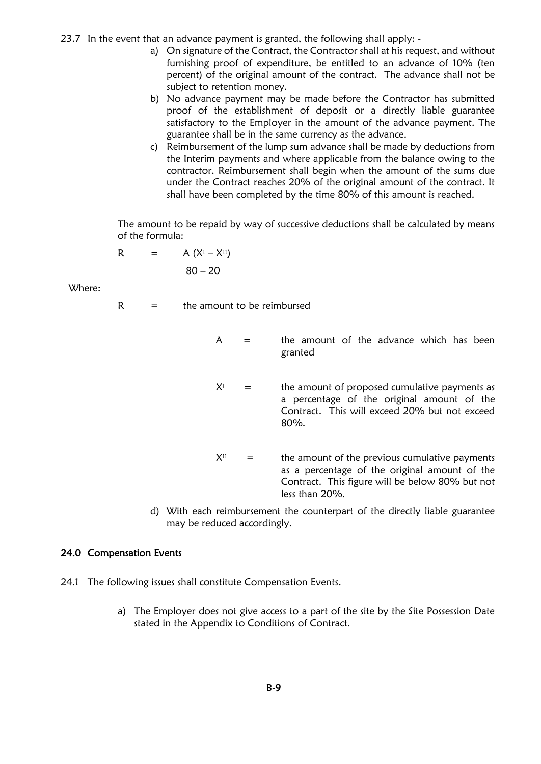23.7 In the event that an advance payment is granted, the following shall apply: -

a) On signature of the Contract, the Contractor shall at his request, and without furnishing proof of expenditure, be entitled to an advance of 10% (ten percent) of the original amount of the contract. The advance shall not be subject to retention money.

b) No advance payment may be made before the Contractor has submitted proof of the establishment of deposit or a directly liable guarantee satisfactory to the Employer in the amount of the advance payment. The guarantee shall be in the same currency as the advance.

c) Reimbursement of the lump sum advance shall be made by deductions from the Interim payments and where applicable from the balance owing to the contractor. Reimbursement shall begin when the amount of the sums due under the Contract reaches 20% of the original amount of the contract. It shall have been completed by the time 80% of this amount is reached.

The amount to be repaid by way of successive deductions shall be calculated by means of the formula:

$$R = \frac{A\,(X^{I} - X^{II})}{80 - 20}$$

Where:

$R$ = the amount to be reimbursed

$A$ = the amount of the advance which has been granted

$X^{I}$ = the amount of proposed cumulative payments as a percentage of the original amount of the Contract. This will exceed 20% but not exceed 80%.

$X^{II}$ = the amount of the previous cumulative payments as a percentage of the original amount of the Contract. This figure will be below 80% but not less than 20%.

d) With each reimbursement the counterpart of the directly liable guarantee may be reduced accordingly.

## 24.0 Compensation Events

24.1 The following issues shall constitute Compensation Events.

a) The Employer does not give access to a part of the site by the Site Possession Date stated in the Appendix to Conditions of Contract.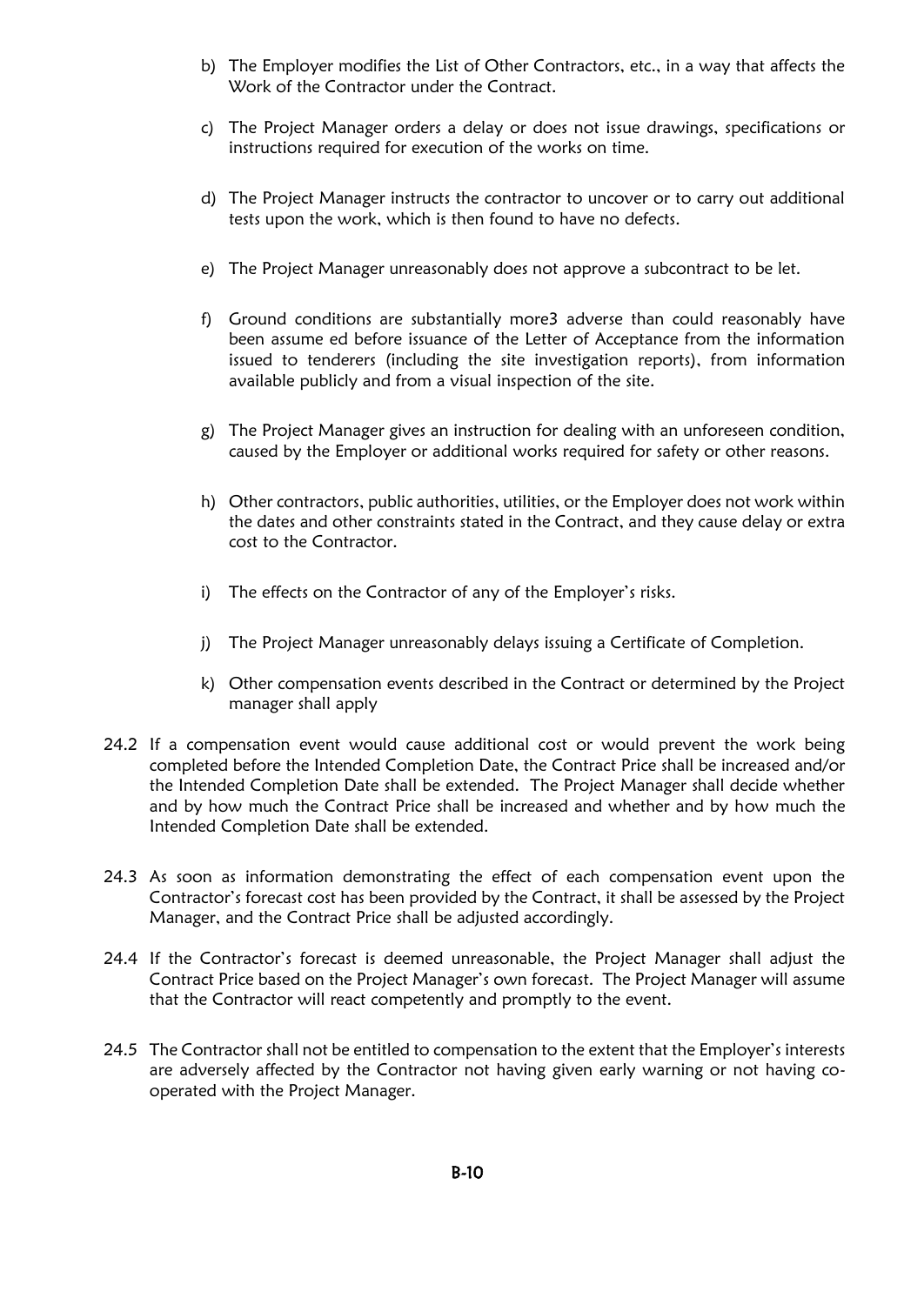b) The Employer modifies the List of Other Contractors, etc., in a way that affects the Work of the Contractor under the Contract.

c) The Project Manager orders a delay or does not issue drawings, specifications or instructions required for execution of the works on time.

d) The Project Manager instructs the contractor to uncover or to carry out additional tests upon the work, which is then found to have no defects.

e) The Project Manager unreasonably does not approve a subcontract to be let.

f) Ground conditions are substantially more3 adverse than could reasonably have been assume ed before issuance of the Letter of Acceptance from the information issued to tenderers (including the site investigation reports), from information available publicly and from a visual inspection of the site.

g) The Project Manager gives an instruction for dealing with an unforeseen condition, caused by the Employer or additional works required for safety or other reasons.

h) Other contractors, public authorities, utilities, or the Employer does not work within the dates and other constraints stated in the Contract, and they cause delay or extra cost to the Contractor.

i) The effects on the Contractor of any of the Employer's risks.

j) The Project Manager unreasonably delays issuing a Certificate of Completion.

k) Other compensation events described in the Contract or determined by the Project manager shall apply

24.2 If a compensation event would cause additional cost or would prevent the work being completed before the Intended Completion Date, the Contract Price shall be increased and/or the Intended Completion Date shall be extended. The Project Manager shall decide whether and by how much the Contract Price shall be increased and whether and by how much the Intended Completion Date shall be extended.

24.3 As soon as information demonstrating the effect of each compensation event upon the Contractor's forecast cost has been provided by the Contract, it shall be assessed by the Project Manager, and the Contract Price shall be adjusted accordingly.

24.4 If the Contractor's forecast is deemed unreasonable, the Project Manager shall adjust the Contract Price based on the Project Manager's own forecast. The Project Manager will assume that the Contractor will react competently and promptly to the event.

24.5 The Contractor shall not be entitled to compensation to the extent that the Employer's interests are adversely affected by the Contractor not having given early warning or not having co-operated with the Project Manager.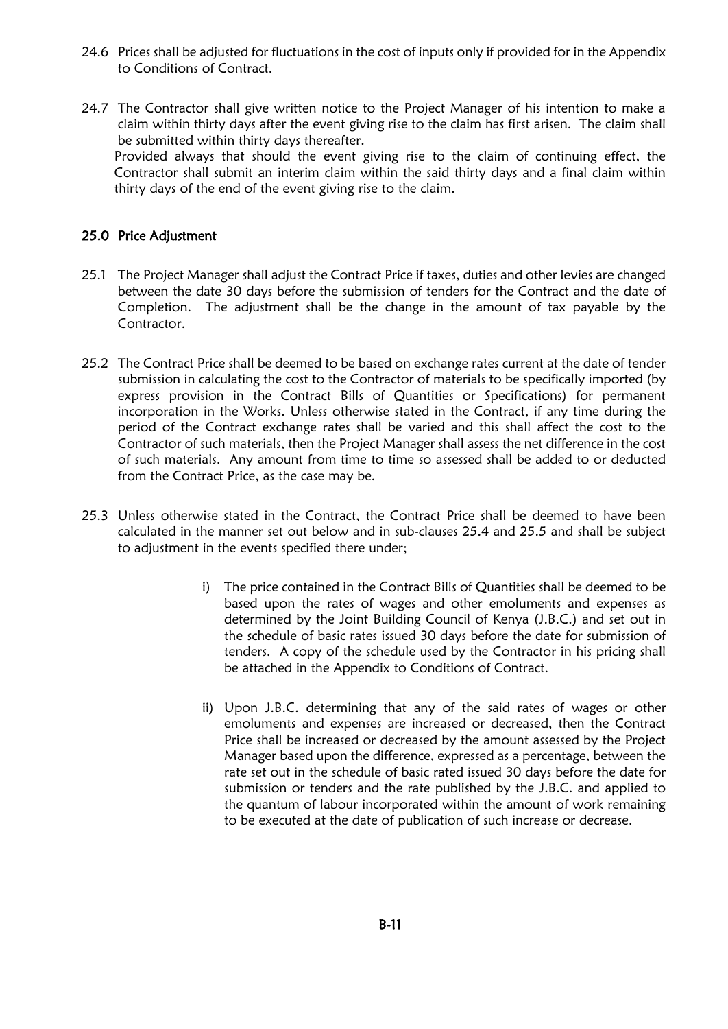24.6 Prices shall be adjusted for fluctuations in the cost of inputs only if provided for in the Appendix to Conditions of Contract.

24.7 The Contractor shall give written notice to the Project Manager of his intention to make a claim within thirty days after the event giving rise to the claim has first arisen. The claim shall be submitted within thirty days thereafter.
Provided always that should the event giving rise to the claim of continuing effect, the Contractor shall submit an interim claim within the said thirty days and a final claim within thirty days of the end of the event giving rise to the claim.

## 25.0 Price Adjustment

25.1 The Project Manager shall adjust the Contract Price if taxes, duties and other levies are changed between the date 30 days before the submission of tenders for the Contract and the date of Completion. The adjustment shall be the change in the amount of tax payable by the Contractor.

25.2 The Contract Price shall be deemed to be based on exchange rates current at the date of tender submission in calculating the cost to the Contractor of materials to be specifically imported (by express provision in the Contract Bills of Quantities or Specifications) for permanent incorporation in the Works. Unless otherwise stated in the Contract, if any time during the period of the Contract exchange rates shall be varied and this shall affect the cost to the Contractor of such materials, then the Project Manager shall assess the net difference in the cost of such materials. Any amount from time to time so assessed shall be added to or deducted from the Contract Price, as the case may be.

25.3 Unless otherwise stated in the Contract, the Contract Price shall be deemed to have been calculated in the manner set out below and in sub-clauses 25.4 and 25.5 and shall be subject to adjustment in the events specified there under;

i) The price contained in the Contract Bills of Quantities shall be deemed to be based upon the rates of wages and other emoluments and expenses as determined by the Joint Building Council of Kenya (J.B.C.) and set out in the schedule of basic rates issued 30 days before the date for submission of tenders. A copy of the schedule used by the Contractor in his pricing shall be attached in the Appendix to Conditions of Contract.

ii) Upon J.B.C. determining that any of the said rates of wages or other emoluments and expenses are increased or decreased, then the Contract Price shall be increased or decreased by the amount assessed by the Project Manager based upon the difference, expressed as a percentage, between the rate set out in the schedule of basic rated issued 30 days before the date for submission or tenders and the rate published by the J.B.C. and applied to the quantum of labour incorporated within the amount of work remaining to be executed at the date of publication of such increase or decrease.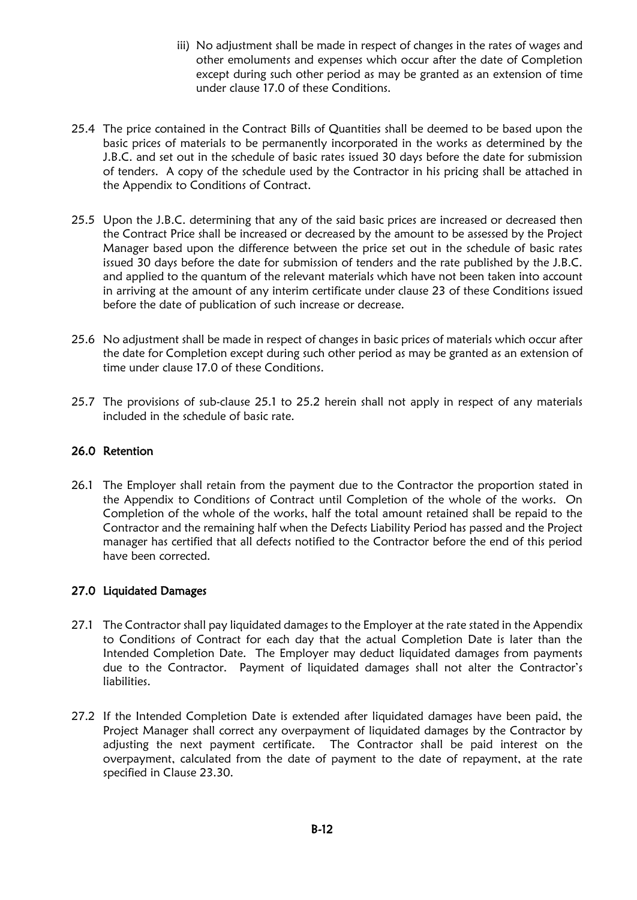iii) No adjustment shall be made in respect of changes in the rates of wages and other emoluments and expenses which occur after the date of Completion except during such other period as may be granted as an extension of time under clause 17.0 of these Conditions.

25.4 The price contained in the Contract Bills of Quantities shall be deemed to be based upon the basic prices of materials to be permanently incorporated in the works as determined by the J.B.C. and set out in the schedule of basic rates issued 30 days before the date for submission of tenders. A copy of the schedule used by the Contractor in his pricing shall be attached in the Appendix to Conditions of Contract.

25.5 Upon the J.B.C. determining that any of the said basic prices are increased or decreased then the Contract Price shall be increased or decreased by the amount to be assessed by the Project Manager based upon the difference between the price set out in the schedule of basic rates issued 30 days before the date for submission of tenders and the rate published by the J.B.C. and applied to the quantum of the relevant materials which have not been taken into account in arriving at the amount of any interim certificate under clause 23 of these Conditions issued before the date of publication of such increase or decrease.

25.6 No adjustment shall be made in respect of changes in basic prices of materials which occur after the date for Completion except during such other period as may be granted as an extension of time under clause 17.0 of these Conditions.

25.7 The provisions of sub-clause 25.1 to 25.2 herein shall not apply in respect of any materials included in the schedule of basic rate.

## 26.0 Retention

26.1 The Employer shall retain from the payment due to the Contractor the proportion stated in the Appendix to Conditions of Contract until Completion of the whole of the works. On Completion of the whole of the works, half the total amount retained shall be repaid to the Contractor and the remaining half when the Defects Liability Period has passed and the Project manager has certified that all defects notified to the Contractor before the end of this period have been corrected.

## 27.0 Liquidated Damages

27.1 The Contractor shall pay liquidated damages to the Employer at the rate stated in the Appendix to Conditions of Contract for each day that the actual Completion Date is later than the Intended Completion Date. The Employer may deduct liquidated damages from payments due to the Contractor. Payment of liquidated damages shall not alter the Contractor's liabilities.

27.2 If the Intended Completion Date is extended after liquidated damages have been paid, the Project Manager shall correct any overpayment of liquidated damages by the Contractor by adjusting the next payment certificate. The Contractor shall be paid interest on the overpayment, calculated from the date of payment to the date of repayment, at the rate specified in Clause 23.30.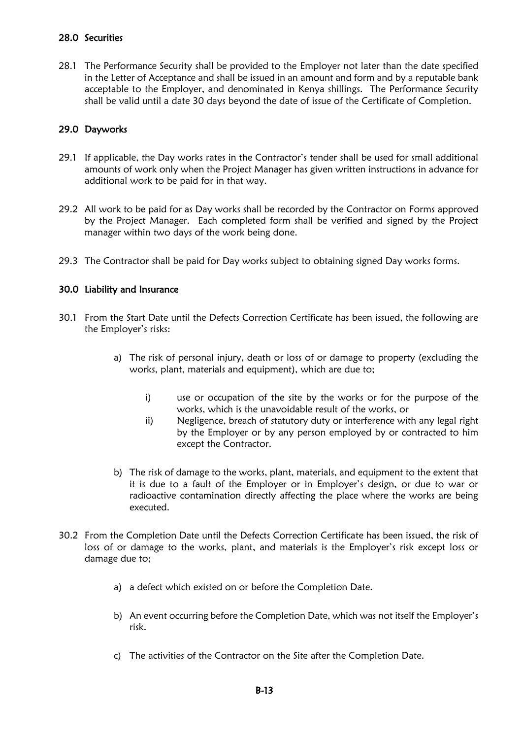### 28.0 Securities

28.1 The Performance Security shall be provided to the Employer not later than the date specified in the Letter of Acceptance and shall be issued in an amount and form and by a reputable bank acceptable to the Employer, and denominated in Kenya shillings. The Performance Security shall be valid until a date 30 days beyond the date of issue of the Certificate of Completion.

### 29.0 Dayworks

29.1 If applicable, the Day works rates in the Contractor's tender shall be used for small additional amounts of work only when the Project Manager has given written instructions in advance for additional work to be paid for in that way.

29.2 All work to be paid for as Day works shall be recorded by the Contractor on Forms approved by the Project Manager. Each completed form shall be verified and signed by the Project manager within two days of the work being done.

29.3 The Contractor shall be paid for Day works subject to obtaining signed Day works forms.

### 30.0 Liability and Insurance

30.1 From the Start Date until the Defects Correction Certificate has been issued, the following are the Employer's risks:

a) The risk of personal injury, death or loss of or damage to property (excluding the works, plant, materials and equipment), which are due to;

   i) use or occupation of the site by the works or for the purpose of the works, which is the unavoidable result of the works, or
   
   ii) Negligence, breach of statutory duty or interference with any legal right by the Employer or by any person employed by or contracted to him except the Contractor.

b) The risk of damage to the works, plant, materials, and equipment to the extent that it is due to a fault of the Employer or in Employer's design, or due to war or radioactive contamination directly affecting the place where the works are being executed.

30.2 From the Completion Date until the Defects Correction Certificate has been issued, the risk of loss of or damage to the works, plant, and materials is the Employer's risk except loss or damage due to;

a) a defect which existed on or before the Completion Date.

b) An event occurring before the Completion Date, which was not itself the Employer's risk.

c) The activities of the Contractor on the Site after the Completion Date.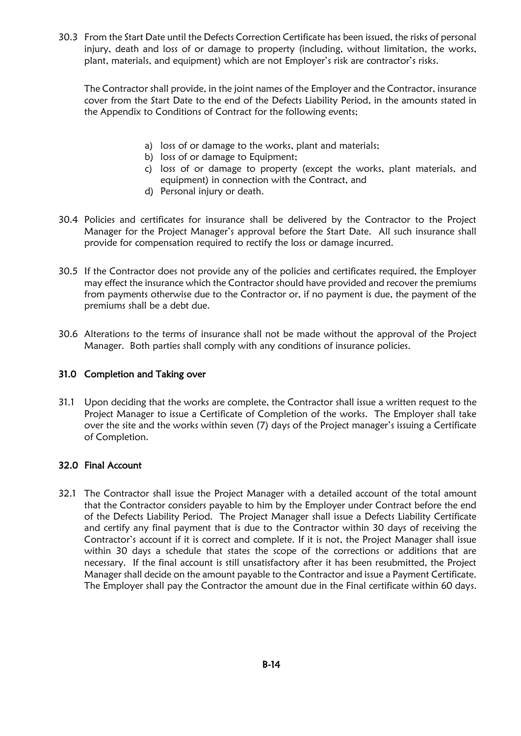30.3 From the Start Date until the Defects Correction Certificate has been issued, the risks of personal injury, death and loss of or damage to property (including, without limitation, the works, plant, materials, and equipment) which are not Employer's risk are contractor's risks.

The Contractor shall provide, in the joint names of the Employer and the Contractor, insurance cover from the Start Date to the end of the Defects Liability Period, in the amounts stated in the Appendix to Conditions of Contract for the following events;

a) loss of or damage to the works, plant and materials;
b) loss of or damage to Equipment;
c) loss of or damage to property (except the works, plant materials, and equipment) in connection with the Contract, and
d) Personal injury or death.

30.4 Policies and certificates for insurance shall be delivered by the Contractor to the Project Manager for the Project Manager's approval before the Start Date. All such insurance shall provide for compensation required to rectify the loss or damage incurred.

30.5 If the Contractor does not provide any of the policies and certificates required, the Employer may effect the insurance which the Contractor should have provided and recover the premiums from payments otherwise due to the Contractor or, if no payment is due, the payment of the premiums shall be a debt due.

30.6 Alterations to the terms of insurance shall not be made without the approval of the Project Manager. Both parties shall comply with any conditions of insurance policies.

## 31.0 Completion and Taking over

31.1 Upon deciding that the works are complete, the Contractor shall issue a written request to the Project Manager to issue a Certificate of Completion of the works. The Employer shall take over the site and the works within seven (7) days of the Project manager's issuing a Certificate of Completion.

## 32.0 Final Account

32.1 The Contractor shall issue the Project Manager with a detailed account of the total amount that the Contractor considers payable to him by the Employer under Contract before the end of the Defects Liability Period. The Project Manager shall issue a Defects Liability Certificate and certify any final payment that is due to the Contractor within 30 days of receiving the Contractor's account if it is correct and complete. If it is not, the Project Manager shall issue within 30 days a schedule that states the scope of the corrections or additions that are necessary. If the final account is still unsatisfactory after it has been resubmitted, the Project Manager shall decide on the amount payable to the Contractor and issue a Payment Certificate. The Employer shall pay the Contractor the amount due in the Final certificate within 60 days.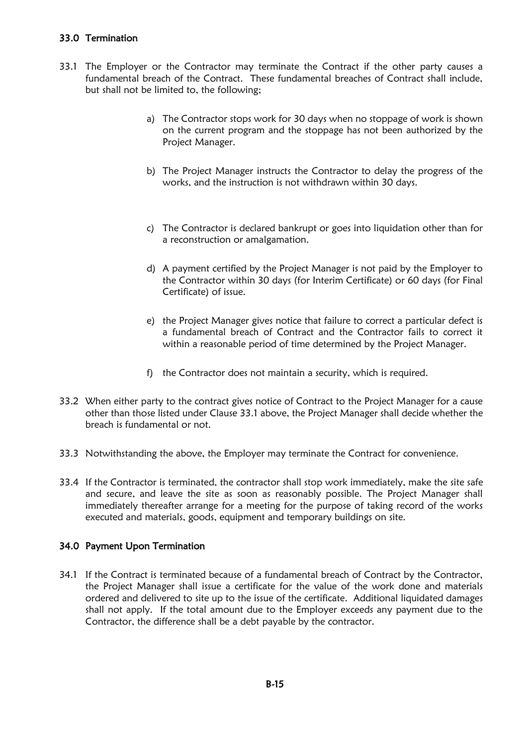### 33.0 Termination

33.1 The Employer or the Contractor may terminate the Contract if the other party causes a fundamental breach of the Contract. These fundamental breaches of Contract shall include, but shall not be limited to, the following;

a) The Contractor stops work for 30 days when no stoppage of work is shown on the current program and the stoppage has not been authorized by the Project Manager.

b) The Project Manager instructs the Contractor to delay the progress of the works, and the instruction is not withdrawn within 30 days.

c) The Contractor is declared bankrupt or goes into liquidation other than for a reconstruction or amalgamation.

d) A payment certified by the Project Manager is not paid by the Employer to the Contractor within 30 days (for Interim Certificate) or 60 days (for Final Certificate) of issue.

e) the Project Manager gives notice that failure to correct a particular defect is a fundamental breach of Contract and the Contractor fails to correct it within a reasonable period of time determined by the Project Manager.

f) the Contractor does not maintain a security, which is required.

33.2 When either party to the contract gives notice of Contract to the Project Manager for a cause other than those listed under Clause 33.1 above, the Project Manager shall decide whether the breach is fundamental or not.

33.3 Notwithstanding the above, the Employer may terminate the Contract for convenience.

33.4 If the Contractor is terminated, the contractor shall stop work immediately, make the site safe and secure, and leave the site as soon as reasonably possible. The Project Manager shall immediately thereafter arrange for a meeting for the purpose of taking record of the works executed and materials, goods, equipment and temporary buildings on site.

### 34.0 Payment Upon Termination

34.1 If the Contract is terminated because of a fundamental breach of Contract by the Contractor, the Project Manager shall issue a certificate for the value of the work done and materials ordered and delivered to site up to the issue of the certificate. Additional liquidated damages shall not apply. If the total amount due to the Employer exceeds any payment due to the Contractor, the difference shall be a debt payable by the contractor.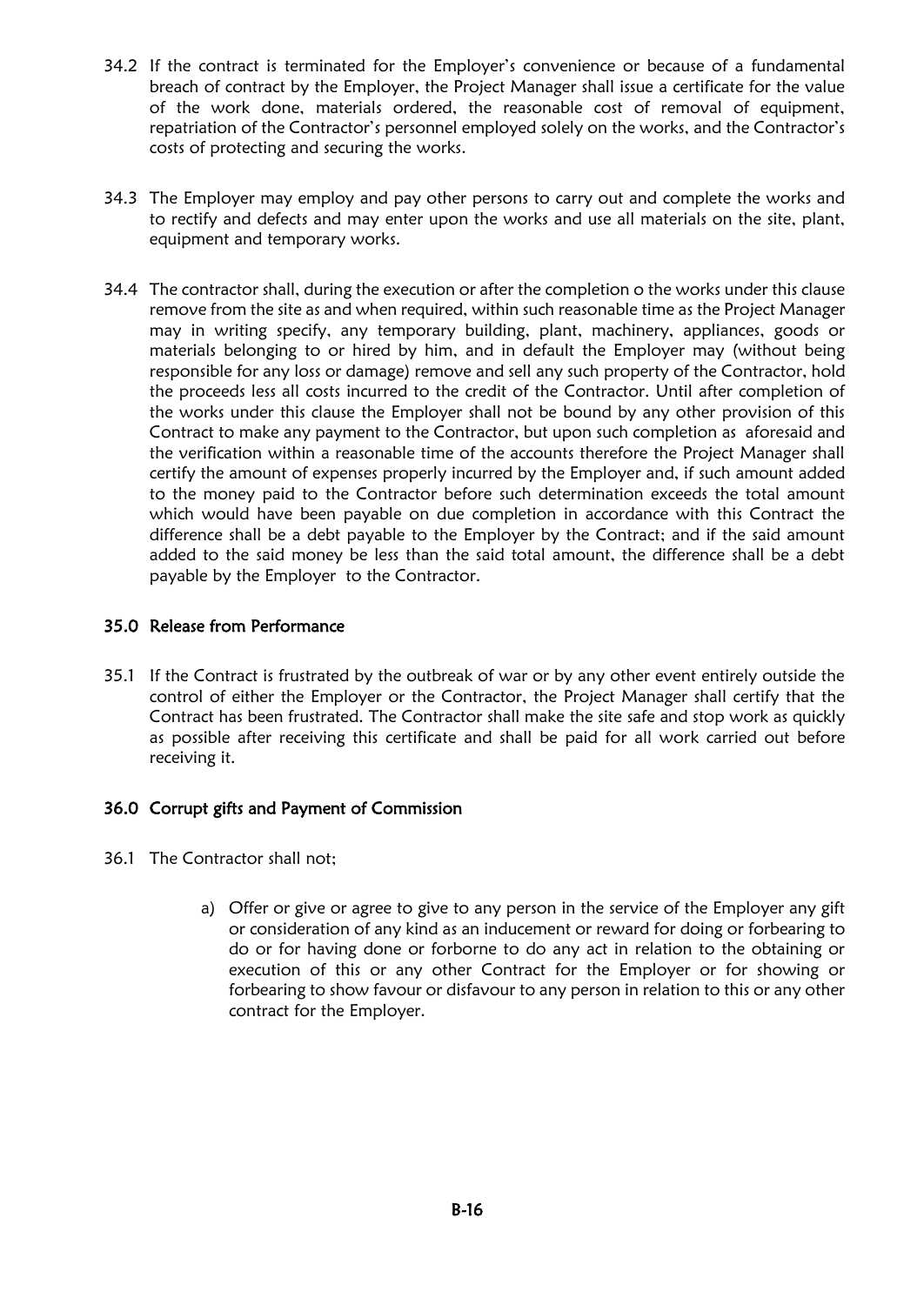34.2 If the contract is terminated for the Employer's convenience or because of a fundamental breach of contract by the Employer, the Project Manager shall issue a certificate for the value of the work done, materials ordered, the reasonable cost of removal of equipment, repatriation of the Contractor's personnel employed solely on the works, and the Contractor's costs of protecting and securing the works.

34.3 The Employer may employ and pay other persons to carry out and complete the works and to rectify and defects and may enter upon the works and use all materials on the site, plant, equipment and temporary works.

34.4 The contractor shall, during the execution or after the completion o the works under this clause remove from the site as and when required, within such reasonable time as the Project Manager may in writing specify, any temporary building, plant, machinery, appliances, goods or materials belonging to or hired by him, and in default the Employer may (without being responsible for any loss or damage) remove and sell any such property of the Contractor, hold the proceeds less all costs incurred to the credit of the Contractor. Until after completion of the works under this clause the Employer shall not be bound by any other provision of this Contract to make any payment to the Contractor, but upon such completion as aforesaid and the verification within a reasonable time of the accounts therefore the Project Manager shall certify the amount of expenses properly incurred by the Employer and, if such amount added to the money paid to the Contractor before such determination exceeds the total amount which would have been payable on due completion in accordance with this Contract the difference shall be a debt payable to the Employer by the Contract; and if the said amount added to the said money be less than the said total amount, the difference shall be a debt payable by the Employer to the Contractor.

## 35.0 Release from Performance

35.1 If the Contract is frustrated by the outbreak of war or by any other event entirely outside the control of either the Employer or the Contractor, the Project Manager shall certify that the Contract has been frustrated. The Contractor shall make the site safe and stop work as quickly as possible after receiving this certificate and shall be paid for all work carried out before receiving it.

## 36.0 Corrupt gifts and Payment of Commission

36.1 The Contractor shall not;

a) Offer or give or agree to give to any person in the service of the Employer any gift or consideration of any kind as an inducement or reward for doing or forbearing to do or for having done or forborne to do any act in relation to the obtaining or execution of this or any other Contract for the Employer or for showing or forbearing to show favour or disfavour to any person in relation to this or any other contract for the Employer.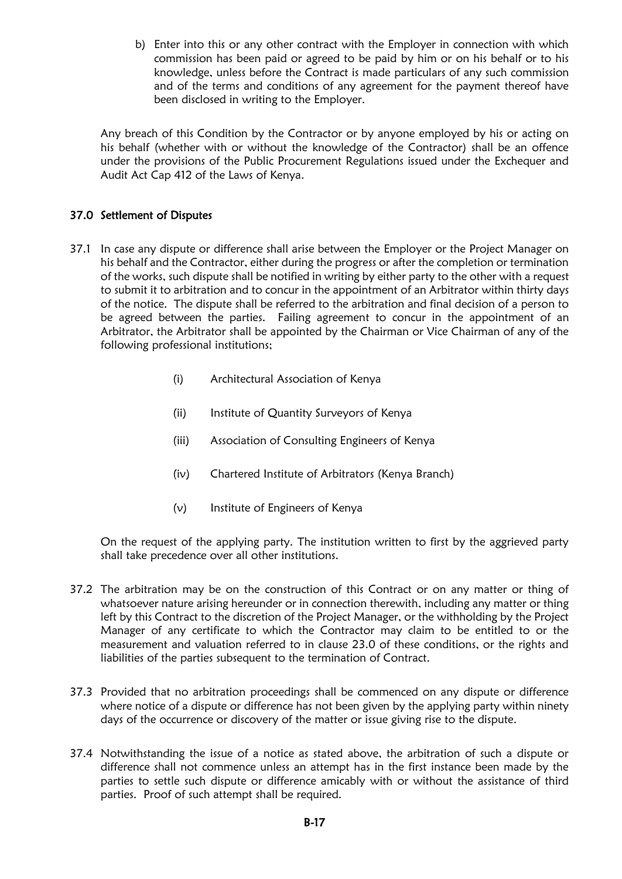b) Enter into this or any other contract with the Employer in connection with which commission has been paid or agreed to be paid by him or on his behalf or to his knowledge, unless before the Contract is made particulars of any such commission and of the terms and conditions of any agreement for the payment thereof have been disclosed in writing to the Employer.

Any breach of this Condition by the Contractor or by anyone employed by his or acting on his behalf (whether with or without the knowledge of the Contractor) shall be an offence under the provisions of the Public Procurement Regulations issued under the Exchequer and Audit Act Cap 412 of the Laws of Kenya.

## 37.0 Settlement of Disputes

37.1 In case any dispute or difference shall arise between the Employer or the Project Manager on his behalf and the Contractor, either during the progress or after the completion or termination of the works, such dispute shall be notified in writing by either party to the other with a request to submit it to arbitration and to concur in the appointment of an Arbitrator within thirty days of the notice. The dispute shall be referred to the arbitration and final decision of a person to be agreed between the parties. Failing agreement to concur in the appointment of an Arbitrator, the Arbitrator shall be appointed by the Chairman or Vice Chairman of any of the following professional institutions;

- (i) Architectural Association of Kenya
- (ii) Institute of Quantity Surveyors of Kenya
- (iii) Association of Consulting Engineers of Kenya
- (iv) Chartered Institute of Arbitrators (Kenya Branch)
- (v) Institute of Engineers of Kenya

On the request of the applying party. The institution written to first by the aggrieved party shall take precedence over all other institutions.

37.2 The arbitration may be on the construction of this Contract or on any matter or thing of whatsoever nature arising hereunder or in connection therewith, including any matter or thing left by this Contract to the discretion of the Project Manager, or the withholding by the Project Manager of any certificate to which the Contractor may claim to be entitled to or the measurement and valuation referred to in clause 23.0 of these conditions, or the rights and liabilities of the parties subsequent to the termination of Contract.

37.3 Provided that no arbitration proceedings shall be commenced on any dispute or difference where notice of a dispute or difference has not been given by the applying party within ninety days of the occurrence or discovery of the matter or issue giving rise to the dispute.

37.4 Notwithstanding the issue of a notice as stated above, the arbitration of such a dispute or difference shall not commence unless an attempt has in the first instance been made by the parties to settle such dispute or difference amicably with or without the assistance of third parties. Proof of such attempt shall be required.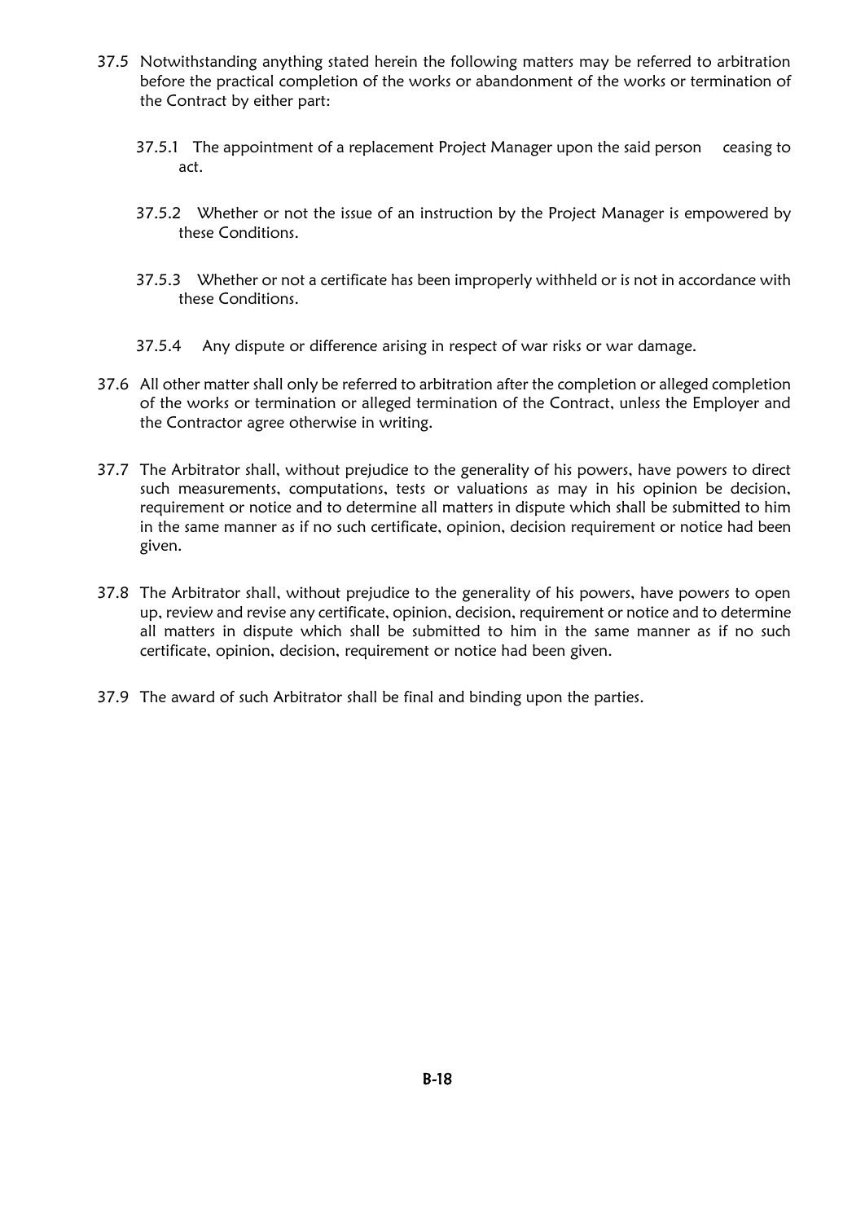37.5 Notwithstanding anything stated herein the following matters may be referred to arbitration before the practical completion of the works or abandonment of the works or termination of the Contract by either part:

   37.5.1 The appointment of a replacement Project Manager upon the said person ceasing to act.

   37.5.2 Whether or not the issue of an instruction by the Project Manager is empowered by these Conditions.

   37.5.3 Whether or not a certificate has been improperly withheld or is not in accordance with these Conditions.

   37.5.4 Any dispute or difference arising in respect of war risks or war damage.

37.6 All other matter shall only be referred to arbitration after the completion or alleged completion of the works or termination or alleged termination of the Contract, unless the Employer and the Contractor agree otherwise in writing.

37.7 The Arbitrator shall, without prejudice to the generality of his powers, have powers to direct such measurements, computations, tests or valuations as may in his opinion be decision, requirement or notice and to determine all matters in dispute which shall be submitted to him in the same manner as if no such certificate, opinion, decision requirement or notice had been given.

37.8 The Arbitrator shall, without prejudice to the generality of his powers, have powers to open up, review and revise any certificate, opinion, decision, requirement or notice and to determine all matters in dispute which shall be submitted to him in the same manner as if no such certificate, opinion, decision, requirement or notice had been given.

37.9 The award of such Arbitrator shall be final and binding upon the parties.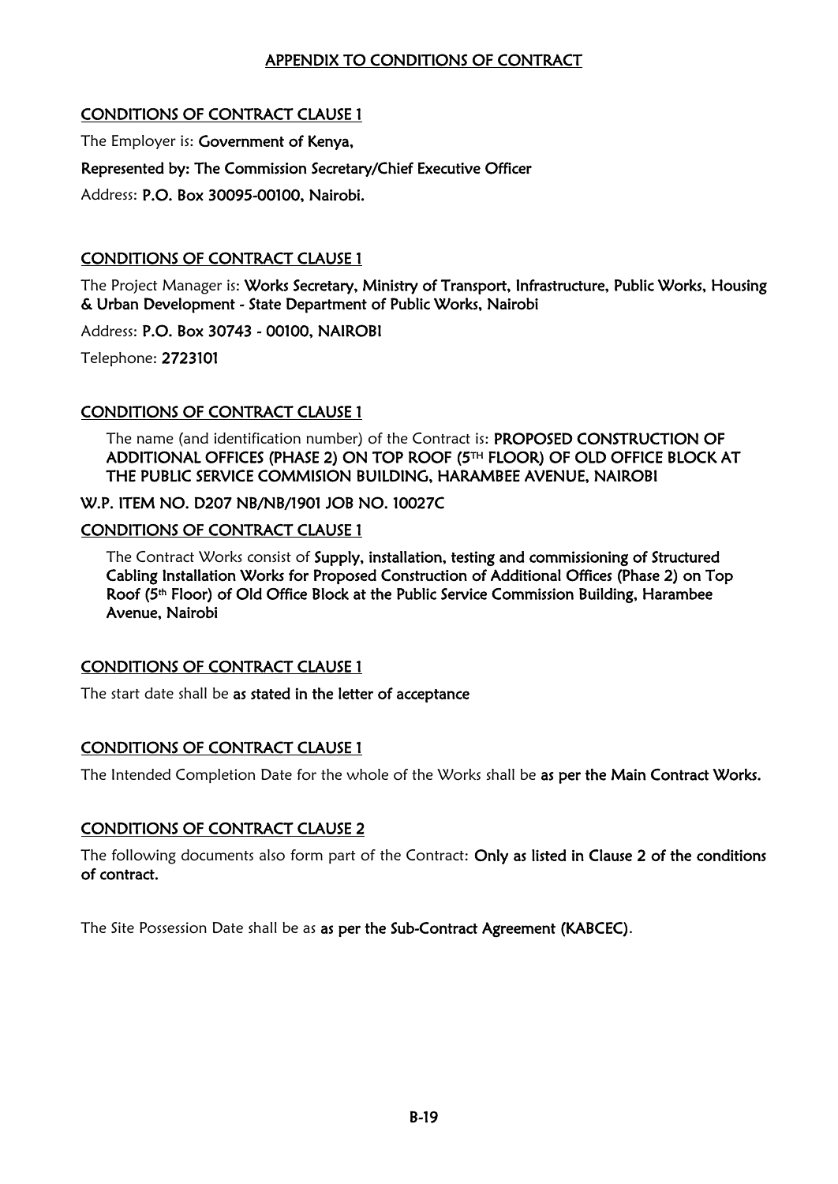## APPENDIX TO CONDITIONS OF CONTRACT

### CONDITIONS OF CONTRACT CLAUSE 1

The Employer is: **Government of Kenya,**

**Represented by: The Commission Secretary/Chief Executive Officer**

Address: **P.O. Box 30095-00100, Nairobi.**

### CONDITIONS OF CONTRACT CLAUSE 1

The Project Manager is: **Works Secretary, Ministry of Transport, Infrastructure, Public Works, Housing & Urban Development - State Department of Public Works, Nairobi**

Address: **P.O. Box 30743 - 00100, NAIROBI**

Telephone: **2723101**

### CONDITIONS OF CONTRACT CLAUSE 1

The name (and identification number) of the Contract is: **PROPOSED CONSTRUCTION OF ADDITIONAL OFFICES (PHASE 2) ON TOP ROOF (5TH FLOOR) OF OLD OFFICE BLOCK AT THE PUBLIC SERVICE COMMISION BUILDING, HARAMBEE AVENUE, NAIROBI**

**W.P. ITEM NO. D207 NB/NB/1901 JOB NO. 10027C**

### CONDITIONS OF CONTRACT CLAUSE 1

The Contract Works consist of **Supply, installation, testing and commissioning of Structured Cabling Installation Works for Proposed Construction of Additional Offices (Phase 2) on Top Roof (5th Floor) of Old Office Block at the Public Service Commission Building, Harambee Avenue, Nairobi**

### CONDITIONS OF CONTRACT CLAUSE 1

The start date shall be **as stated in the letter of acceptance**

### CONDITIONS OF CONTRACT CLAUSE 1

The Intended Completion Date for the whole of the Works shall be **as per the Main Contract Works.**

### CONDITIONS OF CONTRACT CLAUSE 2

The following documents also form part of the Contract: **Only as listed in Clause 2 of the conditions of contract.**

The Site Possession Date shall be as **as per the Sub-Contract Agreement (KABCEC)**.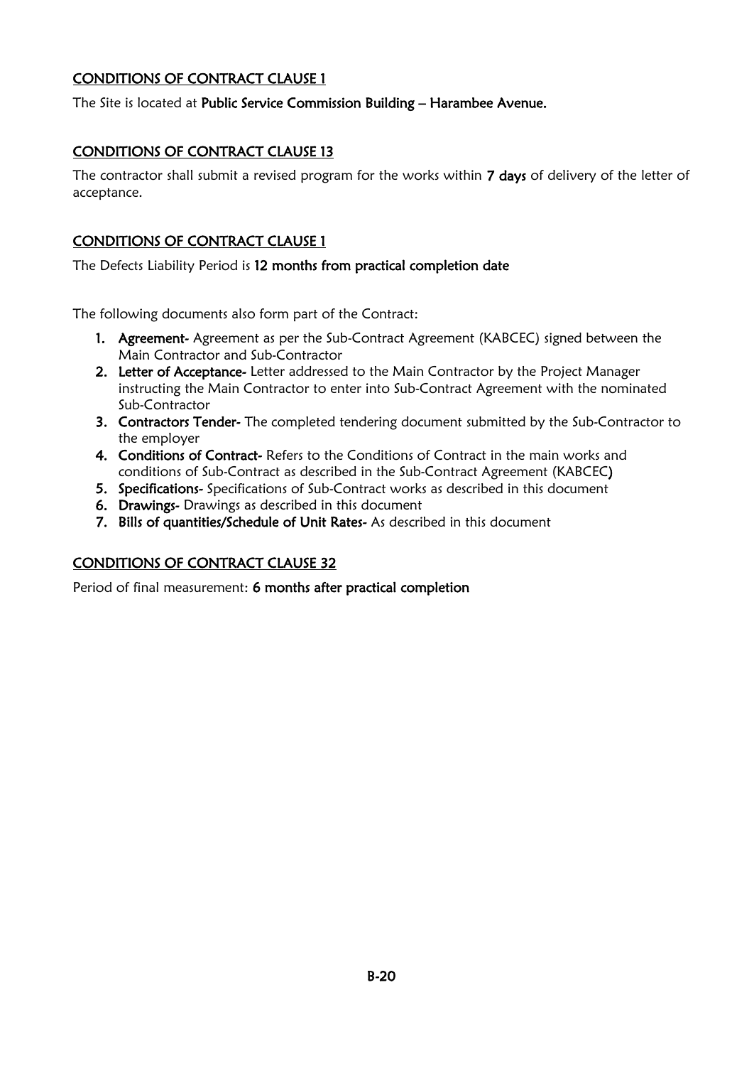## CONDITIONS OF CONTRACT CLAUSE 1

The Site is located at **Public Service Commission Building – Harambee Avenue.**

## CONDITIONS OF CONTRACT CLAUSE 13

The contractor shall submit a revised program for the works within **7 days** of delivery of the letter of acceptance.

## CONDITIONS OF CONTRACT CLAUSE 1

The Defects Liability Period is **12 months from practical completion date**

The following documents also form part of the Contract:

1. **Agreement-** Agreement as per the Sub-Contract Agreement (KABCEC) signed between the Main Contractor and Sub-Contractor
2. **Letter of Acceptance-** Letter addressed to the Main Contractor by the Project Manager instructing the Main Contractor to enter into Sub-Contract Agreement with the nominated Sub-Contractor
3. **Contractors Tender-** The completed tendering document submitted by the Sub-Contractor to the employer
4. **Conditions of Contract-** Refers to the Conditions of Contract in the main works and conditions of Sub-Contract as described in the Sub-Contract Agreement (KABCEC)
5. **Specifications-** Specifications of Sub-Contract works as described in this document
6. **Drawings-** Drawings as described in this document
7. **Bills of quantities/Schedule of Unit Rates-** As described in this document

## CONDITIONS OF CONTRACT CLAUSE 32

Period of final measurement: **6 months after practical completion**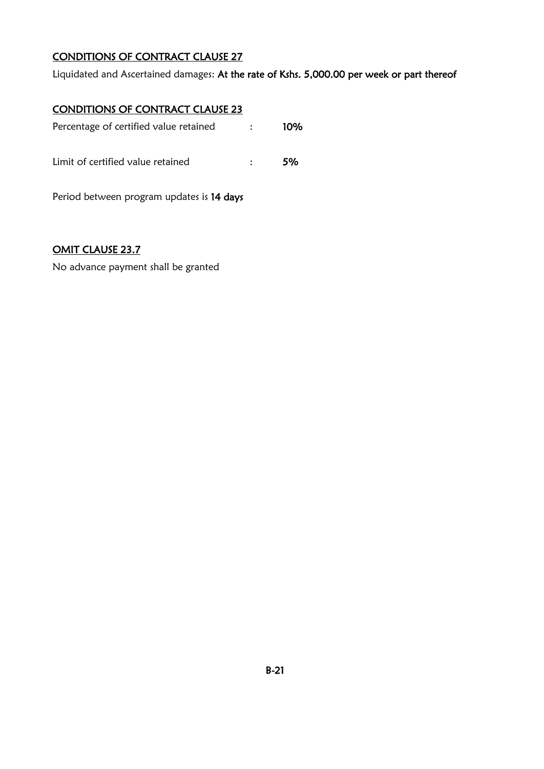<u>CONDITIONS OF CONTRACT CLAUSE 27</u>

Liquidated and Ascertained damages: **At the rate of Kshs. 5,000.00 per week or part thereof**

<u>CONDITIONS OF CONTRACT CLAUSE 23</u>

Percentage of certified value retained : **10%**

Limit of certified value retained : **5%**

Period between program updates is **14 days**

<u>OMIT CLAUSE 23.7</u>

No advance payment shall be granted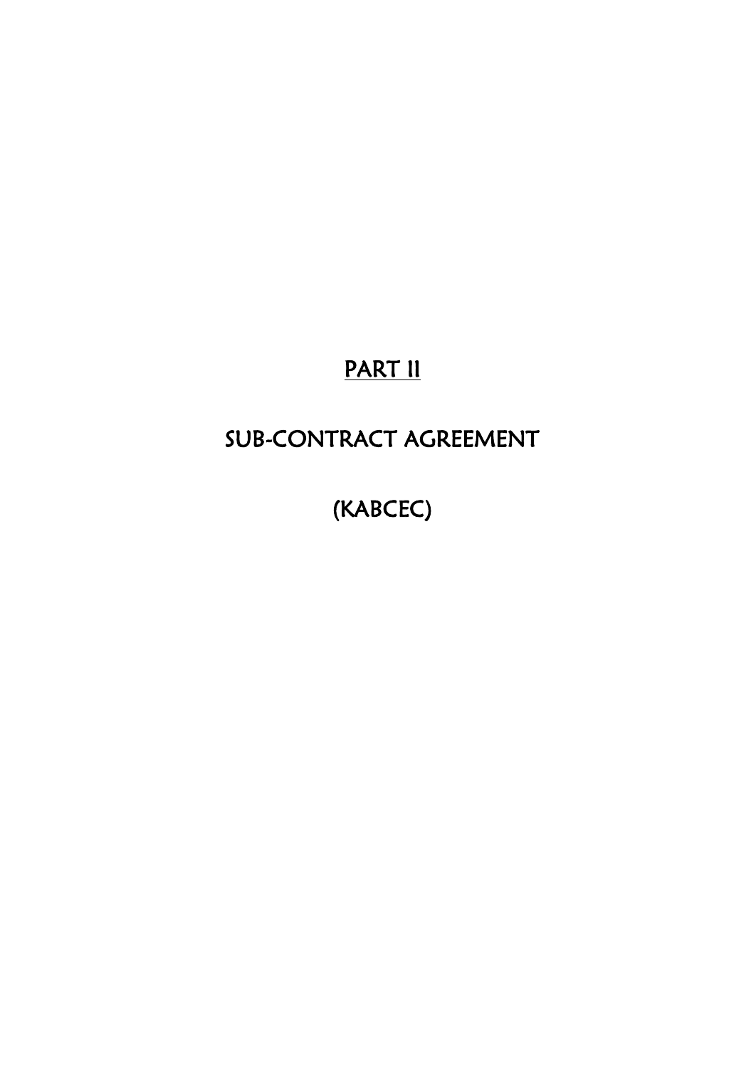# PART II

# SUB-CONTRACT AGREEMENT

# (KABCEC)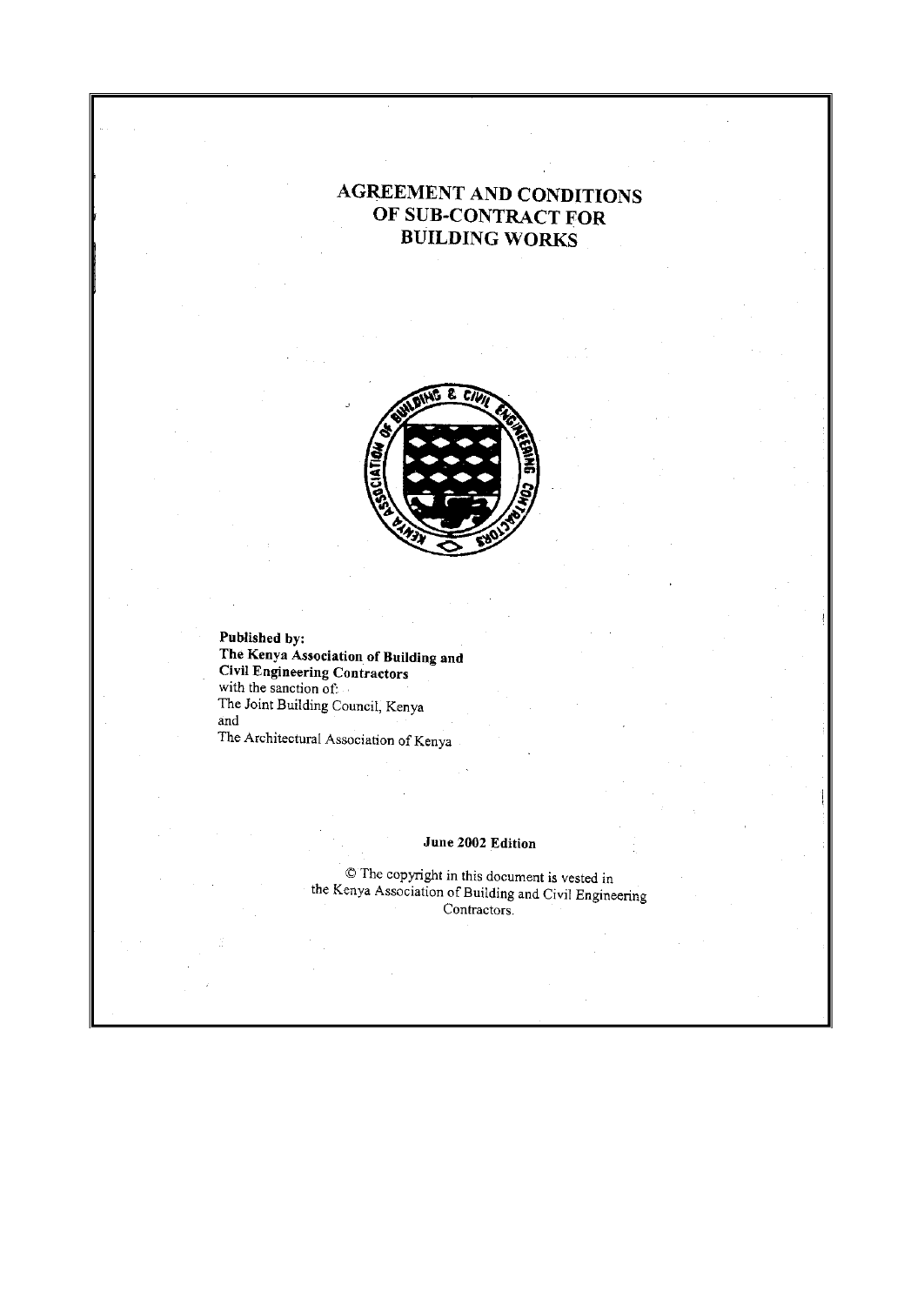# AGREEMENT AND CONDITIONS OF SUB-CONTRACT FOR BUILDING WORKS

**Published by:**
**The Kenya Association of Building and Civil Engineering Contractors**
with the sanction of:
The Joint Building Council, Kenya
and
The Architectural Association of Kenya

**June 2002 Edition**

© The copyright in this document is vested in the Kenya Association of Building and Civil Engineering Contractors.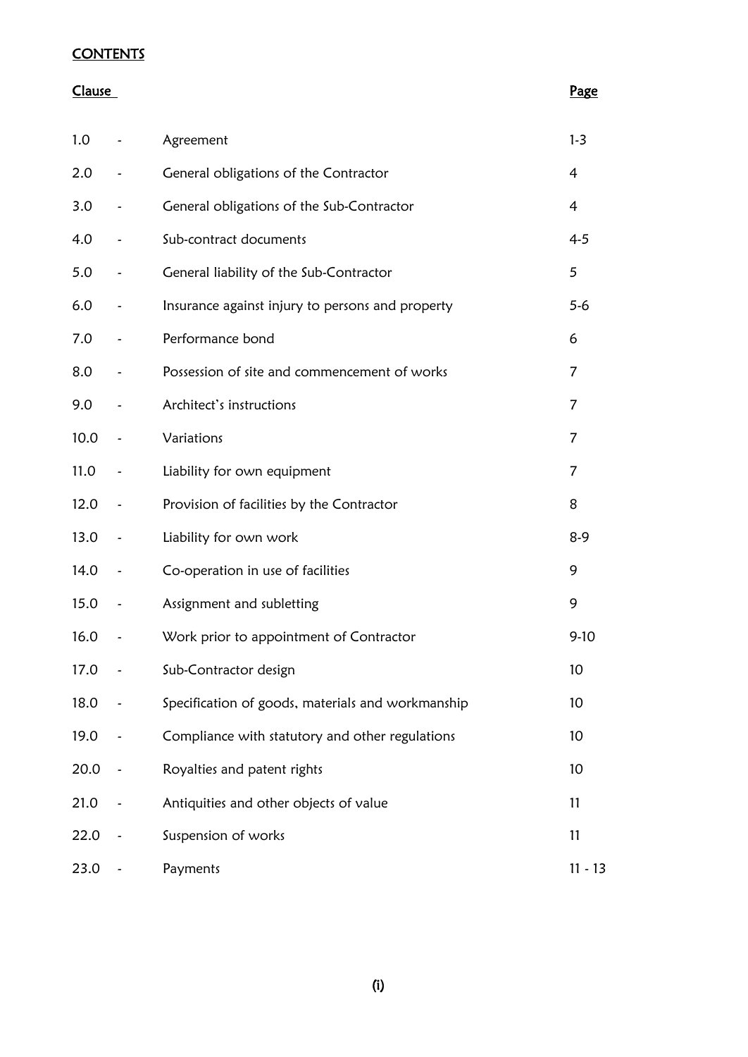## CONTENTS

| Clause | | | Page |
|---|---|---|---|
| 1.0 | - | Agreement | 1-3 |
| 2.0 | - | General obligations of the Contractor | 4 |
| 3.0 | - | General obligations of the Sub-Contractor | 4 |
| 4.0 | - | Sub-contract documents | 4-5 |
| 5.0 | - | General liability of the Sub-Contractor | 5 |
| 6.0 | - | Insurance against injury to persons and property | 5-6 |
| 7.0 | - | Performance bond | 6 |
| 8.0 | - | Possession of site and commencement of works | 7 |
| 9.0 | - | Architect's instructions | 7 |
| 10.0 | - | Variations | 7 |
| 11.0 | - | Liability for own equipment | 7 |
| 12.0 | - | Provision of facilities by the Contractor | 8 |
| 13.0 | - | Liability for own work | 8-9 |
| 14.0 | - | Co-operation in use of facilities | 9 |
| 15.0 | - | Assignment and subletting | 9 |
| 16.0 | - | Work prior to appointment of Contractor | 9-10 |
| 17.0 | - | Sub-Contractor design | 10 |
| 18.0 | - | Specification of goods, materials and workmanship | 10 |
| 19.0 | - | Compliance with statutory and other regulations | 10 |
| 20.0 | - | Royalties and patent rights | 10 |
| 21.0 | - | Antiquities and other objects of value | 11 |
| 22.0 | - | Suspension of works | 11 |
| 23.0 | - | Payments | 11 - 13 |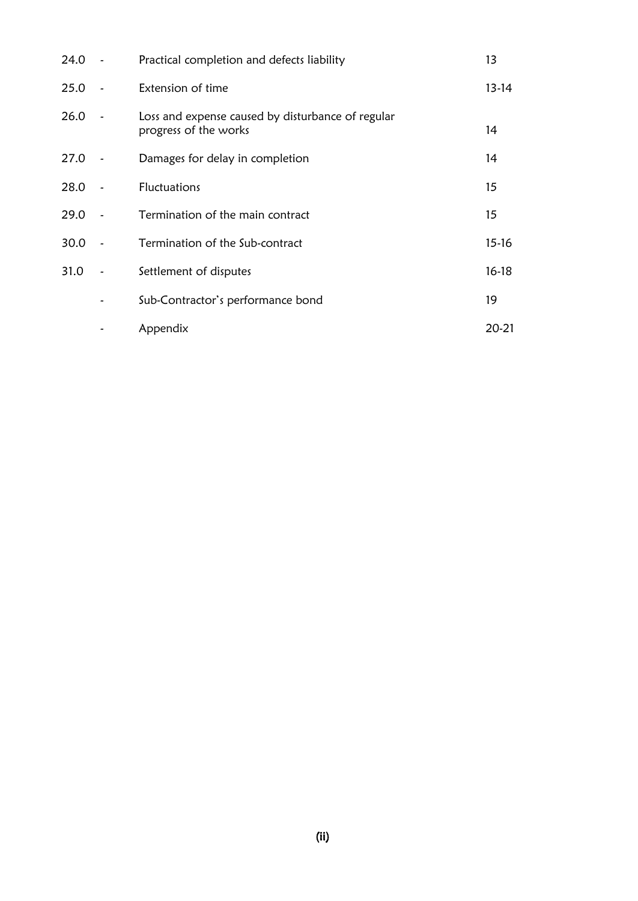| | | | |
|---|---|---|---|
| 24.0 | - | Practical completion and defects liability | 13 |
| 25.0 | - | Extension of time | 13-14 |
| 26.0 | - | Loss and expense caused by disturbance of regular progress of the works | 14 |
| 27.0 | - | Damages for delay in completion | 14 |
| 28.0 | - | Fluctuations | 15 |
| 29.0 | - | Termination of the main contract | 15 |
| 30.0 | - | Termination of the Sub-contract | 15-16 |
| 31.0 | - | Settlement of disputes | 16-18 |
| | - | Sub-Contractor's performance bond | 19 |
| | - | Appendix | 20-21 |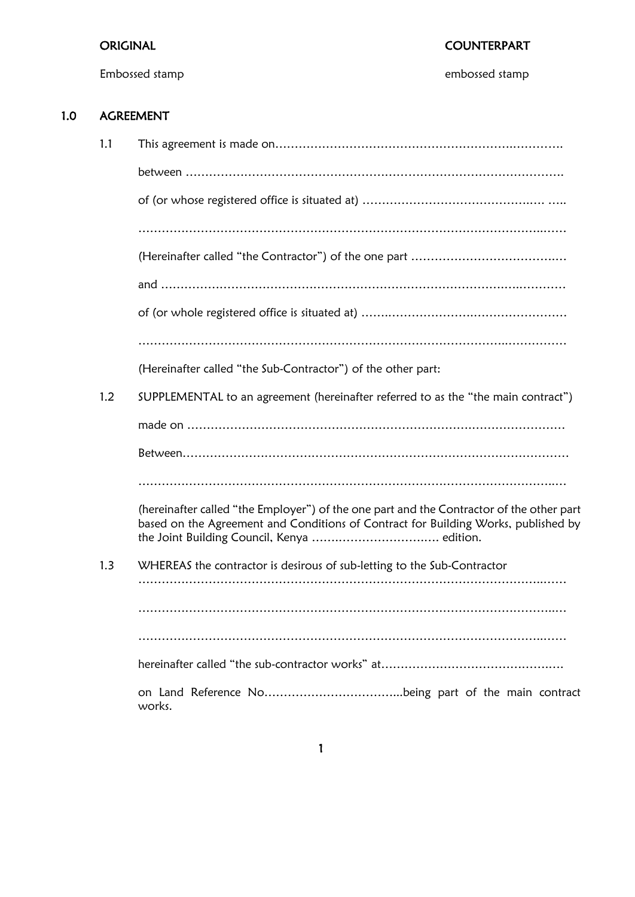ORIGINAL | COUNTERPART

Embossed stamp | embossed stamp

## 1.0 AGREEMENT

1.1 This agreement is made on……………………………………………………….………….

between …………………………………………………………………………………….

of (or whose registered office is situated at) ……………………………………..… …..

…………………………………………………………………………………………..……

(Hereinafter called "the Contractor") of the one part …………………………………

and ………………………………………………………………………………..…………

of (or whole registered office is situated at) ……..…………………….………………….

…………………………………………………………………………………..……………

(Hereinafter called "the Sub-Contractor") of the other part:

1.2 SUPPLEMENTAL to an agreement (hereinafter referred to as the "the main contract")

made on ……………………………………………………………………………………

Between………………………………………………………………………………………

…………………………………………………………………………………………….…

(hereinafter called "the Employer") of the one part and the Contractor of the other part based on the Agreement and Conditions of Contract for Building Works, published by the Joint Building Council, Kenya ……………………….…… edition.

1.3 WHEREAS the contractor is desirous of sub-letting to the Sub-Contractor …………………………………………………………………………………………..……

…………………………………………………………………………………………….…

…………………………………………………………………………………………..……

hereinafter called "the sub-contractor works" at……………………………………….

on Land Reference No……………………………...being part of the main contract works.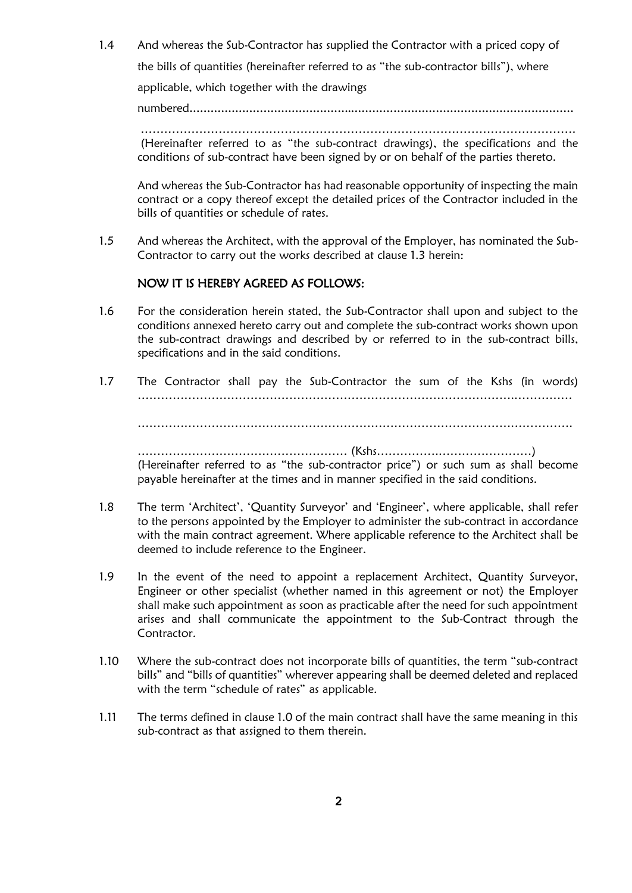1.4 And whereas the Sub-Contractor has supplied the Contractor with a priced copy of the bills of quantities (hereinafter referred to as "the sub-contractor bills"), where applicable, which together with the drawings numbered.............................................................................................................

……………………………………………………………………………………………………
(Hereinafter referred to as "the sub-contract drawings), the specifications and the conditions of sub-contract have been signed by or on behalf of the parties thereto.

And whereas the Sub-Contractor has had reasonable opportunity of inspecting the main contract or a copy thereof except the detailed prices of the Contractor included in the bills of quantities or schedule of rates.

1.5 And whereas the Architect, with the approval of the Employer, has nominated the Sub-Contractor to carry out the works described at clause 1.3 herein:

**NOW IT IS HEREBY AGREED AS FOLLOWS:**

1.6 For the consideration herein stated, the Sub-Contractor shall upon and subject to the conditions annexed hereto carry out and complete the sub-contract works shown upon the sub-contract drawings and described by or referred to in the sub-contract bills, specifications and in the said conditions.

1.7 The Contractor shall pay the Sub-Contractor the sum of the Kshs (in words) ……………………………………………………………………………………………………

……………………………………………………………………………………………………

……………………………………………… (Kshs…………………………………)
(Hereinafter referred to as "the sub-contractor price") or such sum as shall become payable hereinafter at the times and in manner specified in the said conditions.

1.8 The term 'Architect', 'Quantity Surveyor' and 'Engineer', where applicable, shall refer to the persons appointed by the Employer to administer the sub-contract in accordance with the main contract agreement. Where applicable reference to the Architect shall be deemed to include reference to the Engineer.

1.9 In the event of the need to appoint a replacement Architect, Quantity Surveyor, Engineer or other specialist (whether named in this agreement or not) the Employer shall make such appointment as soon as practicable after the need for such appointment arises and shall communicate the appointment to the Sub-Contract through the Contractor.

1.10 Where the sub-contract does not incorporate bills of quantities, the term "sub-contract bills" and "bills of quantities" wherever appearing shall be deemed deleted and replaced with the term "schedule of rates" as applicable.

1.11 The terms defined in clause 1.0 of the main contract shall have the same meaning in this sub-contract as that assigned to them therein.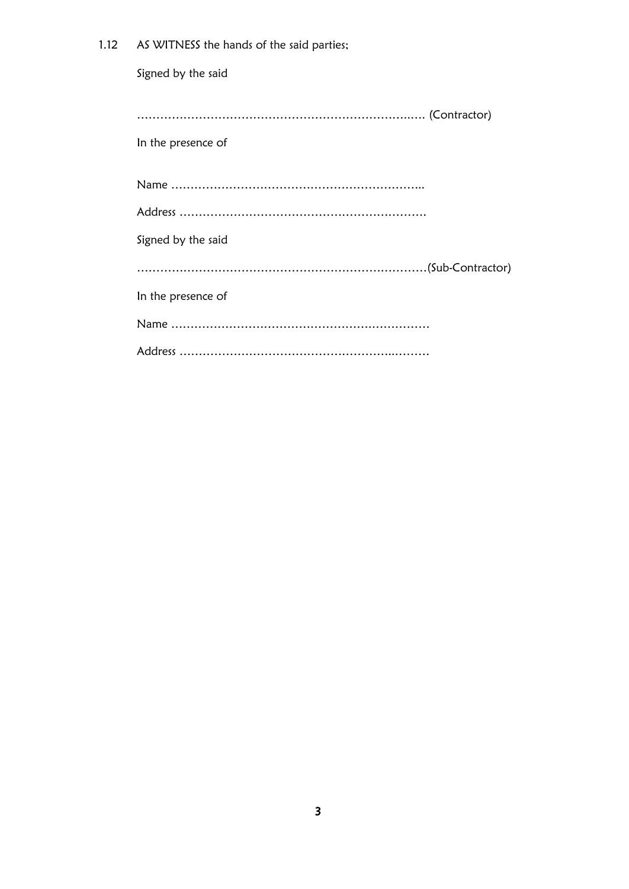1.12 AS WITNESS the hands of the said parties;

Signed by the said

………………………………………………………………..… (Contractor)

In the presence of

Name ………………………………………………………..

Address ……………………………………………………….

Signed by the said

…………………………………………………………………(Sub-Contractor)

In the presence of

Name ………………………………………………………….

Address ………………………………………………..………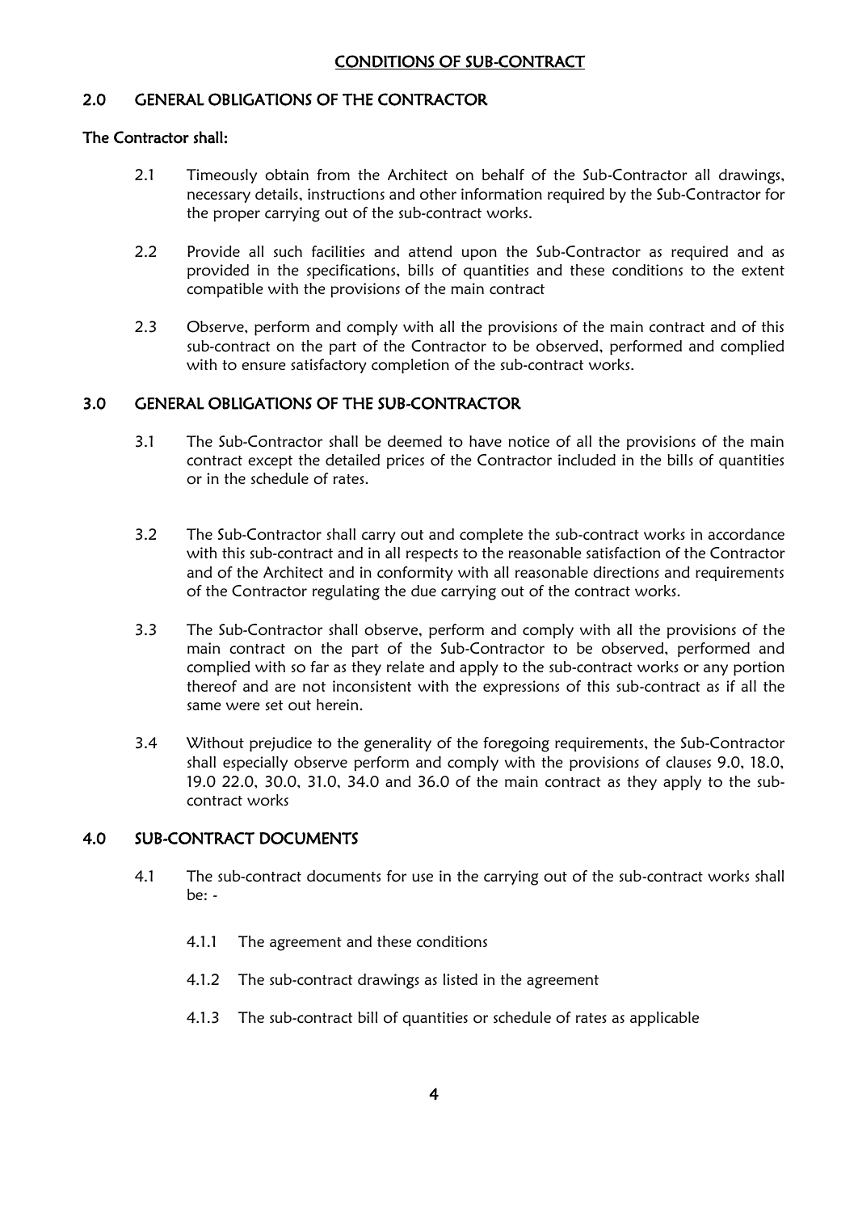# CONDITIONS OF SUB-CONTRACT

## 2.0 GENERAL OBLIGATIONS OF THE CONTRACTOR

**The Contractor shall:**

2.1 Timeously obtain from the Architect on behalf of the Sub-Contractor all drawings, necessary details, instructions and other information required by the Sub-Contractor for the proper carrying out of the sub-contract works.

2.2 Provide all such facilities and attend upon the Sub-Contractor as required and as provided in the specifications, bills of quantities and these conditions to the extent compatible with the provisions of the main contract

2.3 Observe, perform and comply with all the provisions of the main contract and of this sub-contract on the part of the Contractor to be observed, performed and complied with to ensure satisfactory completion of the sub-contract works.

## 3.0 GENERAL OBLIGATIONS OF THE SUB-CONTRACTOR

3.1 The Sub-Contractor shall be deemed to have notice of all the provisions of the main contract except the detailed prices of the Contractor included in the bills of quantities or in the schedule of rates.

3.2 The Sub-Contractor shall carry out and complete the sub-contract works in accordance with this sub-contract and in all respects to the reasonable satisfaction of the Contractor and of the Architect and in conformity with all reasonable directions and requirements of the Contractor regulating the due carrying out of the contract works.

3.3 The Sub-Contractor shall observe, perform and comply with all the provisions of the main contract on the part of the Sub-Contractor to be observed, performed and complied with so far as they relate and apply to the sub-contract works or any portion thereof and are not inconsistent with the expressions of this sub-contract as if all the same were set out herein.

3.4 Without prejudice to the generality of the foregoing requirements, the Sub-Contractor shall especially observe perform and comply with the provisions of clauses 9.0, 18.0, 19.0 22.0, 30.0, 31.0, 34.0 and 36.0 of the main contract as they apply to the sub-contract works

## 4.0 SUB-CONTRACT DOCUMENTS

4.1 The sub-contract documents for use in the carrying out of the sub-contract works shall be: -

4.1.1 The agreement and these conditions

4.1.2 The sub-contract drawings as listed in the agreement

4.1.3 The sub-contract bill of quantities or schedule of rates as applicable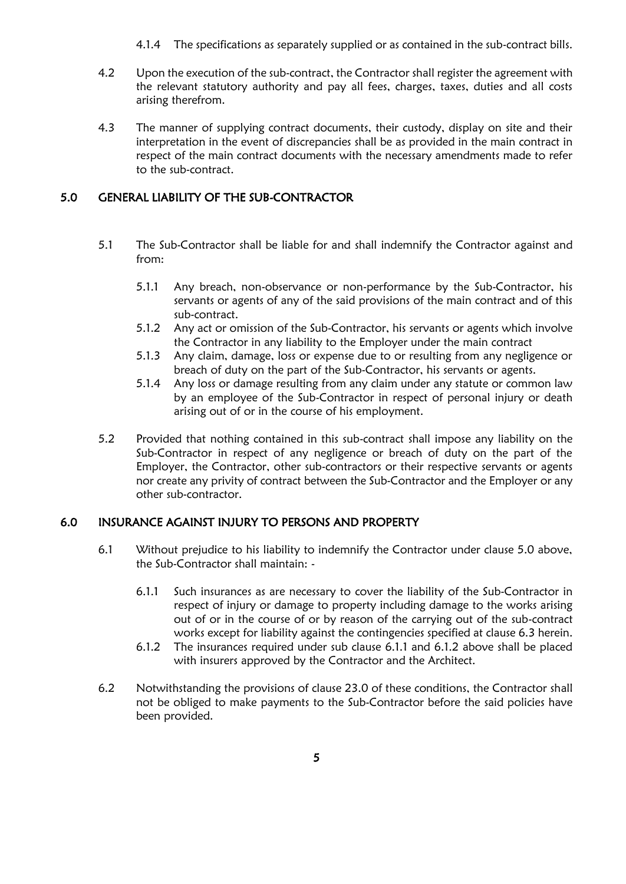4.1.4 The specifications as separately supplied or as contained in the sub-contract bills.

4.2 Upon the execution of the sub-contract, the Contractor shall register the agreement with the relevant statutory authority and pay all fees, charges, taxes, duties and all costs arising therefrom.

4.3 The manner of supplying contract documents, their custody, display on site and their interpretation in the event of discrepancies shall be as provided in the main contract in respect of the main contract documents with the necessary amendments made to refer to the sub-contract.

## 5.0 GENERAL LIABILITY OF THE SUB-CONTRACTOR

5.1 The Sub-Contractor shall be liable for and shall indemnify the Contractor against and from:

5.1.1 Any breach, non-observance or non-performance by the Sub-Contractor, his servants or agents of any of the said provisions of the main contract and of this sub-contract.

5.1.2 Any act or omission of the Sub-Contractor, his servants or agents which involve the Contractor in any liability to the Employer under the main contract

5.1.3 Any claim, damage, loss or expense due to or resulting from any negligence or breach of duty on the part of the Sub-Contractor, his servants or agents.

5.1.4 Any loss or damage resulting from any claim under any statute or common law by an employee of the Sub-Contractor in respect of personal injury or death arising out of or in the course of his employment.

5.2 Provided that nothing contained in this sub-contract shall impose any liability on the Sub-Contractor in respect of any negligence or breach of duty on the part of the Employer, the Contractor, other sub-contractors or their respective servants or agents nor create any privity of contract between the Sub-Contractor and the Employer or any other sub-contractor.

## 6.0 INSURANCE AGAINST INJURY TO PERSONS AND PROPERTY

6.1 Without prejudice to his liability to indemnify the Contractor under clause 5.0 above, the Sub-Contractor shall maintain: -

6.1.1 Such insurances as are necessary to cover the liability of the Sub-Contractor in respect of injury or damage to property including damage to the works arising out of or in the course of or by reason of the carrying out of the sub-contract works except for liability against the contingencies specified at clause 6.3 herein.

6.1.2 The insurances required under sub clause 6.1.1 and 6.1.2 above shall be placed with insurers approved by the Contractor and the Architect.

6.2 Notwithstanding the provisions of clause 23.0 of these conditions, the Contractor shall not be obliged to make payments to the Sub-Contractor before the said policies have been provided.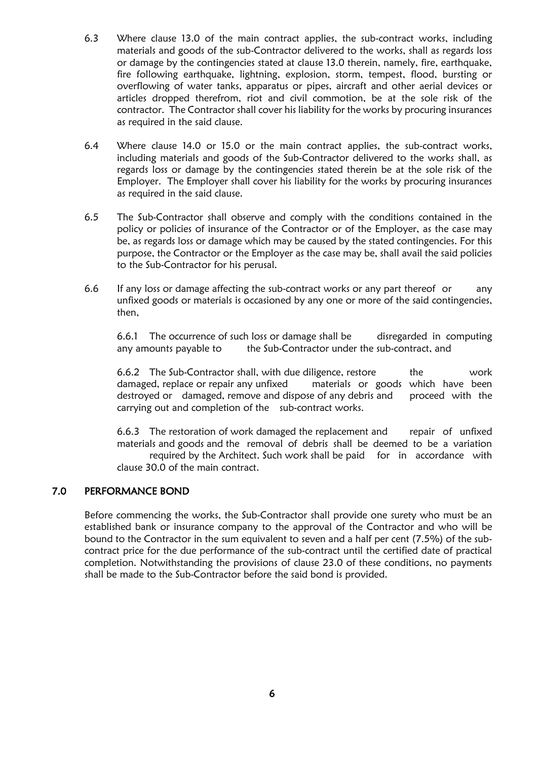6.3 Where clause 13.0 of the main contract applies, the sub-contract works, including materials and goods of the sub-Contractor delivered to the works, shall as regards loss or damage by the contingencies stated at clause 13.0 therein, namely, fire, earthquake, fire following earthquake, lightning, explosion, storm, tempest, flood, bursting or overflowing of water tanks, apparatus or pipes, aircraft and other aerial devices or articles dropped therefrom, riot and civil commotion, be at the sole risk of the contractor. The Contractor shall cover his liability for the works by procuring insurances as required in the said clause.

6.4 Where clause 14.0 or 15.0 or the main contract applies, the sub-contract works, including materials and goods of the Sub-Contractor delivered to the works shall, as regards loss or damage by the contingencies stated therein be at the sole risk of the Employer. The Employer shall cover his liability for the works by procuring insurances as required in the said clause.

6.5 The Sub-Contractor shall observe and comply with the conditions contained in the policy or policies of insurance of the Contractor or of the Employer, as the case may be, as regards loss or damage which may be caused by the stated contingencies. For this purpose, the Contractor or the Employer as the case may be, shall avail the said policies to the Sub-Contractor for his perusal.

6.6 If any loss or damage affecting the sub-contract works or any part thereof or any unfixed goods or materials is occasioned by any one or more of the said contingencies, then,

6.6.1 The occurrence of such loss or damage shall be disregarded in computing any amounts payable to the Sub-Contractor under the sub-contract, and

6.6.2 The Sub-Contractor shall, with due diligence, restore the work damaged, replace or repair any unfixed materials or goods which have been destroyed or damaged, remove and dispose of any debris and proceed with the carrying out and completion of the sub-contract works.

6.6.3 The restoration of work damaged the replacement and repair of unfixed materials and goods and the removal of debris shall be deemed to be a variation required by the Architect. Such work shall be paid for in accordance with clause 30.0 of the main contract.

## 7.0 PERFORMANCE BOND

Before commencing the works, the Sub-Contractor shall provide one surety who must be an established bank or insurance company to the approval of the Contractor and who will be bound to the Contractor in the sum equivalent to seven and a half per cent (7.5%) of the sub-contract price for the due performance of the sub-contract until the certified date of practical completion. Notwithstanding the provisions of clause 23.0 of these conditions, no payments shall be made to the Sub-Contractor before the said bond is provided.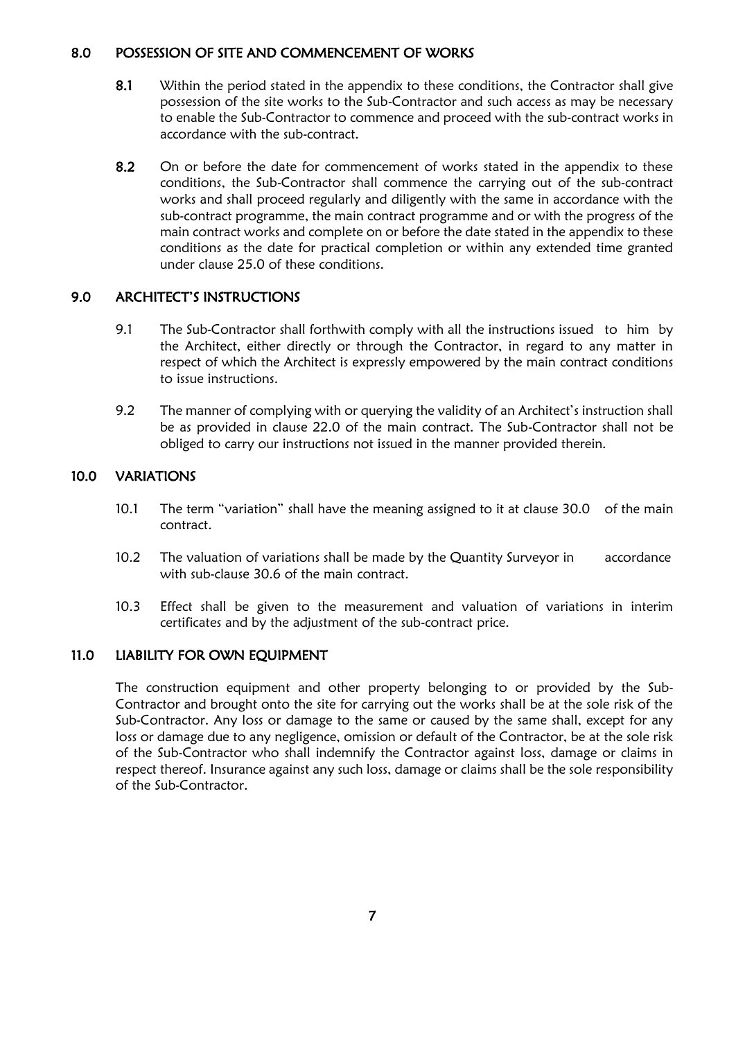## 8.0 POSSESSION OF SITE AND COMMENCEMENT OF WORKS

**8.1** Within the period stated in the appendix to these conditions, the Contractor shall give possession of the site works to the Sub-Contractor and such access as may be necessary to enable the Sub-Contractor to commence and proceed with the sub-contract works in accordance with the sub-contract.

**8.2** On or before the date for commencement of works stated in the appendix to these conditions, the Sub-Contractor shall commence the carrying out of the sub-contract works and shall proceed regularly and diligently with the same in accordance with the sub-contract programme, the main contract programme and or with the progress of the main contract works and complete on or before the date stated in the appendix to these conditions as the date for practical completion or within any extended time granted under clause 25.0 of these conditions.

## 9.0 ARCHITECT'S INSTRUCTIONS

9.1 The Sub-Contractor shall forthwith comply with all the instructions issued to him by the Architect, either directly or through the Contractor, in regard to any matter in respect of which the Architect is expressly empowered by the main contract conditions to issue instructions.

9.2 The manner of complying with or querying the validity of an Architect's instruction shall be as provided in clause 22.0 of the main contract. The Sub-Contractor shall not be obliged to carry our instructions not issued in the manner provided therein.

## 10.0 VARIATIONS

10.1 The term "variation" shall have the meaning assigned to it at clause 30.0 of the main contract.

10.2 The valuation of variations shall be made by the Quantity Surveyor in accordance with sub-clause 30.6 of the main contract.

10.3 Effect shall be given to the measurement and valuation of variations in interim certificates and by the adjustment of the sub-contract price.

## 11.0 LIABILITY FOR OWN EQUIPMENT

The construction equipment and other property belonging to or provided by the Sub-Contractor and brought onto the site for carrying out the works shall be at the sole risk of the Sub-Contractor. Any loss or damage to the same or caused by the same shall, except for any loss or damage due to any negligence, omission or default of the Contractor, be at the sole risk of the Sub-Contractor who shall indemnify the Contractor against loss, damage or claims in respect thereof. Insurance against any such loss, damage or claims shall be the sole responsibility of the Sub-Contractor.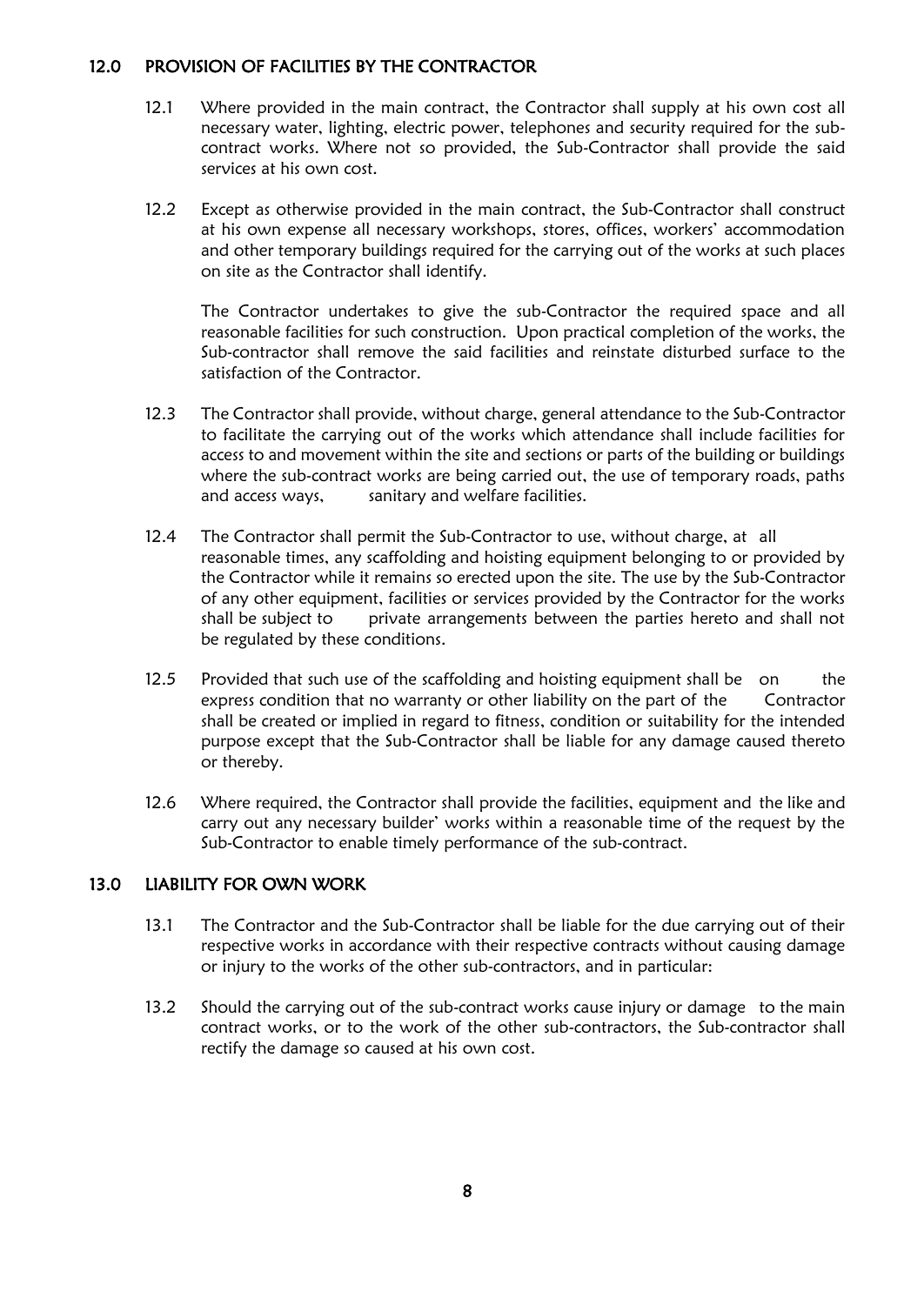## 12.0 PROVISION OF FACILITIES BY THE CONTRACTOR

12.1 Where provided in the main contract, the Contractor shall supply at his own cost all necessary water, lighting, electric power, telephones and security required for the sub-contract works. Where not so provided, the Sub-Contractor shall provide the said services at his own cost.

12.2 Except as otherwise provided in the main contract, the Sub-Contractor shall construct at his own expense all necessary workshops, stores, offices, workers' accommodation and other temporary buildings required for the carrying out of the works at such places on site as the Contractor shall identify.

The Contractor undertakes to give the sub-Contractor the required space and all reasonable facilities for such construction. Upon practical completion of the works, the Sub-contractor shall remove the said facilities and reinstate disturbed surface to the satisfaction of the Contractor.

12.3 The Contractor shall provide, without charge, general attendance to the Sub-Contractor to facilitate the carrying out of the works which attendance shall include facilities for access to and movement within the site and sections or parts of the building or buildings where the sub-contract works are being carried out, the use of temporary roads, paths and access ways, sanitary and welfare facilities.

12.4 The Contractor shall permit the Sub-Contractor to use, without charge, at all reasonable times, any scaffolding and hoisting equipment belonging to or provided by the Contractor while it remains so erected upon the site. The use by the Sub-Contractor of any other equipment, facilities or services provided by the Contractor for the works shall be subject to private arrangements between the parties hereto and shall not be regulated by these conditions.

12.5 Provided that such use of the scaffolding and hoisting equipment shall be on the express condition that no warranty or other liability on the part of the Contractor shall be created or implied in regard to fitness, condition or suitability for the intended purpose except that the Sub-Contractor shall be liable for any damage caused thereto or thereby.

12.6 Where required, the Contractor shall provide the facilities, equipment and the like and carry out any necessary builder' works within a reasonable time of the request by the Sub-Contractor to enable timely performance of the sub-contract.

## 13.0 LIABILITY FOR OWN WORK

13.1 The Contractor and the Sub-Contractor shall be liable for the due carrying out of their respective works in accordance with their respective contracts without causing damage or injury to the works of the other sub-contractors, and in particular:

13.2 Should the carrying out of the sub-contract works cause injury or damage to the main contract works, or to the work of the other sub-contractors, the Sub-contractor shall rectify the damage so caused at his own cost.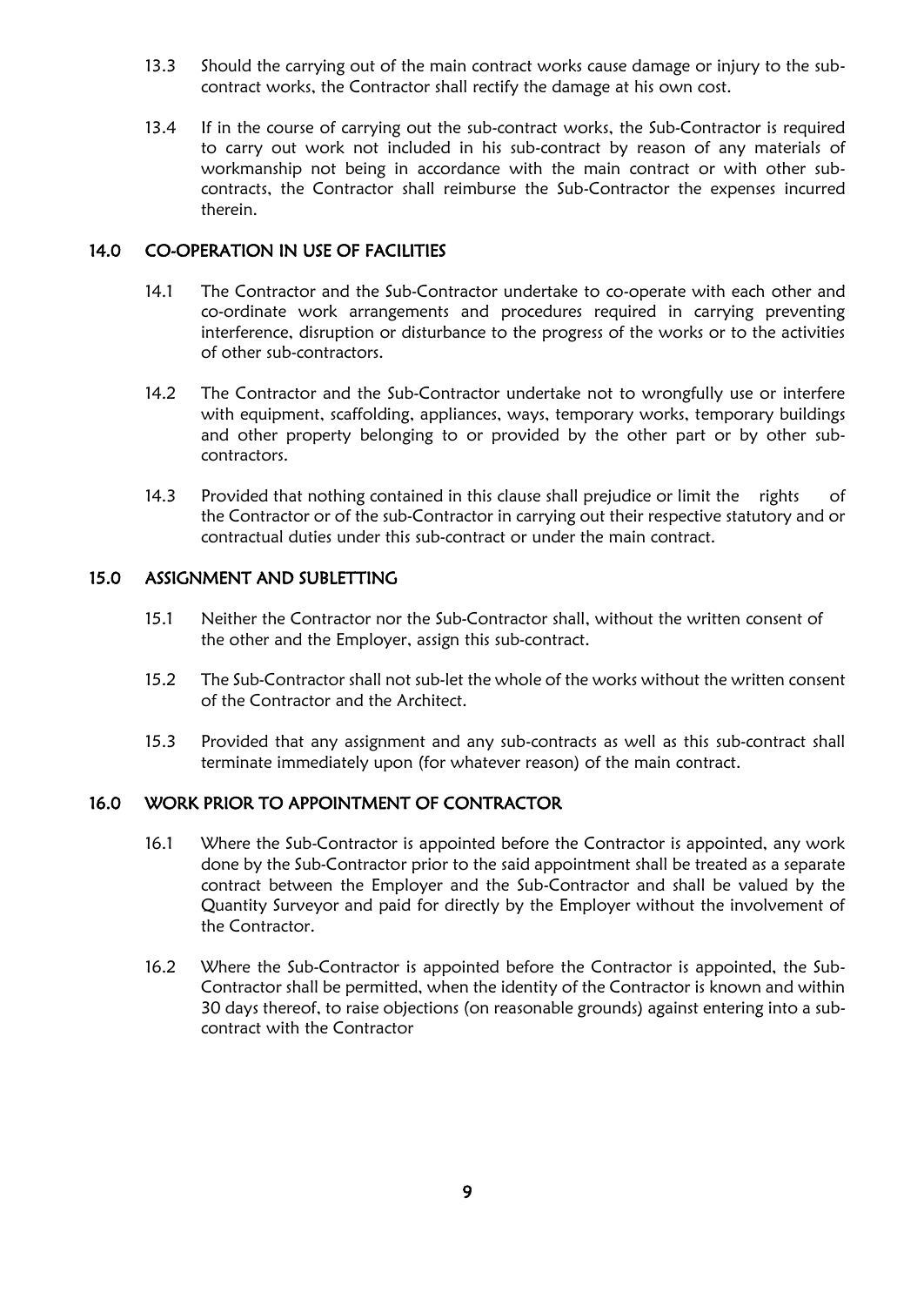13.3 Should the carrying out of the main contract works cause damage or injury to the sub-contract works, the Contractor shall rectify the damage at his own cost.

13.4 If in the course of carrying out the sub-contract works, the Sub-Contractor is required to carry out work not included in his sub-contract by reason of any materials of workmanship not being in accordance with the main contract or with other sub-contracts, the Contractor shall reimburse the Sub-Contractor the expenses incurred therein.

## 14.0 CO-OPERATION IN USE OF FACILITIES

14.1 The Contractor and the Sub-Contractor undertake to co-operate with each other and co-ordinate work arrangements and procedures required in carrying preventing interference, disruption or disturbance to the progress of the works or to the activities of other sub-contractors.

14.2 The Contractor and the Sub-Contractor undertake not to wrongfully use or interfere with equipment, scaffolding, appliances, ways, temporary works, temporary buildings and other property belonging to or provided by the other part or by other sub-contractors.

14.3 Provided that nothing contained in this clause shall prejudice or limit the rights of the Contractor or of the sub-Contractor in carrying out their respective statutory and or contractual duties under this sub-contract or under the main contract.

## 15.0 ASSIGNMENT AND SUBLETTING

15.1 Neither the Contractor nor the Sub-Contractor shall, without the written consent of the other and the Employer, assign this sub-contract.

15.2 The Sub-Contractor shall not sub-let the whole of the works without the written consent of the Contractor and the Architect.

15.3 Provided that any assignment and any sub-contracts as well as this sub-contract shall terminate immediately upon (for whatever reason) of the main contract.

## 16.0 WORK PRIOR TO APPOINTMENT OF CONTRACTOR

16.1 Where the Sub-Contractor is appointed before the Contractor is appointed, any work done by the Sub-Contractor prior to the said appointment shall be treated as a separate contract between the Employer and the Sub-Contractor and shall be valued by the Quantity Surveyor and paid for directly by the Employer without the involvement of the Contractor.

16.2 Where the Sub-Contractor is appointed before the Contractor is appointed, the Sub-Contractor shall be permitted, when the identity of the Contractor is known and within 30 days thereof, to raise objections (on reasonable grounds) against entering into a sub-contract with the Contractor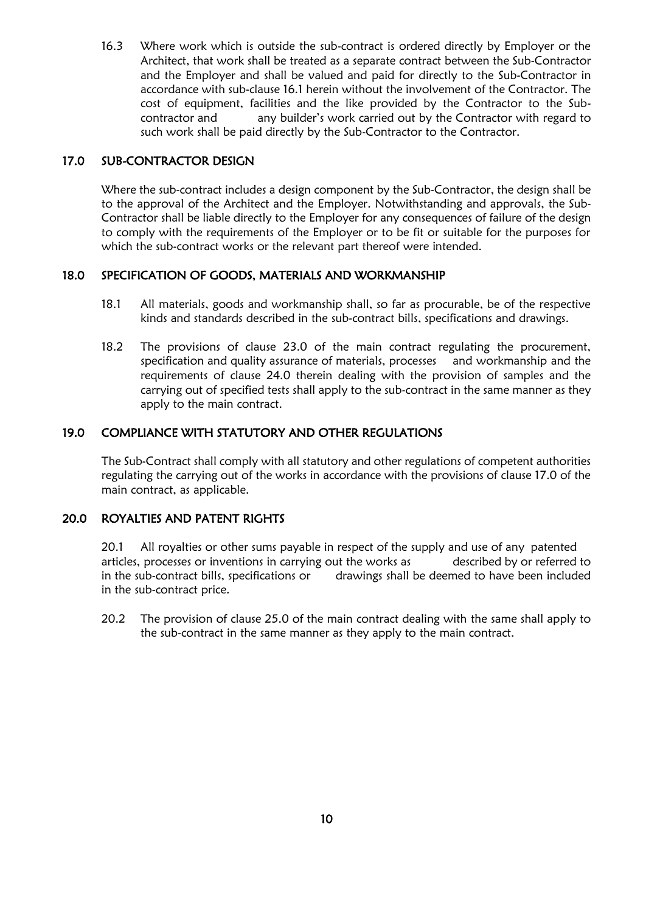16.3 Where work which is outside the sub-contract is ordered directly by Employer or the Architect, that work shall be treated as a separate contract between the Sub-Contractor and the Employer and shall be valued and paid for directly to the Sub-Contractor in accordance with sub-clause 16.1 herein without the involvement of the Contractor. The cost of equipment, facilities and the like provided by the Contractor to the Sub-contractor and any builder's work carried out by the Contractor with regard to such work shall be paid directly by the Sub-Contractor to the Contractor.

## 17.0 SUB-CONTRACTOR DESIGN

Where the sub-contract includes a design component by the Sub-Contractor, the design shall be to the approval of the Architect and the Employer. Notwithstanding and approvals, the Sub-Contractor shall be liable directly to the Employer for any consequences of failure of the design to comply with the requirements of the Employer or to be fit or suitable for the purposes for which the sub-contract works or the relevant part thereof were intended.

## 18.0 SPECIFICATION OF GOODS, MATERIALS AND WORKMANSHIP

18.1 All materials, goods and workmanship shall, so far as procurable, be of the respective kinds and standards described in the sub-contract bills, specifications and drawings.

18.2 The provisions of clause 23.0 of the main contract regulating the procurement, specification and quality assurance of materials, processes and workmanship and the requirements of clause 24.0 therein dealing with the provision of samples and the carrying out of specified tests shall apply to the sub-contract in the same manner as they apply to the main contract.

## 19.0 COMPLIANCE WITH STATUTORY AND OTHER REGULATIONS

The Sub-Contract shall comply with all statutory and other regulations of competent authorities regulating the carrying out of the works in accordance with the provisions of clause 17.0 of the main contract, as applicable.

## 20.0 ROYALTIES AND PATENT RIGHTS

20.1 All royalties or other sums payable in respect of the supply and use of any patented articles, processes or inventions in carrying out the works as described by or referred to in the sub-contract bills, specifications or drawings shall be deemed to have been included in the sub-contract price.

20.2 The provision of clause 25.0 of the main contract dealing with the same shall apply to the sub-contract in the same manner as they apply to the main contract.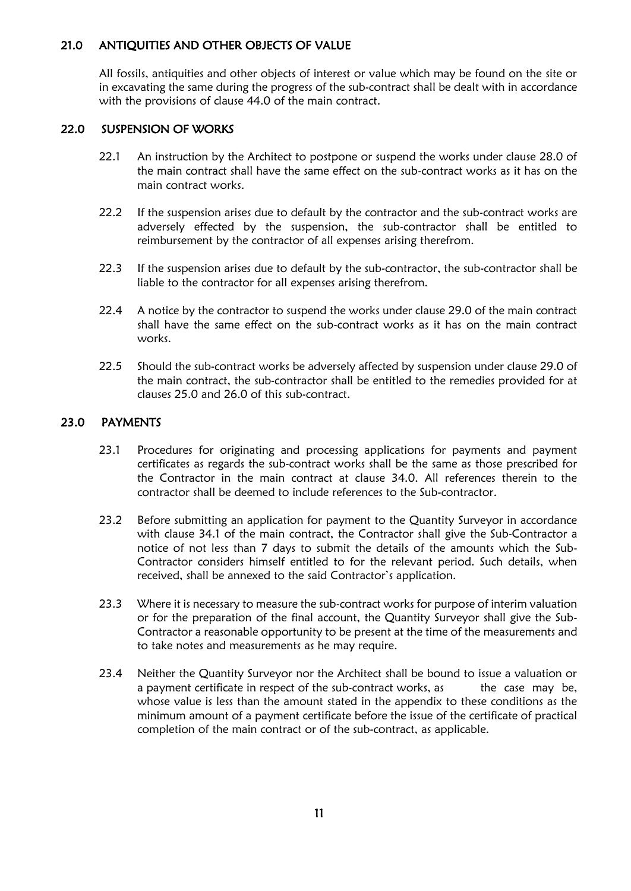## 21.0 ANTIQUITIES AND OTHER OBJECTS OF VALUE

All fossils, antiquities and other objects of interest or value which may be found on the site or in excavating the same during the progress of the sub-contract shall be dealt with in accordance with the provisions of clause 44.0 of the main contract.

## 22.0 SUSPENSION OF WORKS

22.1 An instruction by the Architect to postpone or suspend the works under clause 28.0 of the main contract shall have the same effect on the sub-contract works as it has on the main contract works.

22.2 If the suspension arises due to default by the contractor and the sub-contract works are adversely effected by the suspension, the sub-contractor shall be entitled to reimbursement by the contractor of all expenses arising therefrom.

22.3 If the suspension arises due to default by the sub-contractor, the sub-contractor shall be liable to the contractor for all expenses arising therefrom.

22.4 A notice by the contractor to suspend the works under clause 29.0 of the main contract shall have the same effect on the sub-contract works as it has on the main contract works.

22.5 Should the sub-contract works be adversely affected by suspension under clause 29.0 of the main contract, the sub-contractor shall be entitled to the remedies provided for at clauses 25.0 and 26.0 of this sub-contract.

## 23.0 PAYMENTS

23.1 Procedures for originating and processing applications for payments and payment certificates as regards the sub-contract works shall be the same as those prescribed for the Contractor in the main contract at clause 34.0. All references therein to the contractor shall be deemed to include references to the Sub-contractor.

23.2 Before submitting an application for payment to the Quantity Surveyor in accordance with clause 34.1 of the main contract, the Contractor shall give the Sub-Contractor a notice of not less than 7 days to submit the details of the amounts which the Sub-Contractor considers himself entitled to for the relevant period. Such details, when received, shall be annexed to the said Contractor's application.

23.3 Where it is necessary to measure the sub-contract works for purpose of interim valuation or for the preparation of the final account, the Quantity Surveyor shall give the Sub-Contractor a reasonable opportunity to be present at the time of the measurements and to take notes and measurements as he may require.

23.4 Neither the Quantity Surveyor nor the Architect shall be bound to issue a valuation or a payment certificate in respect of the sub-contract works, as the case may be, whose value is less than the amount stated in the appendix to these conditions as the minimum amount of a payment certificate before the issue of the certificate of practical completion of the main contract or of the sub-contract, as applicable.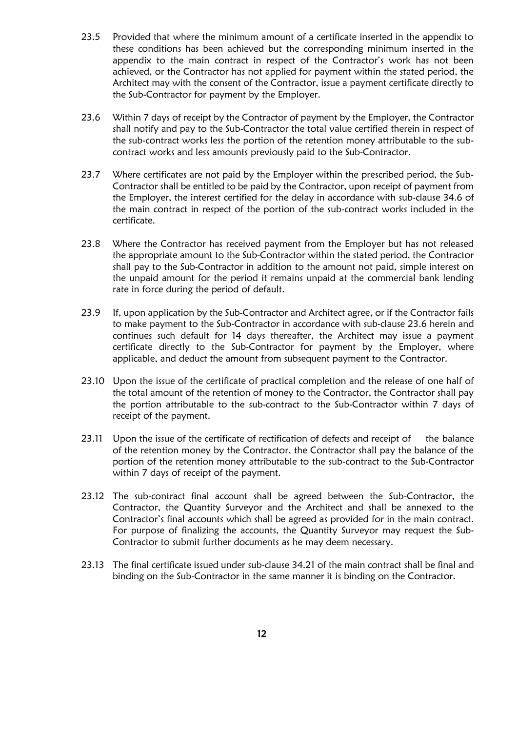23.5 Provided that where the minimum amount of a certificate inserted in the appendix to these conditions has been achieved but the corresponding minimum inserted in the appendix to the main contract in respect of the Contractor's work has not been achieved, or the Contractor has not applied for payment within the stated period, the Architect may with the consent of the Contractor, issue a payment certificate directly to the Sub-Contractor for payment by the Employer.

23.6 Within 7 days of receipt by the Contractor of payment by the Employer, the Contractor shall notify and pay to the Sub-Contractor the total value certified therein in respect of the sub-contract works less the portion of the retention money attributable to the sub-contract works and less amounts previously paid to the Sub-Contractor.

23.7 Where certificates are not paid by the Employer within the prescribed period, the Sub-Contractor shall be entitled to be paid by the Contractor, upon receipt of payment from the Employer, the interest certified for the delay in accordance with sub-clause 34.6 of the main contract in respect of the portion of the sub-contract works included in the certificate.

23.8 Where the Contractor has received payment from the Employer but has not released the appropriate amount to the Sub-Contractor within the stated period, the Contractor shall pay to the Sub-Contractor in addition to the amount not paid, simple interest on the unpaid amount for the period it remains unpaid at the commercial bank lending rate in force during the period of default.

23.9 If, upon application by the Sub-Contractor and Architect agree, or if the Contractor fails to make payment to the Sub-Contractor in accordance with sub-clause 23.6 herein and continues such default for 14 days thereafter, the Architect may issue a payment certificate directly to the Sub-Contractor for payment by the Employer, where applicable, and deduct the amount from subsequent payment to the Contractor.

23.10 Upon the issue of the certificate of practical completion and the release of one half of the total amount of the retention of money to the Contractor, the Contractor shall pay the portion attributable to the sub-contract to the Sub-Contractor within 7 days of receipt of the payment.

23.11 Upon the issue of the certificate of rectification of defects and receipt of the balance of the retention money by the Contractor, the Contractor shall pay the balance of the portion of the retention money attributable to the sub-contract to the Sub-Contractor within 7 days of receipt of the payment.

23.12 The sub-contract final account shall be agreed between the Sub-Contractor, the Contractor, the Quantity Surveyor and the Architect and shall be annexed to the Contractor's final accounts which shall be agreed as provided for in the main contract. For purpose of finalizing the accounts, the Quantity Surveyor may request the Sub-Contractor to submit further documents as he may deem necessary.

23.13 The final certificate issued under sub-clause 34.21 of the main contract shall be final and binding on the Sub-Contractor in the same manner it is binding on the Contractor.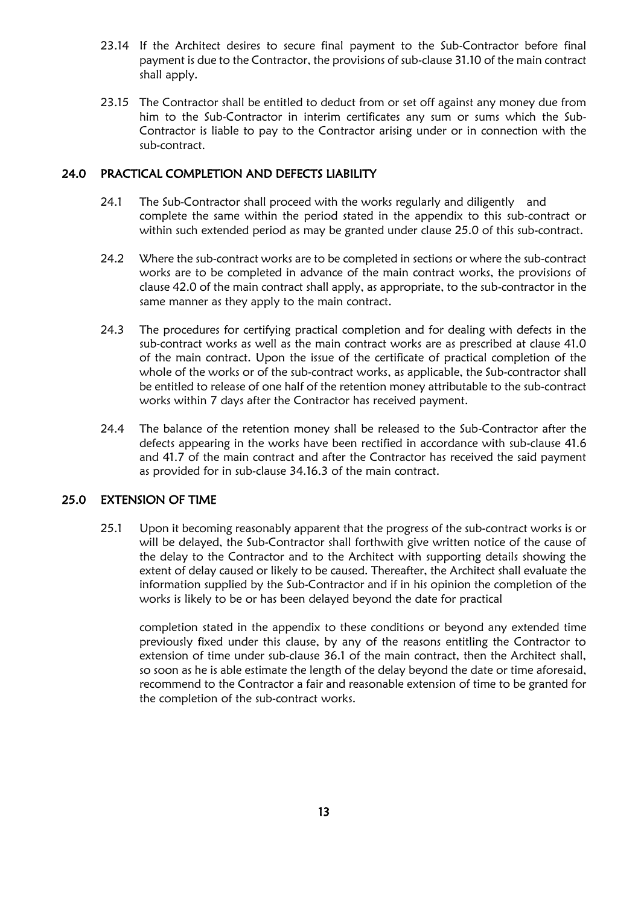23.14 If the Architect desires to secure final payment to the Sub-Contractor before final payment is due to the Contractor, the provisions of sub-clause 31.10 of the main contract shall apply.

23.15 The Contractor shall be entitled to deduct from or set off against any money due from him to the Sub-Contractor in interim certificates any sum or sums which the Sub-Contractor is liable to pay to the Contractor arising under or in connection with the sub-contract.

## 24.0 PRACTICAL COMPLETION AND DEFECTS LIABILITY

24.1 The Sub-Contractor shall proceed with the works regularly and diligently and complete the same within the period stated in the appendix to this sub-contract or within such extended period as may be granted under clause 25.0 of this sub-contract.

24.2 Where the sub-contract works are to be completed in sections or where the sub-contract works are to be completed in advance of the main contract works, the provisions of clause 42.0 of the main contract shall apply, as appropriate, to the sub-contractor in the same manner as they apply to the main contract.

24.3 The procedures for certifying practical completion and for dealing with defects in the sub-contract works as well as the main contract works are as prescribed at clause 41.0 of the main contract. Upon the issue of the certificate of practical completion of the whole of the works or of the sub-contract works, as applicable, the Sub-contractor shall be entitled to release of one half of the retention money attributable to the sub-contract works within 7 days after the Contractor has received payment.

24.4 The balance of the retention money shall be released to the Sub-Contractor after the defects appearing in the works have been rectified in accordance with sub-clause 41.6 and 41.7 of the main contract and after the Contractor has received the said payment as provided for in sub-clause 34.16.3 of the main contract.

## 25.0 EXTENSION OF TIME

25.1 Upon it becoming reasonably apparent that the progress of the sub-contract works is or will be delayed, the Sub-Contractor shall forthwith give written notice of the cause of the delay to the Contractor and to the Architect with supporting details showing the extent of delay caused or likely to be caused. Thereafter, the Architect shall evaluate the information supplied by the Sub-Contractor and if in his opinion the completion of the works is likely to be or has been delayed beyond the date for practical

completion stated in the appendix to these conditions or beyond any extended time previously fixed under this clause, by any of the reasons entitling the Contractor to extension of time under sub-clause 36.1 of the main contract, then the Architect shall, so soon as he is able estimate the length of the delay beyond the date or time aforesaid, recommend to the Contractor a fair and reasonable extension of time to be granted for the completion of the sub-contract works.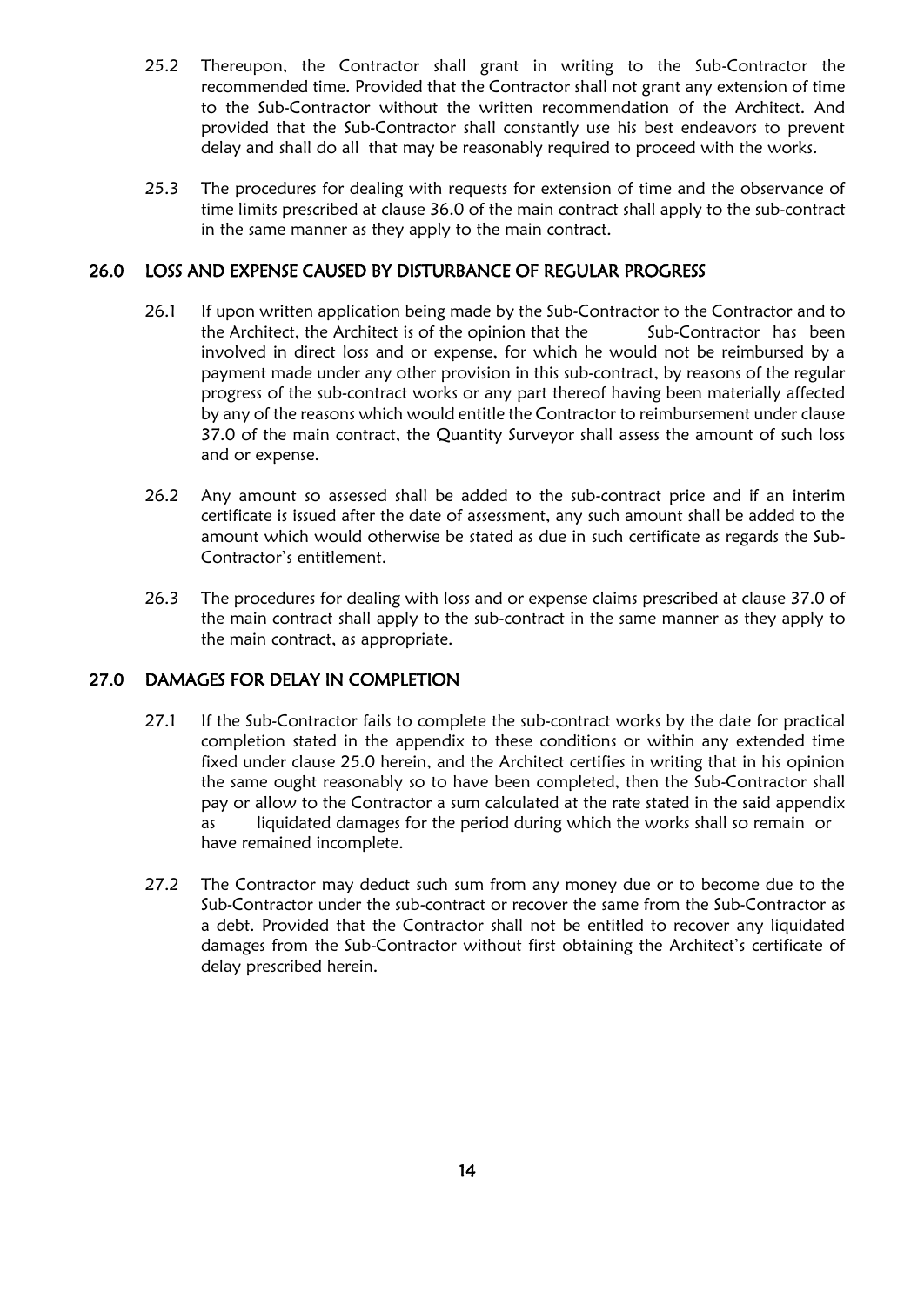25.2 Thereupon, the Contractor shall grant in writing to the Sub-Contractor the recommended time. Provided that the Contractor shall not grant any extension of time to the Sub-Contractor without the written recommendation of the Architect. And provided that the Sub-Contractor shall constantly use his best endeavors to prevent delay and shall do all that may be reasonably required to proceed with the works.

25.3 The procedures for dealing with requests for extension of time and the observance of time limits prescribed at clause 36.0 of the main contract shall apply to the sub-contract in the same manner as they apply to the main contract.

## 26.0 LOSS AND EXPENSE CAUSED BY DISTURBANCE OF REGULAR PROGRESS

26.1 If upon written application being made by the Sub-Contractor to the Contractor and to the Architect, the Architect is of the opinion that the Sub-Contractor has been involved in direct loss and or expense, for which he would not be reimbursed by a payment made under any other provision in this sub-contract, by reasons of the regular progress of the sub-contract works or any part thereof having been materially affected by any of the reasons which would entitle the Contractor to reimbursement under clause 37.0 of the main contract, the Quantity Surveyor shall assess the amount of such loss and or expense.

26.2 Any amount so assessed shall be added to the sub-contract price and if an interim certificate is issued after the date of assessment, any such amount shall be added to the amount which would otherwise be stated as due in such certificate as regards the Sub-Contractor's entitlement.

26.3 The procedures for dealing with loss and or expense claims prescribed at clause 37.0 of the main contract shall apply to the sub-contract in the same manner as they apply to the main contract, as appropriate.

## 27.0 DAMAGES FOR DELAY IN COMPLETION

27.1 If the Sub-Contractor fails to complete the sub-contract works by the date for practical completion stated in the appendix to these conditions or within any extended time fixed under clause 25.0 herein, and the Architect certifies in writing that in his opinion the same ought reasonably so to have been completed, then the Sub-Contractor shall pay or allow to the Contractor a sum calculated at the rate stated in the said appendix as liquidated damages for the period during which the works shall so remain or have remained incomplete.

27.2 The Contractor may deduct such sum from any money due or to become due to the Sub-Contractor under the sub-contract or recover the same from the Sub-Contractor as a debt. Provided that the Contractor shall not be entitled to recover any liquidated damages from the Sub-Contractor without first obtaining the Architect's certificate of delay prescribed herein.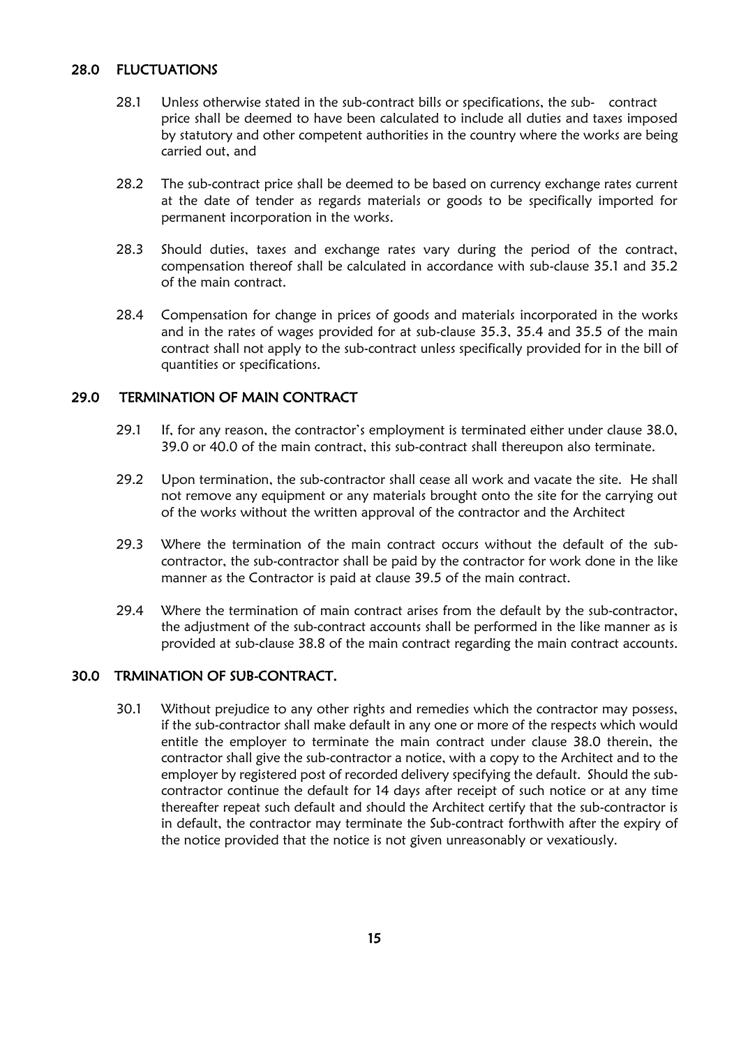## 28.0 FLUCTUATIONS

28.1 Unless otherwise stated in the sub-contract bills or specifications, the sub- contract price shall be deemed to have been calculated to include all duties and taxes imposed by statutory and other competent authorities in the country where the works are being carried out, and

28.2 The sub-contract price shall be deemed to be based on currency exchange rates current at the date of tender as regards materials or goods to be specifically imported for permanent incorporation in the works.

28.3 Should duties, taxes and exchange rates vary during the period of the contract, compensation thereof shall be calculated in accordance with sub-clause 35.1 and 35.2 of the main contract.

28.4 Compensation for change in prices of goods and materials incorporated in the works and in the rates of wages provided for at sub-clause 35.3, 35.4 and 35.5 of the main contract shall not apply to the sub-contract unless specifically provided for in the bill of quantities or specifications.

## 29.0 TERMINATION OF MAIN CONTRACT

29.1 If, for any reason, the contractor's employment is terminated either under clause 38.0, 39.0 or 40.0 of the main contract, this sub-contract shall thereupon also terminate.

29.2 Upon termination, the sub-contractor shall cease all work and vacate the site. He shall not remove any equipment or any materials brought onto the site for the carrying out of the works without the written approval of the contractor and the Architect

29.3 Where the termination of the main contract occurs without the default of the sub-contractor, the sub-contractor shall be paid by the contractor for work done in the like manner as the Contractor is paid at clause 39.5 of the main contract.

29.4 Where the termination of main contract arises from the default by the sub-contractor, the adjustment of the sub-contract accounts shall be performed in the like manner as is provided at sub-clause 38.8 of the main contract regarding the main contract accounts.

## 30.0 TRMINATION OF SUB-CONTRACT.

30.1 Without prejudice to any other rights and remedies which the contractor may possess, if the sub-contractor shall make default in any one or more of the respects which would entitle the employer to terminate the main contract under clause 38.0 therein, the contractor shall give the sub-contractor a notice, with a copy to the Architect and to the employer by registered post of recorded delivery specifying the default. Should the sub-contractor continue the default for 14 days after receipt of such notice or at any time thereafter repeat such default and should the Architect certify that the sub-contractor is in default, the contractor may terminate the Sub-contract forthwith after the expiry of the notice provided that the notice is not given unreasonably or vexatiously.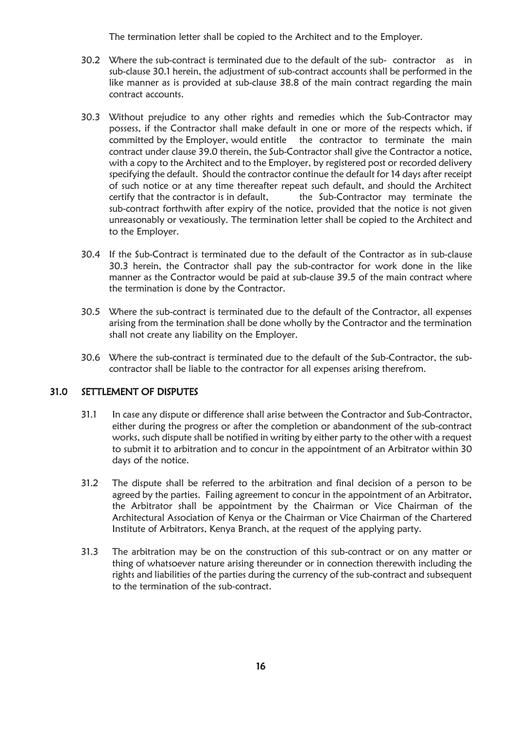The termination letter shall be copied to the Architect and to the Employer.

30.2 Where the sub-contract is terminated due to the default of the sub- contractor as in sub-clause 30.1 herein, the adjustment of sub-contract accounts shall be performed in the like manner as is provided at sub-clause 38.8 of the main contract regarding the main contract accounts.

30.3 Without prejudice to any other rights and remedies which the Sub-Contractor may possess, if the Contractor shall make default in one or more of the respects which, if committed by the Employer, would entitle the contractor to terminate the main contract under clause 39.0 therein, the Sub-Contractor shall give the Contractor a notice, with a copy to the Architect and to the Employer, by registered post or recorded delivery specifying the default. Should the contractor continue the default for 14 days after receipt of such notice or at any time thereafter repeat such default, and should the Architect certify that the contractor is in default, the Sub-Contractor may terminate the sub-contract forthwith after expiry of the notice, provided that the notice is not given unreasonably or vexatiously. The termination letter shall be copied to the Architect and to the Employer.

30.4 If the Sub-Contract is terminated due to the default of the Contractor as in sub-clause 30.3 herein, the Contractor shall pay the sub-contractor for work done in the like manner as the Contractor would be paid at sub-clause 39.5 of the main contract where the termination is done by the Contractor.

30.5 Where the sub-contract is terminated due to the default of the Contractor, all expenses arising from the termination shall be done wholly by the Contractor and the termination shall not create any liability on the Employer.

30.6 Where the sub-contract is terminated due to the default of the Sub-Contractor, the sub-contractor shall be liable to the contractor for all expenses arising therefrom.

## 31.0 SETTLEMENT OF DISPUTES

31.1 In case any dispute or difference shall arise between the Contractor and Sub-Contractor, either during the progress or after the completion or abandonment of the sub-contract works, such dispute shall be notified in writing by either party to the other with a request to submit it to arbitration and to concur in the appointment of an Arbitrator within 30 days of the notice.

31.2 The dispute shall be referred to the arbitration and final decision of a person to be agreed by the parties. Failing agreement to concur in the appointment of an Arbitrator, the Arbitrator shall be appointment by the Chairman or Vice Chairman of the Architectural Association of Kenya or the Chairman or Vice Chairman of the Chartered Institute of Arbitrators, Kenya Branch, at the request of the applying party.

31.3 The arbitration may be on the construction of this sub-contract or on any matter or thing of whatsoever nature arising thereunder or in connection therewith including the rights and liabilities of the parties during the currency of the sub-contract and subsequent to the termination of the sub-contract.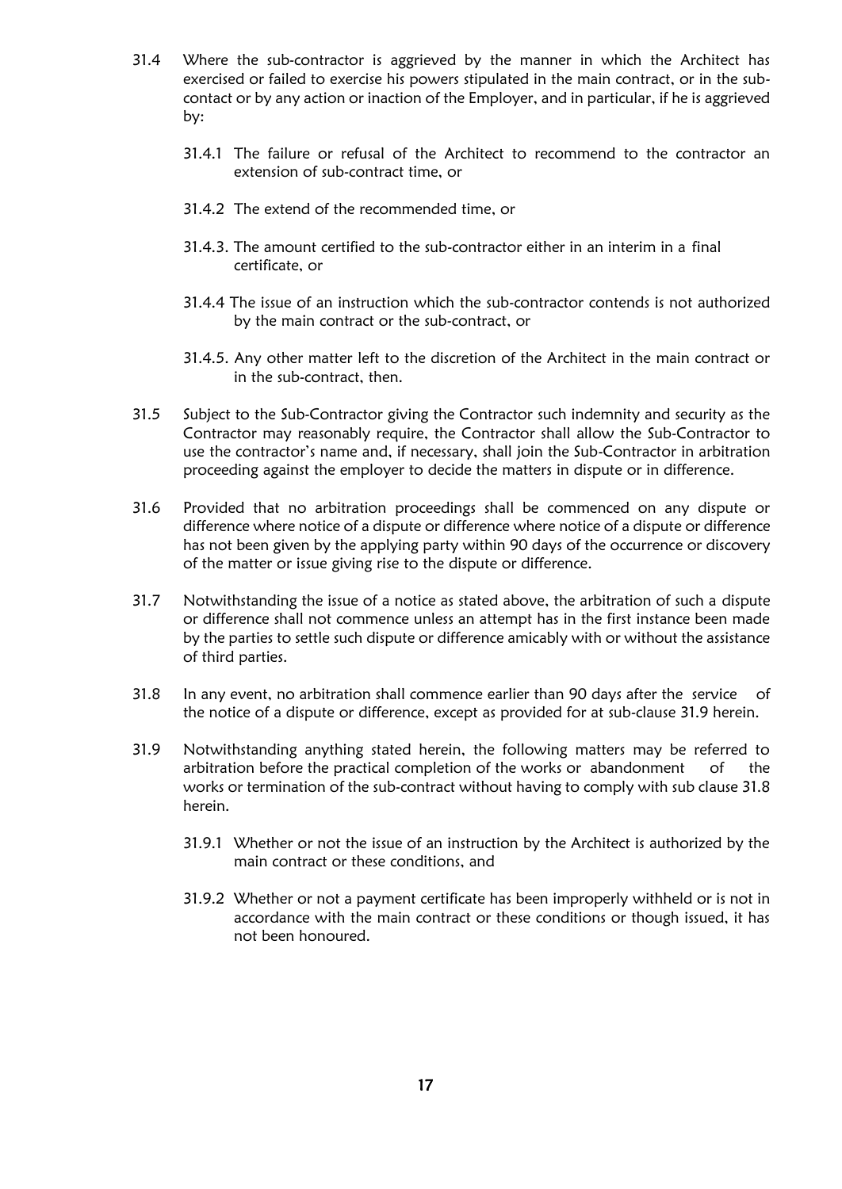31.4 Where the sub-contractor is aggrieved by the manner in which the Architect has exercised or failed to exercise his powers stipulated in the main contract, or in the sub-contact or by any action or inaction of the Employer, and in particular, if he is aggrieved by:

31.4.1 The failure or refusal of the Architect to recommend to the contractor an extension of sub-contract time, or

31.4.2 The extend of the recommended time, or

31.4.3. The amount certified to the sub-contractor either in an interim in a final certificate, or

31.4.4 The issue of an instruction which the sub-contractor contends is not authorized by the main contract or the sub-contract, or

31.4.5. Any other matter left to the discretion of the Architect in the main contract or in the sub-contract, then.

31.5 Subject to the Sub-Contractor giving the Contractor such indemnity and security as the Contractor may reasonably require, the Contractor shall allow the Sub-Contractor to use the contractor's name and, if necessary, shall join the Sub-Contractor in arbitration proceeding against the employer to decide the matters in dispute or in difference.

31.6 Provided that no arbitration proceedings shall be commenced on any dispute or difference where notice of a dispute or difference where notice of a dispute or difference has not been given by the applying party within 90 days of the occurrence or discovery of the matter or issue giving rise to the dispute or difference.

31.7 Notwithstanding the issue of a notice as stated above, the arbitration of such a dispute or difference shall not commence unless an attempt has in the first instance been made by the parties to settle such dispute or difference amicably with or without the assistance of third parties.

31.8 In any event, no arbitration shall commence earlier than 90 days after the service of the notice of a dispute or difference, except as provided for at sub-clause 31.9 herein.

31.9 Notwithstanding anything stated herein, the following matters may be referred to arbitration before the practical completion of the works or abandonment of the works or termination of the sub-contract without having to comply with sub clause 31.8 herein.

31.9.1 Whether or not the issue of an instruction by the Architect is authorized by the main contract or these conditions, and

31.9.2 Whether or not a payment certificate has been improperly withheld or is not in accordance with the main contract or these conditions or though issued, it has not been honoured.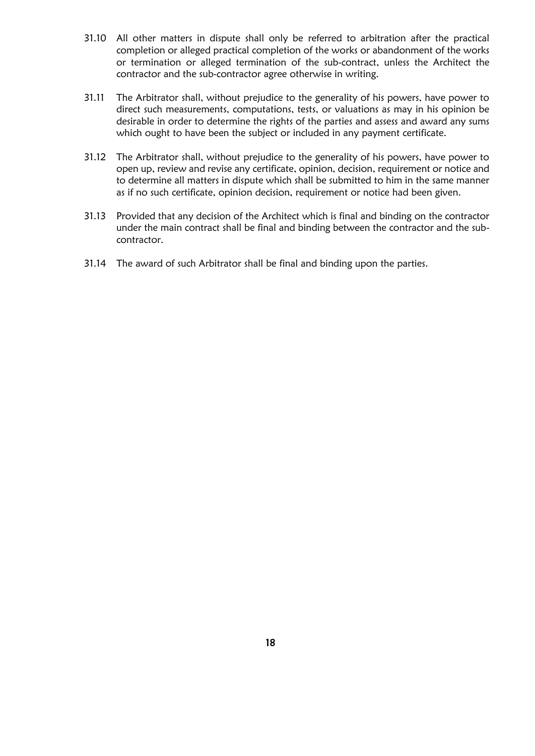31.10 All other matters in dispute shall only be referred to arbitration after the practical completion or alleged practical completion of the works or abandonment of the works or termination or alleged termination of the sub-contract, unless the Architect the contractor and the sub-contractor agree otherwise in writing.

31.11 The Arbitrator shall, without prejudice to the generality of his powers, have power to direct such measurements, computations, tests, or valuations as may in his opinion be desirable in order to determine the rights of the parties and assess and award any sums which ought to have been the subject or included in any payment certificate.

31.12 The Arbitrator shall, without prejudice to the generality of his powers, have power to open up, review and revise any certificate, opinion, decision, requirement or notice and to determine all matters in dispute which shall be submitted to him in the same manner as if no such certificate, opinion decision, requirement or notice had been given.

31.13 Provided that any decision of the Architect which is final and binding on the contractor under the main contract shall be final and binding between the contractor and the sub-contractor.

31.14 The award of such Arbitrator shall be final and binding upon the parties.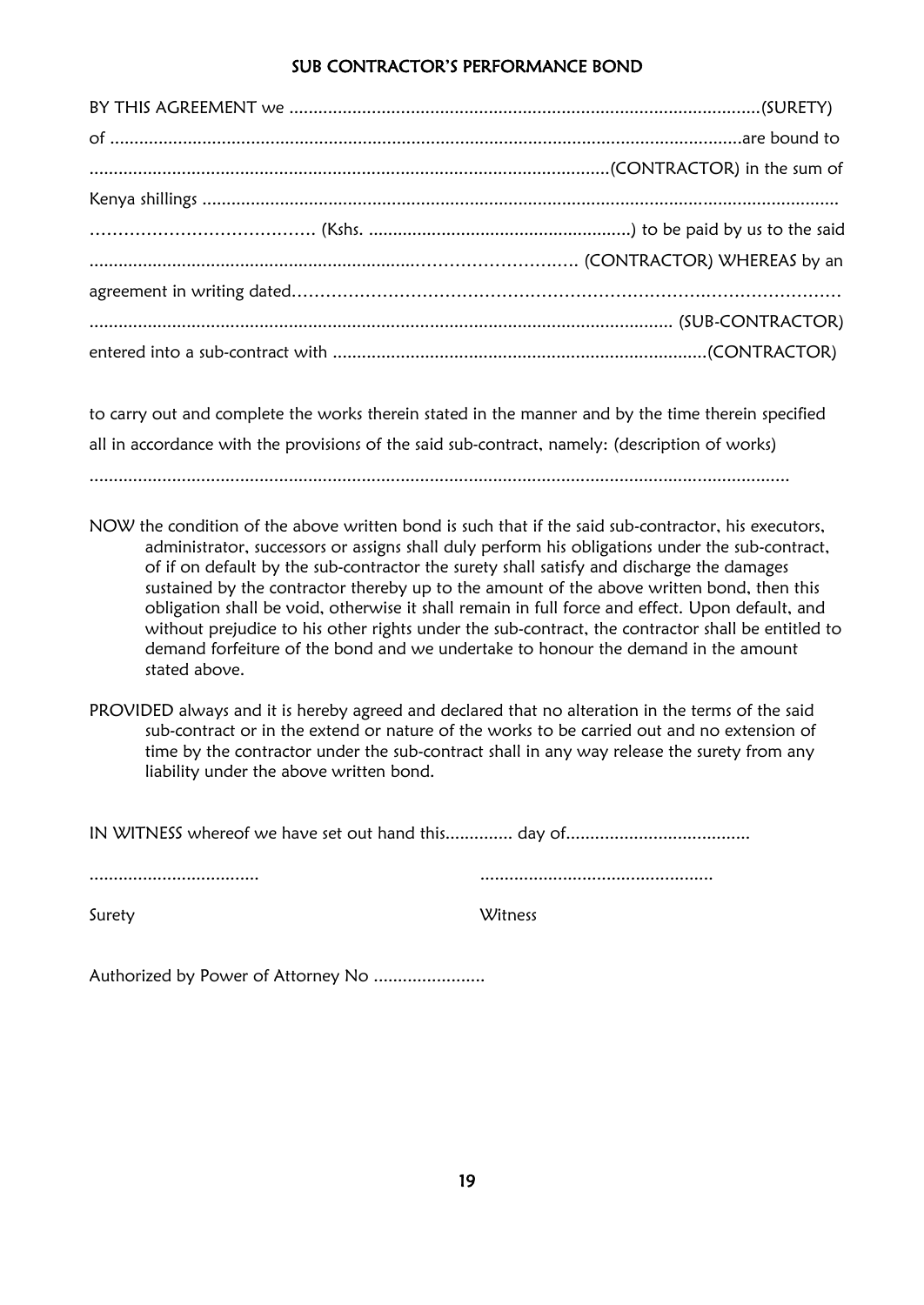## SUB CONTRACTOR'S PERFORMANCE BOND

BY THIS AGREEMENT we ..................................................................................................(SURETY) of .................................................................................................................................are bound to ...........................................................................................................(CONTRACTOR) in the sum of Kenya shillings ......................................................................................................................................... ………………………………… (Kshs. ......................................................) to be paid by us to the said ..................................................................……………………….. (CONTRACTOR) WHEREAS by an agreement in writing dated……………………………………………………………………………… ...................................................................................................................... (SUB-CONTRACTOR) entered into a sub-contract with .............................................................................(CONTRACTOR)

to carry out and complete the works therein stated in the manner and by the time therein specified all in accordance with the provisions of the said sub-contract, namely: (description of works) ...................................................................................................................................................

NOW the condition of the above written bond is such that if the said sub-contractor, his executors, administrator, successors or assigns shall duly perform his obligations under the sub-contract, of if on default by the sub-contractor the surety shall satisfy and discharge the damages sustained by the contractor thereby up to the amount of the above written bond, then this obligation shall be void, otherwise it shall remain in full force and effect. Upon default, and without prejudice to his other rights under the sub-contract, the contractor shall be entitled to demand forfeiture of the bond and we undertake to honour the demand in the amount stated above.

PROVIDED always and it is hereby agreed and declared that no alteration in the terms of the said sub-contract or in the extend or nature of the works to be carried out and no extension of time by the contractor under the sub-contract shall in any way release the surety from any liability under the above written bond.

IN WITNESS whereof we have set out hand this.............. day of......................................

| ................................... | ................................................ |
|---|---|
| Surety | Witness |

Authorized by Power of Attorney No .......................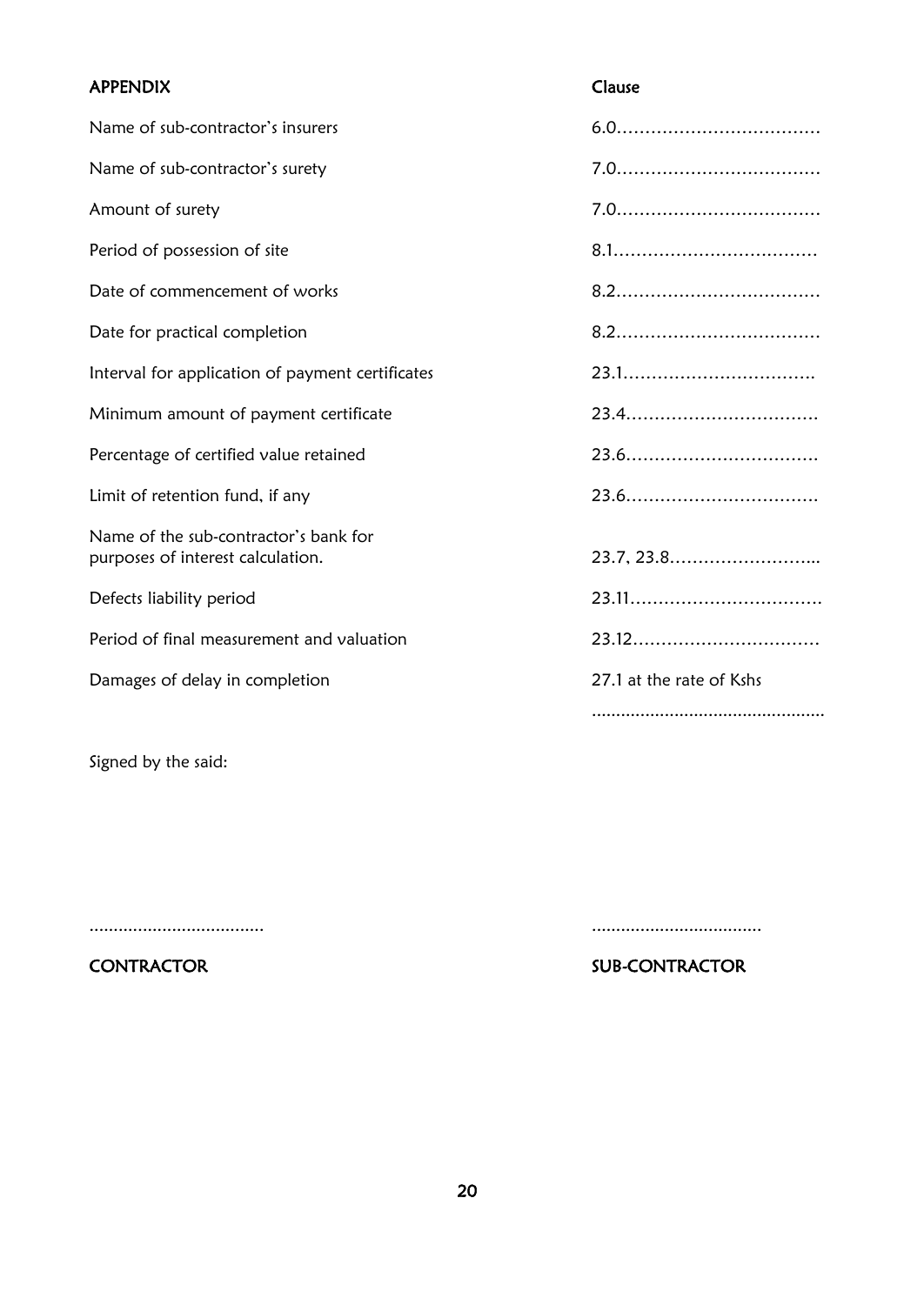| APPENDIX | Clause |
|---|---|
| Name of sub-contractor's insurers | 6.0……………………………… |
| Name of sub-contractor's surety | 7.0……………………………… |
| Amount of surety | 7.0……………………………… |
| Period of possession of site | 8.1……………………………… |
| Date of commencement of works | 8.2……………………………… |
| Date for practical completion | 8.2……………………………… |
| Interval for application of payment certificates | 23.1……………………………. |
| Minimum amount of payment certificate | 23.4……………………………. |
| Percentage of certified value retained | 23.6……………………………. |
| Limit of retention fund, if any | 23.6……………………………. |
| Name of the sub-contractor's bank for purposes of interest calculation. | 23.7, 23.8…………………….. |
| Defects liability period | 23.11……………………………. |
| Period of final measurement and valuation | 23.12…………………………… |
| Damages of delay in completion | 27.1 at the rate of Kshs ............................................... |

Signed by the said:

....................................                                                    ...................................

**CONTRACTOR**                                                    **SUB-CONTRACTOR**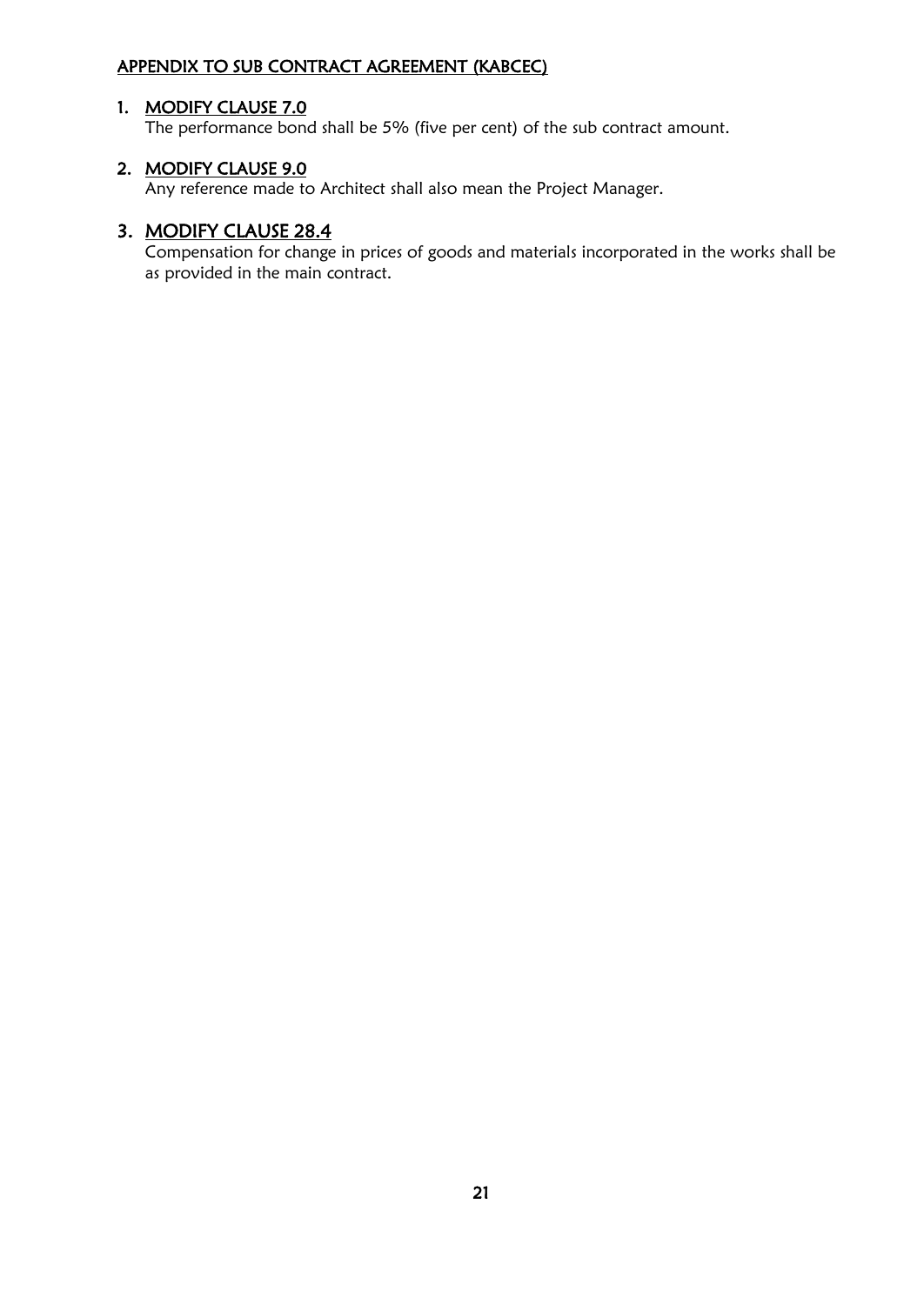## APPENDIX TO SUB CONTRACT AGREEMENT (KABCEC)

1. **MODIFY CLAUSE 7.0**

   The performance bond shall be 5% (five per cent) of the sub contract amount.

2. **MODIFY CLAUSE 9.0**

   Any reference made to Architect shall also mean the Project Manager.

3. **MODIFY CLAUSE 28.4**

   Compensation for change in prices of goods and materials incorporated in the works shall be as provided in the main contract.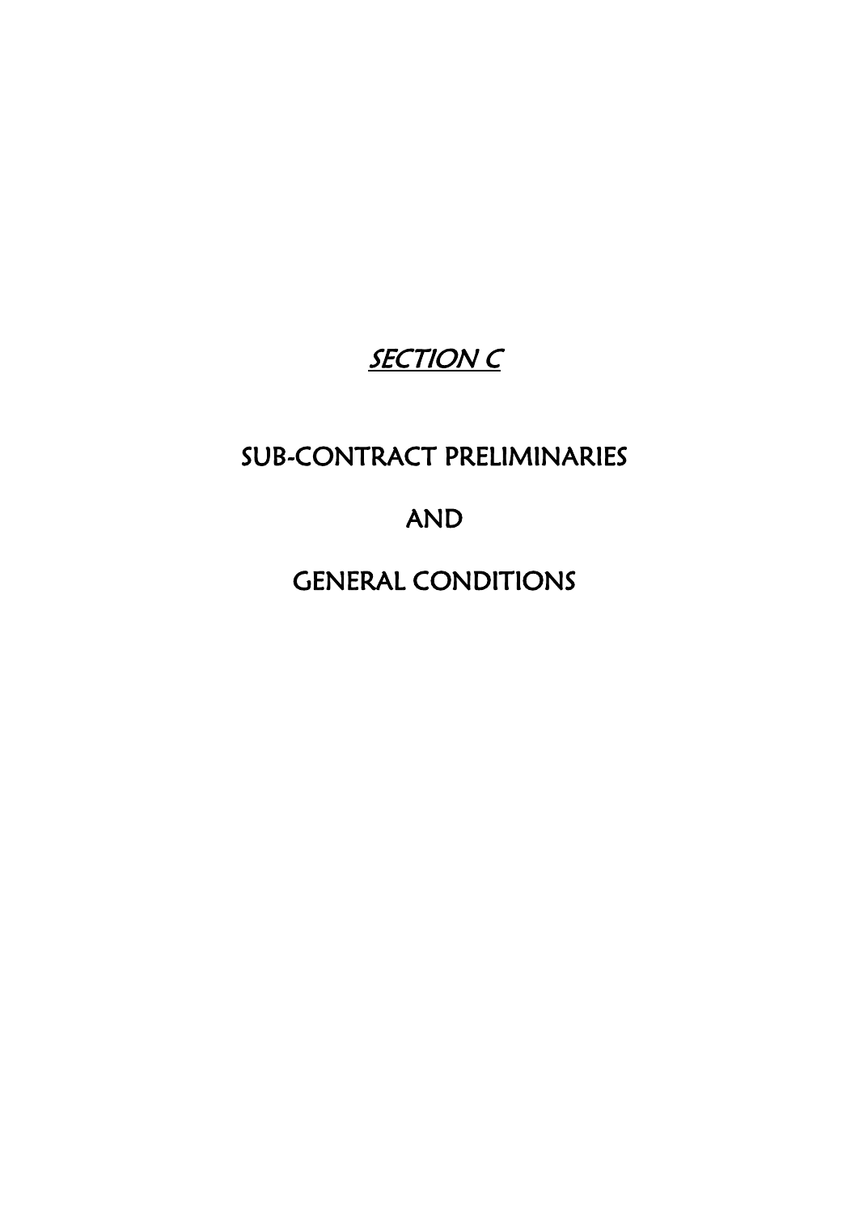# *SECTION C*

# SUB-CONTRACT PRELIMINARIES

# AND

# GENERAL CONDITIONS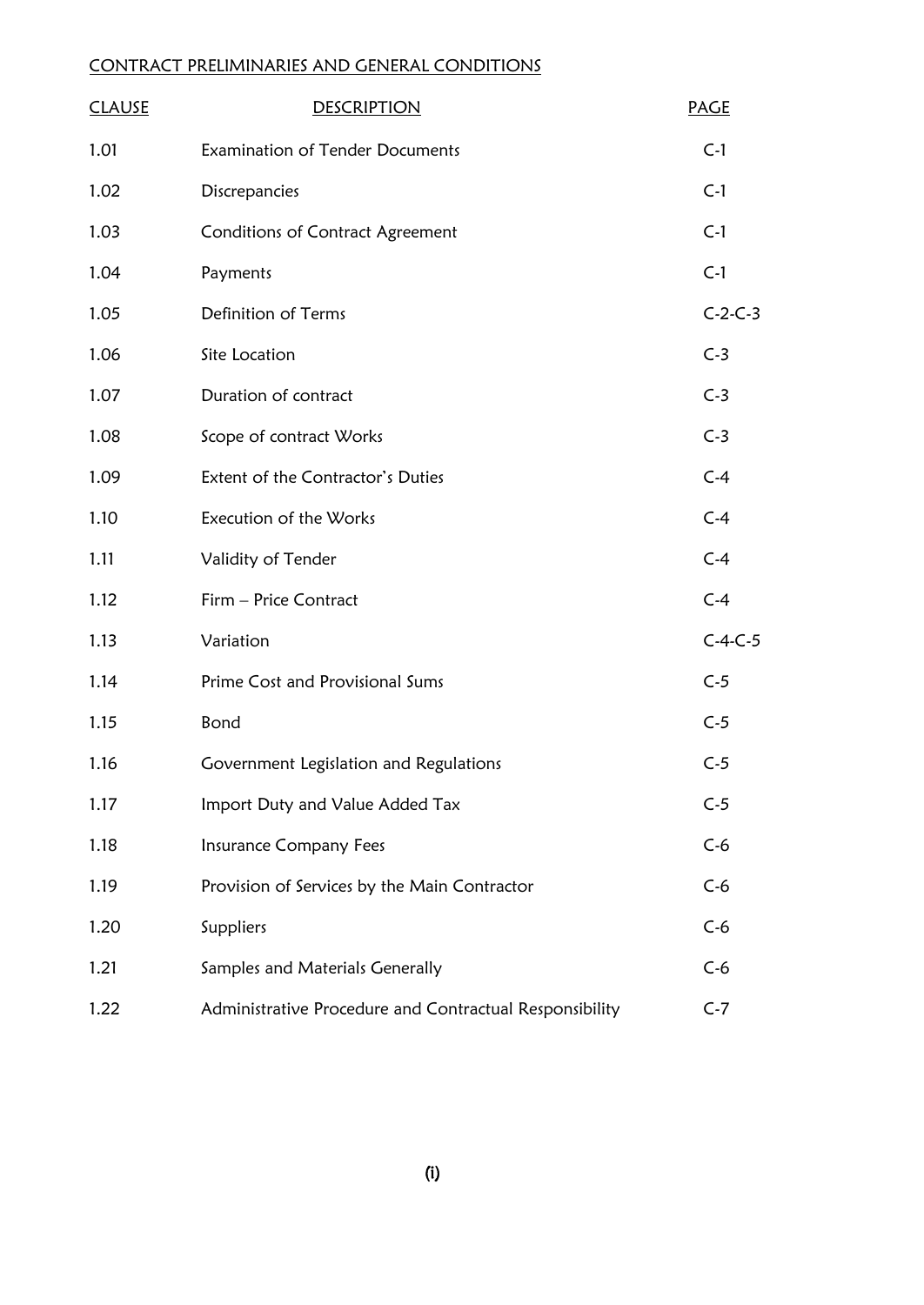CONTRACT PRELIMINARIES AND GENERAL CONDITIONS

| CLAUSE | DESCRIPTION | PAGE |
|---|---|---|
| 1.01 | Examination of Tender Documents | C-1 |
| 1.02 | Discrepancies | C-1 |
| 1.03 | Conditions of Contract Agreement | C-1 |
| 1.04 | Payments | C-1 |
| 1.05 | Definition of Terms | C-2-C-3 |
| 1.06 | Site Location | C-3 |
| 1.07 | Duration of contract | C-3 |
| 1.08 | Scope of contract Works | C-3 |
| 1.09 | Extent of the Contractor's Duties | C-4 |
| 1.10 | Execution of the Works | C-4 |
| 1.11 | Validity of Tender | C-4 |
| 1.12 | Firm – Price Contract | C-4 |
| 1.13 | Variation | C-4-C-5 |
| 1.14 | Prime Cost and Provisional Sums | C-5 |
| 1.15 | Bond | C-5 |
| 1.16 | Government Legislation and Regulations | C-5 |
| 1.17 | Import Duty and Value Added Tax | C-5 |
| 1.18 | Insurance Company Fees | C-6 |
| 1.19 | Provision of Services by the Main Contractor | C-6 |
| 1.20 | Suppliers | C-6 |
| 1.21 | Samples and Materials Generally | C-6 |
| 1.22 | Administrative Procedure and Contractual Responsibility | C-7 |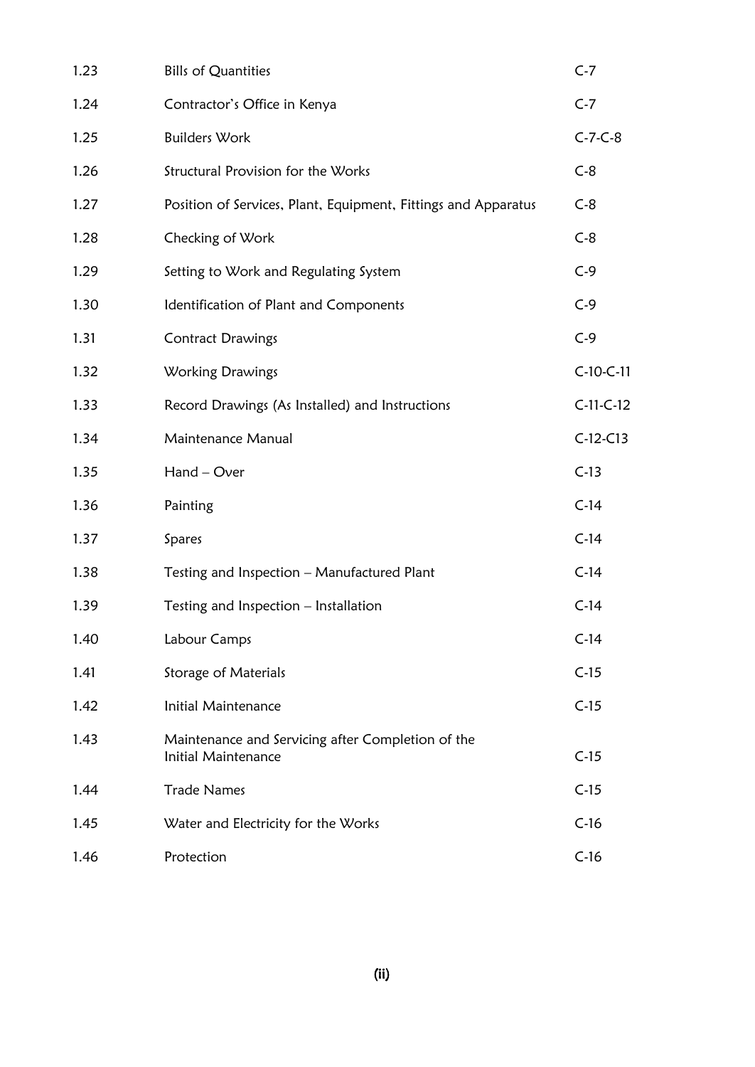| | | |
|---|---|---|
| 1.23 | Bills of Quantities | C-7 |
| 1.24 | Contractor's Office in Kenya | C-7 |
| 1.25 | Builders Work | C-7-C-8 |
| 1.26 | Structural Provision for the Works | C-8 |
| 1.27 | Position of Services, Plant, Equipment, Fittings and Apparatus | C-8 |
| 1.28 | Checking of Work | C-8 |
| 1.29 | Setting to Work and Regulating System | C-9 |
| 1.30 | Identification of Plant and Components | C-9 |
| 1.31 | Contract Drawings | C-9 |
| 1.32 | Working Drawings | C-10-C-11 |
| 1.33 | Record Drawings (As Installed) and Instructions | C-11-C-12 |
| 1.34 | Maintenance Manual | C-12-C13 |
| 1.35 | Hand – Over | C-13 |
| 1.36 | Painting | C-14 |
| 1.37 | Spares | C-14 |
| 1.38 | Testing and Inspection – Manufactured Plant | C-14 |
| 1.39 | Testing and Inspection – Installation | C-14 |
| 1.40 | Labour Camps | C-14 |
| 1.41 | Storage of Materials | C-15 |
| 1.42 | Initial Maintenance | C-15 |
| 1.43 | Maintenance and Servicing after Completion of the Initial Maintenance | C-15 |
| 1.44 | Trade Names | C-15 |
| 1.45 | Water and Electricity for the Works | C-16 |
| 1.46 | Protection | C-16 |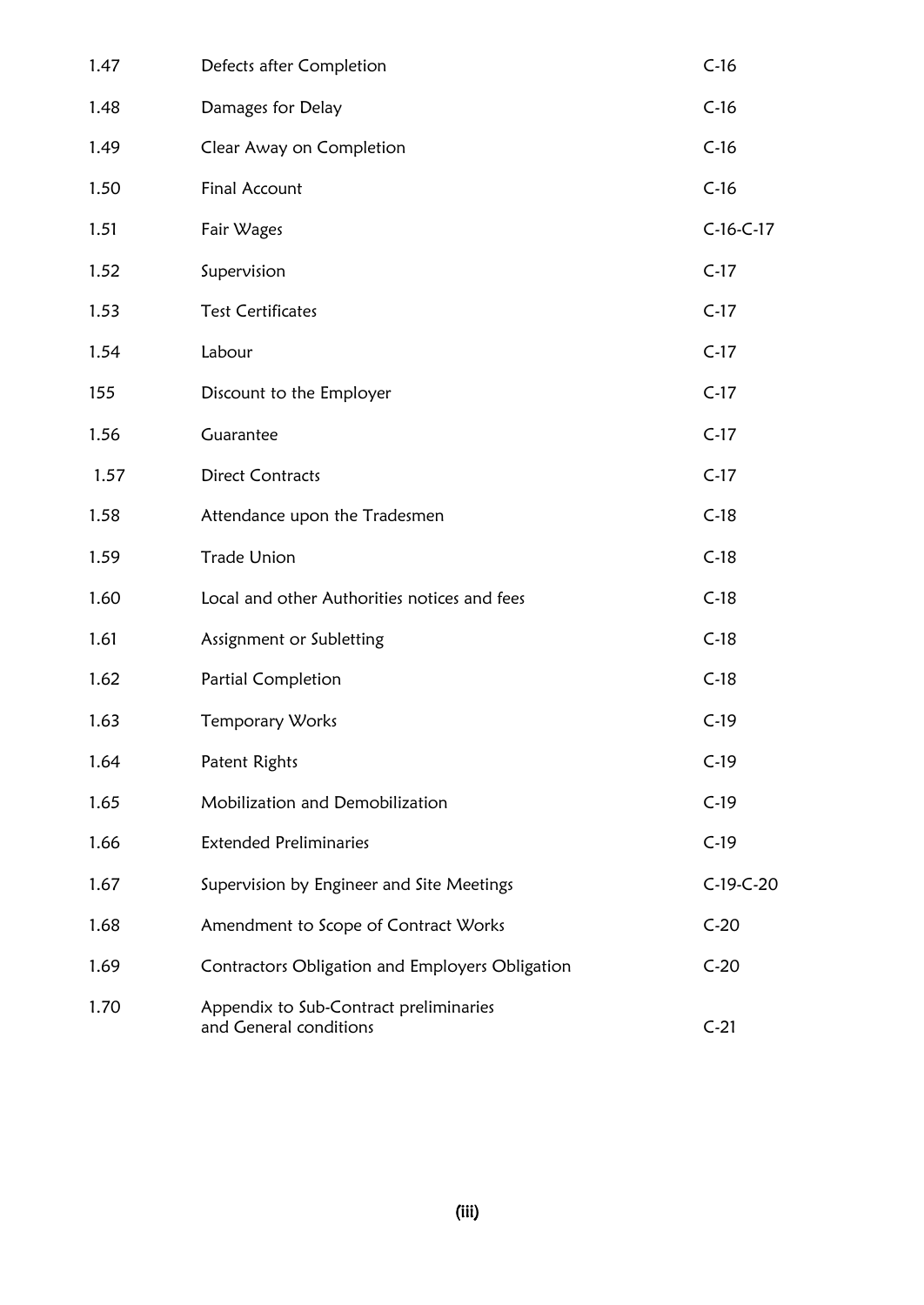| | | |
|---|---|---|
| 1.47 | Defects after Completion | C-16 |
| 1.48 | Damages for Delay | C-16 |
| 1.49 | Clear Away on Completion | C-16 |
| 1.50 | Final Account | C-16 |
| 1.51 | Fair Wages | C-16-C-17 |
| 1.52 | Supervision | C-17 |
| 1.53 | Test Certificates | C-17 |
| 1.54 | Labour | C-17 |
| 155 | Discount to the Employer | C-17 |
| 1.56 | Guarantee | C-17 |
| 1.57 | Direct Contracts | C-17 |
| 1.58 | Attendance upon the Tradesmen | C-18 |
| 1.59 | Trade Union | C-18 |
| 1.60 | Local and other Authorities notices and fees | C-18 |
| 1.61 | Assignment or Subletting | C-18 |
| 1.62 | Partial Completion | C-18 |
| 1.63 | Temporary Works | C-19 |
| 1.64 | Patent Rights | C-19 |
| 1.65 | Mobilization and Demobilization | C-19 |
| 1.66 | Extended Preliminaries | C-19 |
| 1.67 | Supervision by Engineer and Site Meetings | C-19-C-20 |
| 1.68 | Amendment to Scope of Contract Works | C-20 |
| 1.69 | Contractors Obligation and Employers Obligation | C-20 |
| 1.70 | Appendix to Sub-Contract preliminaries and General conditions | C-21 |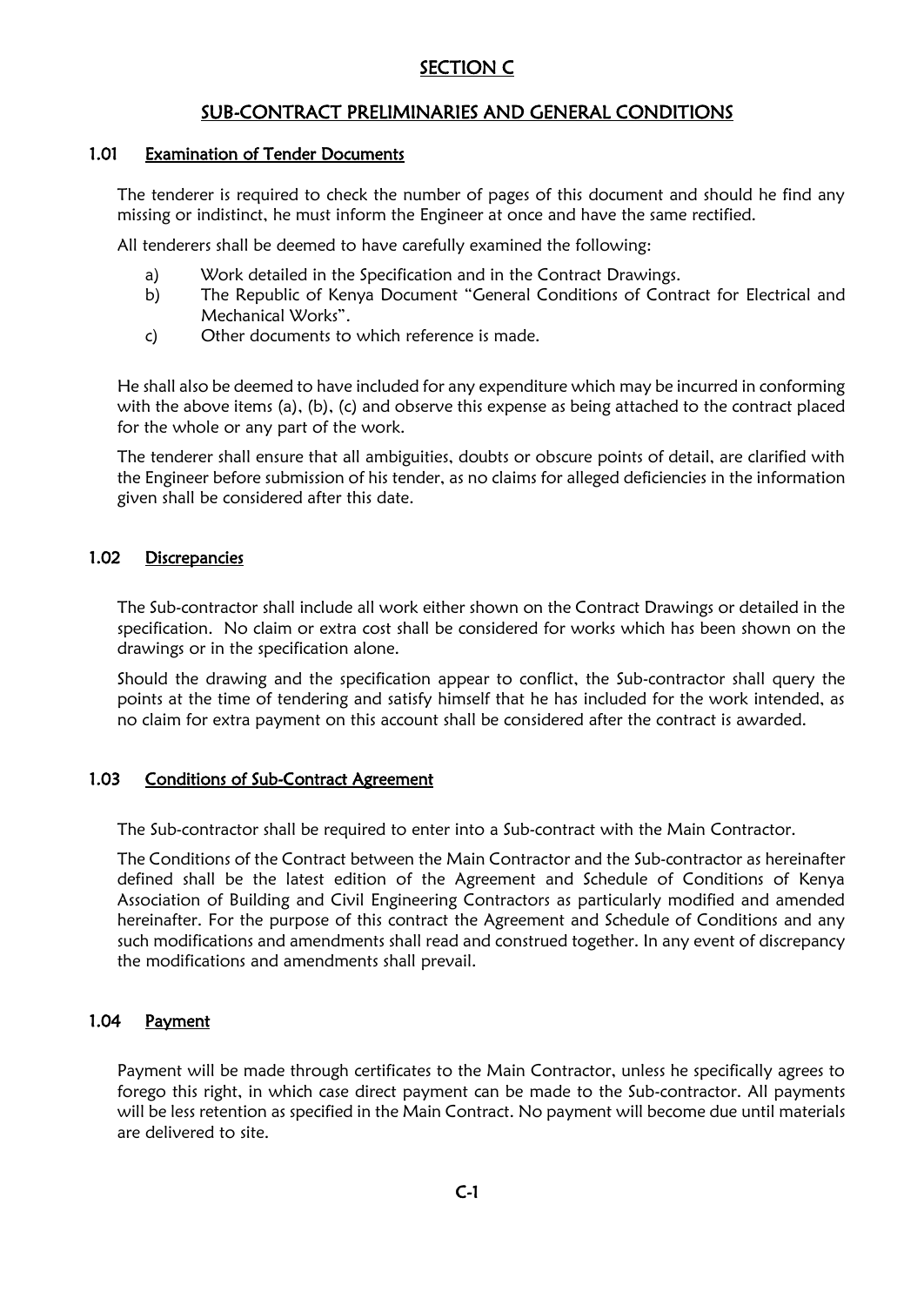# SECTION C

## SUB-CONTRACT PRELIMINARIES AND GENERAL CONDITIONS

### 1.01 Examination of Tender Documents

The tenderer is required to check the number of pages of this document and should he find any missing or indistinct, he must inform the Engineer at once and have the same rectified.

All tenderers shall be deemed to have carefully examined the following:

a) Work detailed in the Specification and in the Contract Drawings.
b) The Republic of Kenya Document "General Conditions of Contract for Electrical and Mechanical Works".
c) Other documents to which reference is made.

He shall also be deemed to have included for any expenditure which may be incurred in conforming with the above items (a), (b), (c) and observe this expense as being attached to the contract placed for the whole or any part of the work.

The tenderer shall ensure that all ambiguities, doubts or obscure points of detail, are clarified with the Engineer before submission of his tender, as no claims for alleged deficiencies in the information given shall be considered after this date.

### 1.02 Discrepancies

The Sub-contractor shall include all work either shown on the Contract Drawings or detailed in the specification. No claim or extra cost shall be considered for works which has been shown on the drawings or in the specification alone.

Should the drawing and the specification appear to conflict, the Sub-contractor shall query the points at the time of tendering and satisfy himself that he has included for the work intended, as no claim for extra payment on this account shall be considered after the contract is awarded.

### 1.03 Conditions of Sub-Contract Agreement

The Sub-contractor shall be required to enter into a Sub-contract with the Main Contractor.

The Conditions of the Contract between the Main Contractor and the Sub-contractor as hereinafter defined shall be the latest edition of the Agreement and Schedule of Conditions of Kenya Association of Building and Civil Engineering Contractors as particularly modified and amended hereinafter. For the purpose of this contract the Agreement and Schedule of Conditions and any such modifications and amendments shall read and construed together. In any event of discrepancy the modifications and amendments shall prevail.

### 1.04 Payment

Payment will be made through certificates to the Main Contractor, unless he specifically agrees to forego this right, in which case direct payment can be made to the Sub-contractor. All payments will be less retention as specified in the Main Contract. No payment will become due until materials are delivered to site.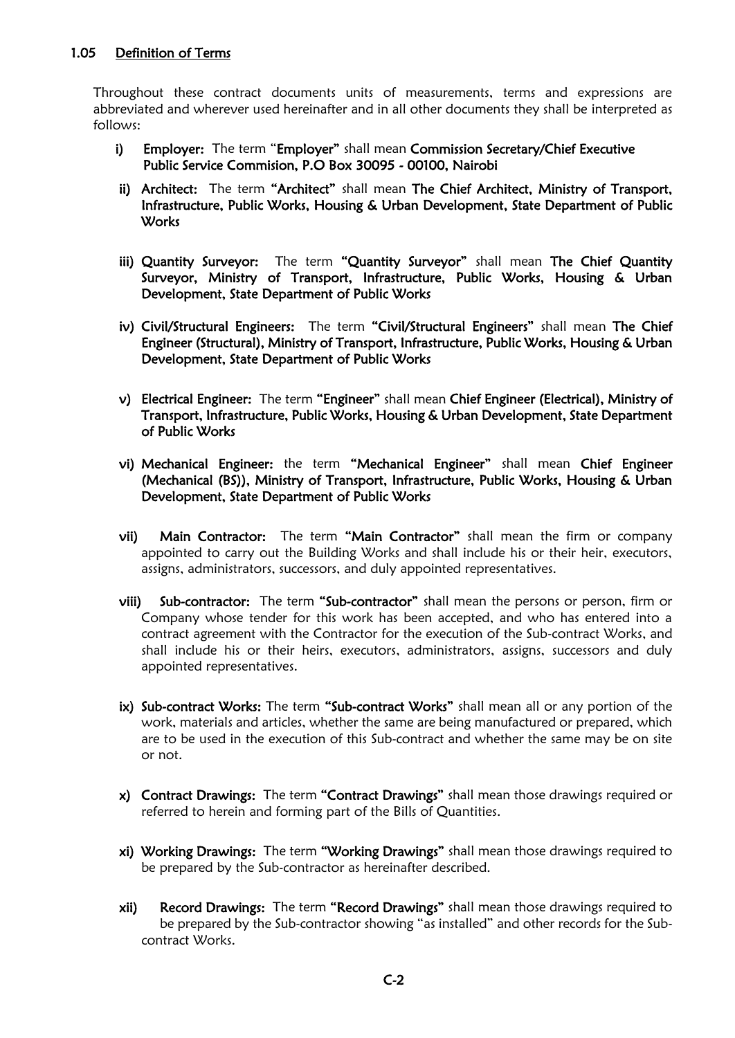## 1.05 Definition of Terms

Throughout these contract documents units of measurements, terms and expressions are abbreviated and wherever used hereinafter and in all other documents they shall be interpreted as follows:

- i) **Employer:** The term "**Employer**" shall mean **Commission Secretary/Chief Executive Public Service Commision, P.O Box 30095 - 00100, Nairobi**

- ii) **Architect:** The term **"Architect"** shall mean **The Chief Architect, Ministry of Transport, Infrastructure, Public Works, Housing & Urban Development, State Department of Public Works**

- iii) **Quantity Surveyor:** The term **"Quantity Surveyor"** shall mean **The Chief Quantity Surveyor, Ministry of Transport, Infrastructure, Public Works, Housing & Urban Development, State Department of Public Works**

- iv) **Civil/Structural Engineers:** The term **"Civil/Structural Engineers"** shall mean **The Chief Engineer (Structural), Ministry of Transport, Infrastructure, Public Works, Housing & Urban Development, State Department of Public Works**

- v) **Electrical Engineer:** The term **"Engineer"** shall mean **Chief Engineer (Electrical), Ministry of Transport, Infrastructure, Public Works, Housing & Urban Development, State Department of Public Works**

- vi) **Mechanical Engineer:** the term **"Mechanical Engineer"** shall mean **Chief Engineer (Mechanical (BS)), Ministry of Transport, Infrastructure, Public Works, Housing & Urban Development, State Department of Public Works**

- vii) **Main Contractor:** The term **"Main Contractor"** shall mean the firm or company appointed to carry out the Building Works and shall include his or their heir, executors, assigns, administrators, successors, and duly appointed representatives.

- viii) **Sub-contractor:** The term **"Sub-contractor"** shall mean the persons or person, firm or Company whose tender for this work has been accepted, and who has entered into a contract agreement with the Contractor for the execution of the Sub-contract Works, and shall include his or their heirs, executors, administrators, assigns, successors and duly appointed representatives.

- ix) **Sub-contract Works:** The term **"Sub-contract Works"** shall mean all or any portion of the work, materials and articles, whether the same are being manufactured or prepared, which are to be used in the execution of this Sub-contract and whether the same may be on site or not.

- x) **Contract Drawings:** The term **"Contract Drawings"** shall mean those drawings required or referred to herein and forming part of the Bills of Quantities.

- xi) **Working Drawings:** The term **"Working Drawings"** shall mean those drawings required to be prepared by the Sub-contractor as hereinafter described.

- xii) **Record Drawings:** The term **"Record Drawings"** shall mean those drawings required to be prepared by the Sub-contractor showing "as installed" and other records for the Sub-contract Works.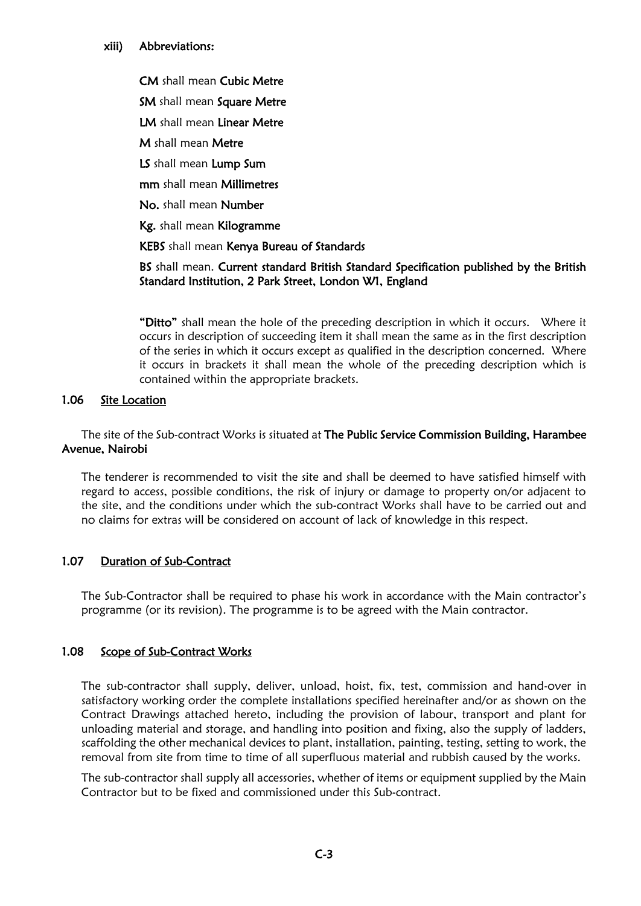**xiii) Abbreviations:**

**CM** shall mean **Cubic Metre**

**SM** shall mean **Square Metre**

**LM** shall mean **Linear Metre**

**M** shall mean **Metre**

**LS** shall mean **Lump Sum**

**mm** shall mean **Millimetres**

**No.** shall mean **Number**

**Kg.** shall mean **Kilogramme**

**KEBS** shall mean **Kenya Bureau of Standards**

**BS** shall mean. **Current standard British Standard Specification published by the British Standard Institution, 2 Park Street, London W1, England**

**"Ditto"** shall mean the hole of the preceding description in which it occurs. Where it occurs in description of succeeding item it shall mean the same as in the first description of the series in which it occurs except as qualified in the description concerned. Where it occurs in brackets it shall mean the whole of the preceding description which is contained within the appropriate brackets.

## 1.06 Site Location

The site of the Sub-contract Works is situated at **The Public Service Commission Building, Harambee Avenue, Nairobi**

The tenderer is recommended to visit the site and shall be deemed to have satisfied himself with regard to access, possible conditions, the risk of injury or damage to property on/or adjacent to the site, and the conditions under which the sub-contract Works shall have to be carried out and no claims for extras will be considered on account of lack of knowledge in this respect.

## 1.07 Duration of Sub-Contract

The Sub-Contractor shall be required to phase his work in accordance with the Main contractor's programme (or its revision). The programme is to be agreed with the Main contractor.

## 1.08 Scope of Sub-Contract Works

The sub-contractor shall supply, deliver, unload, hoist, fix, test, commission and hand-over in satisfactory working order the complete installations specified hereinafter and/or as shown on the Contract Drawings attached hereto, including the provision of labour, transport and plant for unloading material and storage, and handling into position and fixing, also the supply of ladders, scaffolding the other mechanical devices to plant, installation, painting, testing, setting to work, the removal from site from time to time of all superfluous material and rubbish caused by the works.

The sub-contractor shall supply all accessories, whether of items or equipment supplied by the Main Contractor but to be fixed and commissioned under this Sub-contract.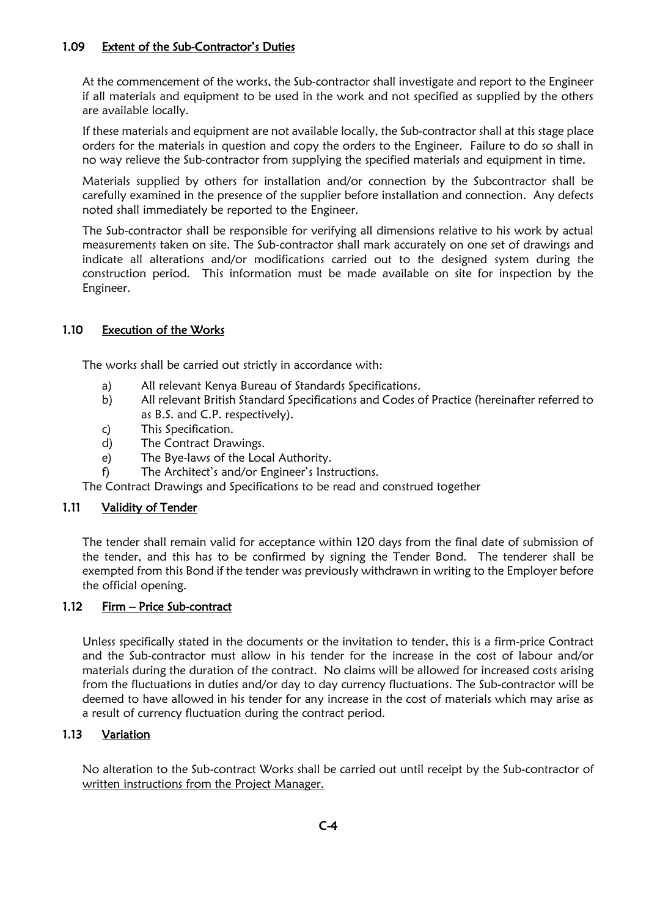### 1.09 Extent of the Sub-Contractor's Duties

At the commencement of the works, the Sub-contractor shall investigate and report to the Engineer if all materials and equipment to be used in the work and not specified as supplied by the others are available locally.

If these materials and equipment are not available locally, the Sub-contractor shall at this stage place orders for the materials in question and copy the orders to the Engineer. Failure to do so shall in no way relieve the Sub-contractor from supplying the specified materials and equipment in time.

Materials supplied by others for installation and/or connection by the Subcontractor shall be carefully examined in the presence of the supplier before installation and connection. Any defects noted shall immediately be reported to the Engineer.

The Sub-contractor shall be responsible for verifying all dimensions relative to his work by actual measurements taken on site. The Sub-contractor shall mark accurately on one set of drawings and indicate all alterations and/or modifications carried out to the designed system during the construction period. This information must be made available on site for inspection by the Engineer.

### 1.10 Execution of the Works

The works shall be carried out strictly in accordance with:

a) All relevant Kenya Bureau of Standards Specifications.
b) All relevant British Standard Specifications and Codes of Practice (hereinafter referred to as B.S. and C.P. respectively).
c) This Specification.
d) The Contract Drawings.
e) The Bye-laws of the Local Authority.
f) The Architect's and/or Engineer's Instructions.

The Contract Drawings and Specifications to be read and construed together

### 1.11 Validity of Tender

The tender shall remain valid for acceptance within 120 days from the final date of submission of the tender, and this has to be confirmed by signing the Tender Bond. The tenderer shall be exempted from this Bond if the tender was previously withdrawn in writing to the Employer before the official opening.

### 1.12 Firm – Price Sub-contract

Unless specifically stated in the documents or the invitation to tender, this is a firm-price Contract and the Sub-contractor must allow in his tender for the increase in the cost of labour and/or materials during the duration of the contract. No claims will be allowed for increased costs arising from the fluctuations in duties and/or day to day currency fluctuations. The Sub-contractor will be deemed to have allowed in his tender for any increase in the cost of materials which may arise as a result of currency fluctuation during the contract period.

### 1.13 Variation

No alteration to the Sub-contract Works shall be carried out until receipt by the Sub-contractor of written instructions from the Project Manager.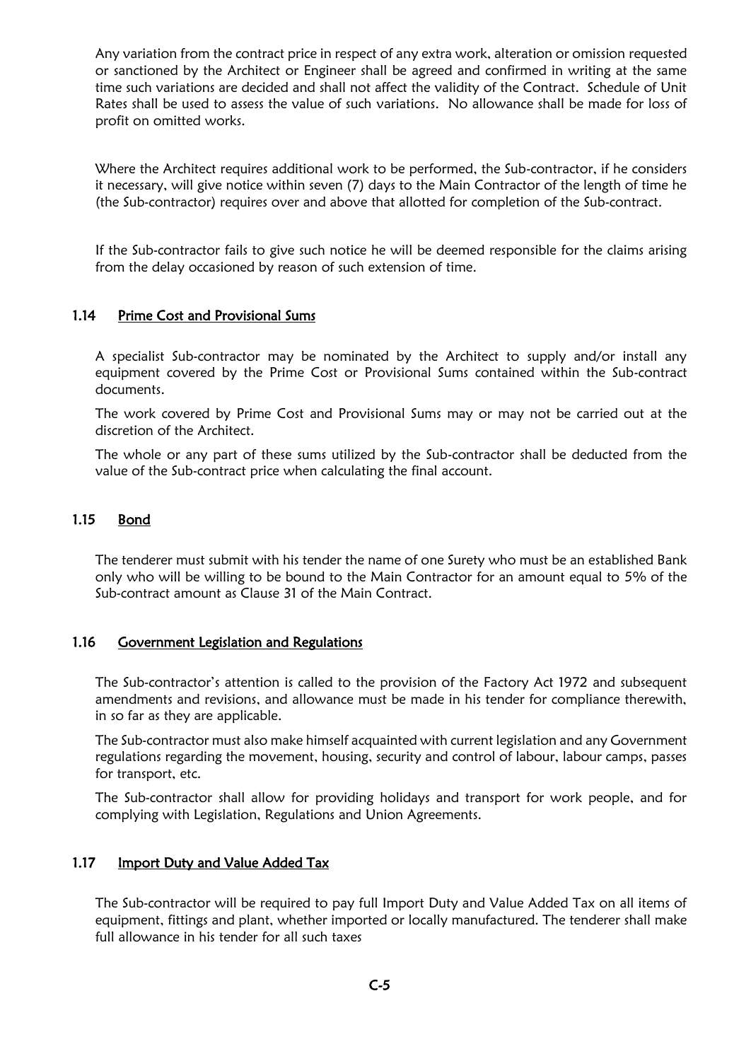Any variation from the contract price in respect of any extra work, alteration or omission requested or sanctioned by the Architect or Engineer shall be agreed and confirmed in writing at the same time such variations are decided and shall not affect the validity of the Contract. Schedule of Unit Rates shall be used to assess the value of such variations. No allowance shall be made for loss of profit on omitted works.

Where the Architect requires additional work to be performed, the Sub-contractor, if he considers it necessary, will give notice within seven (7) days to the Main Contractor of the length of time he (the Sub-contractor) requires over and above that allotted for completion of the Sub-contract.

If the Sub-contractor fails to give such notice he will be deemed responsible for the claims arising from the delay occasioned by reason of such extension of time.

### 1.14 Prime Cost and Provisional Sums

A specialist Sub-contractor may be nominated by the Architect to supply and/or install any equipment covered by the Prime Cost or Provisional Sums contained within the Sub-contract documents.

The work covered by Prime Cost and Provisional Sums may or may not be carried out at the discretion of the Architect.

The whole or any part of these sums utilized by the Sub-contractor shall be deducted from the value of the Sub-contract price when calculating the final account.

### 1.15 Bond

The tenderer must submit with his tender the name of one Surety who must be an established Bank only who will be willing to be bound to the Main Contractor for an amount equal to 5% of the Sub-contract amount as Clause 31 of the Main Contract.

### 1.16 Government Legislation and Regulations

The Sub-contractor's attention is called to the provision of the Factory Act 1972 and subsequent amendments and revisions, and allowance must be made in his tender for compliance therewith, in so far as they are applicable.

The Sub-contractor must also make himself acquainted with current legislation and any Government regulations regarding the movement, housing, security and control of labour, labour camps, passes for transport, etc.

The Sub-contractor shall allow for providing holidays and transport for work people, and for complying with Legislation, Regulations and Union Agreements.

### 1.17 Import Duty and Value Added Tax

The Sub-contractor will be required to pay full Import Duty and Value Added Tax on all items of equipment, fittings and plant, whether imported or locally manufactured. The tenderer shall make full allowance in his tender for all such taxes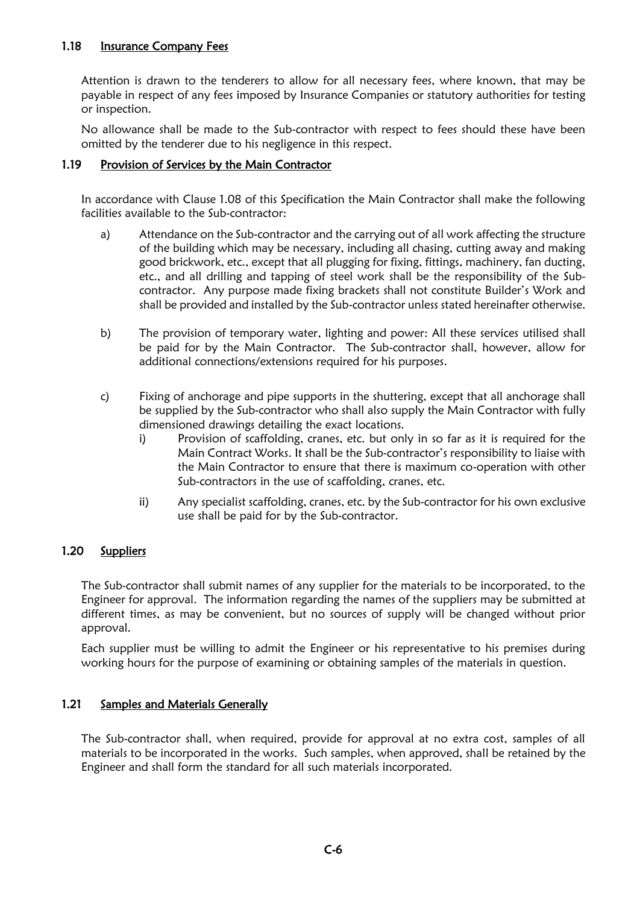## 1.18 Insurance Company Fees

Attention is drawn to the tenderers to allow for all necessary fees, where known, that may be payable in respect of any fees imposed by Insurance Companies or statutory authorities for testing or inspection.

No allowance shall be made to the Sub-contractor with respect to fees should these have been omitted by the tenderer due to his negligence in this respect.

## 1.19 Provision of Services by the Main Contractor

In accordance with Clause 1.08 of this Specification the Main Contractor shall make the following facilities available to the Sub-contractor:

a) Attendance on the Sub-contractor and the carrying out of all work affecting the structure of the building which may be necessary, including all chasing, cutting away and making good brickwork, etc., except that all plugging for fixing, fittings, machinery, fan ducting, etc., and all drilling and tapping of steel work shall be the responsibility of the Sub-contractor. Any purpose made fixing brackets shall not constitute Builder's Work and shall be provided and installed by the Sub-contractor unless stated hereinafter otherwise.

b) The provision of temporary water, lighting and power: All these services utilised shall be paid for by the Main Contractor. The Sub-contractor shall, however, allow for additional connections/extensions required for his purposes.

c) Fixing of anchorage and pipe supports in the shuttering, except that all anchorage shall be supplied by the Sub-contractor who shall also supply the Main Contractor with fully dimensioned drawings detailing the exact locations.

   i) Provision of scaffolding, cranes, etc. but only in so far as it is required for the Main Contract Works. It shall be the Sub-contractor's responsibility to liaise with the Main Contractor to ensure that there is maximum co-operation with other Sub-contractors in the use of scaffolding, cranes, etc.

   ii) Any specialist scaffolding, cranes, etc. by the Sub-contractor for his own exclusive use shall be paid for by the Sub-contractor.

## 1.20 Suppliers

The Sub-contractor shall submit names of any supplier for the materials to be incorporated, to the Engineer for approval. The information regarding the names of the suppliers may be submitted at different times, as may be convenient, but no sources of supply will be changed without prior approval.

Each supplier must be willing to admit the Engineer or his representative to his premises during working hours for the purpose of examining or obtaining samples of the materials in question.

## 1.21 Samples and Materials Generally

The Sub-contractor shall, when required, provide for approval at no extra cost, samples of all materials to be incorporated in the works. Such samples, when approved, shall be retained by the Engineer and shall form the standard for all such materials incorporated.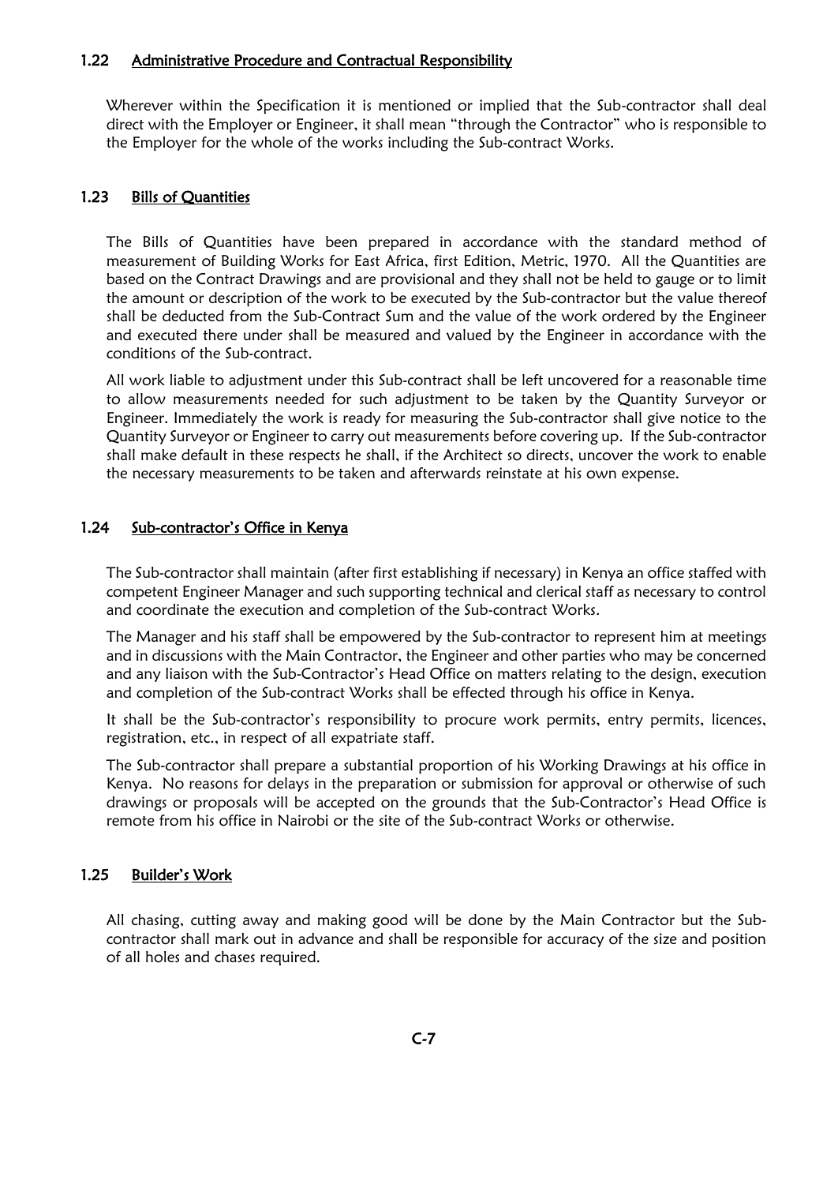### 1.22 Administrative Procedure and Contractual Responsibility

Wherever within the Specification it is mentioned or implied that the Sub-contractor shall deal direct with the Employer or Engineer, it shall mean "through the Contractor" who is responsible to the Employer for the whole of the works including the Sub-contract Works.

### 1.23 Bills of Quantities

The Bills of Quantities have been prepared in accordance with the standard method of measurement of Building Works for East Africa, first Edition, Metric, 1970. All the Quantities are based on the Contract Drawings and are provisional and they shall not be held to gauge or to limit the amount or description of the work to be executed by the Sub-contractor but the value thereof shall be deducted from the Sub-Contract Sum and the value of the work ordered by the Engineer and executed there under shall be measured and valued by the Engineer in accordance with the conditions of the Sub-contract.

All work liable to adjustment under this Sub-contract shall be left uncovered for a reasonable time to allow measurements needed for such adjustment to be taken by the Quantity Surveyor or Engineer. Immediately the work is ready for measuring the Sub-contractor shall give notice to the Quantity Surveyor or Engineer to carry out measurements before covering up. If the Sub-contractor shall make default in these respects he shall, if the Architect so directs, uncover the work to enable the necessary measurements to be taken and afterwards reinstate at his own expense.

### 1.24 Sub-contractor's Office in Kenya

The Sub-contractor shall maintain (after first establishing if necessary) in Kenya an office staffed with competent Engineer Manager and such supporting technical and clerical staff as necessary to control and coordinate the execution and completion of the Sub-contract Works.

The Manager and his staff shall be empowered by the Sub-contractor to represent him at meetings and in discussions with the Main Contractor, the Engineer and other parties who may be concerned and any liaison with the Sub-Contractor's Head Office on matters relating to the design, execution and completion of the Sub-contract Works shall be effected through his office in Kenya.

It shall be the Sub-contractor's responsibility to procure work permits, entry permits, licences, registration, etc., in respect of all expatriate staff.

The Sub-contractor shall prepare a substantial proportion of his Working Drawings at his office in Kenya. No reasons for delays in the preparation or submission for approval or otherwise of such drawings or proposals will be accepted on the grounds that the Sub-Contractor's Head Office is remote from his office in Nairobi or the site of the Sub-contract Works or otherwise.

### 1.25 Builder's Work

All chasing, cutting away and making good will be done by the Main Contractor but the Sub-contractor shall mark out in advance and shall be responsible for accuracy of the size and position of all holes and chases required.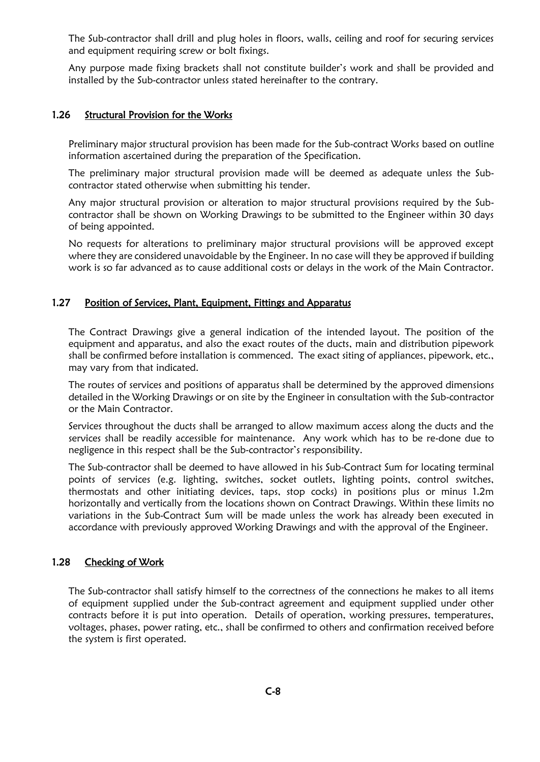The Sub-contractor shall drill and plug holes in floors, walls, ceiling and roof for securing services and equipment requiring screw or bolt fixings.

Any purpose made fixing brackets shall not constitute builder's work and shall be provided and installed by the Sub-contractor unless stated hereinafter to the contrary.

### 1.26 Structural Provision for the Works

Preliminary major structural provision has been made for the Sub-contract Works based on outline information ascertained during the preparation of the Specification.

The preliminary major structural provision made will be deemed as adequate unless the Sub-contractor stated otherwise when submitting his tender.

Any major structural provision or alteration to major structural provisions required by the Sub-contractor shall be shown on Working Drawings to be submitted to the Engineer within 30 days of being appointed.

No requests for alterations to preliminary major structural provisions will be approved except where they are considered unavoidable by the Engineer. In no case will they be approved if building work is so far advanced as to cause additional costs or delays in the work of the Main Contractor.

### 1.27 Position of Services, Plant, Equipment, Fittings and Apparatus

The Contract Drawings give a general indication of the intended layout. The position of the equipment and apparatus, and also the exact routes of the ducts, main and distribution pipework shall be confirmed before installation is commenced. The exact siting of appliances, pipework, etc., may vary from that indicated.

The routes of services and positions of apparatus shall be determined by the approved dimensions detailed in the Working Drawings or on site by the Engineer in consultation with the Sub-contractor or the Main Contractor.

Services throughout the ducts shall be arranged to allow maximum access along the ducts and the services shall be readily accessible for maintenance. Any work which has to be re-done due to negligence in this respect shall be the Sub-contractor's responsibility.

The Sub-contractor shall be deemed to have allowed in his Sub-Contract Sum for locating terminal points of services (e.g. lighting, switches, socket outlets, lighting points, control switches, thermostats and other initiating devices, taps, stop cocks) in positions plus or minus 1.2m horizontally and vertically from the locations shown on Contract Drawings. Within these limits no variations in the Sub-Contract Sum will be made unless the work has already been executed in accordance with previously approved Working Drawings and with the approval of the Engineer.

### 1.28 Checking of Work

The Sub-contractor shall satisfy himself to the correctness of the connections he makes to all items of equipment supplied under the Sub-contract agreement and equipment supplied under other contracts before it is put into operation. Details of operation, working pressures, temperatures, voltages, phases, power rating, etc., shall be confirmed to others and confirmation received before the system is first operated.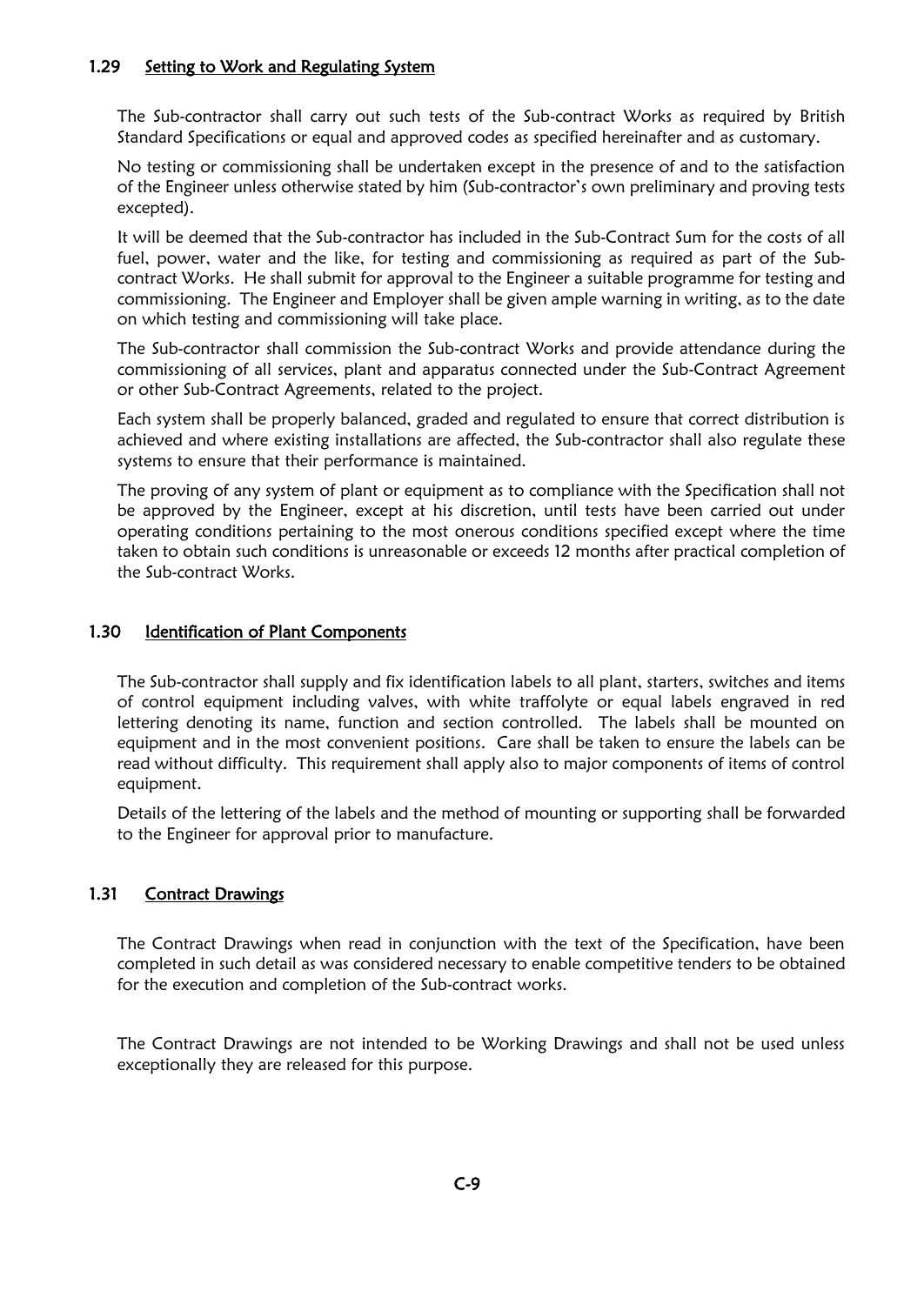### 1.29 Setting to Work and Regulating System

The Sub-contractor shall carry out such tests of the Sub-contract Works as required by British Standard Specifications or equal and approved codes as specified hereinafter and as customary.

No testing or commissioning shall be undertaken except in the presence of and to the satisfaction of the Engineer unless otherwise stated by him (Sub-contractor's own preliminary and proving tests excepted).

It will be deemed that the Sub-contractor has included in the Sub-Contract Sum for the costs of all fuel, power, water and the like, for testing and commissioning as required as part of the Sub-contract Works. He shall submit for approval to the Engineer a suitable programme for testing and commissioning. The Engineer and Employer shall be given ample warning in writing, as to the date on which testing and commissioning will take place.

The Sub-contractor shall commission the Sub-contract Works and provide attendance during the commissioning of all services, plant and apparatus connected under the Sub-Contract Agreement or other Sub-Contract Agreements, related to the project.

Each system shall be properly balanced, graded and regulated to ensure that correct distribution is achieved and where existing installations are affected, the Sub-contractor shall also regulate these systems to ensure that their performance is maintained.

The proving of any system of plant or equipment as to compliance with the Specification shall not be approved by the Engineer, except at his discretion, until tests have been carried out under operating conditions pertaining to the most onerous conditions specified except where the time taken to obtain such conditions is unreasonable or exceeds 12 months after practical completion of the Sub-contract Works.

### 1.30 Identification of Plant Components

The Sub-contractor shall supply and fix identification labels to all plant, starters, switches and items of control equipment including valves, with white traffolyte or equal labels engraved in red lettering denoting its name, function and section controlled. The labels shall be mounted on equipment and in the most convenient positions. Care shall be taken to ensure the labels can be read without difficulty. This requirement shall apply also to major components of items of control equipment.

Details of the lettering of the labels and the method of mounting or supporting shall be forwarded to the Engineer for approval prior to manufacture.

### 1.31 Contract Drawings

The Contract Drawings when read in conjunction with the text of the Specification, have been completed in such detail as was considered necessary to enable competitive tenders to be obtained for the execution and completion of the Sub-contract works.

The Contract Drawings are not intended to be Working Drawings and shall not be used unless exceptionally they are released for this purpose.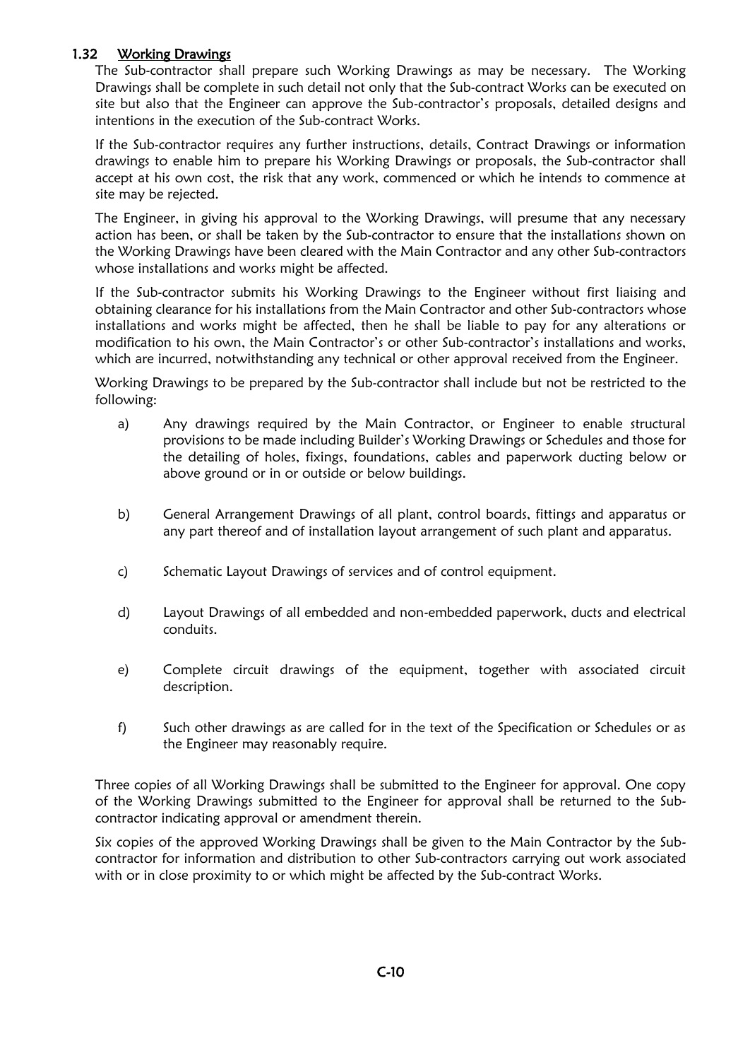## 1.32 Working Drawings

The Sub-contractor shall prepare such Working Drawings as may be necessary. The Working Drawings shall be complete in such detail not only that the Sub-contract Works can be executed on site but also that the Engineer can approve the Sub-contractor's proposals, detailed designs and intentions in the execution of the Sub-contract Works.

If the Sub-contractor requires any further instructions, details, Contract Drawings or information drawings to enable him to prepare his Working Drawings or proposals, the Sub-contractor shall accept at his own cost, the risk that any work, commenced or which he intends to commence at site may be rejected.

The Engineer, in giving his approval to the Working Drawings, will presume that any necessary action has been, or shall be taken by the Sub-contractor to ensure that the installations shown on the Working Drawings have been cleared with the Main Contractor and any other Sub-contractors whose installations and works might be affected.

If the Sub-contractor submits his Working Drawings to the Engineer without first liaising and obtaining clearance for his installations from the Main Contractor and other Sub-contractors whose installations and works might be affected, then he shall be liable to pay for any alterations or modification to his own, the Main Contractor's or other Sub-contractor's installations and works, which are incurred, notwithstanding any technical or other approval received from the Engineer.

Working Drawings to be prepared by the Sub-contractor shall include but not be restricted to the following:

a) Any drawings required by the Main Contractor, or Engineer to enable structural provisions to be made including Builder's Working Drawings or Schedules and those for the detailing of holes, fixings, foundations, cables and paperwork ducting below or above ground or in or outside or below buildings.

b) General Arrangement Drawings of all plant, control boards, fittings and apparatus or any part thereof and of installation layout arrangement of such plant and apparatus.

c) Schematic Layout Drawings of services and of control equipment.

d) Layout Drawings of all embedded and non-embedded paperwork, ducts and electrical conduits.

e) Complete circuit drawings of the equipment, together with associated circuit description.

f) Such other drawings as are called for in the text of the Specification or Schedules or as the Engineer may reasonably require.

Three copies of all Working Drawings shall be submitted to the Engineer for approval. One copy of the Working Drawings submitted to the Engineer for approval shall be returned to the Sub-contractor indicating approval or amendment therein.

Six copies of the approved Working Drawings shall be given to the Main Contractor by the Sub-contractor for information and distribution to other Sub-contractors carrying out work associated with or in close proximity to or which might be affected by the Sub-contract Works.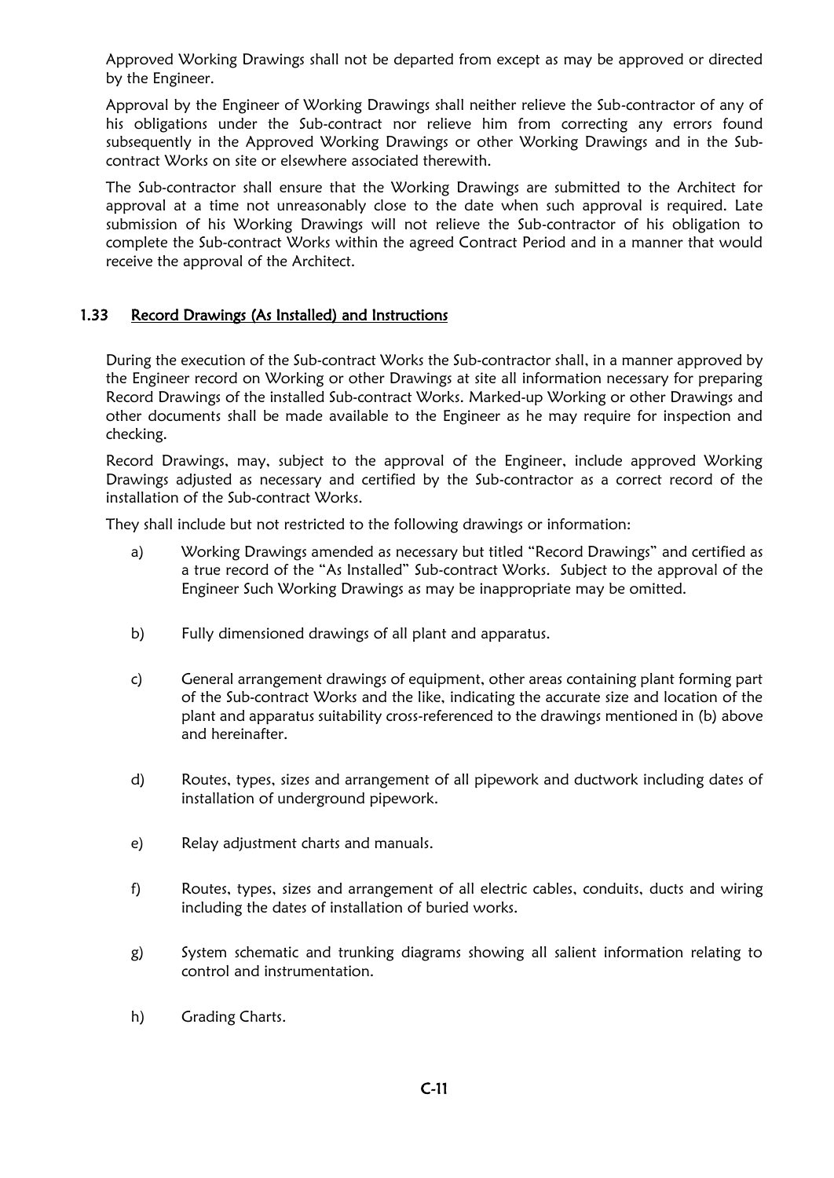Approved Working Drawings shall not be departed from except as may be approved or directed by the Engineer.

Approval by the Engineer of Working Drawings shall neither relieve the Sub-contractor of any of his obligations under the Sub-contract nor relieve him from correcting any errors found subsequently in the Approved Working Drawings or other Working Drawings and in the Sub-contract Works on site or elsewhere associated therewith.

The Sub-contractor shall ensure that the Working Drawings are submitted to the Architect for approval at a time not unreasonably close to the date when such approval is required. Late submission of his Working Drawings will not relieve the Sub-contractor of his obligation to complete the Sub-contract Works within the agreed Contract Period and in a manner that would receive the approval of the Architect.

### 1.33 Record Drawings (As Installed) and Instructions

During the execution of the Sub-contract Works the Sub-contractor shall, in a manner approved by the Engineer record on Working or other Drawings at site all information necessary for preparing Record Drawings of the installed Sub-contract Works. Marked-up Working or other Drawings and other documents shall be made available to the Engineer as he may require for inspection and checking.

Record Drawings, may, subject to the approval of the Engineer, include approved Working Drawings adjusted as necessary and certified by the Sub-contractor as a correct record of the installation of the Sub-contract Works.

They shall include but not restricted to the following drawings or information:

a) Working Drawings amended as necessary but titled "Record Drawings" and certified as a true record of the "As Installed" Sub-contract Works. Subject to the approval of the Engineer Such Working Drawings as may be inappropriate may be omitted.

b) Fully dimensioned drawings of all plant and apparatus.

c) General arrangement drawings of equipment, other areas containing plant forming part of the Sub-contract Works and the like, indicating the accurate size and location of the plant and apparatus suitability cross-referenced to the drawings mentioned in (b) above and hereinafter.

d) Routes, types, sizes and arrangement of all pipework and ductwork including dates of installation of underground pipework.

e) Relay adjustment charts and manuals.

f) Routes, types, sizes and arrangement of all electric cables, conduits, ducts and wiring including the dates of installation of buried works.

g) System schematic and trunking diagrams showing all salient information relating to control and instrumentation.

h) Grading Charts.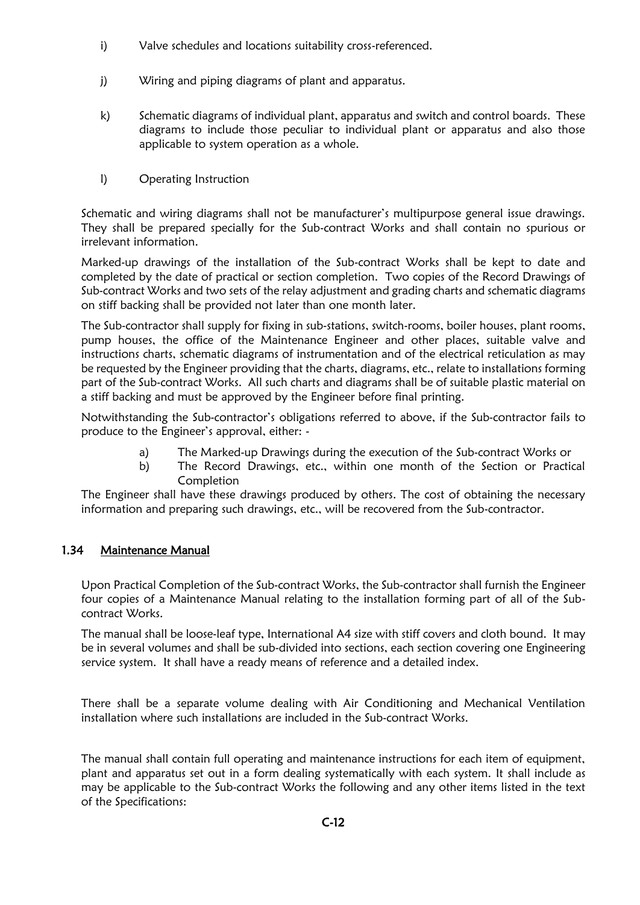i) Valve schedules and locations suitability cross-referenced.

j) Wiring and piping diagrams of plant and apparatus.

k) Schematic diagrams of individual plant, apparatus and switch and control boards. These diagrams to include those peculiar to individual plant or apparatus and also those applicable to system operation as a whole.

l) Operating Instruction

Schematic and wiring diagrams shall not be manufacturer's multipurpose general issue drawings. They shall be prepared specially for the Sub-contract Works and shall contain no spurious or irrelevant information.

Marked-up drawings of the installation of the Sub-contract Works shall be kept to date and completed by the date of practical or section completion. Two copies of the Record Drawings of Sub-contract Works and two sets of the relay adjustment and grading charts and schematic diagrams on stiff backing shall be provided not later than one month later.

The Sub-contractor shall supply for fixing in sub-stations, switch-rooms, boiler houses, plant rooms, pump houses, the office of the Maintenance Engineer and other places, suitable valve and instructions charts, schematic diagrams of instrumentation and of the electrical reticulation as may be requested by the Engineer providing that the charts, diagrams, etc., relate to installations forming part of the Sub-contract Works. All such charts and diagrams shall be of suitable plastic material on a stiff backing and must be approved by the Engineer before final printing.

Notwithstanding the Sub-contractor's obligations referred to above, if the Sub-contractor fails to produce to the Engineer's approval, either: -

a) The Marked-up Drawings during the execution of the Sub-contract Works or
b) The Record Drawings, etc., within one month of the Section or Practical Completion

The Engineer shall have these drawings produced by others. The cost of obtaining the necessary information and preparing such drawings, etc., will be recovered from the Sub-contractor.

### 1.34 Maintenance Manual

Upon Practical Completion of the Sub-contract Works, the Sub-contractor shall furnish the Engineer four copies of a Maintenance Manual relating to the installation forming part of all of the Sub-contract Works.

The manual shall be loose-leaf type, International A4 size with stiff covers and cloth bound. It may be in several volumes and shall be sub-divided into sections, each section covering one Engineering service system. It shall have a ready means of reference and a detailed index.

There shall be a separate volume dealing with Air Conditioning and Mechanical Ventilation installation where such installations are included in the Sub-contract Works.

The manual shall contain full operating and maintenance instructions for each item of equipment, plant and apparatus set out in a form dealing systematically with each system. It shall include as may be applicable to the Sub-contract Works the following and any other items listed in the text of the Specifications: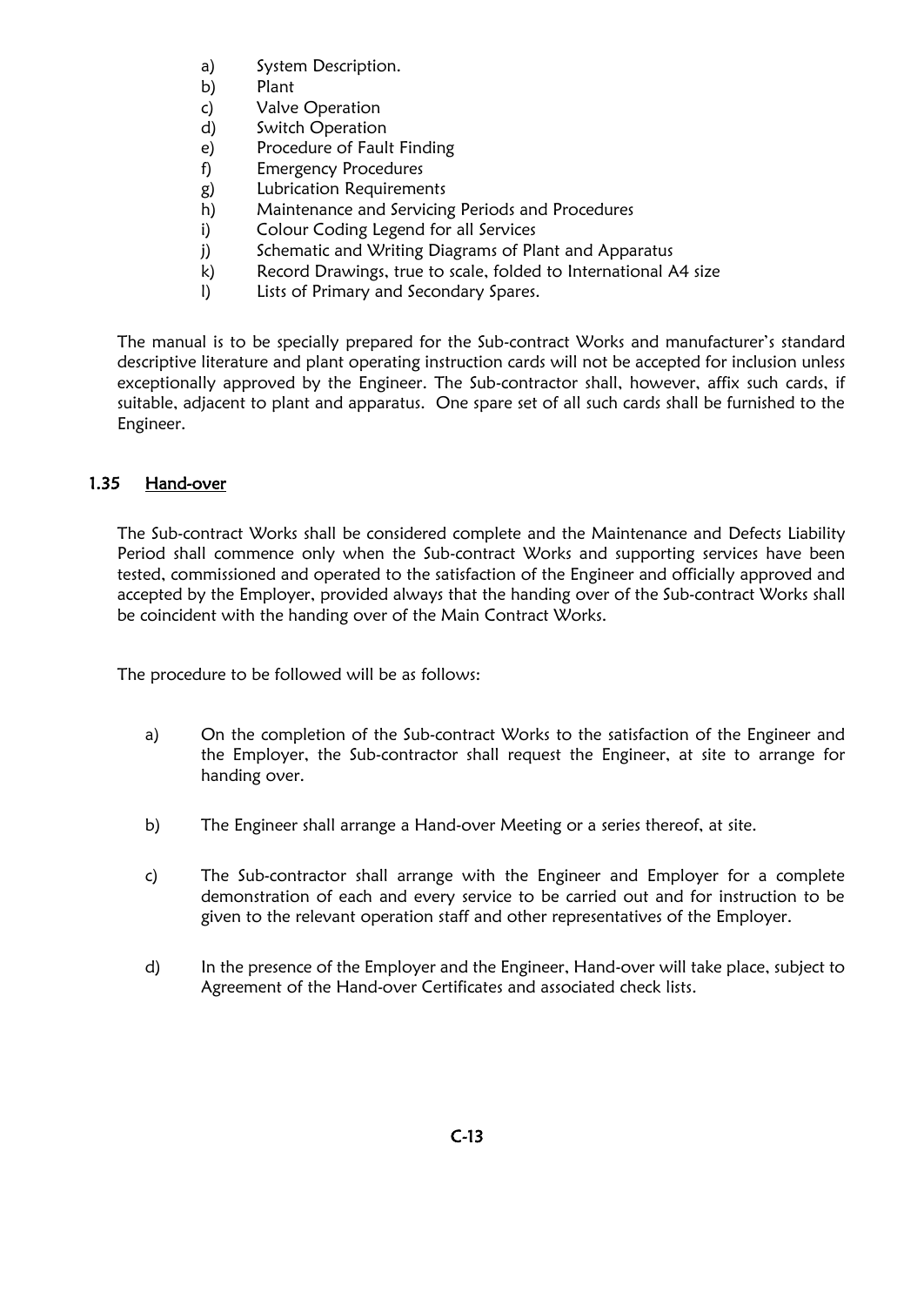a) System Description.
b) Plant
c) Valve Operation
d) Switch Operation
e) Procedure of Fault Finding
f) Emergency Procedures
g) Lubrication Requirements
h) Maintenance and Servicing Periods and Procedures
i) Colour Coding Legend for all Services
j) Schematic and Writing Diagrams of Plant and Apparatus
k) Record Drawings, true to scale, folded to International A4 size
l) Lists of Primary and Secondary Spares.

The manual is to be specially prepared for the Sub-contract Works and manufacturer's standard descriptive literature and plant operating instruction cards will not be accepted for inclusion unless exceptionally approved by the Engineer. The Sub-contractor shall, however, affix such cards, if suitable, adjacent to plant and apparatus. One spare set of all such cards shall be furnished to the Engineer.

## 1.35 Hand-over

The Sub-contract Works shall be considered complete and the Maintenance and Defects Liability Period shall commence only when the Sub-contract Works and supporting services have been tested, commissioned and operated to the satisfaction of the Engineer and officially approved and accepted by the Employer, provided always that the handing over of the Sub-contract Works shall be coincident with the handing over of the Main Contract Works.

The procedure to be followed will be as follows:

a) On the completion of the Sub-contract Works to the satisfaction of the Engineer and the Employer, the Sub-contractor shall request the Engineer, at site to arrange for handing over.

b) The Engineer shall arrange a Hand-over Meeting or a series thereof, at site.

c) The Sub-contractor shall arrange with the Engineer and Employer for a complete demonstration of each and every service to be carried out and for instruction to be given to the relevant operation staff and other representatives of the Employer.

d) In the presence of the Employer and the Engineer, Hand-over will take place, subject to Agreement of the Hand-over Certificates and associated check lists.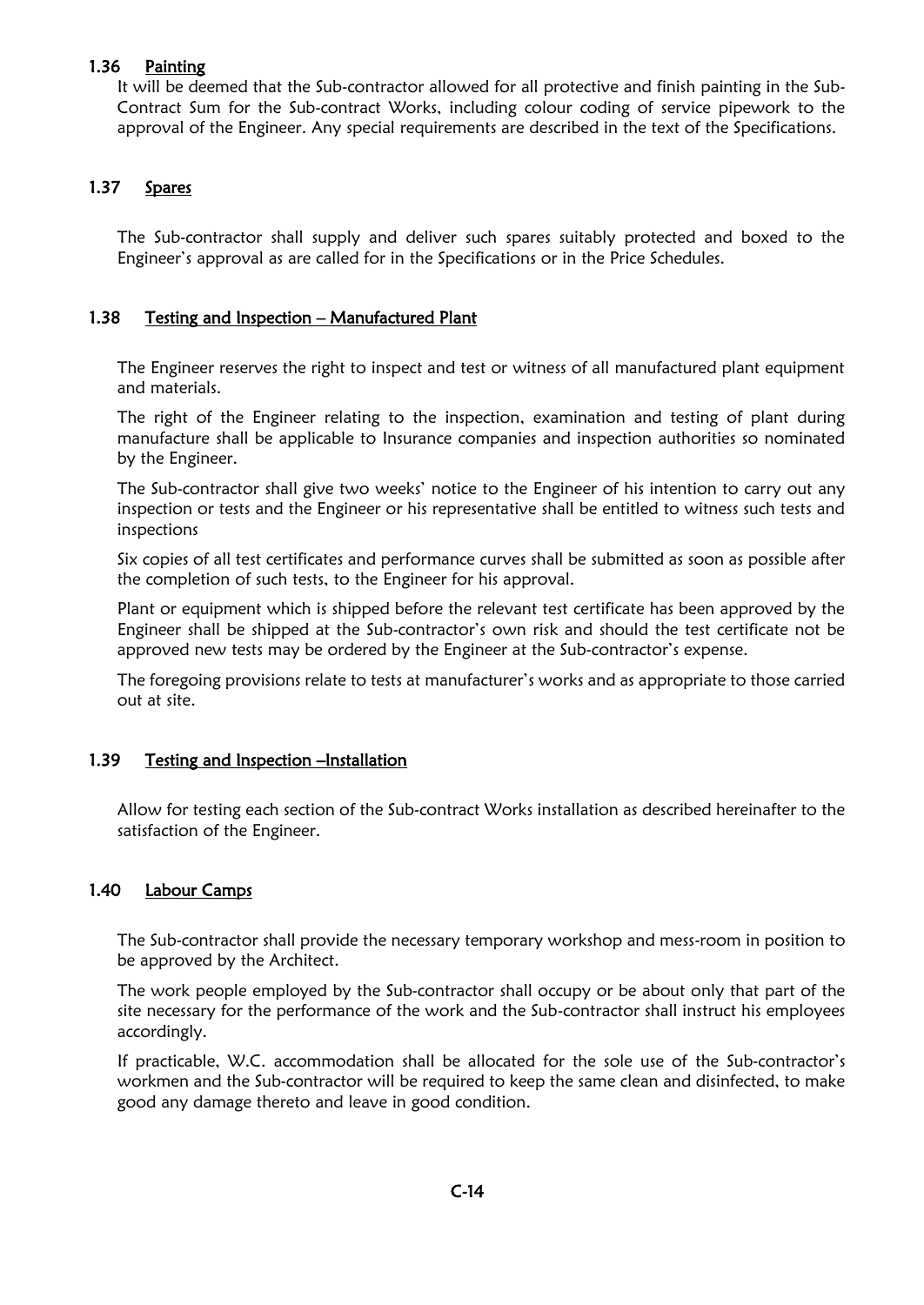### 1.36 Painting

It will be deemed that the Sub-contractor allowed for all protective and finish painting in the Sub-Contract Sum for the Sub-contract Works, including colour coding of service pipework to the approval of the Engineer. Any special requirements are described in the text of the Specifications.

### 1.37 Spares

The Sub-contractor shall supply and deliver such spares suitably protected and boxed to the Engineer's approval as are called for in the Specifications or in the Price Schedules.

### 1.38 Testing and Inspection – Manufactured Plant

The Engineer reserves the right to inspect and test or witness of all manufactured plant equipment and materials.

The right of the Engineer relating to the inspection, examination and testing of plant during manufacture shall be applicable to Insurance companies and inspection authorities so nominated by the Engineer.

The Sub-contractor shall give two weeks' notice to the Engineer of his intention to carry out any inspection or tests and the Engineer or his representative shall be entitled to witness such tests and inspections

Six copies of all test certificates and performance curves shall be submitted as soon as possible after the completion of such tests, to the Engineer for his approval.

Plant or equipment which is shipped before the relevant test certificate has been approved by the Engineer shall be shipped at the Sub-contractor's own risk and should the test certificate not be approved new tests may be ordered by the Engineer at the Sub-contractor's expense.

The foregoing provisions relate to tests at manufacturer's works and as appropriate to those carried out at site.

### 1.39 Testing and Inspection –Installation

Allow for testing each section of the Sub-contract Works installation as described hereinafter to the satisfaction of the Engineer.

### 1.40 Labour Camps

The Sub-contractor shall provide the necessary temporary workshop and mess-room in position to be approved by the Architect.

The work people employed by the Sub-contractor shall occupy or be about only that part of the site necessary for the performance of the work and the Sub-contractor shall instruct his employees accordingly.

If practicable, W.C. accommodation shall be allocated for the sole use of the Sub-contractor's workmen and the Sub-contractor will be required to keep the same clean and disinfected, to make good any damage thereto and leave in good condition.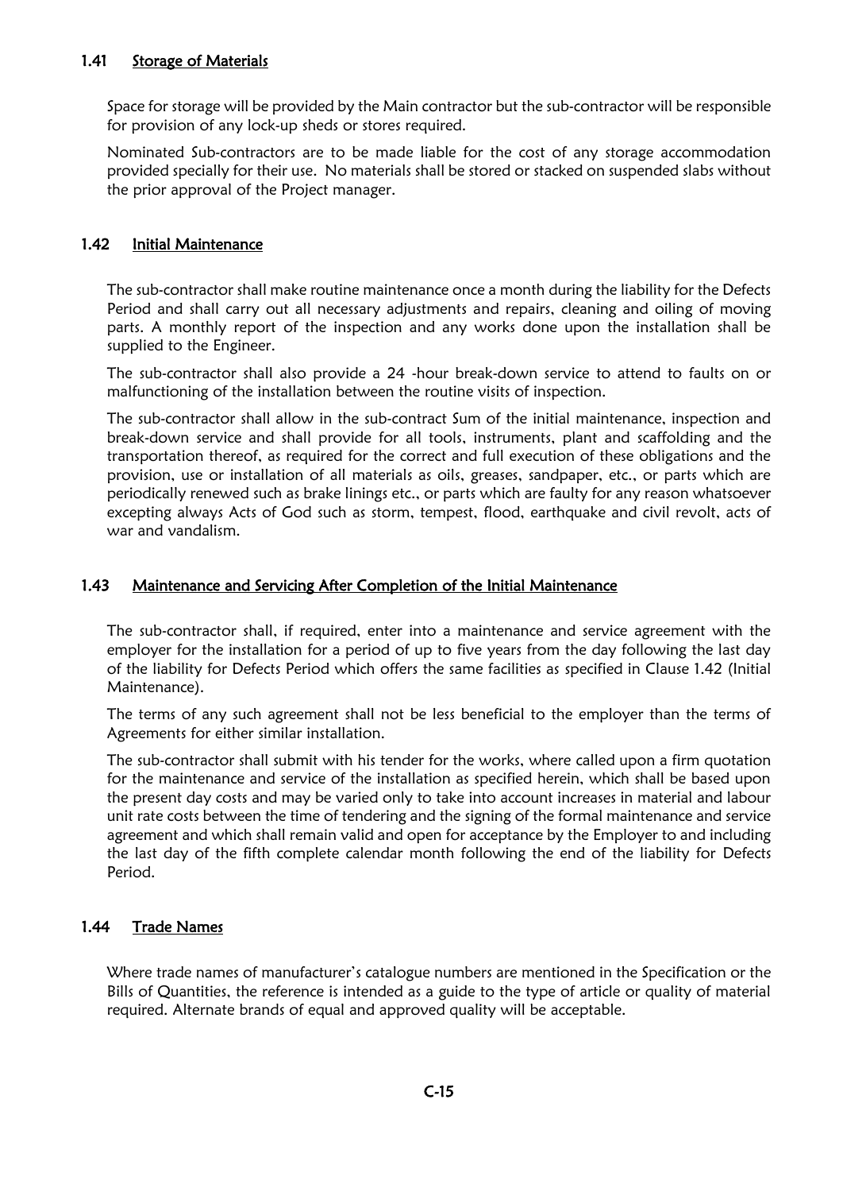### 1.41 Storage of Materials

Space for storage will be provided by the Main contractor but the sub-contractor will be responsible for provision of any lock-up sheds or stores required.

Nominated Sub-contractors are to be made liable for the cost of any storage accommodation provided specially for their use. No materials shall be stored or stacked on suspended slabs without the prior approval of the Project manager.

### 1.42 Initial Maintenance

The sub-contractor shall make routine maintenance once a month during the liability for the Defects Period and shall carry out all necessary adjustments and repairs, cleaning and oiling of moving parts. A monthly report of the inspection and any works done upon the installation shall be supplied to the Engineer.

The sub-contractor shall also provide a 24 -hour break-down service to attend to faults on or malfunctioning of the installation between the routine visits of inspection.

The sub-contractor shall allow in the sub-contract Sum of the initial maintenance, inspection and break-down service and shall provide for all tools, instruments, plant and scaffolding and the transportation thereof, as required for the correct and full execution of these obligations and the provision, use or installation of all materials as oils, greases, sandpaper, etc., or parts which are periodically renewed such as brake linings etc., or parts which are faulty for any reason whatsoever excepting always Acts of God such as storm, tempest, flood, earthquake and civil revolt, acts of war and vandalism.

### 1.43 Maintenance and Servicing After Completion of the Initial Maintenance

The sub-contractor shall, if required, enter into a maintenance and service agreement with the employer for the installation for a period of up to five years from the day following the last day of the liability for Defects Period which offers the same facilities as specified in Clause 1.42 (Initial Maintenance).

The terms of any such agreement shall not be less beneficial to the employer than the terms of Agreements for either similar installation.

The sub-contractor shall submit with his tender for the works, where called upon a firm quotation for the maintenance and service of the installation as specified herein, which shall be based upon the present day costs and may be varied only to take into account increases in material and labour unit rate costs between the time of tendering and the signing of the formal maintenance and service agreement and which shall remain valid and open for acceptance by the Employer to and including the last day of the fifth complete calendar month following the end of the liability for Defects Period.

### 1.44 Trade Names

Where trade names of manufacturer's catalogue numbers are mentioned in the Specification or the Bills of Quantities, the reference is intended as a guide to the type of article or quality of material required. Alternate brands of equal and approved quality will be acceptable.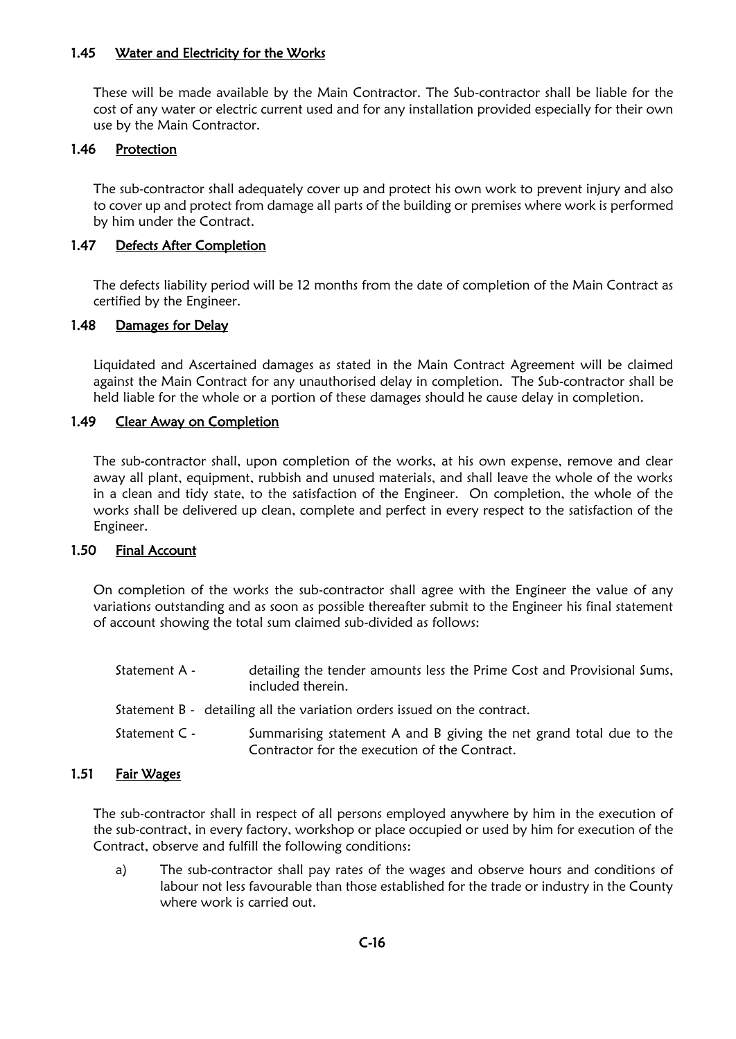### 1.45 Water and Electricity for the Works

These will be made available by the Main Contractor. The Sub-contractor shall be liable for the cost of any water or electric current used and for any installation provided especially for their own use by the Main Contractor.

### 1.46 Protection

The sub-contractor shall adequately cover up and protect his own work to prevent injury and also to cover up and protect from damage all parts of the building or premises where work is performed by him under the Contract.

### 1.47 Defects After Completion

The defects liability period will be 12 months from the date of completion of the Main Contract as certified by the Engineer.

### 1.48 Damages for Delay

Liquidated and Ascertained damages as stated in the Main Contract Agreement will be claimed against the Main Contract for any unauthorised delay in completion. The Sub-contractor shall be held liable for the whole or a portion of these damages should he cause delay in completion.

### 1.49 Clear Away on Completion

The sub-contractor shall, upon completion of the works, at his own expense, remove and clear away all plant, equipment, rubbish and unused materials, and shall leave the whole of the works in a clean and tidy state, to the satisfaction of the Engineer. On completion, the whole of the works shall be delivered up clean, complete and perfect in every respect to the satisfaction of the Engineer.

### 1.50 Final Account

On completion of the works the sub-contractor shall agree with the Engineer the value of any variations outstanding and as soon as possible thereafter submit to the Engineer his final statement of account showing the total sum claimed sub-divided as follows:

Statement A - detailing the tender amounts less the Prime Cost and Provisional Sums, included therein.

Statement B - detailing all the variation orders issued on the contract.

Statement C - Summarising statement A and B giving the net grand total due to the Contractor for the execution of the Contract.

### 1.51 Fair Wages

The sub-contractor shall in respect of all persons employed anywhere by him in the execution of the sub-contract, in every factory, workshop or place occupied or used by him for execution of the Contract, observe and fulfill the following conditions:

a) The sub-contractor shall pay rates of the wages and observe hours and conditions of labour not less favourable than those established for the trade or industry in the County where work is carried out.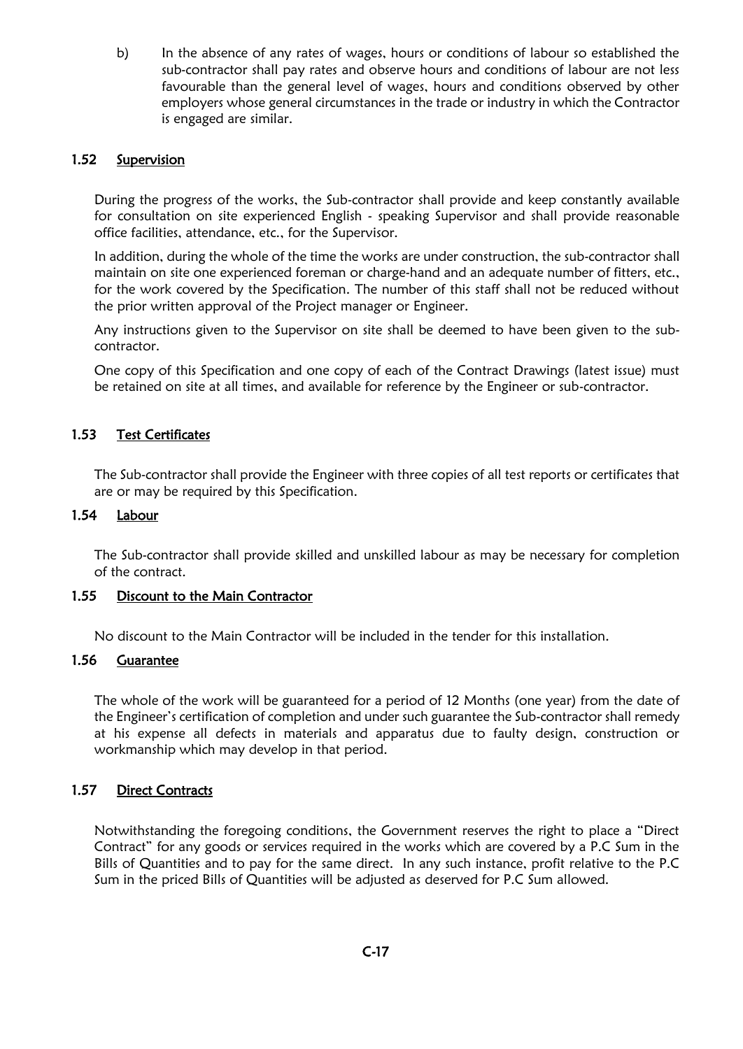b) In the absence of any rates of wages, hours or conditions of labour so established the sub-contractor shall pay rates and observe hours and conditions of labour are not less favourable than the general level of wages, hours and conditions observed by other employers whose general circumstances in the trade or industry in which the Contractor is engaged are similar.

### 1.52 Supervision

During the progress of the works, the Sub-contractor shall provide and keep constantly available for consultation on site experienced English - speaking Supervisor and shall provide reasonable office facilities, attendance, etc., for the Supervisor.

In addition, during the whole of the time the works are under construction, the sub-contractor shall maintain on site one experienced foreman or charge-hand and an adequate number of fitters, etc., for the work covered by the Specification. The number of this staff shall not be reduced without the prior written approval of the Project manager or Engineer.

Any instructions given to the Supervisor on site shall be deemed to have been given to the sub-contractor.

One copy of this Specification and one copy of each of the Contract Drawings (latest issue) must be retained on site at all times, and available for reference by the Engineer or sub-contractor.

### 1.53 Test Certificates

The Sub-contractor shall provide the Engineer with three copies of all test reports or certificates that are or may be required by this Specification.

### 1.54 Labour

The Sub-contractor shall provide skilled and unskilled labour as may be necessary for completion of the contract.

### 1.55 Discount to the Main Contractor

No discount to the Main Contractor will be included in the tender for this installation.

### 1.56 Guarantee

The whole of the work will be guaranteed for a period of 12 Months (one year) from the date of the Engineer's certification of completion and under such guarantee the Sub-contractor shall remedy at his expense all defects in materials and apparatus due to faulty design, construction or workmanship which may develop in that period.

### 1.57 Direct Contracts

Notwithstanding the foregoing conditions, the Government reserves the right to place a "Direct Contract" for any goods or services required in the works which are covered by a P.C Sum in the Bills of Quantities and to pay for the same direct. In any such instance, profit relative to the P.C Sum in the priced Bills of Quantities will be adjusted as deserved for P.C Sum allowed.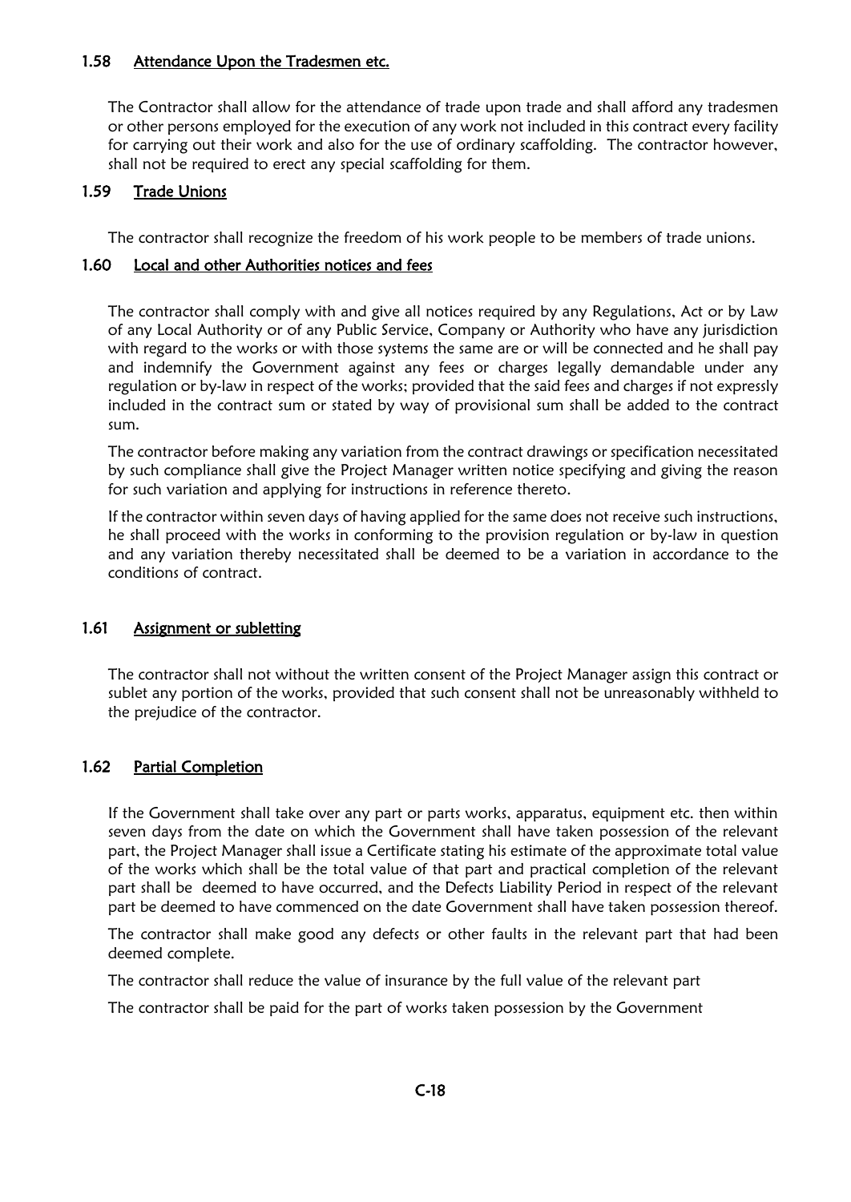### 1.58 Attendance Upon the Tradesmen etc.

The Contractor shall allow for the attendance of trade upon trade and shall afford any tradesmen or other persons employed for the execution of any work not included in this contract every facility for carrying out their work and also for the use of ordinary scaffolding. The contractor however, shall not be required to erect any special scaffolding for them.

### 1.59 Trade Unions

The contractor shall recognize the freedom of his work people to be members of trade unions.

### 1.60 Local and other Authorities notices and fees

The contractor shall comply with and give all notices required by any Regulations, Act or by Law of any Local Authority or of any Public Service, Company or Authority who have any jurisdiction with regard to the works or with those systems the same are or will be connected and he shall pay and indemnify the Government against any fees or charges legally demandable under any regulation or by-law in respect of the works; provided that the said fees and charges if not expressly included in the contract sum or stated by way of provisional sum shall be added to the contract sum.

The contractor before making any variation from the contract drawings or specification necessitated by such compliance shall give the Project Manager written notice specifying and giving the reason for such variation and applying for instructions in reference thereto.

If the contractor within seven days of having applied for the same does not receive such instructions, he shall proceed with the works in conforming to the provision regulation or by-law in question and any variation thereby necessitated shall be deemed to be a variation in accordance to the conditions of contract.

### 1.61 Assignment or subletting

The contractor shall not without the written consent of the Project Manager assign this contract or sublet any portion of the works, provided that such consent shall not be unreasonably withheld to the prejudice of the contractor.

### 1.62 Partial Completion

If the Government shall take over any part or parts works, apparatus, equipment etc. then within seven days from the date on which the Government shall have taken possession of the relevant part, the Project Manager shall issue a Certificate stating his estimate of the approximate total value of the works which shall be the total value of that part and practical completion of the relevant part shall be deemed to have occurred, and the Defects Liability Period in respect of the relevant part be deemed to have commenced on the date Government shall have taken possession thereof.

The contractor shall make good any defects or other faults in the relevant part that had been deemed complete.

The contractor shall reduce the value of insurance by the full value of the relevant part

The contractor shall be paid for the part of works taken possession by the Government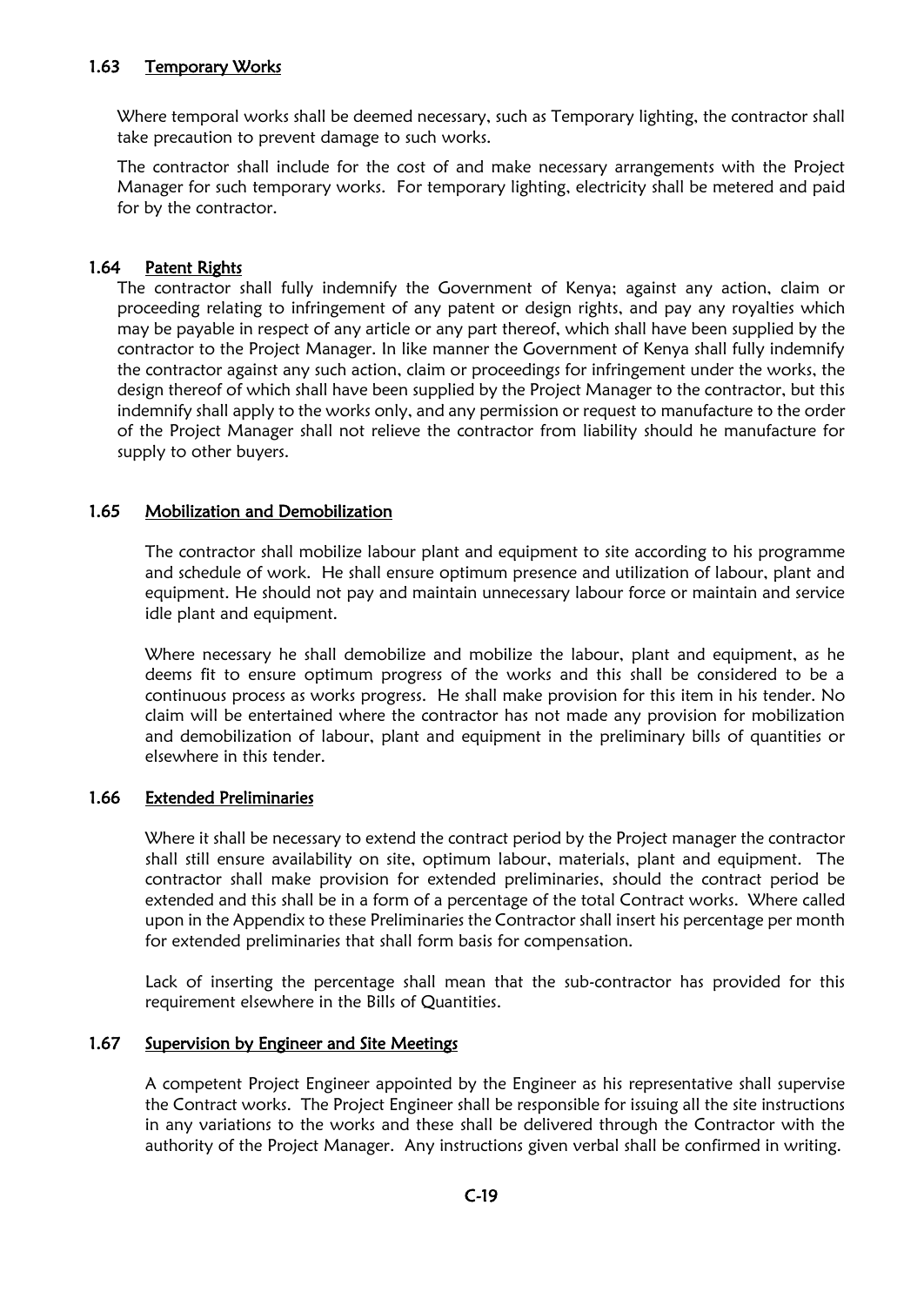### 1.63 Temporary Works

Where temporal works shall be deemed necessary, such as Temporary lighting, the contractor shall take precaution to prevent damage to such works.

The contractor shall include for the cost of and make necessary arrangements with the Project Manager for such temporary works. For temporary lighting, electricity shall be metered and paid for by the contractor.

### 1.64 Patent Rights

The contractor shall fully indemnify the Government of Kenya; against any action, claim or proceeding relating to infringement of any patent or design rights, and pay any royalties which may be payable in respect of any article or any part thereof, which shall have been supplied by the contractor to the Project Manager. In like manner the Government of Kenya shall fully indemnify the contractor against any such action, claim or proceedings for infringement under the works, the design thereof of which shall have been supplied by the Project Manager to the contractor, but this indemnify shall apply to the works only, and any permission or request to manufacture to the order of the Project Manager shall not relieve the contractor from liability should he manufacture for supply to other buyers.

### 1.65 Mobilization and Demobilization

The contractor shall mobilize labour plant and equipment to site according to his programme and schedule of work. He shall ensure optimum presence and utilization of labour, plant and equipment. He should not pay and maintain unnecessary labour force or maintain and service idle plant and equipment.

Where necessary he shall demobilize and mobilize the labour, plant and equipment, as he deems fit to ensure optimum progress of the works and this shall be considered to be a continuous process as works progress. He shall make provision for this item in his tender. No claim will be entertained where the contractor has not made any provision for mobilization and demobilization of labour, plant and equipment in the preliminary bills of quantities or elsewhere in this tender.

### 1.66 Extended Preliminaries

Where it shall be necessary to extend the contract period by the Project manager the contractor shall still ensure availability on site, optimum labour, materials, plant and equipment. The contractor shall make provision for extended preliminaries, should the contract period be extended and this shall be in a form of a percentage of the total Contract works. Where called upon in the Appendix to these Preliminaries the Contractor shall insert his percentage per month for extended preliminaries that shall form basis for compensation.

Lack of inserting the percentage shall mean that the sub-contractor has provided for this requirement elsewhere in the Bills of Quantities.

### 1.67 Supervision by Engineer and Site Meetings

A competent Project Engineer appointed by the Engineer as his representative shall supervise the Contract works. The Project Engineer shall be responsible for issuing all the site instructions in any variations to the works and these shall be delivered through the Contractor with the authority of the Project Manager. Any instructions given verbal shall be confirmed in writing.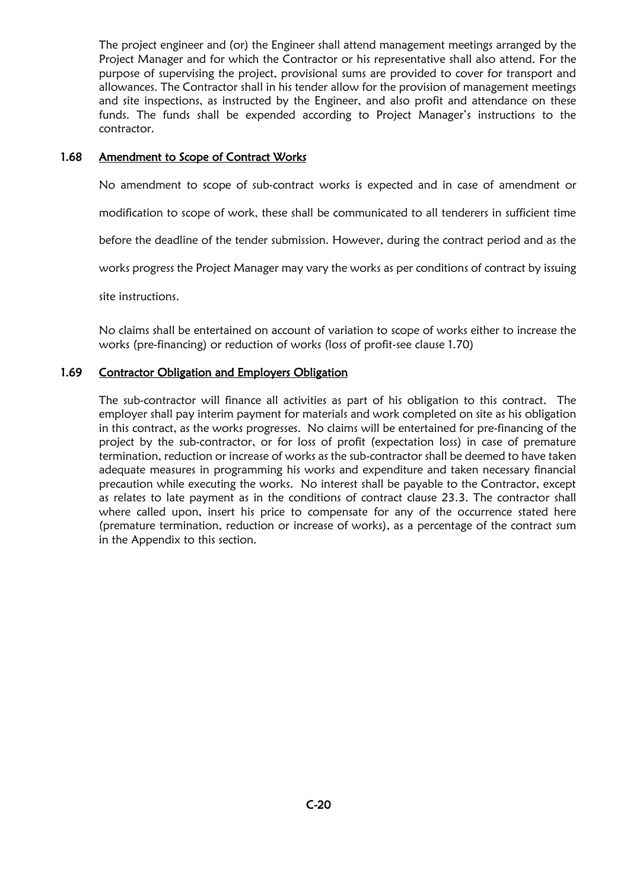The project engineer and (or) the Engineer shall attend management meetings arranged by the Project Manager and for which the Contractor or his representative shall also attend. For the purpose of supervising the project, provisional sums are provided to cover for transport and allowances. The Contractor shall in his tender allow for the provision of management meetings and site inspections, as instructed by the Engineer, and also profit and attendance on these funds. The funds shall be expended according to Project Manager's instructions to the contractor.

### 1.68 Amendment to Scope of Contract Works

No amendment to scope of sub-contract works is expected and in case of amendment or modification to scope of work, these shall be communicated to all tenderers in sufficient time before the deadline of the tender submission. However, during the contract period and as the works progress the Project Manager may vary the works as per conditions of contract by issuing site instructions.

No claims shall be entertained on account of variation to scope of works either to increase the works (pre-financing) or reduction of works (loss of profit-see clause 1.70)

### 1.69 Contractor Obligation and Employers Obligation

The sub-contractor will finance all activities as part of his obligation to this contract. The employer shall pay interim payment for materials and work completed on site as his obligation in this contract, as the works progresses. No claims will be entertained for pre-financing of the project by the sub-contractor, or for loss of profit (expectation loss) in case of premature termination, reduction or increase of works as the sub-contractor shall be deemed to have taken adequate measures in programming his works and expenditure and taken necessary financial precaution while executing the works. No interest shall be payable to the Contractor, except as relates to late payment as in the conditions of contract clause 23.3. The contractor shall where called upon, insert his price to compensate for any of the occurrence stated here (premature termination, reduction or increase of works), as a percentage of the contract sum in the Appendix to this section.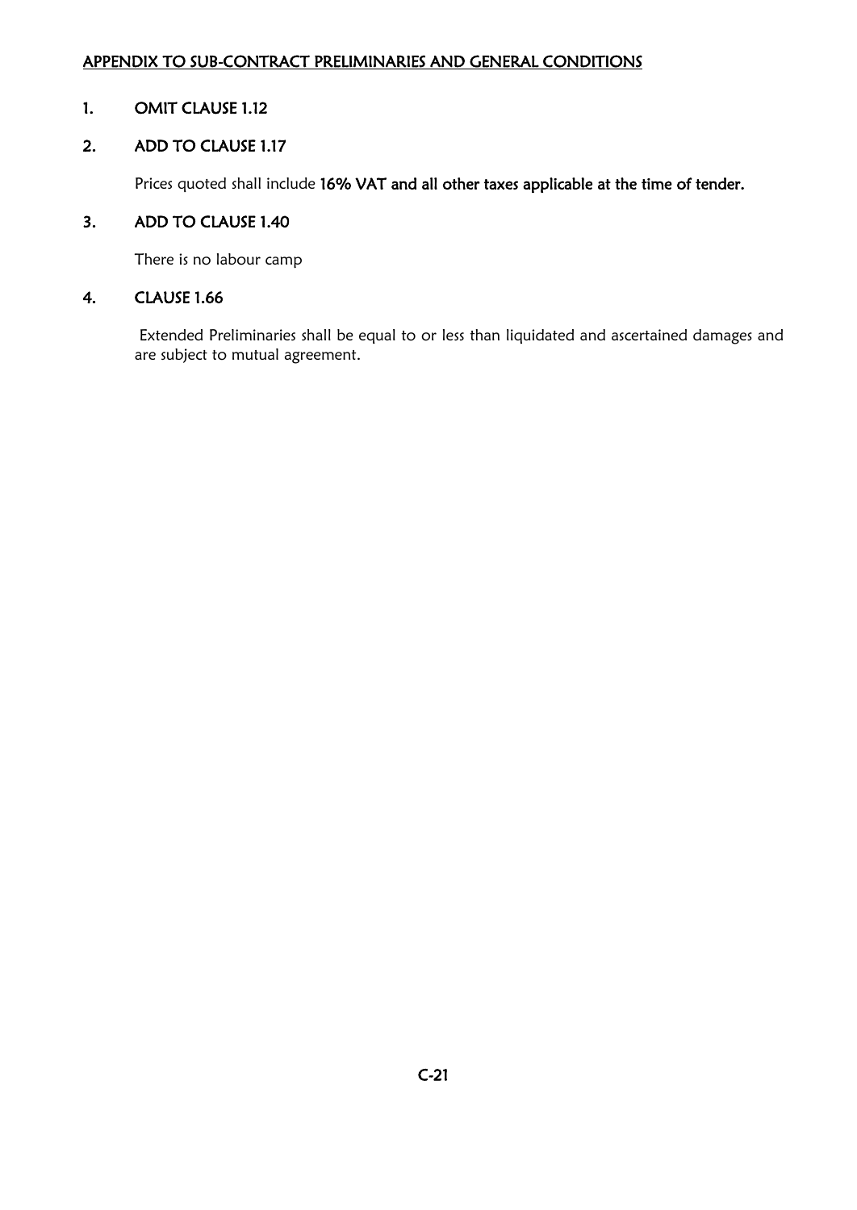## APPENDIX TO SUB-CONTRACT PRELIMINARIES AND GENERAL CONDITIONS

1. **OMIT CLAUSE 1.12**

2. **ADD TO CLAUSE 1.17**

   Prices quoted shall include **16% VAT and all other taxes applicable at the time of tender.**

3. **ADD TO CLAUSE 1.40**

   There is no labour camp

4. **CLAUSE 1.66**

   Extended Preliminaries shall be equal to or less than liquidated and ascertained damages and are subject to mutual agreement.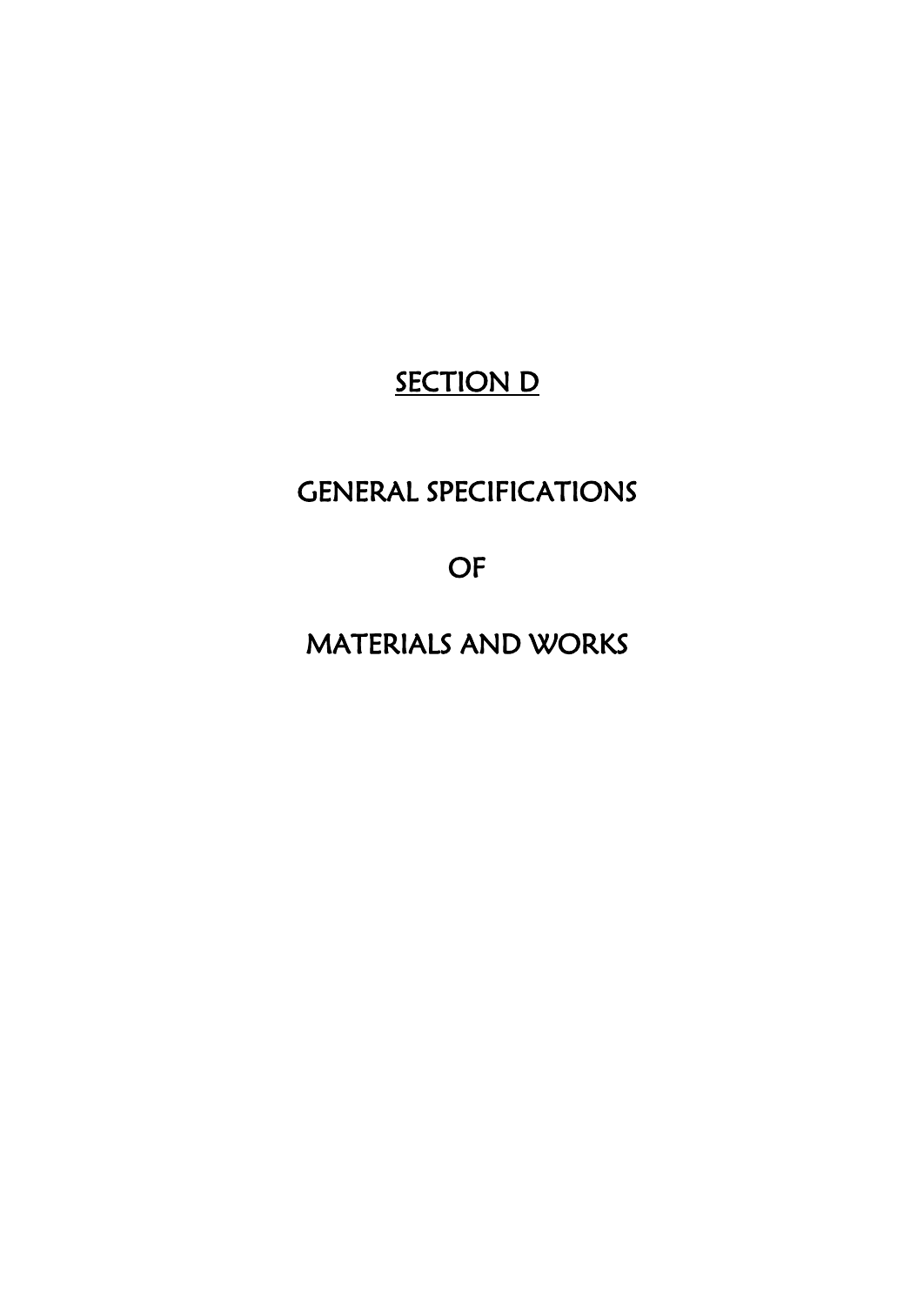# SECTION D

# GENERAL SPECIFICATIONS

# OF

# MATERIALS AND WORKS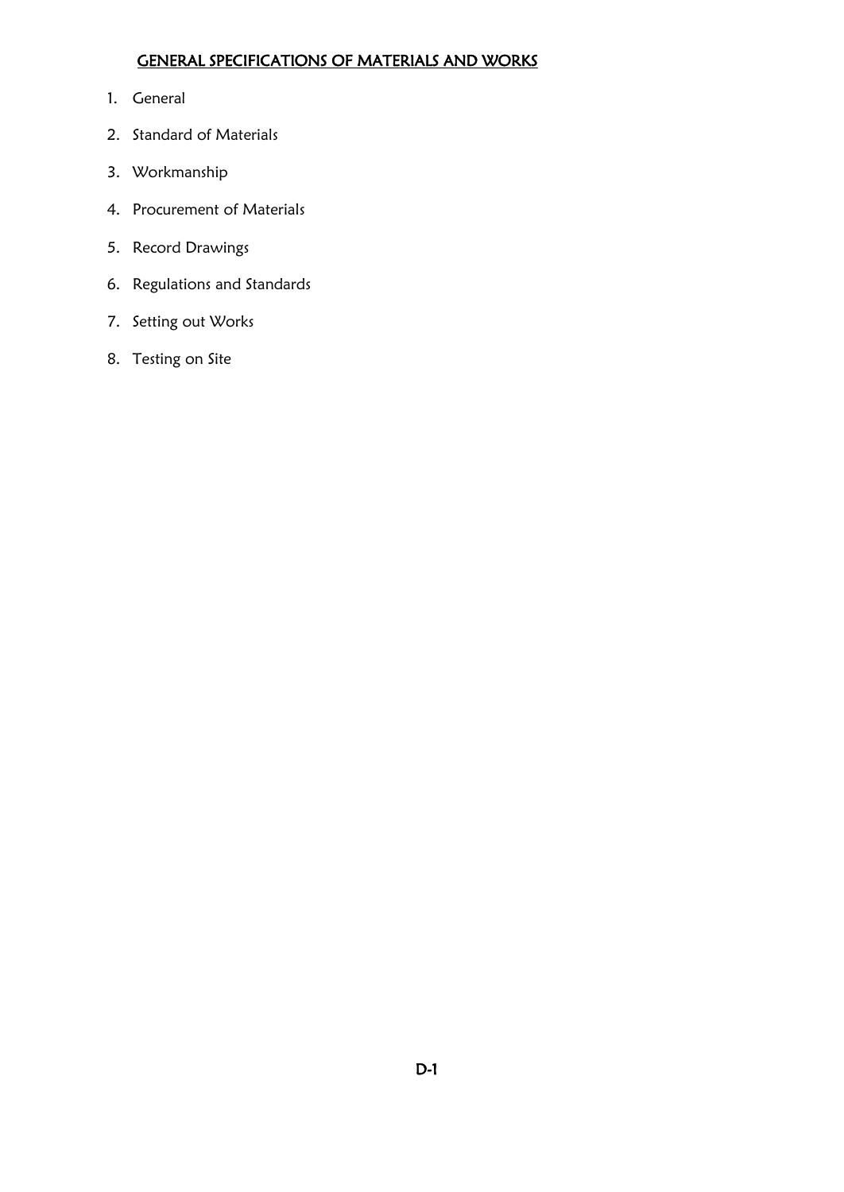# GENERAL SPECIFICATIONS OF MATERIALS AND WORKS

1. General
2. Standard of Materials
3. Workmanship
4. Procurement of Materials
5. Record Drawings
6. Regulations and Standards
7. Setting out Works
8. Testing on Site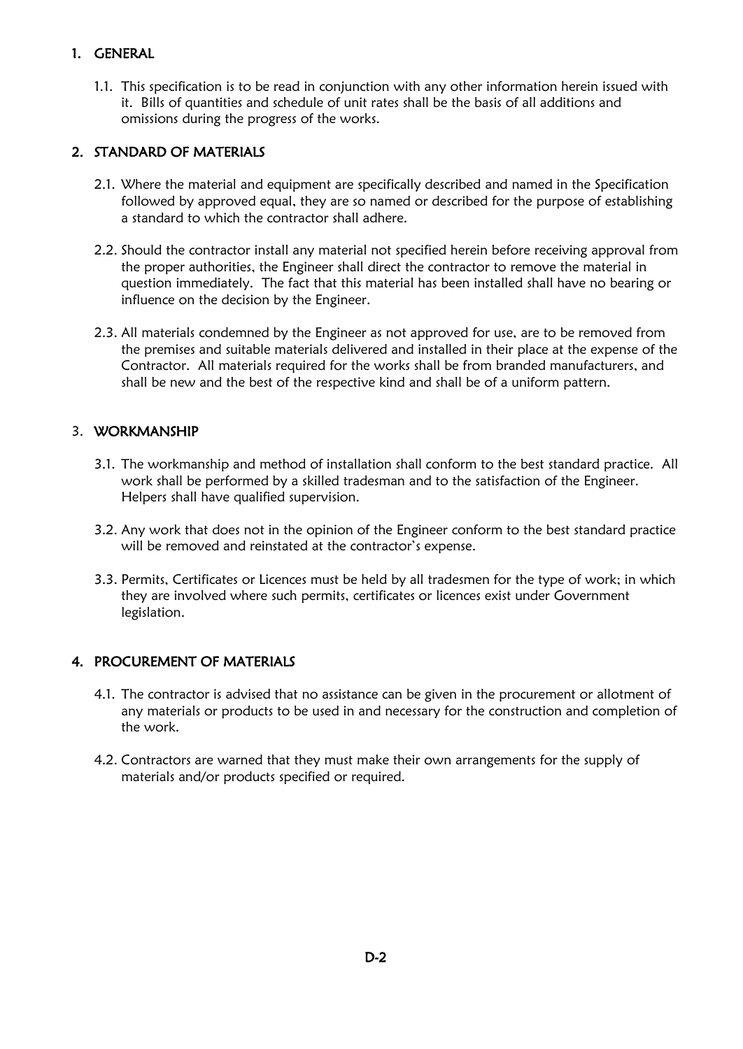## 1. GENERAL

1.1. This specification is to be read in conjunction with any other information herein issued with it. Bills of quantities and schedule of unit rates shall be the basis of all additions and omissions during the progress of the works.

## 2. STANDARD OF MATERIALS

2.1. Where the material and equipment are specifically described and named in the Specification followed by approved equal, they are so named or described for the purpose of establishing a standard to which the contractor shall adhere.

2.2. Should the contractor install any material not specified herein before receiving approval from the proper authorities, the Engineer shall direct the contractor to remove the material in question immediately. The fact that this material has been installed shall have no bearing or influence on the decision by the Engineer.

2.3. All materials condemned by the Engineer as not approved for use, are to be removed from the premises and suitable materials delivered and installed in their place at the expense of the Contractor. All materials required for the works shall be from branded manufacturers, and shall be new and the best of the respective kind and shall be of a uniform pattern.

## 3. WORKMANSHIP

3.1. The workmanship and method of installation shall conform to the best standard practice. All work shall be performed by a skilled tradesman and to the satisfaction of the Engineer. Helpers shall have qualified supervision.

3.2. Any work that does not in the opinion of the Engineer conform to the best standard practice will be removed and reinstated at the contractor's expense.

3.3. Permits, Certificates or Licences must be held by all tradesmen for the type of work; in which they are involved where such permits, certificates or licences exist under Government legislation.

## 4. PROCUREMENT OF MATERIALS

4.1. The contractor is advised that no assistance can be given in the procurement or allotment of any materials or products to be used in and necessary for the construction and completion of the work.

4.2. Contractors are warned that they must make their own arrangements for the supply of materials and/or products specified or required.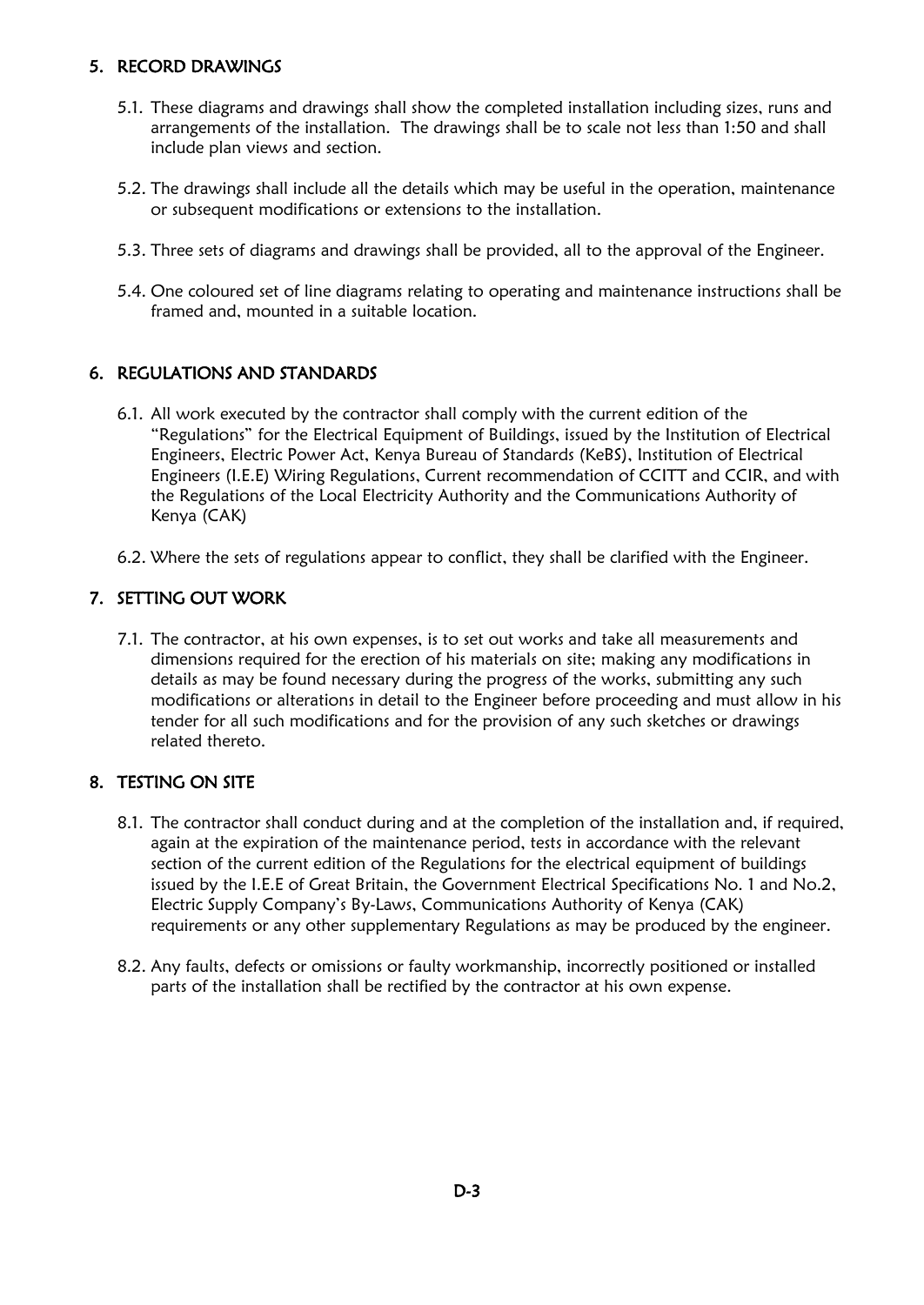## 5. RECORD DRAWINGS

5.1. These diagrams and drawings shall show the completed installation including sizes, runs and arrangements of the installation. The drawings shall be to scale not less than 1:50 and shall include plan views and section.

5.2. The drawings shall include all the details which may be useful in the operation, maintenance or subsequent modifications or extensions to the installation.

5.3. Three sets of diagrams and drawings shall be provided, all to the approval of the Engineer.

5.4. One coloured set of line diagrams relating to operating and maintenance instructions shall be framed and, mounted in a suitable location.

## 6. REGULATIONS AND STANDARDS

6.1. All work executed by the contractor shall comply with the current edition of the "Regulations" for the Electrical Equipment of Buildings, issued by the Institution of Electrical Engineers, Electric Power Act, Kenya Bureau of Standards (KeBS), Institution of Electrical Engineers (I.E.E) Wiring Regulations, Current recommendation of CCITT and CCIR, and with the Regulations of the Local Electricity Authority and the Communications Authority of Kenya (CAK)

6.2. Where the sets of regulations appear to conflict, they shall be clarified with the Engineer.

## 7. SETTING OUT WORK

7.1. The contractor, at his own expenses, is to set out works and take all measurements and dimensions required for the erection of his materials on site; making any modifications in details as may be found necessary during the progress of the works, submitting any such modifications or alterations in detail to the Engineer before proceeding and must allow in his tender for all such modifications and for the provision of any such sketches or drawings related thereto.

## 8. TESTING ON SITE

8.1. The contractor shall conduct during and at the completion of the installation and, if required, again at the expiration of the maintenance period, tests in accordance with the relevant section of the current edition of the Regulations for the electrical equipment of buildings issued by the I.E.E of Great Britain, the Government Electrical Specifications No. 1 and No.2, Electric Supply Company's By-Laws, Communications Authority of Kenya (CAK) requirements or any other supplementary Regulations as may be produced by the engineer.

8.2. Any faults, defects or omissions or faulty workmanship, incorrectly positioned or installed parts of the installation shall be rectified by the contractor at his own expense.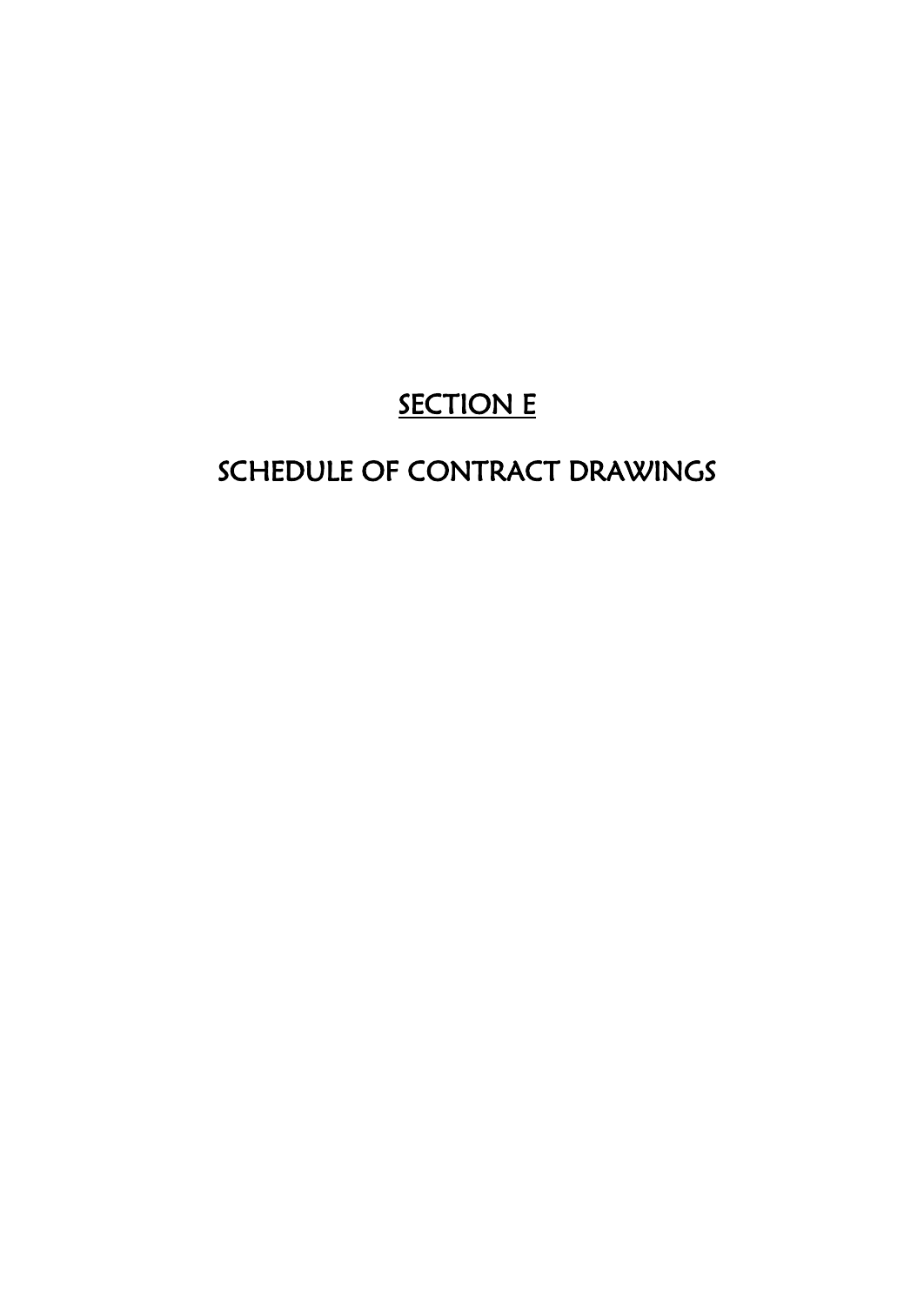# SECTION E

## SCHEDULE OF CONTRACT DRAWINGS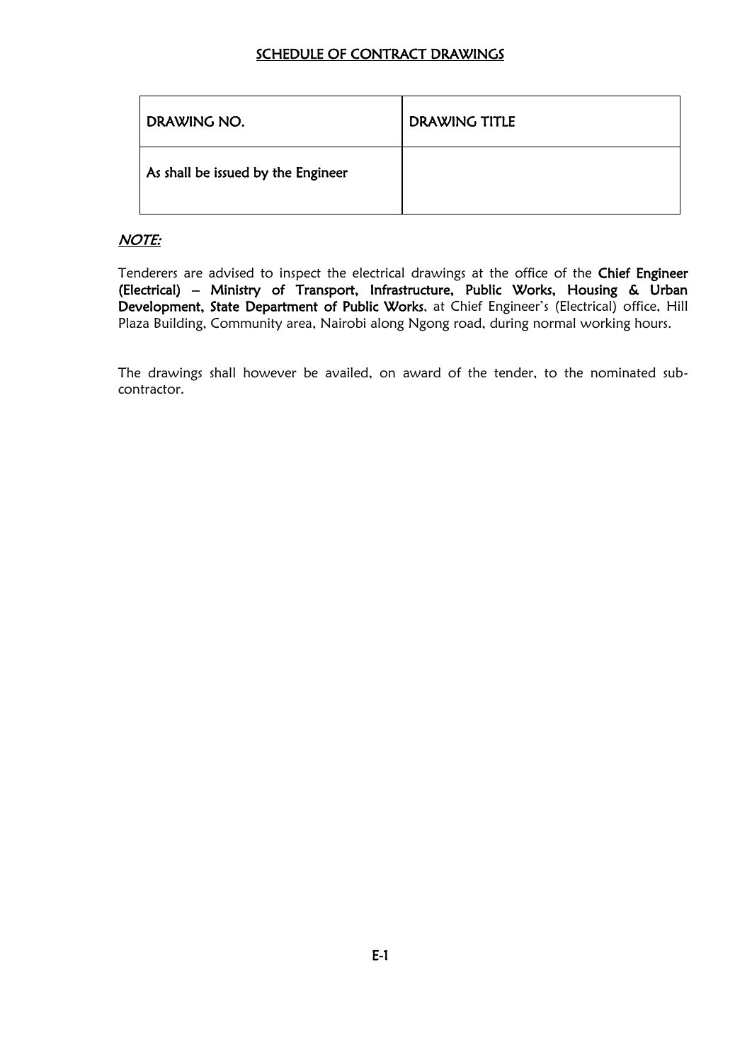## SCHEDULE OF CONTRACT DRAWINGS

| DRAWING NO. | DRAWING TITLE |
|---|---|
| As shall be issued by the Engineer | |

***NOTE:***

Tenderers are advised to inspect the electrical drawings at the office of the **Chief Engineer (Electrical) – Ministry of Transport, Infrastructure, Public Works, Housing & Urban Development, State Department of Public Works**, at Chief Engineer's (Electrical) office, Hill Plaza Building, Community area, Nairobi along Ngong road, during normal working hours.

The drawings shall however be availed, on award of the tender, to the nominated sub-contractor.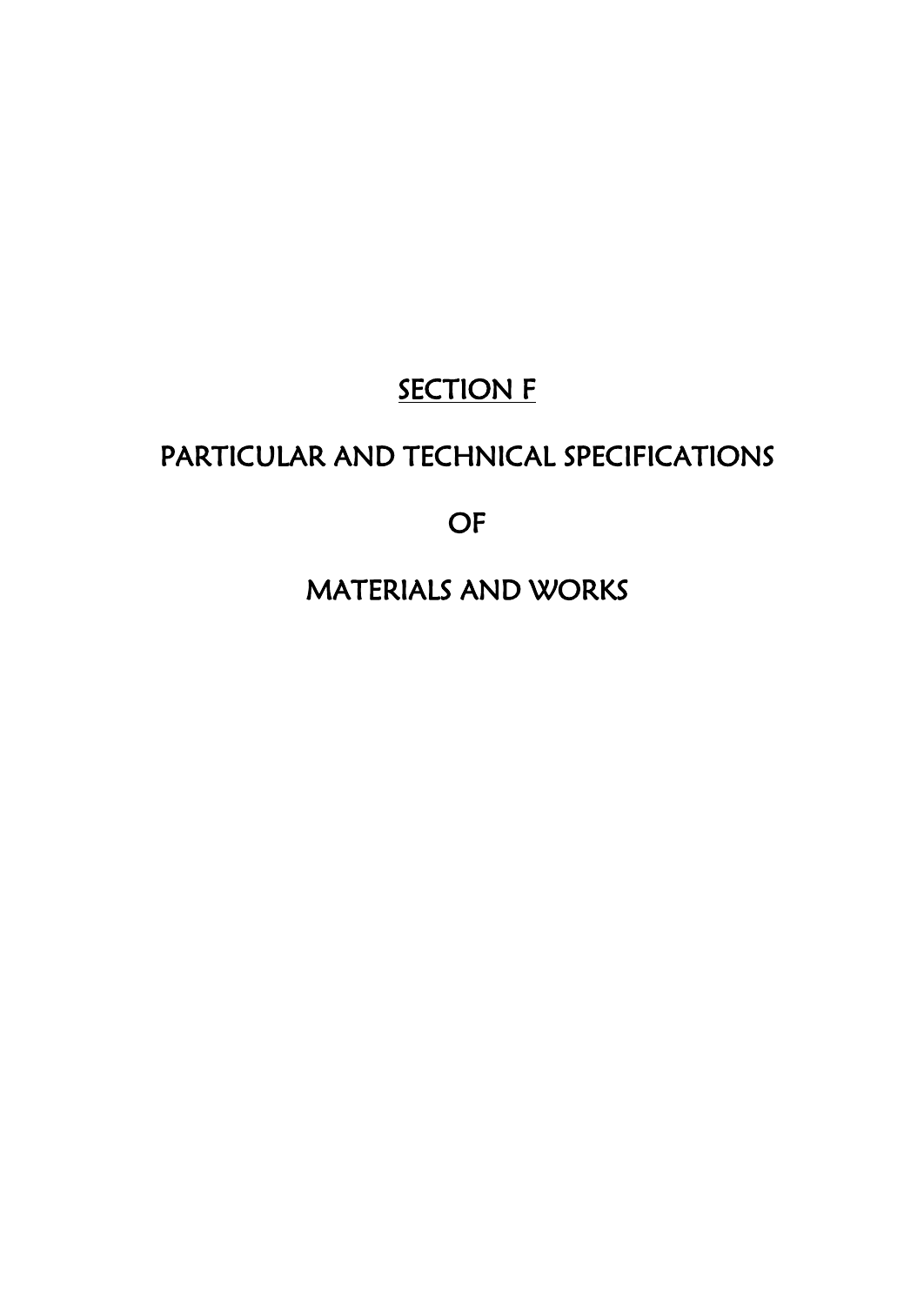# SECTION F

# PARTICULAR AND TECHNICAL SPECIFICATIONS

# OF

# MATERIALS AND WORKS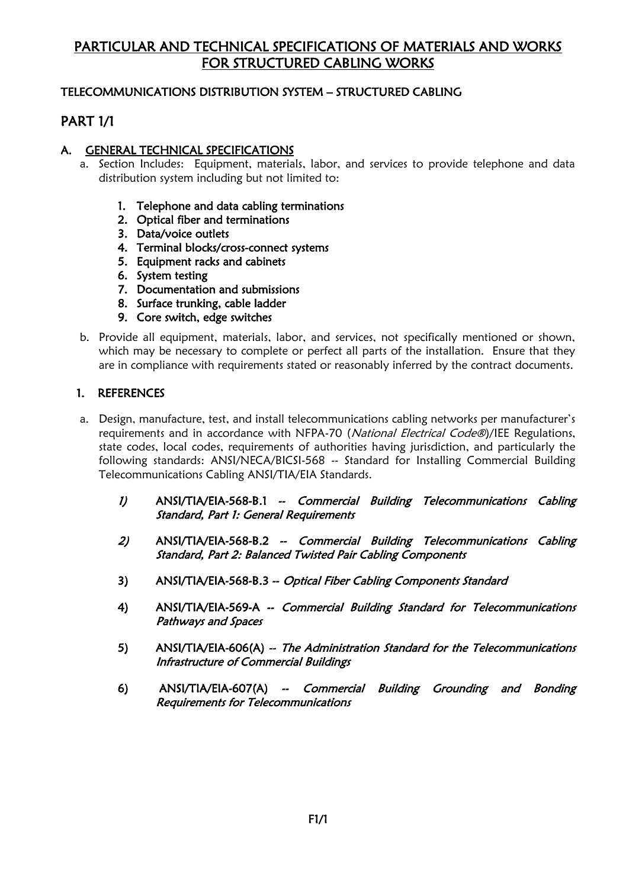# PARTICULAR AND TECHNICAL SPECIFICATIONS OF MATERIALS AND WORKS FOR STRUCTURED CABLING WORKS

## TELECOMMUNICATIONS DISTRIBUTION SYSTEM – STRUCTURED CABLING

## PART 1/1

### A. GENERAL TECHNICAL SPECIFICATIONS

a. Section Includes: Equipment, materials, labor, and services to provide telephone and data distribution system including but not limited to:

1. **Telephone and data cabling terminations**
2. **Optical fiber and terminations**
3. **Data/voice outlets**
4. **Terminal blocks/cross-connect systems**
5. **Equipment racks and cabinets**
6. **System testing**
7. **Documentation and submissions**
8. **Surface trunking, cable ladder**
9. **Core switch, edge switches**

b. Provide all equipment, materials, labor, and services, not specifically mentioned or shown, which may be necessary to complete or perfect all parts of the installation. Ensure that they are in compliance with requirements stated or reasonably inferred by the contract documents.

### 1. REFERENCES

a. Design, manufacture, test, and install telecommunications cabling networks per manufacturer's requirements and in accordance with NFPA-70 (*National Electrical Code®*)/IEE Regulations, state codes, local codes, requirements of authorities having jurisdiction, and particularly the following standards: ANSI/NECA/BICSI-568 -- Standard for Installing Commercial Building Telecommunications Cabling ANSI/TIA/EIA Standards.

1) **ANSI/TIA/EIA-568-B.1** -- *Commercial Building Telecommunications Cabling Standard, Part 1: General Requirements*

2) **ANSI/TIA/EIA-568-B.2** -- *Commercial Building Telecommunications Cabling Standard, Part 2: Balanced Twisted Pair Cabling Components*

3) **ANSI/TIA/EIA-568-B.3** -- *Optical Fiber Cabling Components Standard*

4) **ANSI/TIA/EIA-569-A** -- *Commercial Building Standard for Telecommunications Pathways and Spaces*

5) **ANSI/TIA/EIA-606(A)** -- *The Administration Standard for the Telecommunications Infrastructure of Commercial Buildings*

6) **ANSI/TIA/EIA-607(A)** -- *Commercial Building Grounding and Bonding Requirements for Telecommunications*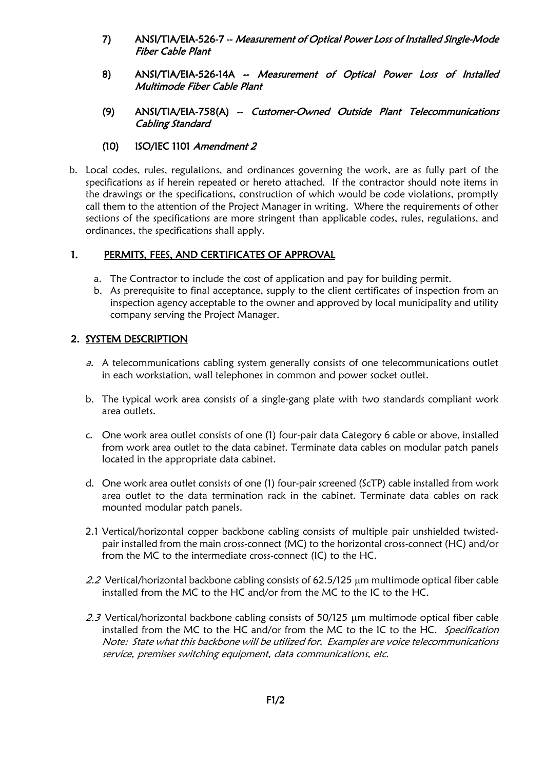7) ANSI/TIA/EIA-526-7 -- *Measurement of Optical Power Loss of Installed Single-Mode Fiber Cable Plant*

8) ANSI/TIA/EIA-526-14A -- *Measurement of Optical Power Loss of Installed Multimode Fiber Cable Plant*

(9) ANSI/TIA/EIA-758(A) -- *Customer-Owned Outside Plant Telecommunications Cabling Standard*

(10) ISO/IEC 1101 *Amendment 2*

b. Local codes, rules, regulations, and ordinances governing the work, are as fully part of the specifications as if herein repeated or hereto attached. If the contractor should note items in the drawings or the specifications, construction of which would be code violations, promptly call them to the attention of the Project Manager in writing. Where the requirements of other sections of the specifications are more stringent than applicable codes, rules, regulations, and ordinances, the specifications shall apply.

## 1. PERMITS, FEES, AND CERTIFICATES OF APPROVAL

a. The Contractor to include the cost of application and pay for building permit.

b. As prerequisite to final acceptance, supply to the client certificates of inspection from an inspection agency acceptable to the owner and approved by local municipality and utility company serving the Project Manager.

## 2. SYSTEM DESCRIPTION

*a.* A telecommunications cabling system generally consists of one telecommunications outlet in each workstation, wall telephones in common and power socket outlet.

b. The typical work area consists of a single-gang plate with two standards compliant work area outlets.

c. One work area outlet consists of one (1) four-pair data Category 6 cable or above, installed from work area outlet to the data cabinet. Terminate data cables on modular patch panels located in the appropriate data cabinet.

d. One work area outlet consists of one (1) four-pair screened (ScTP) cable installed from work area outlet to the data termination rack in the cabinet. Terminate data cables on rack mounted modular patch panels.

2.1 Vertical/horizontal copper backbone cabling consists of multiple pair unshielded twisted-pair installed from the main cross-connect (MC) to the horizontal cross-connect (HC) and/or from the MC to the intermediate cross-connect (IC) to the HC.

*2.2* Vertical/horizontal backbone cabling consists of 62.5/125 μm multimode optical fiber cable installed from the MC to the HC and/or from the MC to the IC to the HC.

*2.3* Vertical/horizontal backbone cabling consists of 50/125 μm multimode optical fiber cable installed from the MC to the HC and/or from the MC to the IC to the HC. *Specification Note: State what this backbone will be utilized for. Examples are voice telecommunications service, premises switching equipment, data communications, etc.*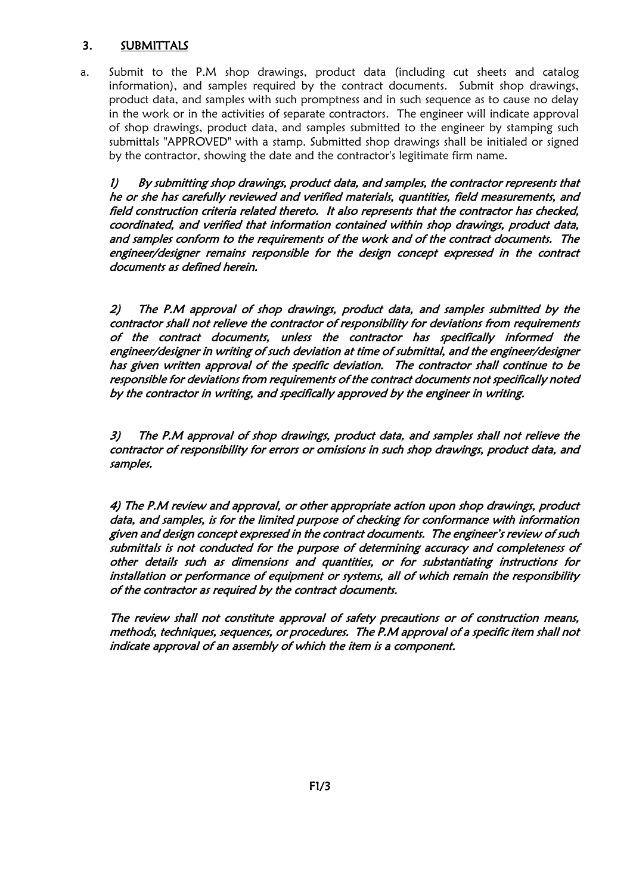## 3. SUBMITTALS

a. Submit to the P.M shop drawings, product data (including cut sheets and catalog information), and samples required by the contract documents. Submit shop drawings, product data, and samples with such promptness and in such sequence as to cause no delay in the work or in the activities of separate contractors. The engineer will indicate approval of shop drawings, product data, and samples submitted to the engineer by stamping such submittals "APPROVED" with a stamp. Submitted shop drawings shall be initialed or signed by the contractor, showing the date and the contractor's legitimate firm name.

*1) By submitting shop drawings, product data, and samples, the contractor represents that he or she has carefully reviewed and verified materials, quantities, field measurements, and field construction criteria related thereto. It also represents that the contractor has checked, coordinated, and verified that information contained within shop drawings, product data, and samples conform to the requirements of the work and of the contract documents. The engineer/designer remains responsible for the design concept expressed in the contract documents as defined herein.*

*2) The P.M approval of shop drawings, product data, and samples submitted by the contractor shall not relieve the contractor of responsibility for deviations from requirements of the contract documents, unless the contractor has specifically informed the engineer/designer in writing of such deviation at time of submittal, and the engineer/designer has given written approval of the specific deviation. The contractor shall continue to be responsible for deviations from requirements of the contract documents not specifically noted by the contractor in writing, and specifically approved by the engineer in writing.*

*3) The P.M approval of shop drawings, product data, and samples shall not relieve the contractor of responsibility for errors or omissions in such shop drawings, product data, and samples.*

*4) The P.M review and approval, or other appropriate action upon shop drawings, product data, and samples, is for the limited purpose of checking for conformance with information given and design concept expressed in the contract documents. The engineer's review of such submittals is not conducted for the purpose of determining accuracy and completeness of other details such as dimensions and quantities, or for substantiating instructions for installation or performance of equipment or systems, all of which remain the responsibility of the contractor as required by the contract documents.*

*The review shall not constitute approval of safety precautions or of construction means, methods, techniques, sequences, or procedures. The P.M approval of a specific item shall not indicate approval of an assembly of which the item is a component.*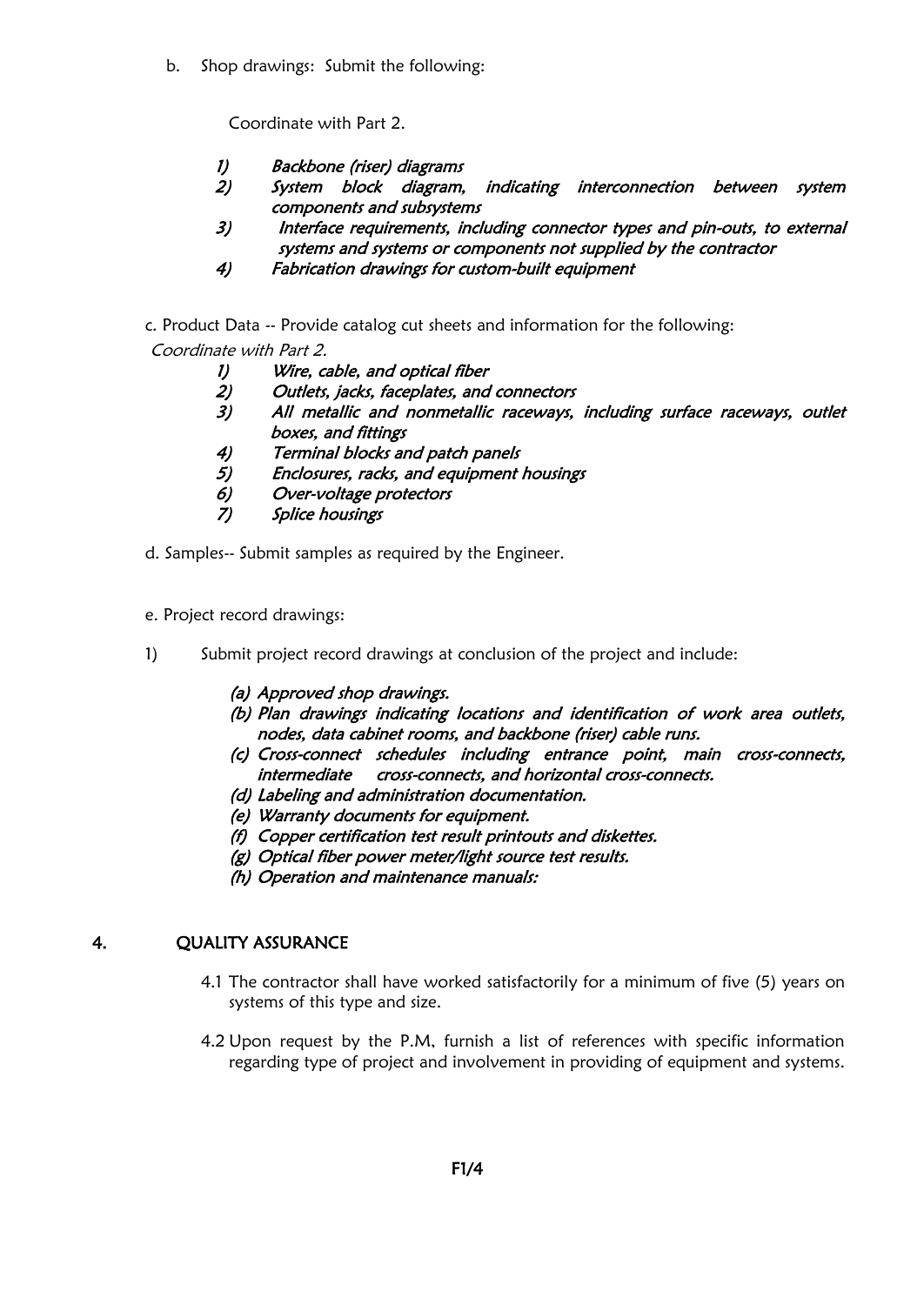b. Shop drawings: Submit the following:

Coordinate with Part 2.

*1) Backbone (riser) diagrams*
*2) System block diagram, indicating interconnection between system components and subsystems*
*3) Interface requirements, including connector types and pin-outs, to external systems and systems or components not supplied by the contractor*
*4) Fabrication drawings for custom-built equipment*

c. Product Data -- Provide catalog cut sheets and information for the following:

*Coordinate with Part 2.*

*1) Wire, cable, and optical fiber*
*2) Outlets, jacks, faceplates, and connectors*
*3) All metallic and nonmetallic raceways, including surface raceways, outlet boxes, and fittings*
*4) Terminal blocks and patch panels*
*5) Enclosures, racks, and equipment housings*
*6) Over-voltage protectors*
*7) Splice housings*

d. Samples-- Submit samples as required by the Engineer.

e. Project record drawings:

1) Submit project record drawings at conclusion of the project and include:

*(a) Approved shop drawings.*
*(b) Plan drawings indicating locations and identification of work area outlets, nodes, data cabinet rooms, and backbone (riser) cable runs.*
*(c) Cross-connect schedules including entrance point, main cross-connects, intermediate cross-connects, and horizontal cross-connects.*
*(d) Labeling and administration documentation.*
*(e) Warranty documents for equipment.*
*(f) Copper certification test result printouts and diskettes.*
*(g) Optical fiber power meter/light source test results.*
*(h) Operation and maintenance manuals:*

## 4. QUALITY ASSURANCE

4.1 The contractor shall have worked satisfactorily for a minimum of five (5) years on systems of this type and size.

4.2 Upon request by the P.M, furnish a list of references with specific information regarding type of project and involvement in providing of equipment and systems.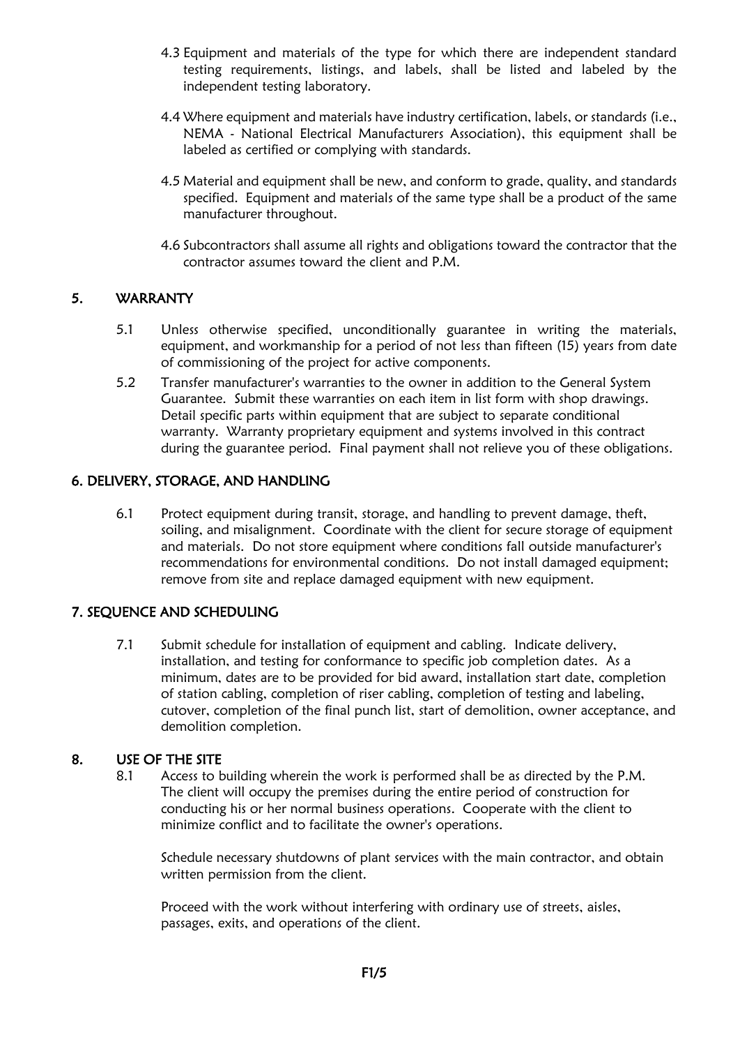4.3 Equipment and materials of the type for which there are independent standard testing requirements, listings, and labels, shall be listed and labeled by the independent testing laboratory.

4.4 Where equipment and materials have industry certification, labels, or standards (i.e., NEMA - National Electrical Manufacturers Association), this equipment shall be labeled as certified or complying with standards.

4.5 Material and equipment shall be new, and conform to grade, quality, and standards specified. Equipment and materials of the same type shall be a product of the same manufacturer throughout.

4.6 Subcontractors shall assume all rights and obligations toward the contractor that the contractor assumes toward the client and P.M.

## 5. WARRANTY

5.1 Unless otherwise specified, unconditionally guarantee in writing the materials, equipment, and workmanship for a period of not less than fifteen (15) years from date of commissioning of the project for active components.

5.2 Transfer manufacturer's warranties to the owner in addition to the General System Guarantee. Submit these warranties on each item in list form with shop drawings. Detail specific parts within equipment that are subject to separate conditional warranty. Warranty proprietary equipment and systems involved in this contract during the guarantee period. Final payment shall not relieve you of these obligations.

## 6. DELIVERY, STORAGE, AND HANDLING

6.1 Protect equipment during transit, storage, and handling to prevent damage, theft, soiling, and misalignment. Coordinate with the client for secure storage of equipment and materials. Do not store equipment where conditions fall outside manufacturer's recommendations for environmental conditions. Do not install damaged equipment; remove from site and replace damaged equipment with new equipment.

## 7. SEQUENCE AND SCHEDULING

7.1 Submit schedule for installation of equipment and cabling. Indicate delivery, installation, and testing for conformance to specific job completion dates. As a minimum, dates are to be provided for bid award, installation start date, completion of station cabling, completion of riser cabling, completion of testing and labeling, cutover, completion of the final punch list, start of demolition, owner acceptance, and demolition completion.

## 8. USE OF THE SITE

8.1 Access to building wherein the work is performed shall be as directed by the P.M. The client will occupy the premises during the entire period of construction for conducting his or her normal business operations. Cooperate with the client to minimize conflict and to facilitate the owner's operations.

Schedule necessary shutdowns of plant services with the main contractor, and obtain written permission from the client.

Proceed with the work without interfering with ordinary use of streets, aisles, passages, exits, and operations of the client.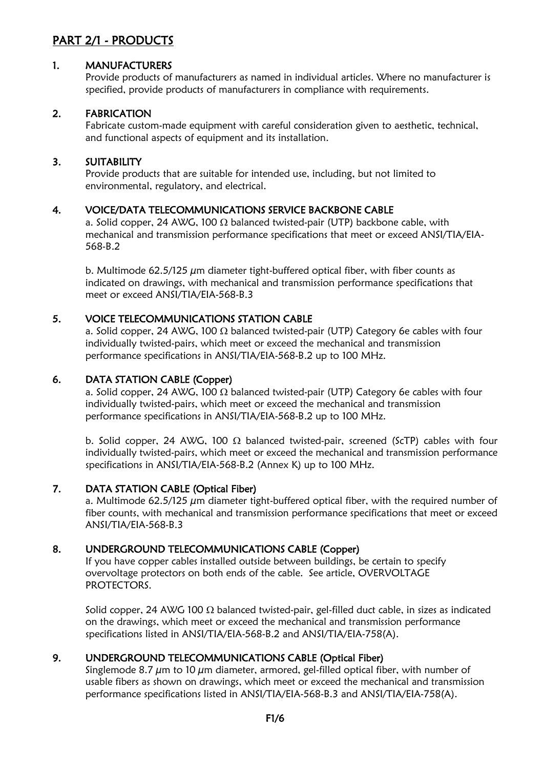## PART 2/1 - PRODUCTS

### 1. MANUFACTURERS

Provide products of manufacturers as named in individual articles. Where no manufacturer is specified, provide products of manufacturers in compliance with requirements.

### 2. FABRICATION

Fabricate custom-made equipment with careful consideration given to aesthetic, technical, and functional aspects of equipment and its installation.

### 3. SUITABILITY

Provide products that are suitable for intended use, including, but not limited to environmental, regulatory, and electrical.

### 4. VOICE/DATA TELECOMMUNICATIONS SERVICE BACKBONE CABLE

a. Solid copper, 24 AWG, 100 Ω balanced twisted-pair (UTP) backbone cable, with mechanical and transmission performance specifications that meet or exceed ANSI/TIA/EIA-568-B.2

b. Multimode 62.5/125 μm diameter tight-buffered optical fiber, with fiber counts as indicated on drawings, with mechanical and transmission performance specifications that meet or exceed ANSI/TIA/EIA-568-B.3

### 5. VOICE TELECOMMUNICATIONS STATION CABLE

a. Solid copper, 24 AWG, 100 Ω balanced twisted-pair (UTP) Category 6e cables with four individually twisted-pairs, which meet or exceed the mechanical and transmission performance specifications in ANSI/TIA/EIA-568-B.2 up to 100 MHz.

### 6. DATA STATION CABLE (Copper)

a. Solid copper, 24 AWG, 100 Ω balanced twisted-pair (UTP) Category 6e cables with four individually twisted-pairs, which meet or exceed the mechanical and transmission performance specifications in ANSI/TIA/EIA-568-B.2 up to 100 MHz.

b. Solid copper, 24 AWG, 100 Ω balanced twisted-pair, screened (ScTP) cables with four individually twisted-pairs, which meet or exceed the mechanical and transmission performance specifications in ANSI/TIA/EIA-568-B.2 (Annex K) up to 100 MHz.

### 7. DATA STATION CABLE (Optical Fiber)

a. Multimode 62.5/125 μm diameter tight-buffered optical fiber, with the required number of fiber counts, with mechanical and transmission performance specifications that meet or exceed ANSI/TIA/EIA-568-B.3

### 8. UNDERGROUND TELECOMMUNICATIONS CABLE (Copper)

If you have copper cables installed outside between buildings, be certain to specify overvoltage protectors on both ends of the cable. See article, OVERVOLTAGE PROTECTORS.

Solid copper, 24 AWG 100 Ω balanced twisted-pair, gel-filled duct cable, in sizes as indicated on the drawings, which meet or exceed the mechanical and transmission performance specifications listed in ANSI/TIA/EIA-568-B.2 and ANSI/TIA/EIA-758(A).

### 9. UNDERGROUND TELECOMMUNICATIONS CABLE (Optical Fiber)

Singlemode 8.7 μm to 10 μm diameter, armored, gel-filled optical fiber, with number of usable fibers as shown on drawings, which meet or exceed the mechanical and transmission performance specifications listed in ANSI/TIA/EIA-568-B.3 and ANSI/TIA/EIA-758(A).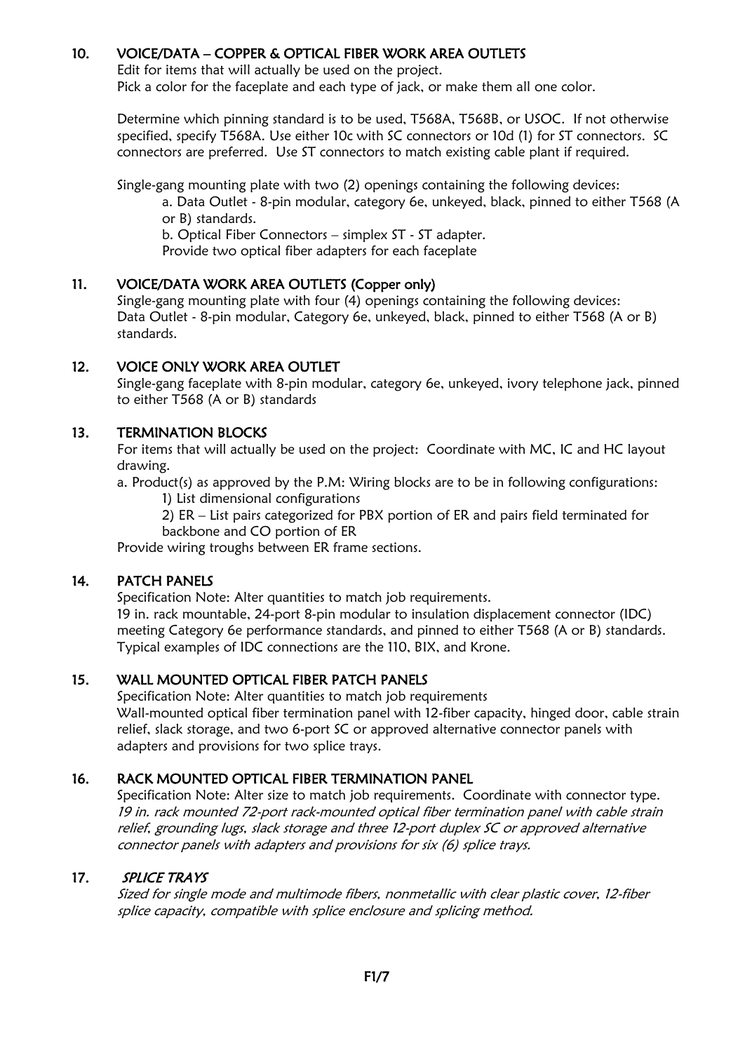## 10. VOICE/DATA – COPPER & OPTICAL FIBER WORK AREA OUTLETS

Edit for items that will actually be used on the project.
Pick a color for the faceplate and each type of jack, or make them all one color.

Determine which pinning standard is to be used, T568A, T568B, or USOC. If not otherwise specified, specify T568A. Use either 10c with SC connectors or 10d (1) for ST connectors. SC connectors are preferred. Use ST connectors to match existing cable plant if required.

Single-gang mounting plate with two (2) openings containing the following devices:

a. Data Outlet - 8-pin modular, category 6e, unkeyed, black, pinned to either T568 (A or B) standards.

b. Optical Fiber Connectors – simplex ST - ST adapter.
Provide two optical fiber adapters for each faceplate

## 11. VOICE/DATA WORK AREA OUTLETS (Copper only)

Single-gang mounting plate with four (4) openings containing the following devices:
Data Outlet - 8-pin modular, Category 6e, unkeyed, black, pinned to either T568 (A or B) standards.

## 12. VOICE ONLY WORK AREA OUTLET

Single-gang faceplate with 8-pin modular, category 6e, unkeyed, ivory telephone jack, pinned to either T568 (A or B) standards

## 13. TERMINATION BLOCKS

For items that will actually be used on the project: Coordinate with MC, IC and HC layout drawing.

a. Product(s) as approved by the P.M: Wiring blocks are to be in following configurations:

1) List dimensional configurations

2) ER – List pairs categorized for PBX portion of ER and pairs field terminated for backbone and CO portion of ER

Provide wiring troughs between ER frame sections.

## 14. PATCH PANELS

Specification Note: Alter quantities to match job requirements.
19 in. rack mountable, 24-port 8-pin modular to insulation displacement connector (IDC) meeting Category 6e performance standards, and pinned to either T568 (A or B) standards. Typical examples of IDC connections are the 110, BIX, and Krone.

## 15. WALL MOUNTED OPTICAL FIBER PATCH PANELS

Specification Note: Alter quantities to match job requirements
Wall-mounted optical fiber termination panel with 12-fiber capacity, hinged door, cable strain relief, slack storage, and two 6-port SC or approved alternative connector panels with adapters and provisions for two splice trays.

## 16. RACK MOUNTED OPTICAL FIBER TERMINATION PANEL

Specification Note: Alter size to match job requirements. Coordinate with connector type.
*19 in. rack mounted 72-port rack-mounted optical fiber termination panel with cable strain relief, grounding lugs, slack storage and three 12-port duplex SC or approved alternative connector panels with adapters and provisions for six (6) splice trays.*

## 17. *SPLICE TRAYS*

*Sized for single mode and multimode fibers, nonmetallic with clear plastic cover, 12-fiber splice capacity, compatible with splice enclosure and splicing method.*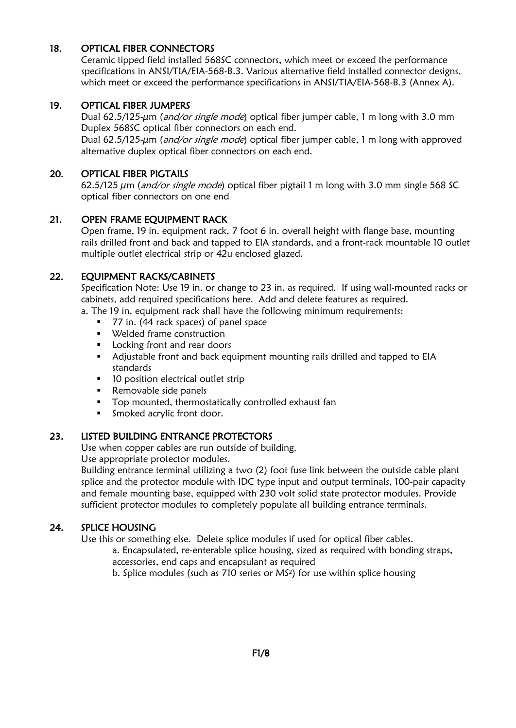## 18. OPTICAL FIBER CONNECTORS

Ceramic tipped field installed 568SC connectors, which meet or exceed the performance specifications in ANSI/TIA/EIA-568-B.3. Various alternative field installed connector designs, which meet or exceed the performance specifications in ANSI/TIA/EIA-568-B.3 (Annex A).

## 19. OPTICAL FIBER JUMPERS

Dual 62.5/125-µm (*and/or single mode*) optical fiber jumper cable, 1 m long with 3.0 mm Duplex 568SC optical fiber connectors on each end.

Dual 62.5/125-µm (*and/or single mode*) optical fiber jumper cable, 1 m long with approved alternative duplex optical fiber connectors on each end.

## 20. OPTICAL FIBER PIGTAILS

62.5/125 µm (*and/or single mode*) optical fiber pigtail 1 m long with 3.0 mm single 568 SC optical fiber connectors on one end

## 21. OPEN FRAME EQUIPMENT RACK

Open frame, 19 in. equipment rack, 7 foot 6 in. overall height with flange base, mounting rails drilled front and back and tapped to EIA standards, and a front-rack mountable 10 outlet multiple outlet electrical strip or 42u enclosed glazed.

## 22. EQUIPMENT RACKS/CABINETS

Specification Note: Use 19 in. or change to 23 in. as required. If using wall-mounted racks or cabinets, add required specifications here. Add and delete features as required.

a. The 19 in. equipment rack shall have the following minimum requirements:

- 77 in. (44 rack spaces) of panel space
- Welded frame construction
- Locking front and rear doors
- Adjustable front and back equipment mounting rails drilled and tapped to EIA standards
- 10 position electrical outlet strip
- Removable side panels
- Top mounted, thermostatically controlled exhaust fan
- Smoked acrylic front door.

## 23. LISTED BUILDING ENTRANCE PROTECTORS

Use when copper cables are run outside of building.

Use appropriate protector modules.

Building entrance terminal utilizing a two (2) foot fuse link between the outside cable plant splice and the protector module with IDC type input and output terminals, 100-pair capacity and female mounting base, equipped with 230 volt solid state protector modules. Provide sufficient protector modules to completely populate all building entrance terminals.

## 24. SPLICE HOUSING

Use this or something else. Delete splice modules if used for optical fiber cables.

a. Encapsulated, re-enterable splice housing, sized as required with bonding straps, accessories, end caps and encapsulant as required

b. Splice modules (such as 710 series or MS$^2$) for use within splice housing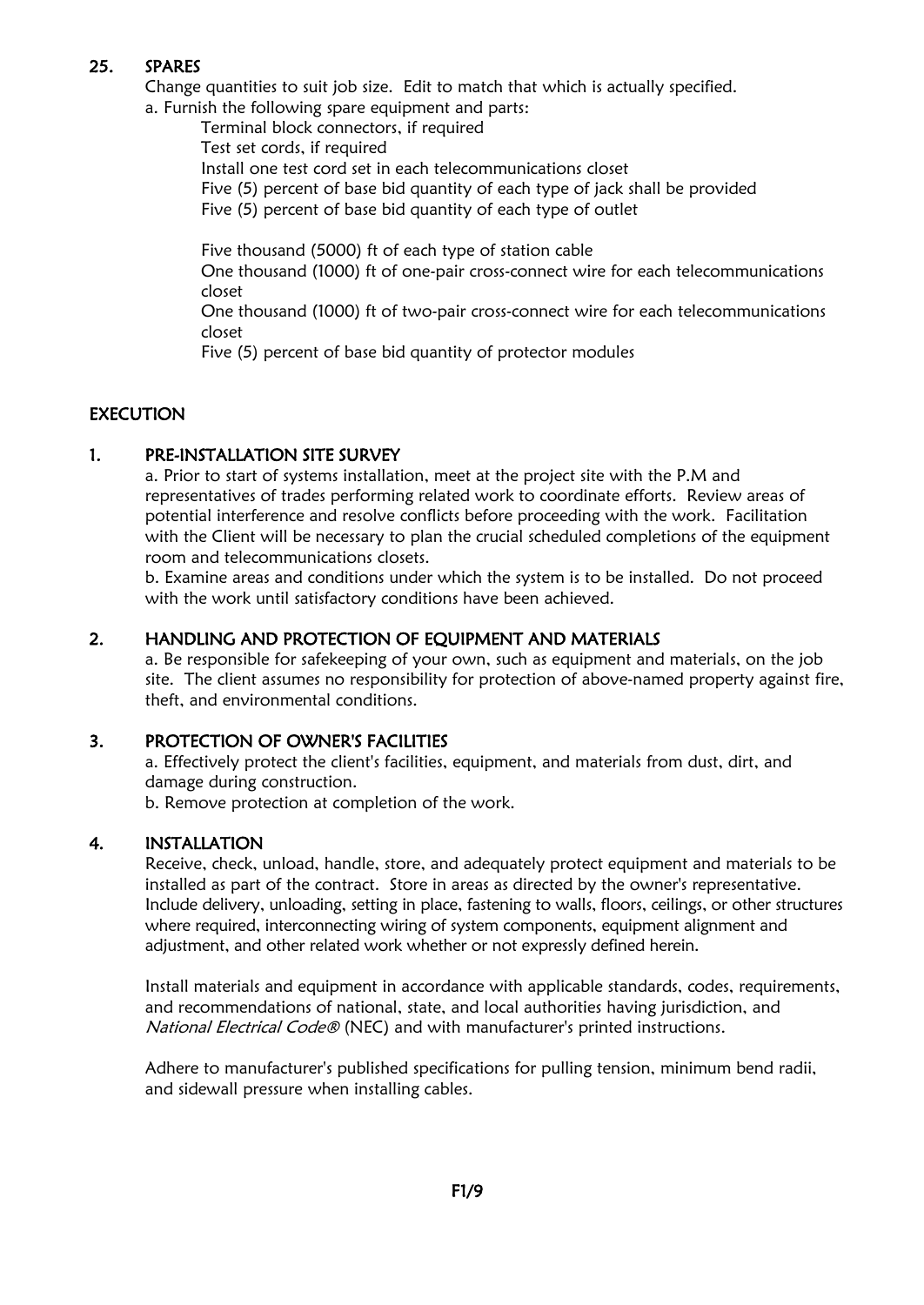## 25. SPARES

Change quantities to suit job size. Edit to match that which is actually specified.

a. Furnish the following spare equipment and parts:

Terminal block connectors, if required
Test set cords, if required
Install one test cord set in each telecommunications closet
Five (5) percent of base bid quantity of each type of jack shall be provided
Five (5) percent of base bid quantity of each type of outlet

Five thousand (5000) ft of each type of station cable
One thousand (1000) ft of one-pair cross-connect wire for each telecommunications closet
One thousand (1000) ft of two-pair cross-connect wire for each telecommunications closet
Five (5) percent of base bid quantity of protector modules

# EXECUTION

## 1. PRE-INSTALLATION SITE SURVEY

a. Prior to start of systems installation, meet at the project site with the P.M and representatives of trades performing related work to coordinate efforts. Review areas of potential interference and resolve conflicts before proceeding with the work. Facilitation with the Client will be necessary to plan the crucial scheduled completions of the equipment room and telecommunications closets.

b. Examine areas and conditions under which the system is to be installed. Do not proceed with the work until satisfactory conditions have been achieved.

## 2. HANDLING AND PROTECTION OF EQUIPMENT AND MATERIALS

a. Be responsible for safekeeping of your own, such as equipment and materials, on the job site. The client assumes no responsibility for protection of above-named property against fire, theft, and environmental conditions.

## 3. PROTECTION OF OWNER'S FACILITIES

a. Effectively protect the client's facilities, equipment, and materials from dust, dirt, and damage during construction.

b. Remove protection at completion of the work.

## 4. INSTALLATION

Receive, check, unload, handle, store, and adequately protect equipment and materials to be installed as part of the contract. Store in areas as directed by the owner's representative. Include delivery, unloading, setting in place, fastening to walls, floors, ceilings, or other structures where required, interconnecting wiring of system components, equipment alignment and adjustment, and other related work whether or not expressly defined herein.

Install materials and equipment in accordance with applicable standards, codes, requirements, and recommendations of national, state, and local authorities having jurisdiction, and *National Electrical Code®* (NEC) and with manufacturer's printed instructions.

Adhere to manufacturer's published specifications for pulling tension, minimum bend radii, and sidewall pressure when installing cables.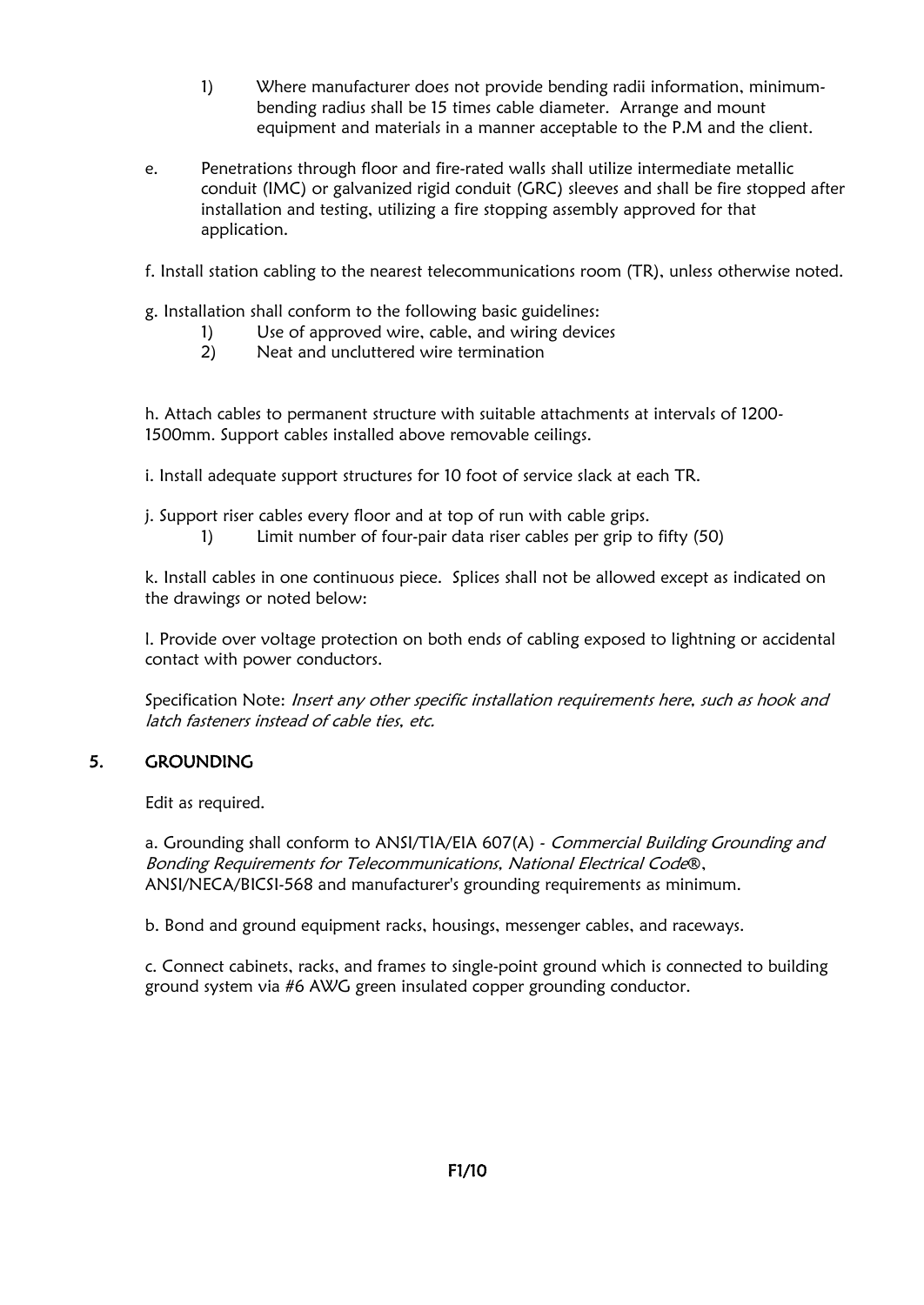1) Where manufacturer does not provide bending radii information, minimum-bending radius shall be 15 times cable diameter. Arrange and mount equipment and materials in a manner acceptable to the P.M and the client.

e. Penetrations through floor and fire-rated walls shall utilize intermediate metallic conduit (IMC) or galvanized rigid conduit (GRC) sleeves and shall be fire stopped after installation and testing, utilizing a fire stopping assembly approved for that application.

f. Install station cabling to the nearest telecommunications room (TR), unless otherwise noted.

g. Installation shall conform to the following basic guidelines:

1) Use of approved wire, cable, and wiring devices
2) Neat and uncluttered wire termination

h. Attach cables to permanent structure with suitable attachments at intervals of 1200-1500mm. Support cables installed above removable ceilings.

i. Install adequate support structures for 10 foot of service slack at each TR.

j. Support riser cables every floor and at top of run with cable grips.

1) Limit number of four-pair data riser cables per grip to fifty (50)

k. Install cables in one continuous piece. Splices shall not be allowed except as indicated on the drawings or noted below:

l. Provide over voltage protection on both ends of cabling exposed to lightning or accidental contact with power conductors.

Specification Note: *Insert any other specific installation requirements here, such as hook and latch fasteners instead of cable ties, etc.*

## 5. GROUNDING

Edit as required.

a. Grounding shall conform to ANSI/TIA/EIA 607(A) - *Commercial Building Grounding and Bonding Requirements for Telecommunications, National Electrical Code*®, ANSI/NECA/BICSI-568 and manufacturer's grounding requirements as minimum.

b. Bond and ground equipment racks, housings, messenger cables, and raceways.

c. Connect cabinets, racks, and frames to single-point ground which is connected to building ground system via #6 AWG green insulated copper grounding conductor.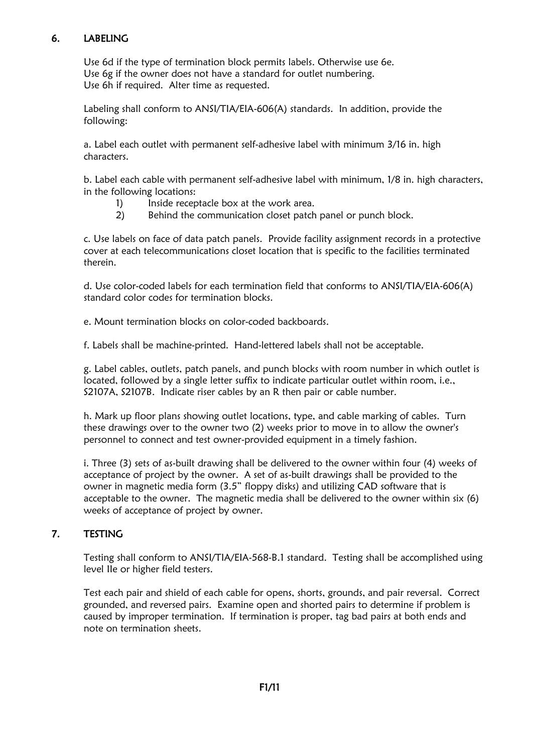## 6. LABELING

Use 6d if the type of termination block permits labels. Otherwise use 6e.
Use 6g if the owner does not have a standard for outlet numbering.
Use 6h if required. Alter time as requested.

Labeling shall conform to ANSI/TIA/EIA-606(A) standards. In addition, provide the following:

a. Label each outlet with permanent self-adhesive label with minimum 3/16 in. high characters.

b. Label each cable with permanent self-adhesive label with minimum, 1/8 in. high characters, in the following locations:

1) Inside receptacle box at the work area.
2) Behind the communication closet patch panel or punch block.

c. Use labels on face of data patch panels. Provide facility assignment records in a protective cover at each telecommunications closet location that is specific to the facilities terminated therein.

d. Use color-coded labels for each termination field that conforms to ANSI/TIA/EIA-606(A) standard color codes for termination blocks.

e. Mount termination blocks on color-coded backboards.

f. Labels shall be machine-printed. Hand-lettered labels shall not be acceptable.

g. Label cables, outlets, patch panels, and punch blocks with room number in which outlet is located, followed by a single letter suffix to indicate particular outlet within room, i.e., S2107A, S2107B. Indicate riser cables by an R then pair or cable number.

h. Mark up floor plans showing outlet locations, type, and cable marking of cables. Turn these drawings over to the owner two (2) weeks prior to move in to allow the owner's personnel to connect and test owner-provided equipment in a timely fashion.

i. Three (3) sets of as-built drawing shall be delivered to the owner within four (4) weeks of acceptance of project by the owner. A set of as-built drawings shall be provided to the owner in magnetic media form (3.5" floppy disks) and utilizing CAD software that is acceptable to the owner. The magnetic media shall be delivered to the owner within six (6) weeks of acceptance of project by owner.

## 7. TESTING

Testing shall conform to ANSI/TIA/EIA-568-B.1 standard. Testing shall be accomplished using level IIe or higher field testers.

Test each pair and shield of each cable for opens, shorts, grounds, and pair reversal. Correct grounded, and reversed pairs. Examine open and shorted pairs to determine if problem is caused by improper termination. If termination is proper, tag bad pairs at both ends and note on termination sheets.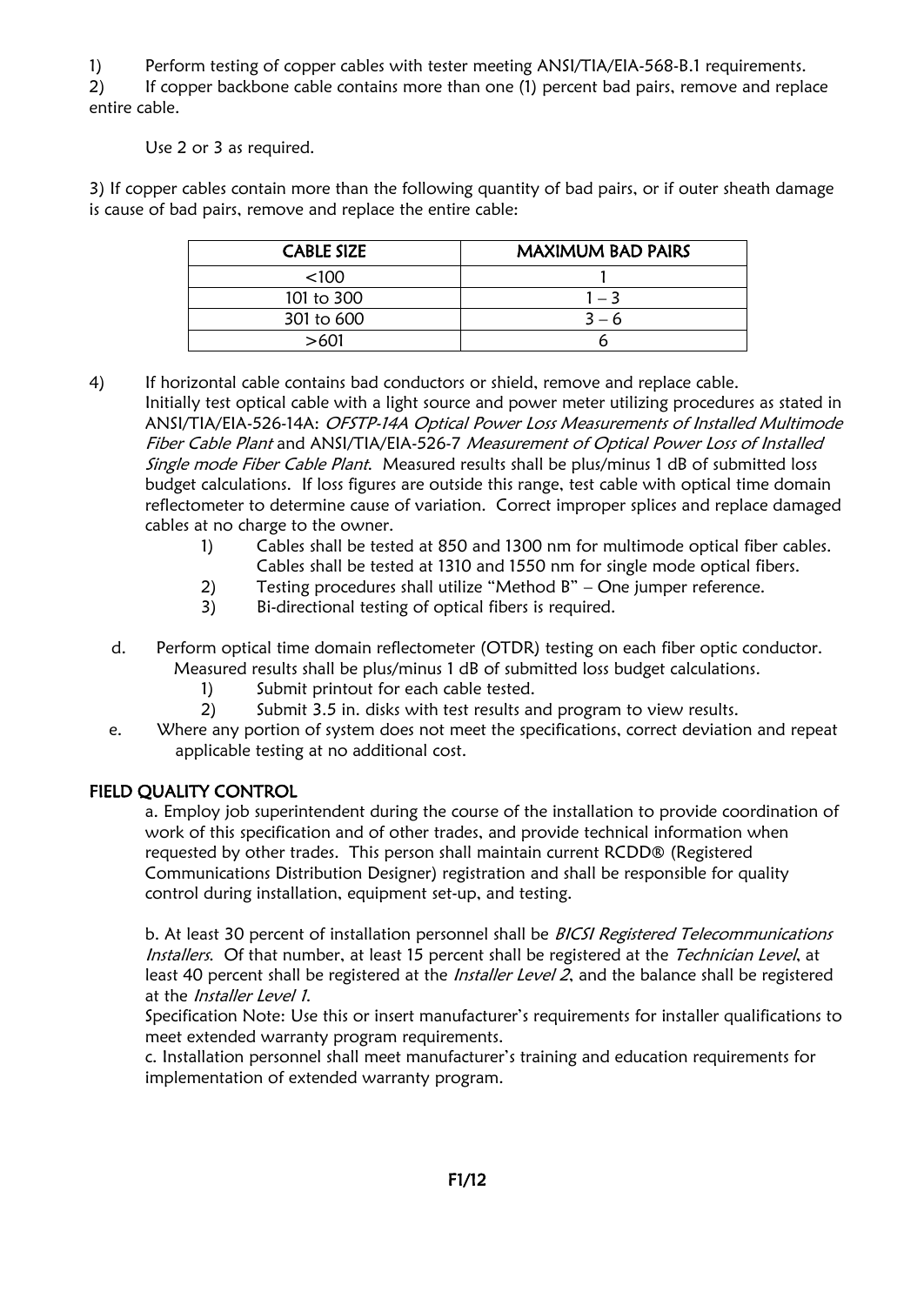1) Perform testing of copper cables with tester meeting ANSI/TIA/EIA-568-B.1 requirements.

2) If copper backbone cable contains more than one (1) percent bad pairs, remove and replace entire cable.

Use 2 or 3 as required.

3) If copper cables contain more than the following quantity of bad pairs, or if outer sheath damage is cause of bad pairs, remove and replace the entire cable:

| CABLE SIZE | MAXIMUM BAD PAIRS |
|---|---|
| <100 | 1 |
| 101 to 300 | 1 – 3 |
| 301 to 600 | 3 – 6 |
| >601 | 6 |

4) If horizontal cable contains bad conductors or shield, remove and replace cable.

Initially test optical cable with a light source and power meter utilizing procedures as stated in ANSI/TIA/EIA-526-14A: *OFSTP-14A Optical Power Loss Measurements of Installed Multimode Fiber Cable Plant* and ANSI/TIA/EIA-526-7 *Measurement of Optical Power Loss of Installed Single mode Fiber Cable Plant*. Measured results shall be plus/minus 1 dB of submitted loss budget calculations. If loss figures are outside this range, test cable with optical time domain reflectometer to determine cause of variation. Correct improper splices and replace damaged cables at no charge to the owner.

1) Cables shall be tested at 850 and 1300 nm for multimode optical fiber cables. Cables shall be tested at 1310 and 1550 nm for single mode optical fibers.
2) Testing procedures shall utilize "Method B" – One jumper reference.
3) Bi-directional testing of optical fibers is required.

d. Perform optical time domain reflectometer (OTDR) testing on each fiber optic conductor. Measured results shall be plus/minus 1 dB of submitted loss budget calculations.

1) Submit printout for each cable tested.
2) Submit 3.5 in. disks with test results and program to view results.

e. Where any portion of system does not meet the specifications, correct deviation and repeat applicable testing at no additional cost.

## FIELD QUALITY CONTROL

a. Employ job superintendent during the course of the installation to provide coordination of work of this specification and of other trades, and provide technical information when requested by other trades. This person shall maintain current RCDD® (Registered Communications Distribution Designer) registration and shall be responsible for quality control during installation, equipment set-up, and testing.

b. At least 30 percent of installation personnel shall be *BICSI Registered Telecommunications Installers*. Of that number, at least 15 percent shall be registered at the *Technician Level*, at least 40 percent shall be registered at the *Installer Level 2*, and the balance shall be registered at the *Installer Level 1*.

Specification Note: Use this or insert manufacturer's requirements for installer qualifications to meet extended warranty program requirements.

c. Installation personnel shall meet manufacturer's training and education requirements for implementation of extended warranty program.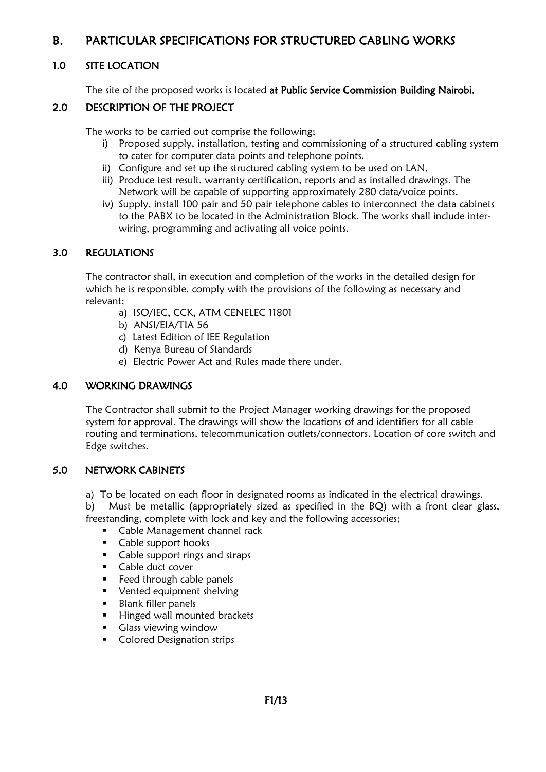# B. PARTICULAR SPECIFICATIONS FOR STRUCTURED CABLING WORKS

## 1.0 SITE LOCATION

The site of the proposed works is located **at Public Service Commission Building Nairobi.**

## 2.0 DESCRIPTION OF THE PROJECT

The works to be carried out comprise the following;

i) Proposed supply, installation, testing and commissioning of a structured cabling system to cater for computer data points and telephone points.

ii) Configure and set up the structured cabling system to be used on LAN,

iii) Produce test result, warranty certification, reports and as installed drawings. The Network will be capable of supporting approximately 280 data/voice points.

iv) Supply, install 100 pair and 50 pair telephone cables to interconnect the data cabinets to the PABX to be located in the Administration Block. The works shall include inter-wiring, programming and activating all voice points.

## 3.0 REGULATIONS

The contractor shall, in execution and completion of the works in the detailed design for which he is responsible, comply with the provisions of the following as necessary and relevant;

a) ISO/IEC, CCK, ATM CENELEC 11801
b) ANSI/EIA/TIA 56
c) Latest Edition of IEE Regulation
d) Kenya Bureau of Standards
e) Electric Power Act and Rules made there under.

## 4.0 WORKING DRAWINGS

The Contractor shall submit to the Project Manager working drawings for the proposed system for approval. The drawings will show the locations of and identifiers for all cable routing and terminations, telecommunication outlets/connectors. Location of core switch and Edge switches.

## 5.0 NETWORK CABINETS

a) To be located on each floor in designated rooms as indicated in the electrical drawings.

b) Must be metallic (appropriately sized as specified in the BQ) with a front clear glass, freestanding, complete with lock and key and the following accessories;

- Cable Management channel rack
- Cable support hooks
- Cable support rings and straps
- Cable duct cover
- Feed through cable panels
- Vented equipment shelving
- Blank filler panels
- Hinged wall mounted brackets
- Glass viewing window
- Colored Designation strips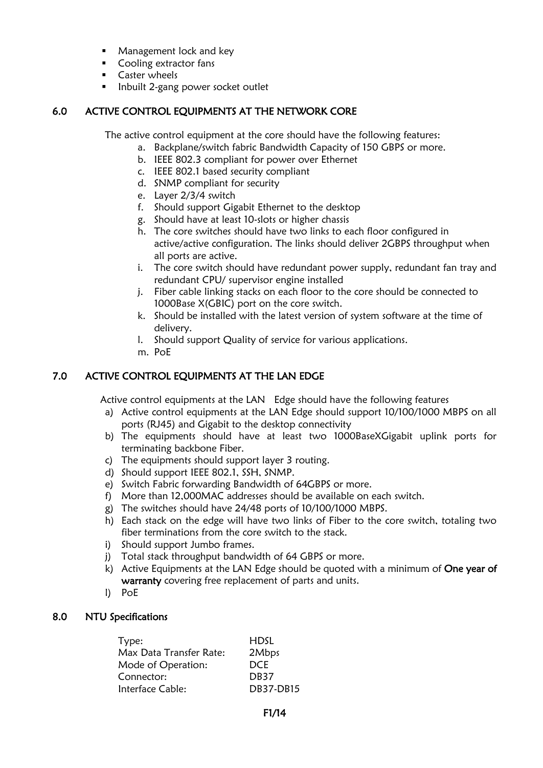- Management lock and key
- Cooling extractor fans
- Caster wheels
- Inbuilt 2-gang power socket outlet

## 6.0 ACTIVE CONTROL EQUIPMENTS AT THE NETWORK CORE

The active control equipment at the core should have the following features:

a. Backplane/switch fabric Bandwidth Capacity of 150 GBPS or more.
b. IEEE 802.3 compliant for power over Ethernet
c. IEEE 802.1 based security compliant
d. SNMP compliant for security
e. Layer 2/3/4 switch
f. Should support Gigabit Ethernet to the desktop
g. Should have at least 10-slots or higher chassis
h. The core switches should have two links to each floor configured in active/active configuration. The links should deliver 2GBPS throughput when all ports are active.
i. The core switch should have redundant power supply, redundant fan tray and redundant CPU/ supervisor engine installed
j. Fiber cable linking stacks on each floor to the core should be connected to 1000Base X(GBIC) port on the core switch.
k. Should be installed with the latest version of system software at the time of delivery.
l. Should support Quality of service for various applications.
m. PoE

## 7.0 ACTIVE CONTROL EQUIPMENTS AT THE LAN EDGE

Active control equipments at the LAN Edge should have the following features

a) Active control equipments at the LAN Edge should support 10/100/1000 MBPS on all ports (RJ45) and Gigabit to the desktop connectivity
b) The equipments should have at least two 1000BaseXGigabit uplink ports for terminating backbone Fiber.
c) The equipments should support layer 3 routing.
d) Should support IEEE 802.1, SSH, SNMP.
e) Switch Fabric forwarding Bandwidth of 64GBPS or more.
f) More than 12,000MAC addresses should be available on each switch.
g) The switches should have 24/48 ports of 10/100/1000 MBPS.
h) Each stack on the edge will have two links of Fiber to the core switch, totaling two fiber terminations from the core switch to the stack.
i) Should support Jumbo frames.
j) Total stack throughput bandwidth of 64 GBPS or more.
k) Active Equipments at the LAN Edge should be quoted with a minimum of **One year of warranty** covering free replacement of parts and units.
l) PoE

## 8.0 NTU Specifications

| | |
|---|---|
| Type: | HDSL |
| Max Data Transfer Rate: | 2Mbps |
| Mode of Operation: | DCE |
| Connector: | DB37 |
| Interface Cable: | DB37-DB15 |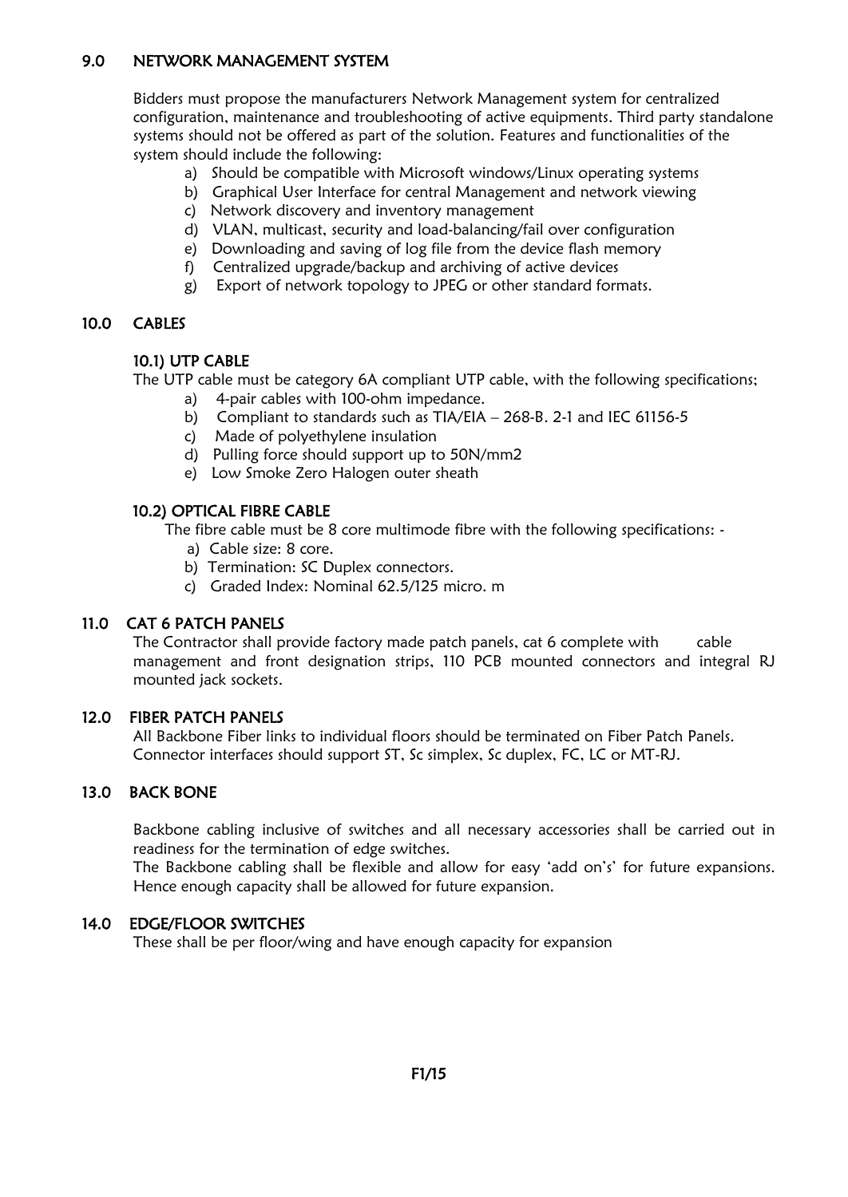## 9.0 NETWORK MANAGEMENT SYSTEM

Bidders must propose the manufacturers Network Management system for centralized configuration, maintenance and troubleshooting of active equipments. Third party standalone systems should not be offered as part of the solution. Features and functionalities of the system should include the following:

a) Should be compatible with Microsoft windows/Linux operating systems
b) Graphical User Interface for central Management and network viewing
c) Network discovery and inventory management
d) VLAN, multicast, security and load-balancing/fail over configuration
e) Downloading and saving of log file from the device flash memory
f) Centralized upgrade/backup and archiving of active devices
g) Export of network topology to JPEG or other standard formats.

## 10.0 CABLES

### 10.1) UTP CABLE

The UTP cable must be category 6A compliant UTP cable, with the following specifications;

a) 4-pair cables with 100-ohm impedance.
b) Compliant to standards such as TIA/EIA – 268-B. 2-1 and IEC 61156-5
c) Made of polyethylene insulation
d) Pulling force should support up to 50N/mm2
e) Low Smoke Zero Halogen outer sheath

### 10.2) OPTICAL FIBRE CABLE

The fibre cable must be 8 core multimode fibre with the following specifications: -

a) Cable size: 8 core.
b) Termination: SC Duplex connectors.
c) Graded Index: Nominal 62.5/125 micro. m

## 11.0 CAT 6 PATCH PANELS

The Contractor shall provide factory made patch panels, cat 6 complete with cable management and front designation strips, 110 PCB mounted connectors and integral RJ mounted jack sockets.

## 12.0 FIBER PATCH PANELS

All Backbone Fiber links to individual floors should be terminated on Fiber Patch Panels. Connector interfaces should support ST, Sc simplex, Sc duplex, FC, LC or MT-RJ.

## 13.0 BACK BONE

Backbone cabling inclusive of switches and all necessary accessories shall be carried out in readiness for the termination of edge switches.

The Backbone cabling shall be flexible and allow for easy 'add on's' for future expansions. Hence enough capacity shall be allowed for future expansion.

## 14.0 EDGE/FLOOR SWITCHES

These shall be per floor/wing and have enough capacity for expansion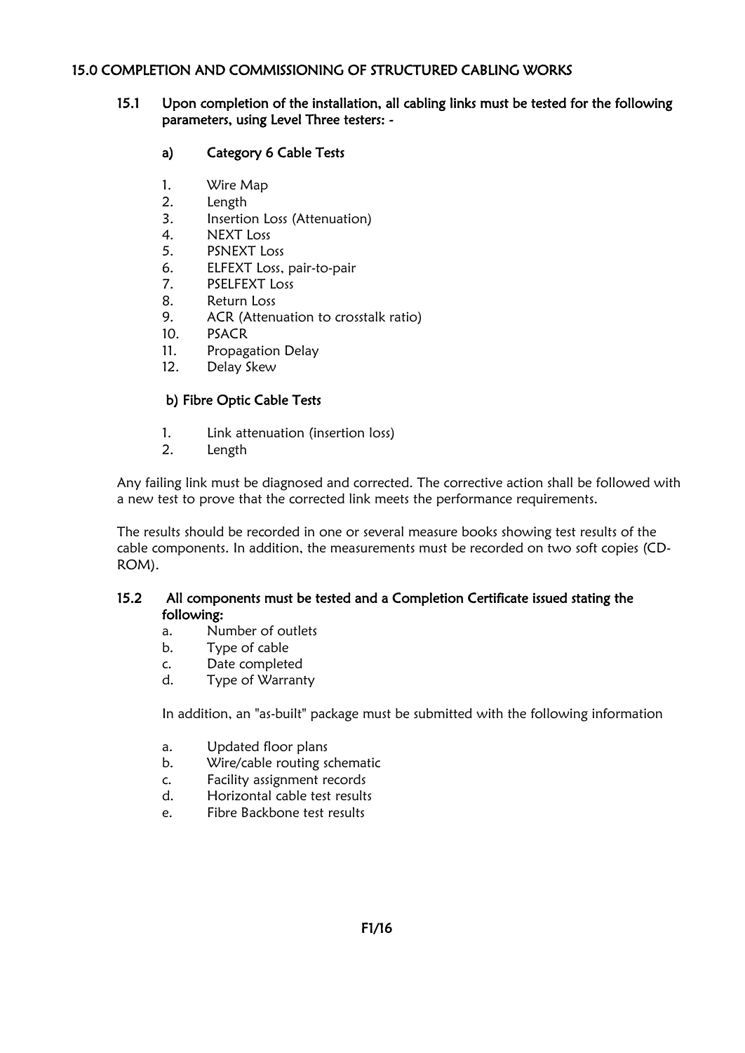## 15.0 COMPLETION AND COMMISSIONING OF STRUCTURED CABLING WORKS

**15.1 Upon completion of the installation, all cabling links must be tested for the following parameters, using Level Three testers: -**

**a) Category 6 Cable Tests**

1. Wire Map
2. Length
3. Insertion Loss (Attenuation)
4. NEXT Loss
5. PSNEXT Loss
6. ELFEXT Loss, pair-to-pair
7. PSELFEXT Loss
8. Return Loss
9. ACR (Attenuation to crosstalk ratio)
10. PSACR
11. Propagation Delay
12. Delay Skew

**b) Fibre Optic Cable Tests**

1. Link attenuation (insertion loss)
2. Length

Any failing link must be diagnosed and corrected. The corrective action shall be followed with a new test to prove that the corrected link meets the performance requirements.

The results should be recorded in one or several measure books showing test results of the cable components. In addition, the measurements must be recorded on two soft copies (CD-ROM).

**15.2 All components must be tested and a Completion Certificate issued stating the following:**

a. Number of outlets
b. Type of cable
c. Date completed
d. Type of Warranty

In addition, an "as-built" package must be submitted with the following information

a. Updated floor plans
b. Wire/cable routing schematic
c. Facility assignment records
d. Horizontal cable test results
e. Fibre Backbone test results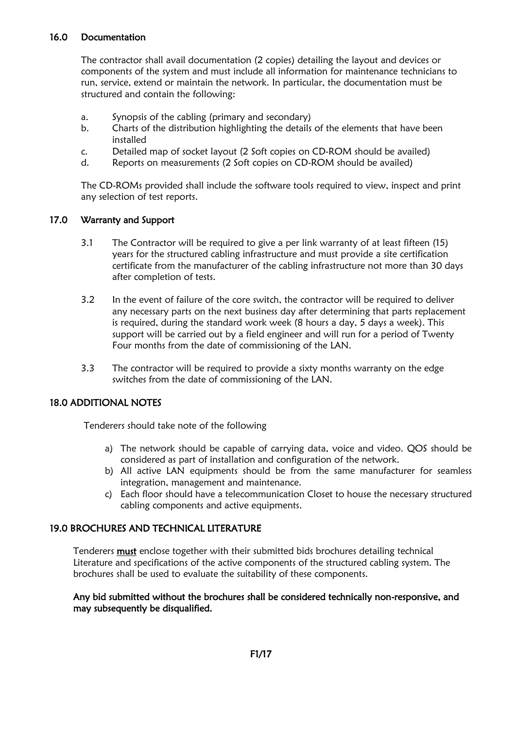## 16.0 Documentation

The contractor shall avail documentation (2 copies) detailing the layout and devices or components of the system and must include all information for maintenance technicians to run, service, extend or maintain the network. In particular, the documentation must be structured and contain the following:

a. Synopsis of the cabling (primary and secondary)
b. Charts of the distribution highlighting the details of the elements that have been installed
c. Detailed map of socket layout (2 Soft copies on CD-ROM should be availed)
d. Reports on measurements (2 Soft copies on CD-ROM should be availed)

The CD-ROMs provided shall include the software tools required to view, inspect and print any selection of test reports.

## 17.0 Warranty and Support

3.1 The Contractor will be required to give a per link warranty of at least fifteen (15) years for the structured cabling infrastructure and must provide a site certification certificate from the manufacturer of the cabling infrastructure not more than 30 days after completion of tests.

3.2 In the event of failure of the core switch, the contractor will be required to deliver any necessary parts on the next business day after determining that parts replacement is required, during the standard work week (8 hours a day, 5 days a week). This support will be carried out by a field engineer and will run for a period of Twenty Four months from the date of commissioning of the LAN.

3.3 The contractor will be required to provide a sixty months warranty on the edge switches from the date of commissioning of the LAN.

## 18.0 ADDITIONAL NOTES

Tenderers should take note of the following

a) The network should be capable of carrying data, voice and video. QOS should be considered as part of installation and configuration of the network.
b) All active LAN equipments should be from the same manufacturer for seamless integration, management and maintenance.
c) Each floor should have a telecommunication Closet to house the necessary structured cabling components and active equipments.

## 19.0 BROCHURES AND TECHNICAL LITERATURE

Tenderers <u>must</u> enclose together with their submitted bids brochures detailing technical Literature and specifications of the active components of the structured cabling system. The brochures shall be used to evaluate the suitability of these components.

**Any bid submitted without the brochures shall be considered technically non-responsive, and may subsequently be disqualified.**

**F1/17**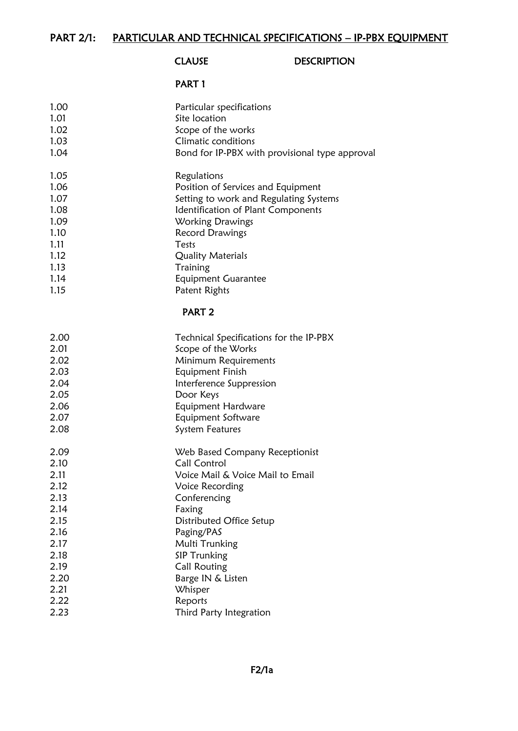## PART 2/1: PARTICULAR AND TECHNICAL SPECIFICATIONS – IP-PBX EQUIPMENT

| CLAUSE | DESCRIPTION |
|---|---|
| | **PART 1** |
| 1.00 | Particular specifications |
| 1.01 | Site location |
| 1.02 | Scope of the works |
| 1.03 | Climatic conditions |
| 1.04 | Bond for IP-PBX with provisional type approval |
| 1.05 | Regulations |
| 1.06 | Position of Services and Equipment |
| 1.07 | Setting to work and Regulating Systems |
| 1.08 | Identification of Plant Components |
| 1.09 | Working Drawings |
| 1.10 | Record Drawings |
| 1.11 | Tests |
| 1.12 | Quality Materials |
| 1.13 | Training |
| 1.14 | Equipment Guarantee |
| 1.15 | Patent Rights |
| | **PART 2** |
| 2.00 | Technical Specifications for the IP-PBX |
| 2.01 | Scope of the Works |
| 2.02 | Minimum Requirements |
| 2.03 | Equipment Finish |
| 2.04 | Interference Suppression |
| 2.05 | Door Keys |
| 2.06 | Equipment Hardware |
| 2.07 | Equipment Software |
| 2.08 | System Features |
| 2.09 | Web Based Company Receptionist |
| 2.10 | Call Control |
| 2.11 | Voice Mail & Voice Mail to Email |
| 2.12 | Voice Recording |
| 2.13 | Conferencing |
| 2.14 | Faxing |
| 2.15 | Distributed Office Setup |
| 2.16 | Paging/PAS |
| 2.17 | Multi Trunking |
| 2.18 | SIP Trunking |
| 2.19 | Call Routing |
| 2.20 | Barge IN & Listen |
| 2.21 | Whisper |
| 2.22 | Reports |
| 2.23 | Third Party Integration |

F2/1a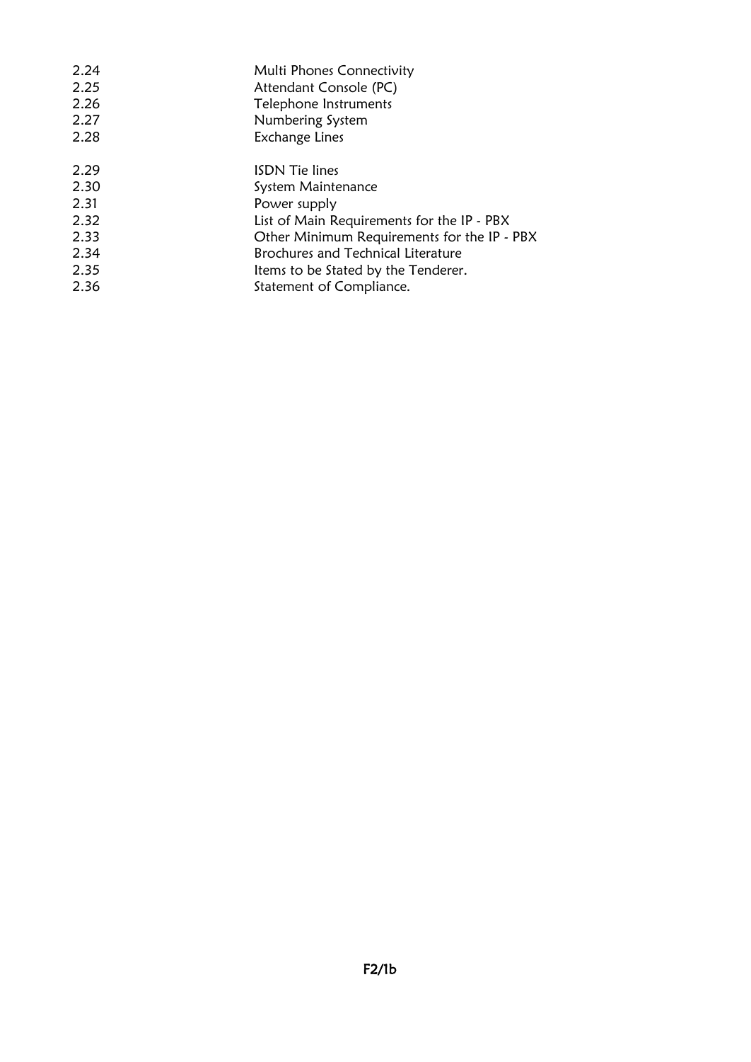| | |
|---|---|
| 2.24 | Multi Phones Connectivity |
| 2.25 | Attendant Console (PC) |
| 2.26 | Telephone Instruments |
| 2.27 | Numbering System |
| 2.28 | Exchange Lines |
| 2.29 | ISDN Tie lines |
| 2.30 | System Maintenance |
| 2.31 | Power supply |
| 2.32 | List of Main Requirements for the IP - PBX |
| 2.33 | Other Minimum Requirements for the IP - PBX |
| 2.34 | Brochures and Technical Literature |
| 2.35 | Items to be Stated by the Tenderer. |
| 2.36 | Statement of Compliance. |

F2/1b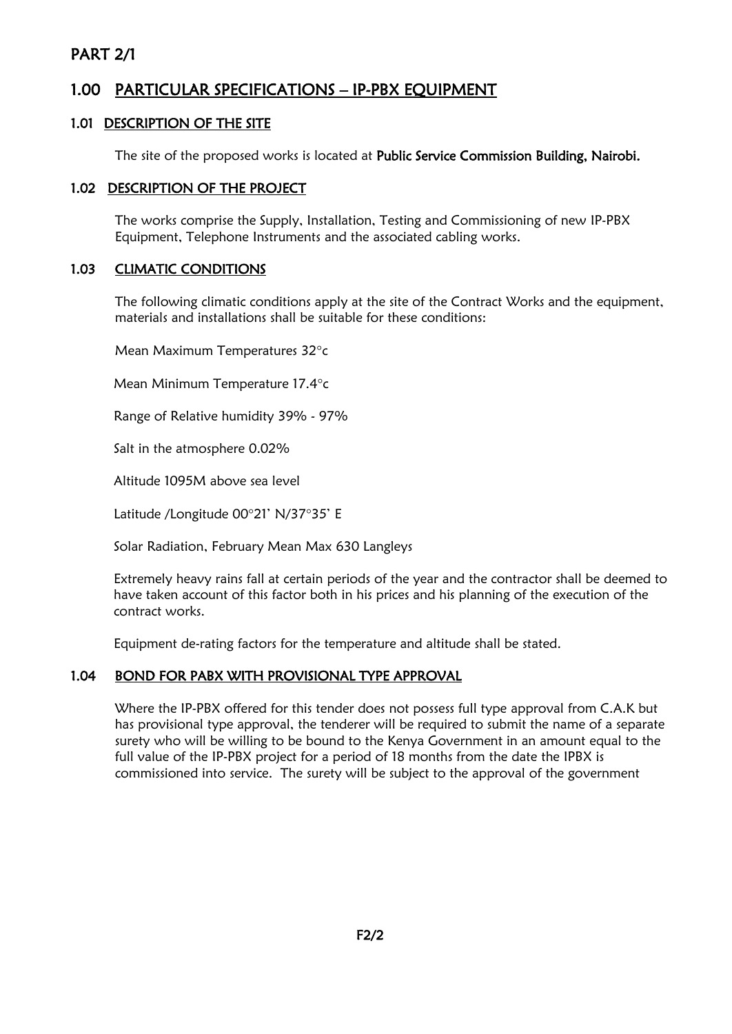# PART 2/1

## 1.00 PARTICULAR SPECIFICATIONS – IP-PBX EQUIPMENT

### 1.01 DESCRIPTION OF THE SITE

The site of the proposed works is located at **Public Service Commission Building, Nairobi.**

### 1.02 DESCRIPTION OF THE PROJECT

The works comprise the Supply, Installation, Testing and Commissioning of new IP-PBX Equipment, Telephone Instruments and the associated cabling works.

### 1.03 CLIMATIC CONDITIONS

The following climatic conditions apply at the site of the Contract Works and the equipment, materials and installations shall be suitable for these conditions:

Mean Maximum Temperatures 32°c

Mean Minimum Temperature 17.4°c

Range of Relative humidity 39% - 97%

Salt in the atmosphere 0.02%

Altitude 1095M above sea level

Latitude /Longitude 00°21' N/37°35' E

Solar Radiation, February Mean Max 630 Langleys

Extremely heavy rains fall at certain periods of the year and the contractor shall be deemed to have taken account of this factor both in his prices and his planning of the execution of the contract works.

Equipment de-rating factors for the temperature and altitude shall be stated.

### 1.04 BOND FOR PABX WITH PROVISIONAL TYPE APPROVAL

Where the IP-PBX offered for this tender does not possess full type approval from C.A.K but has provisional type approval, the tenderer will be required to submit the name of a separate surety who will be willing to be bound to the Kenya Government in an amount equal to the full value of the IP-PBX project for a period of 18 months from the date the IPBX is commissioned into service. The surety will be subject to the approval of the government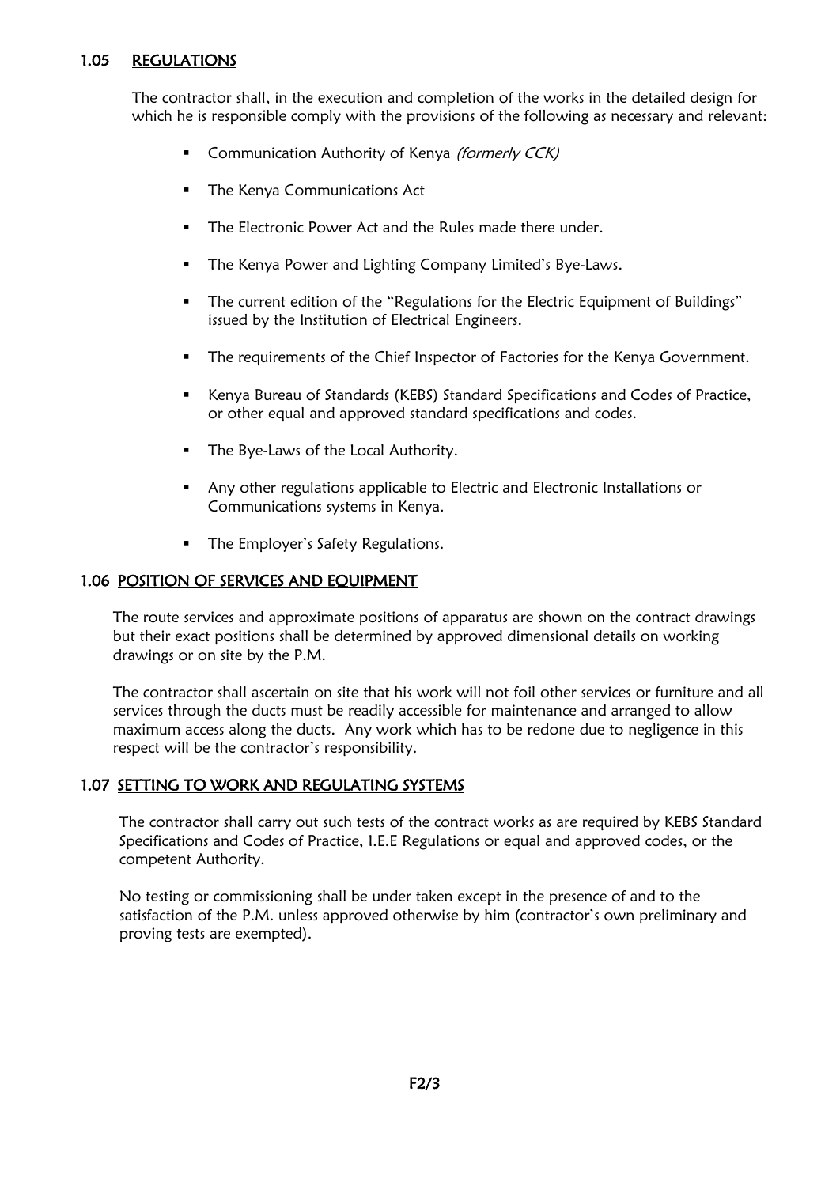## 1.05 REGULATIONS

The contractor shall, in the execution and completion of the works in the detailed design for which he is responsible comply with the provisions of the following as necessary and relevant:

- Communication Authority of Kenya *(formerly CCK)*
- The Kenya Communications Act
- The Electronic Power Act and the Rules made there under.
- The Kenya Power and Lighting Company Limited's Bye-Laws.
- The current edition of the "Regulations for the Electric Equipment of Buildings" issued by the Institution of Electrical Engineers.
- The requirements of the Chief Inspector of Factories for the Kenya Government.
- Kenya Bureau of Standards (KEBS) Standard Specifications and Codes of Practice, or other equal and approved standard specifications and codes.
- The Bye-Laws of the Local Authority.
- Any other regulations applicable to Electric and Electronic Installations or Communications systems in Kenya.
- The Employer's Safety Regulations.

## 1.06 POSITION OF SERVICES AND EQUIPMENT

The route services and approximate positions of apparatus are shown on the contract drawings but their exact positions shall be determined by approved dimensional details on working drawings or on site by the P.M.

The contractor shall ascertain on site that his work will not foil other services or furniture and all services through the ducts must be readily accessible for maintenance and arranged to allow maximum access along the ducts. Any work which has to be redone due to negligence in this respect will be the contractor's responsibility.

## 1.07 SETTING TO WORK AND REGULATING SYSTEMS

The contractor shall carry out such tests of the contract works as are required by KEBS Standard Specifications and Codes of Practice, I.E.E Regulations or equal and approved codes, or the competent Authority.

No testing or commissioning shall be under taken except in the presence of and to the satisfaction of the P.M. unless approved otherwise by him (contractor's own preliminary and proving tests are exempted).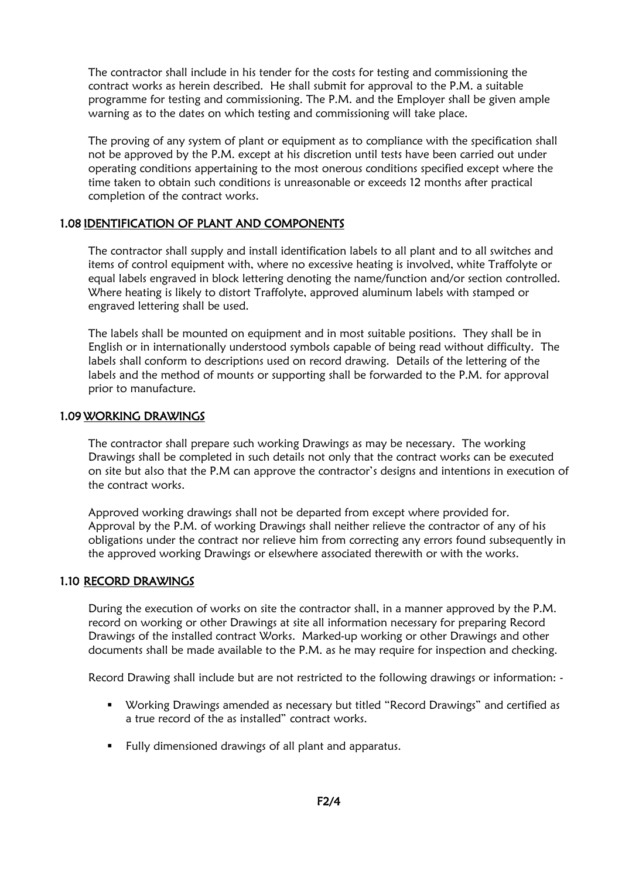The contractor shall include in his tender for the costs for testing and commissioning the contract works as herein described. He shall submit for approval to the P.M. a suitable programme for testing and commissioning. The P.M. and the Employer shall be given ample warning as to the dates on which testing and commissioning will take place.

The proving of any system of plant or equipment as to compliance with the specification shall not be approved by the P.M. except at his discretion until tests have been carried out under operating conditions appertaining to the most onerous conditions specified except where the time taken to obtain such conditions is unreasonable or exceeds 12 months after practical completion of the contract works.

## 1.08 IDENTIFICATION OF PLANT AND COMPONENTS

The contractor shall supply and install identification labels to all plant and to all switches and items of control equipment with, where no excessive heating is involved, white Traffolyte or equal labels engraved in block lettering denoting the name/function and/or section controlled. Where heating is likely to distort Traffolyte, approved aluminum labels with stamped or engraved lettering shall be used.

The labels shall be mounted on equipment and in most suitable positions. They shall be in English or in internationally understood symbols capable of being read without difficulty. The labels shall conform to descriptions used on record drawing. Details of the lettering of the labels and the method of mounts or supporting shall be forwarded to the P.M. for approval prior to manufacture.

## 1.09 WORKING DRAWINGS

The contractor shall prepare such working Drawings as may be necessary. The working Drawings shall be completed in such details not only that the contract works can be executed on site but also that the P.M can approve the contractor's designs and intentions in execution of the contract works.

Approved working drawings shall not be departed from except where provided for. Approval by the P.M. of working Drawings shall neither relieve the contractor of any of his obligations under the contract nor relieve him from correcting any errors found subsequently in the approved working Drawings or elsewhere associated therewith or with the works.

## 1.10 RECORD DRAWINGS

During the execution of works on site the contractor shall, in a manner approved by the P.M. record on working or other Drawings at site all information necessary for preparing Record Drawings of the installed contract Works. Marked-up working or other Drawings and other documents shall be made available to the P.M. as he may require for inspection and checking.

Record Drawing shall include but are not restricted to the following drawings or information: -

- Working Drawings amended as necessary but titled "Record Drawings" and certified as a true record of the as installed" contract works.
- Fully dimensioned drawings of all plant and apparatus.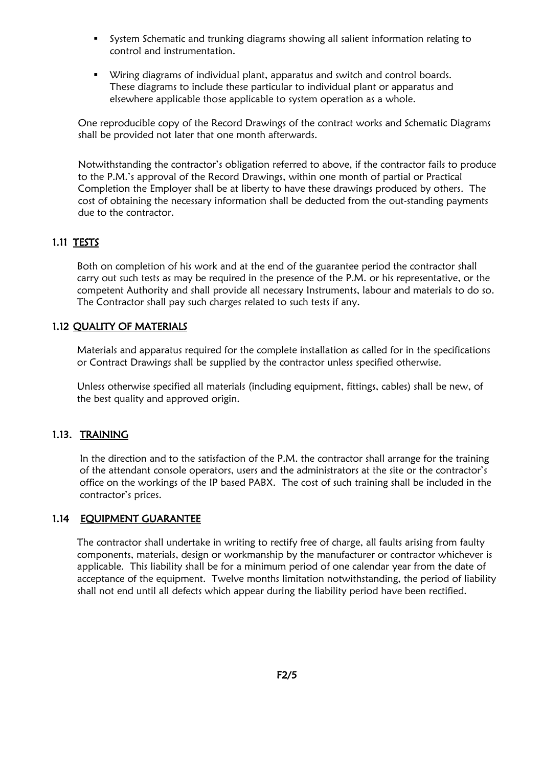- System Schematic and trunking diagrams showing all salient information relating to control and instrumentation.

- Wiring diagrams of individual plant, apparatus and switch and control boards. These diagrams to include these particular to individual plant or apparatus and elsewhere applicable those applicable to system operation as a whole.

One reproducible copy of the Record Drawings of the contract works and Schematic Diagrams shall be provided not later that one month afterwards.

Notwithstanding the contractor's obligation referred to above, if the contractor fails to produce to the P.M.'s approval of the Record Drawings, within one month of partial or Practical Completion the Employer shall be at liberty to have these drawings produced by others. The cost of obtaining the necessary information shall be deducted from the out-standing payments due to the contractor.

## 1.11 TESTS

Both on completion of his work and at the end of the guarantee period the contractor shall carry out such tests as may be required in the presence of the P.M. or his representative, or the competent Authority and shall provide all necessary Instruments, labour and materials to do so. The Contractor shall pay such charges related to such tests if any.

## 1.12 QUALITY OF MATERIALS

Materials and apparatus required for the complete installation as called for in the specifications or Contract Drawings shall be supplied by the contractor unless specified otherwise.

Unless otherwise specified all materials (including equipment, fittings, cables) shall be new, of the best quality and approved origin.

## 1.13. TRAINING

In the direction and to the satisfaction of the P.M. the contractor shall arrange for the training of the attendant console operators, users and the administrators at the site or the contractor's office on the workings of the IP based PABX. The cost of such training shall be included in the contractor's prices.

## 1.14 EQUIPMENT GUARANTEE

The contractor shall undertake in writing to rectify free of charge, all faults arising from faulty components, materials, design or workmanship by the manufacturer or contractor whichever is applicable. This liability shall be for a minimum period of one calendar year from the date of acceptance of the equipment. Twelve months limitation notwithstanding, the period of liability shall not end until all defects which appear during the liability period have been rectified.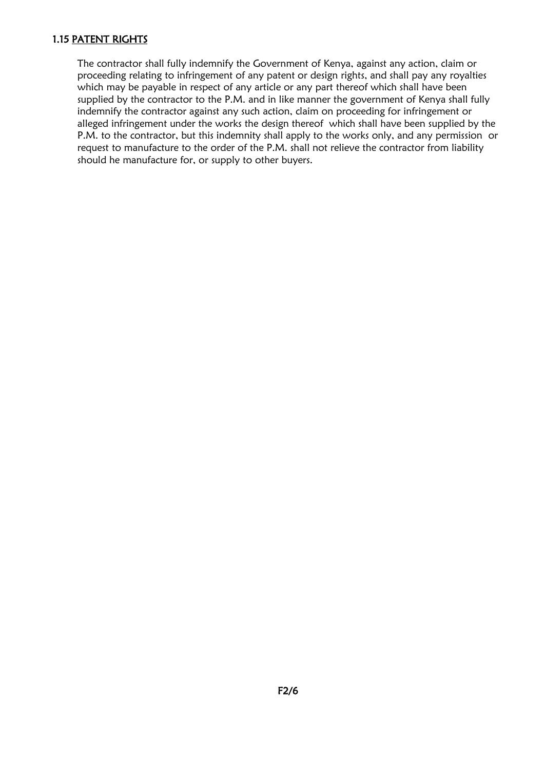### 1.15 PATENT RIGHTS

The contractor shall fully indemnify the Government of Kenya, against any action, claim or proceeding relating to infringement of any patent or design rights, and shall pay any royalties which may be payable in respect of any article or any part thereof which shall have been supplied by the contractor to the P.M. and in like manner the government of Kenya shall fully indemnify the contractor against any such action, claim on proceeding for infringement or alleged infringement under the works the design thereof which shall have been supplied by the P.M. to the contractor, but this indemnity shall apply to the works only, and any permission or request to manufacture to the order of the P.M. shall not relieve the contractor from liability should he manufacture for, or supply to other buyers.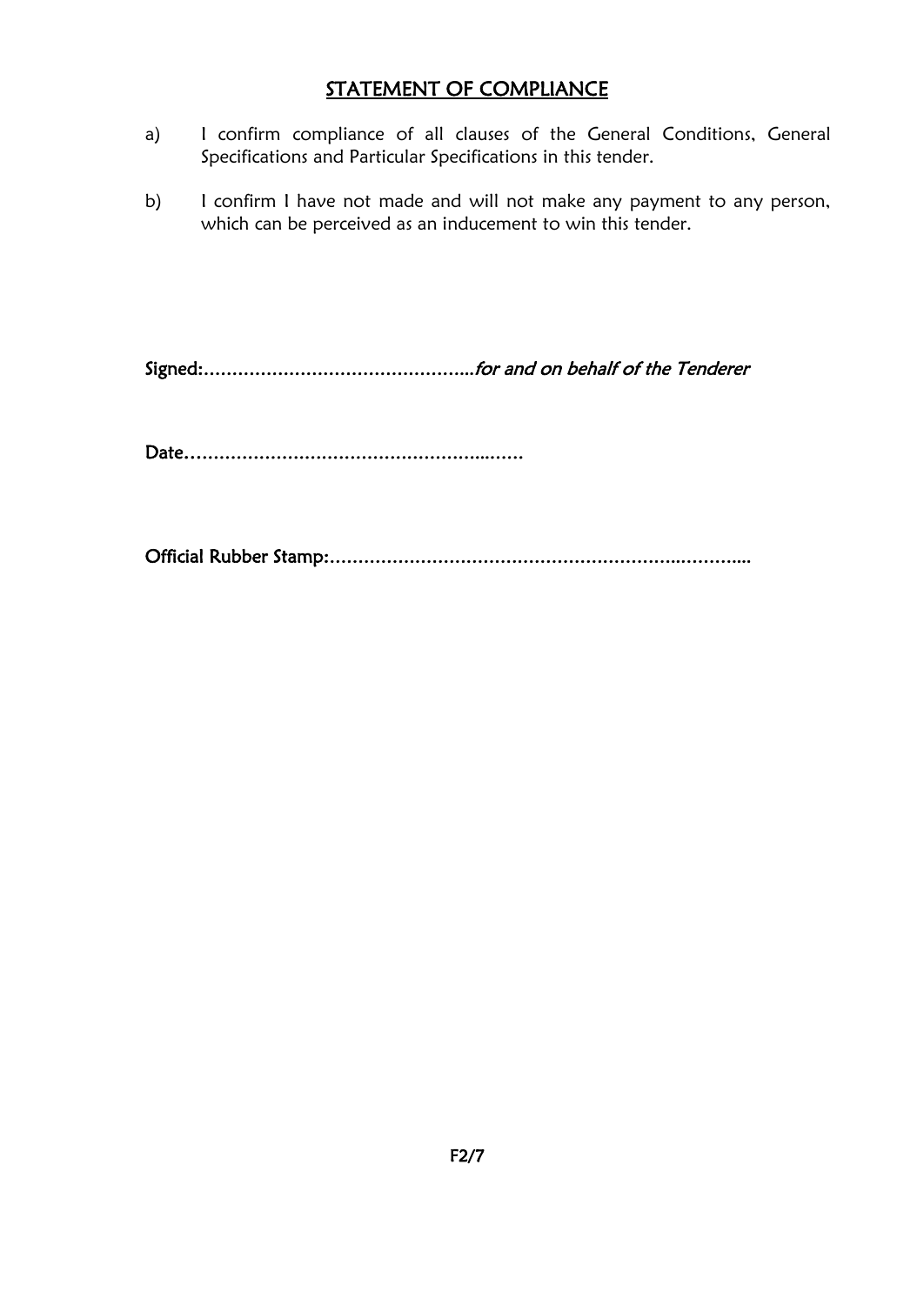# STATEMENT OF COMPLIANCE

a) I confirm compliance of all clauses of the General Conditions, General Specifications and Particular Specifications in this tender.

b) I confirm I have not made and will not make any payment to any person, which can be perceived as an inducement to win this tender.

**Signed:**……………………………………….*for and on behalf of the Tenderer*

**Date**…………………………………………….…….

**Official Rubber Stamp:**………………………………………………………..………...

F2/7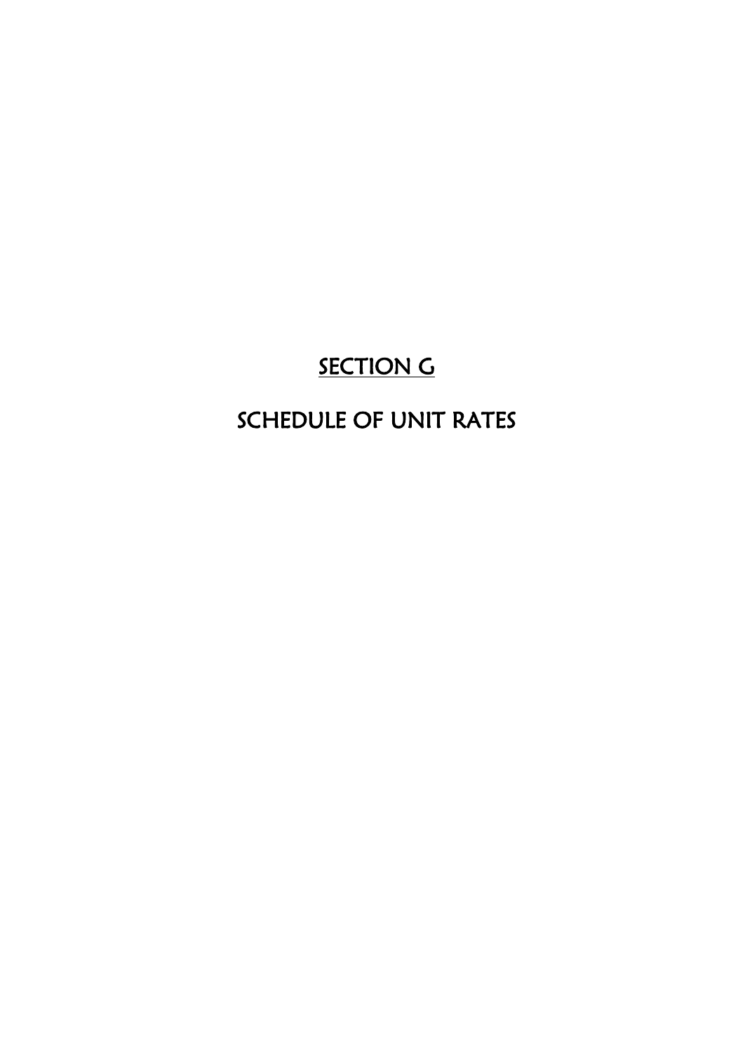# SECTION G

## SCHEDULE OF UNIT RATES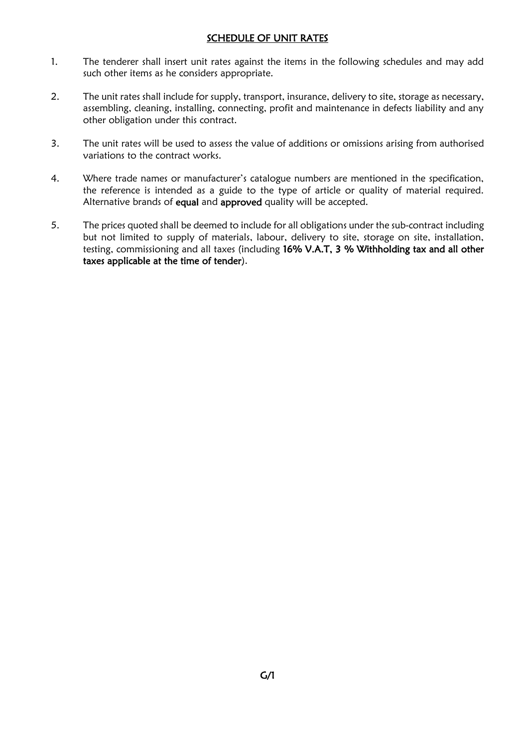# SCHEDULE OF UNIT RATES

1. The tenderer shall insert unit rates against the items in the following schedules and may add such other items as he considers appropriate.

2. The unit rates shall include for supply, transport, insurance, delivery to site, storage as necessary, assembling, cleaning, installing, connecting, profit and maintenance in defects liability and any other obligation under this contract.

3. The unit rates will be used to assess the value of additions or omissions arising from authorised variations to the contract works.

4. Where trade names or manufacturer's catalogue numbers are mentioned in the specification, the reference is intended as a guide to the type of article or quality of material required. Alternative brands of **equal** and **approved** quality will be accepted.

5. The prices quoted shall be deemed to include for all obligations under the sub-contract including but not limited to supply of materials, labour, delivery to site, storage on site, installation, testing, commissioning and all taxes (including **16% V.A.T, 3 % Withholding tax and all other taxes applicable at the time of tender**).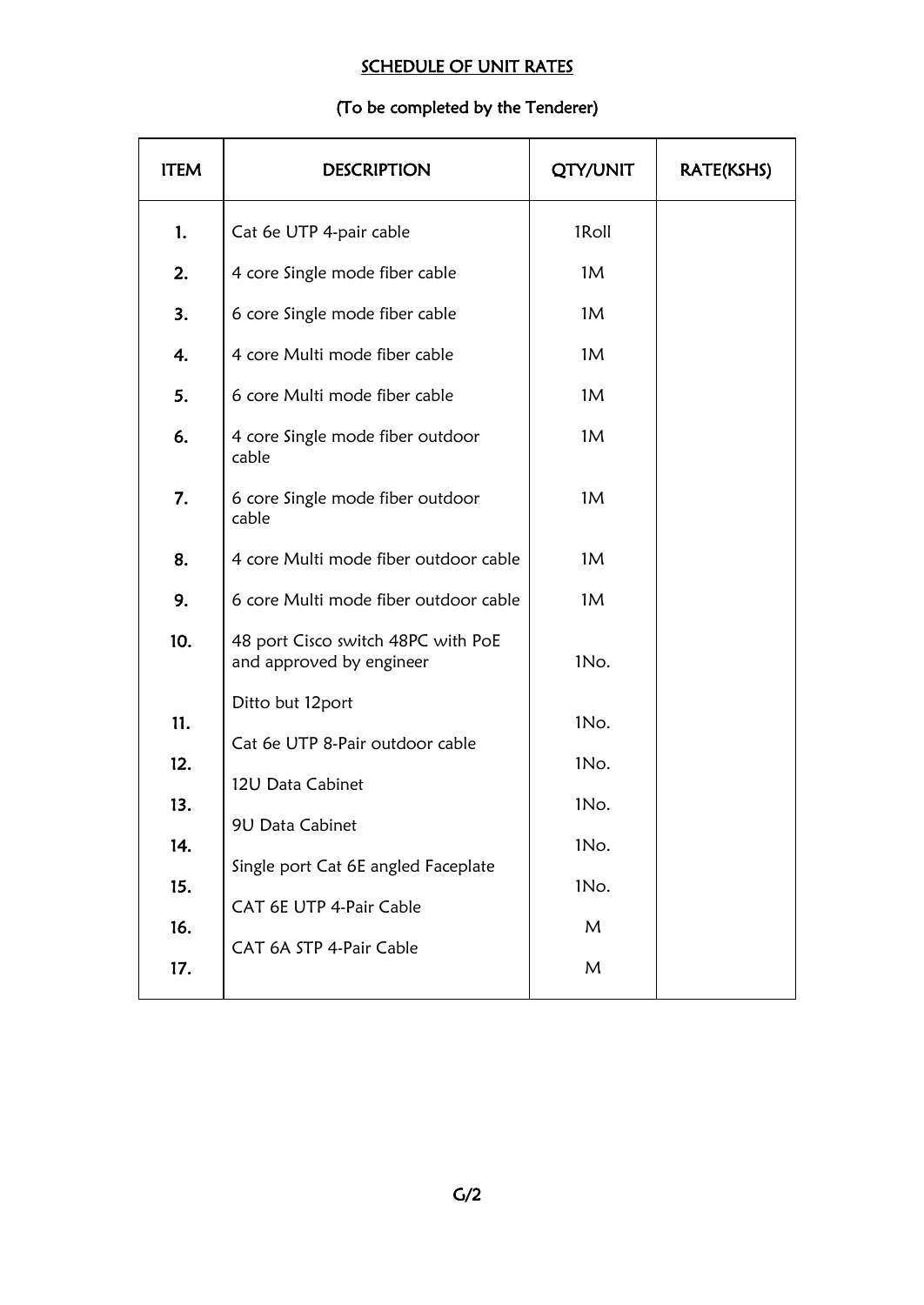# SCHEDULE OF UNIT RATES

## (To be completed by the Tenderer)

| ITEM | DESCRIPTION | QTY/UNIT | RATE(KSHS) |
|---|---|---|---|
| 1. | Cat 6e UTP 4-pair cable | 1Roll | |
| 2. | 4 core Single mode fiber cable | 1M | |
| 3. | 6 core Single mode fiber cable | 1M | |
| 4. | 4 core Multi mode fiber cable | 1M | |
| 5. | 6 core Multi mode fiber cable | 1M | |
| 6. | 4 core Single mode fiber outdoor cable | 1M | |
| 7. | 6 core Single mode fiber outdoor cable | 1M | |
| 8. | 4 core Multi mode fiber outdoor cable | 1M | |
| 9. | 6 core Multi mode fiber outdoor cable | 1M | |
| 10. | 48 port Cisco switch 48PC with PoE and approved by engineer | 1No. | |
| 11. | Ditto but 12port | 1No. | |
| 12. | Cat 6e UTP 8-Pair outdoor cable | 1No. | |
| 13. | 12U Data Cabinet | 1No. | |
| 14. | 9U Data Cabinet | 1No. | |
| 15. | Single port Cat 6E angled Faceplate | 1No. | |
| 16. | CAT 6E UTP 4-Pair Cable | M | |
| 17. | CAT 6A STP 4-Pair Cable | M | |

G/2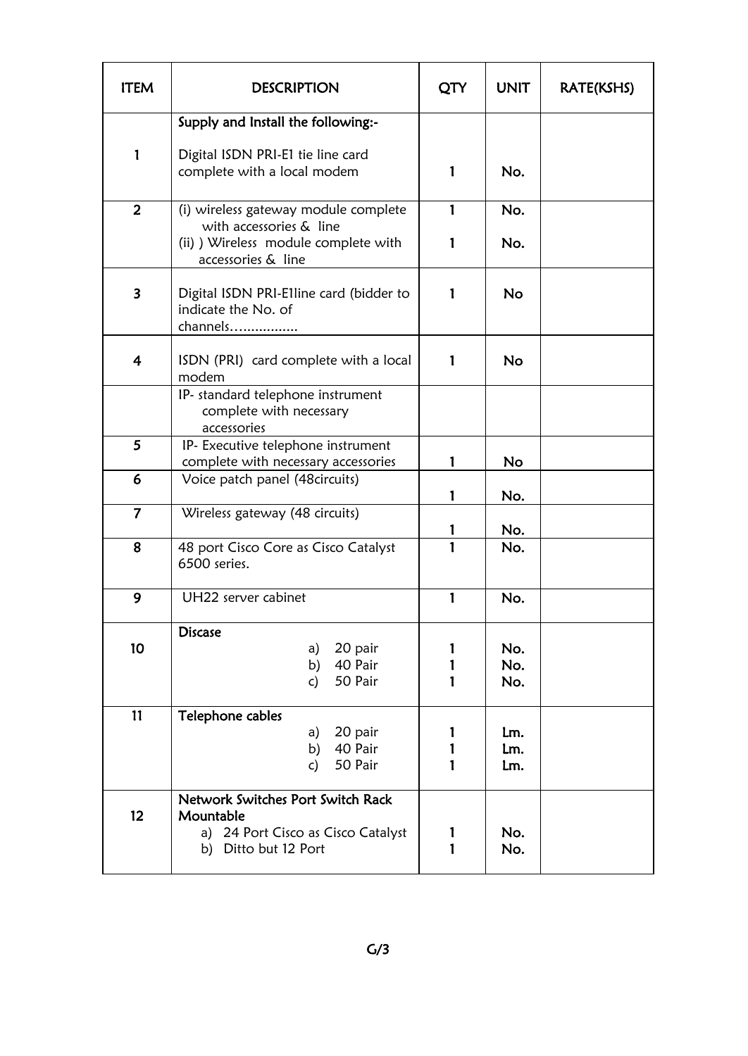| ITEM | DESCRIPTION | QTY | UNIT | RATE(KSHS) |
|---|---|---|---|---|
| | **Supply and Install the following:-** | | | |
| 1 | Digital ISDN PRI-E1 tie line card complete with a local modem | 1 | No. | |
| 2 | (i) wireless gateway module complete with accessories & line<br>(ii) ) Wireless module complete with accessories & line | 1<br>1 | No.<br>No. | |
| 3 | Digital ISDN PRI-E1line card (bidder to indicate the No. of channels……………. | 1 | No | |
| 4 | ISDN (PRI) card complete with a local modem | 1 | No | |
| | IP- standard telephone instrument complete with necessary accessories | | | |
| 5 | IP- Executive telephone instrument complete with necessary accessories | 1 | No | |
| 6 | Voice patch panel (48circuits) | 1 | No. | |
| 7 | Wireless gateway (48 circuits) | 1 | No. | |
| 8 | 48 port Cisco Core as Cisco Catalyst 6500 series. | 1 | No. | |
| 9 | UH22 server cabinet | 1 | No. | |
| 10 | **Discase**<br>a) 20 pair<br>b) 40 Pair<br>c) 50 Pair | <br>1<br>1<br>1 | <br>No.<br>No.<br>No. | |
| 11 | **Telephone cables**<br>a) 20 pair<br>b) 40 Pair<br>c) 50 Pair | <br>1<br>1<br>1 | <br>Lm.<br>Lm.<br>Lm. | |
| 12 | **Network Switches Port Switch Rack Mountable**<br>a) 24 Port Cisco as Cisco Catalyst<br>b) Ditto but 12 Port | <br>1<br>1 | <br>No.<br>No. | |

G/3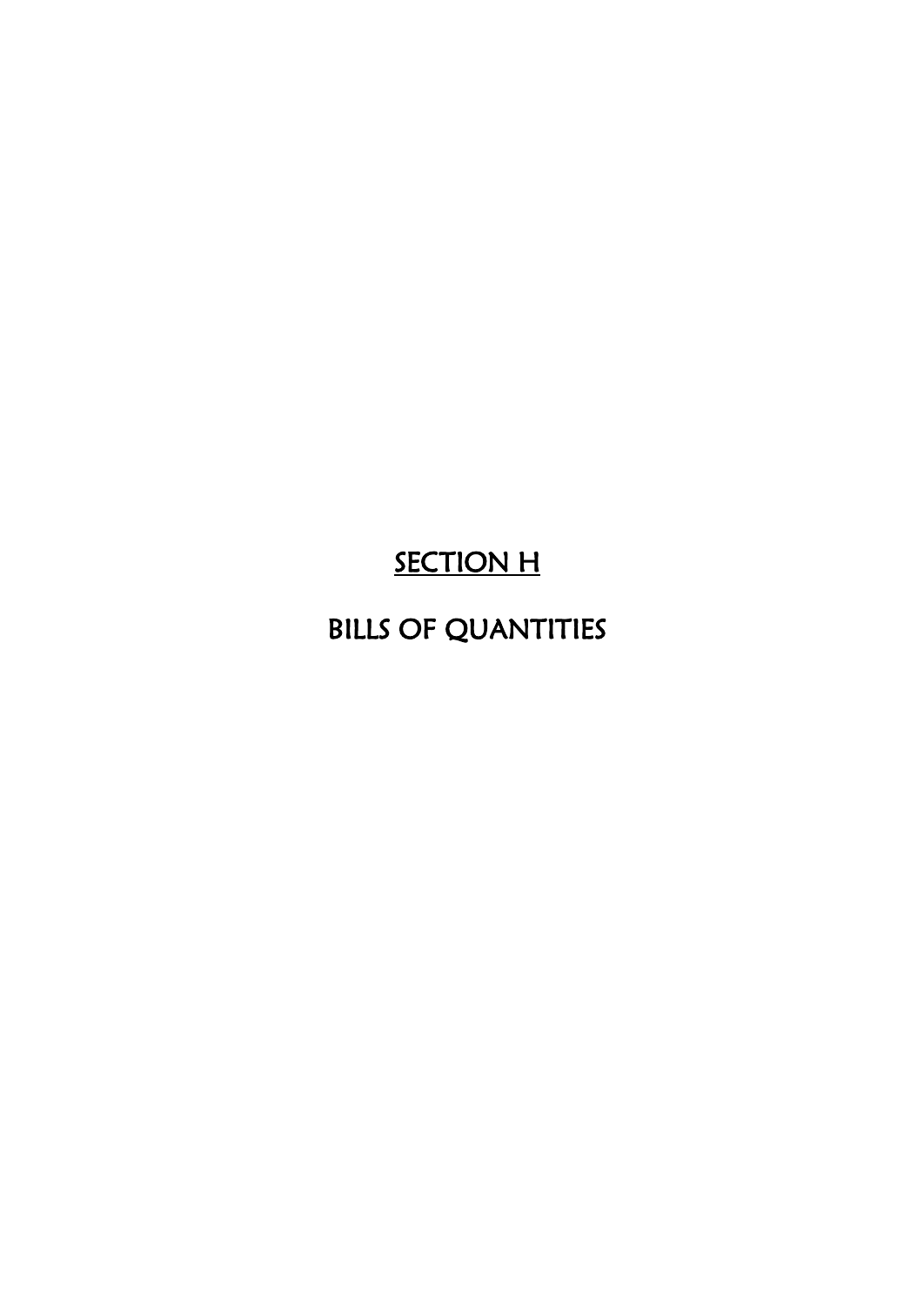# SECTION H

# BILLS OF QUANTITIES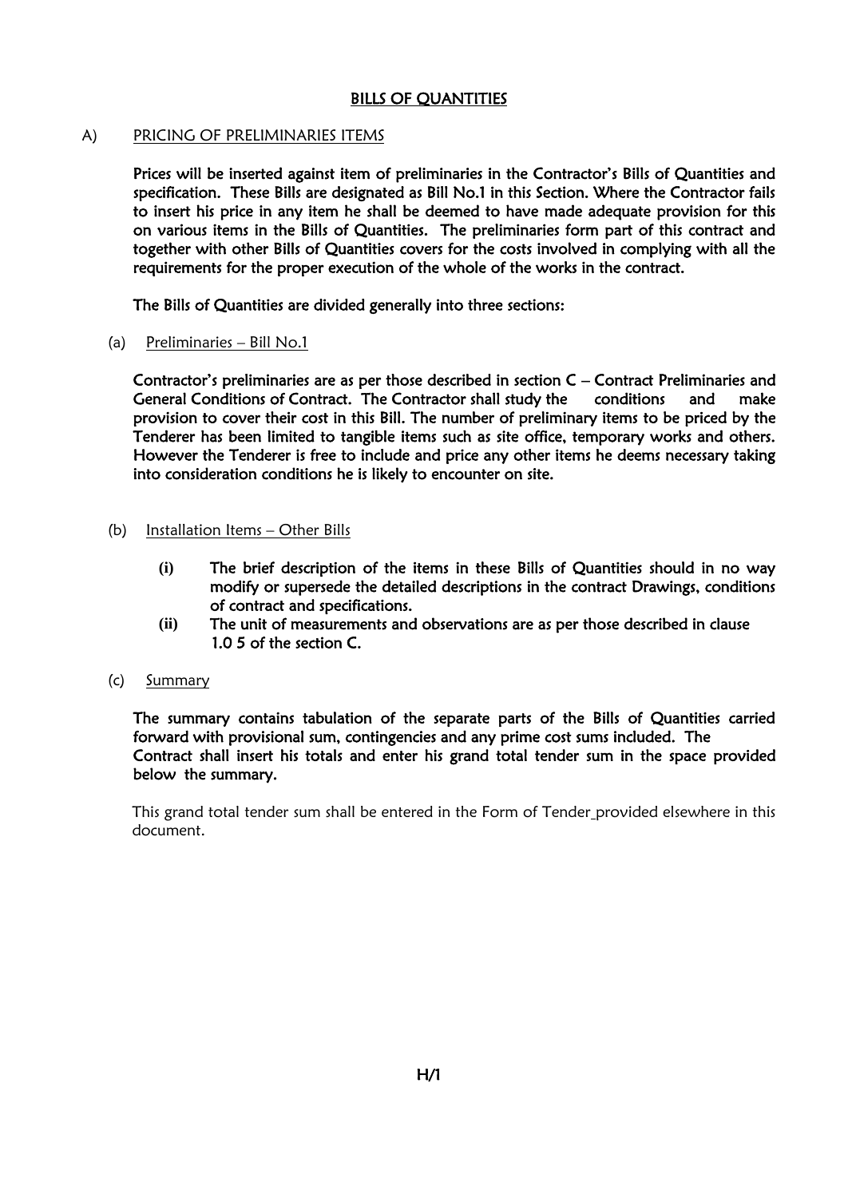# BILLS OF QUANTITIES

## A) PRICING OF PRELIMINARIES ITEMS

**Prices will be inserted against item of preliminaries in the Contractor's Bills of Quantities and specification. These Bills are designated as Bill No.1 in this Section. Where the Contractor fails to insert his price in any item he shall be deemed to have made adequate provision for this on various items in the Bills of Quantities. The preliminaries form part of this contract and together with other Bills of Quantities covers for the costs involved in complying with all the requirements for the proper execution of the whole of the works in the contract.**

**The Bills of Quantities are divided generally into three sections:**

(a) Preliminaries – Bill No.1

**Contractor's preliminaries are as per those described in section C – Contract Preliminaries and General Conditions of Contract. The Contractor shall study the conditions and make provision to cover their cost in this Bill. The number of preliminary items to be priced by the Tenderer has been limited to tangible items such as site office, temporary works and others. However the Tenderer is free to include and price any other items he deems necessary taking into consideration conditions he is likely to encounter on site.**

(b) Installation Items – Other Bills

**(i) The brief description of the items in these Bills of Quantities should in no way modify or supersede the detailed descriptions in the contract Drawings, conditions of contract and specifications.**

**(ii) The unit of measurements and observations are as per those described in clause 1.0 5 of the section C.**

(c) Summary

**The summary contains tabulation of the separate parts of the Bills of Quantities carried forward with provisional sum, contingencies and any prime cost sums included. The Contract shall insert his totals and enter his grand total tender sum in the space provided below the summary.**

This grand total tender sum shall be entered in the Form of Tender provided elsewhere in this document.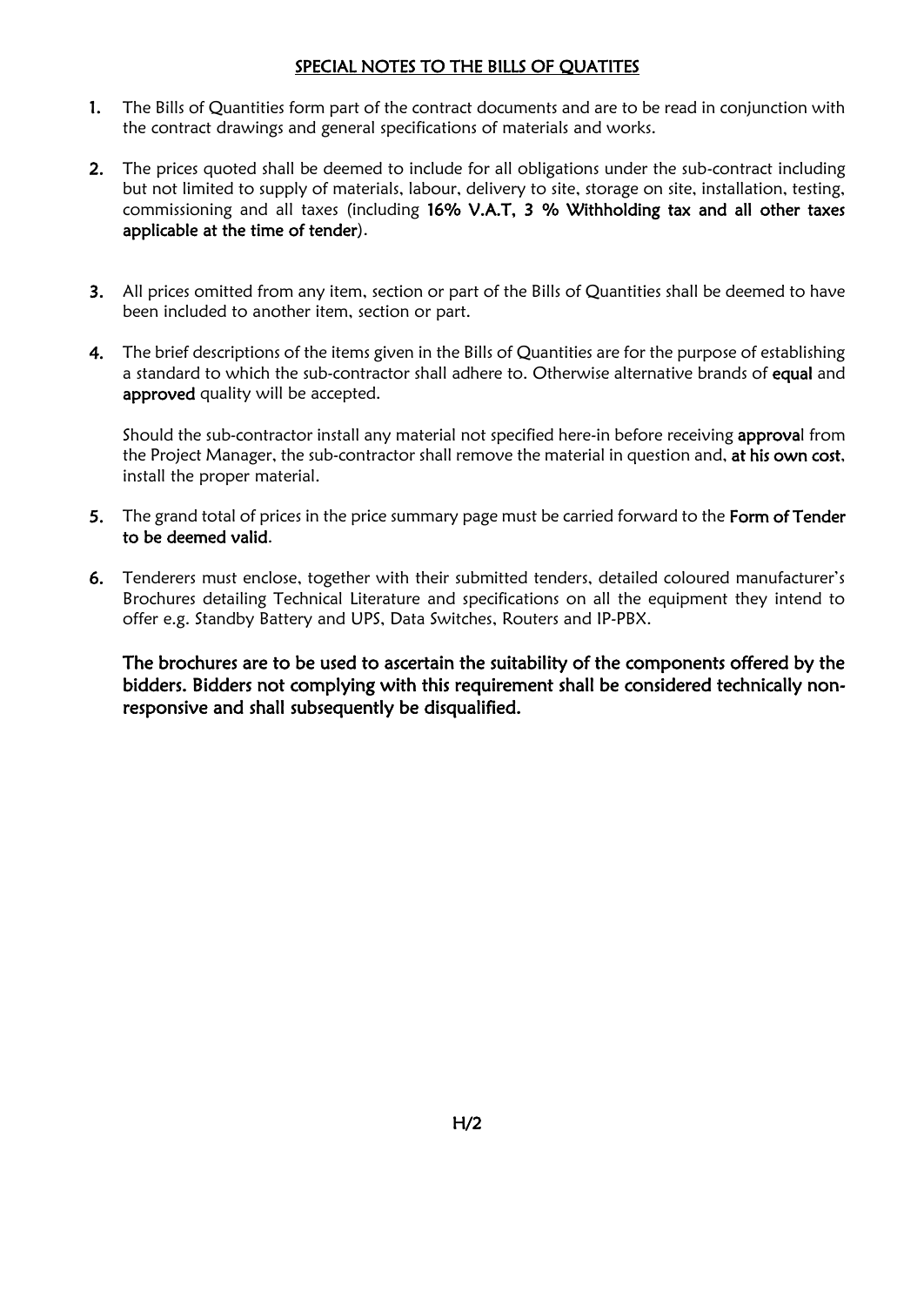## SPECIAL NOTES TO THE BILLS OF QUATITES

1. The Bills of Quantities form part of the contract documents and are to be read in conjunction with the contract drawings and general specifications of materials and works.

2. The prices quoted shall be deemed to include for all obligations under the sub-contract including but not limited to supply of materials, labour, delivery to site, storage on site, installation, testing, commissioning and all taxes (including **16% V.A.T, 3 % Withholding tax and all other taxes applicable at the time of tender**).

3. All prices omitted from any item, section or part of the Bills of Quantities shall be deemed to have been included to another item, section or part.

4. The brief descriptions of the items given in the Bills of Quantities are for the purpose of establishing a standard to which the sub-contractor shall adhere to. Otherwise alternative brands of **equal** and **approved** quality will be accepted.

   Should the sub-contractor install any material not specified here-in before receiving **approva**l from the Project Manager, the sub-contractor shall remove the material in question and, **at his own cost**, install the proper material.

5. The grand total of prices in the price summary page must be carried forward to the **Form of Tender to be deemed valid**.

6. Tenderers must enclose, together with their submitted tenders, detailed coloured manufacturer's Brochures detailing Technical Literature and specifications on all the equipment they intend to offer e.g. Standby Battery and UPS, Data Switches, Routers and IP-PBX.

   **The brochures are to be used to ascertain the suitability of the components offered by the bidders. Bidders not complying with this requirement shall be considered technically non-responsive and shall subsequently be disqualified.**

H/2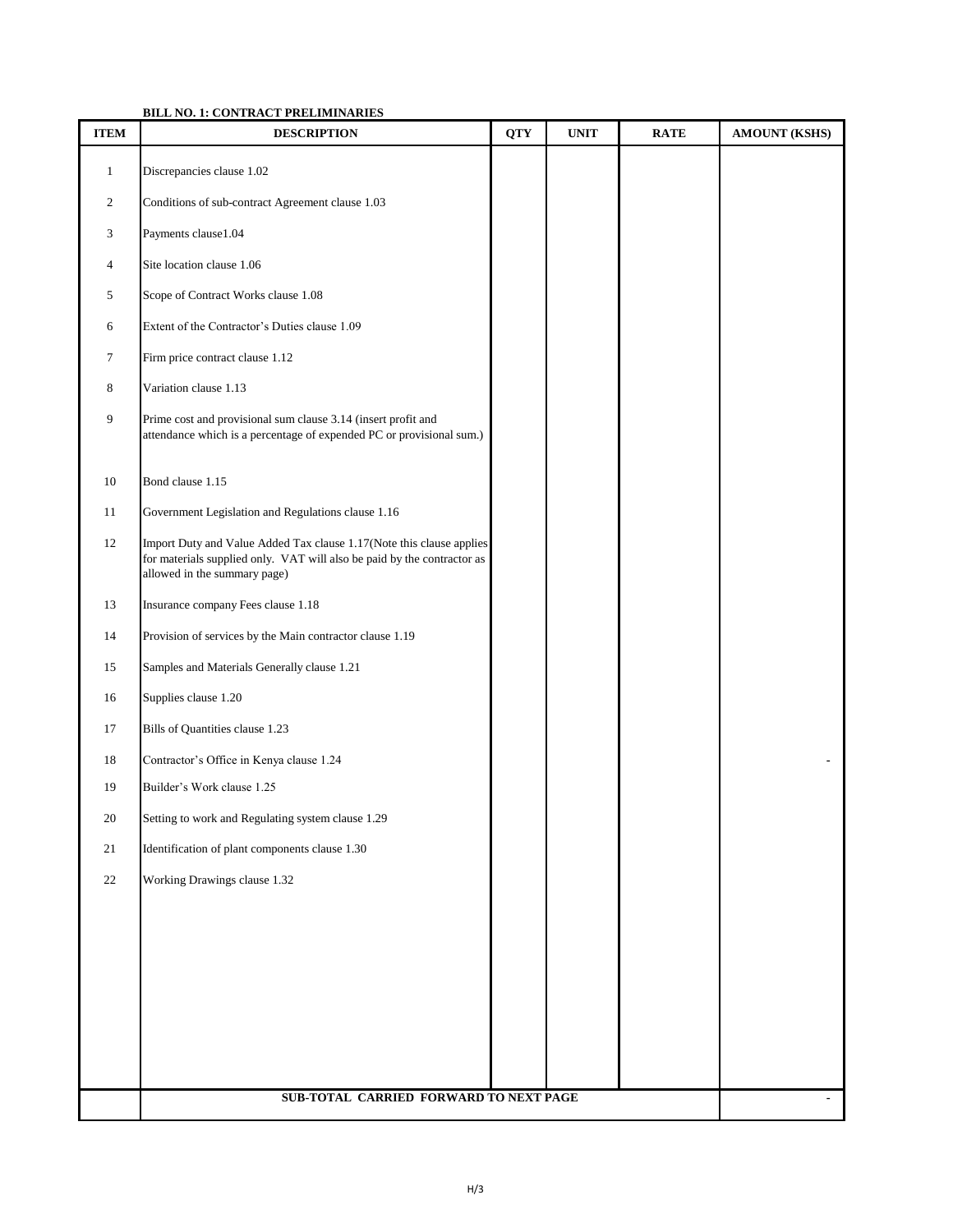**BILL NO. 1: CONTRACT PRELIMINARIES**

| ITEM | DESCRIPTION | QTY | UNIT | RATE | AMOUNT (KSHS) |
|---|---|---|---|---|---|
| 1 | Discrepancies clause 1.02 | | | | |
| 2 | Conditions of sub-contract Agreement clause 1.03 | | | | |
| 3 | Payments clause1.04 | | | | |
| 4 | Site location clause 1.06 | | | | |
| 5 | Scope of Contract Works clause 1.08 | | | | |
| 6 | Extent of the Contractor's Duties clause 1.09 | | | | |
| 7 | Firm price contract clause 1.12 | | | | |
| 8 | Variation clause 1.13 | | | | |
| 9 | Prime cost and provisional sum clause 3.14 (insert profit and attendance which is a percentage of expended PC or provisional sum.) | | | | |
| 10 | Bond clause 1.15 | | | | |
| 11 | Government Legislation and Regulations clause 1.16 | | | | |
| 12 | Import Duty and Value Added Tax clause 1.17(Note this clause applies for materials supplied only. VAT will also be paid by the contractor as allowed in the summary page) | | | | |
| 13 | Insurance company Fees clause 1.18 | | | | |
| 14 | Provision of services by the Main contractor clause 1.19 | | | | |
| 15 | Samples and Materials Generally clause 1.21 | | | | |
| 16 | Supplies clause 1.20 | | | | |
| 17 | Bills of Quantities clause 1.23 | | | | |
| 18 | Contractor's Office in Kenya clause 1.24 | | | | - |
| 19 | Builder's Work clause 1.25 | | | | |
| 20 | Setting to work and Regulating system clause 1.29 | | | | |
| 21 | Identification of plant components clause 1.30 | | | | |
| 22 | Working Drawings clause 1.32 | | | | |
| | **SUB-TOTAL CARRIED FORWARD TO NEXT PAGE** | | | | - |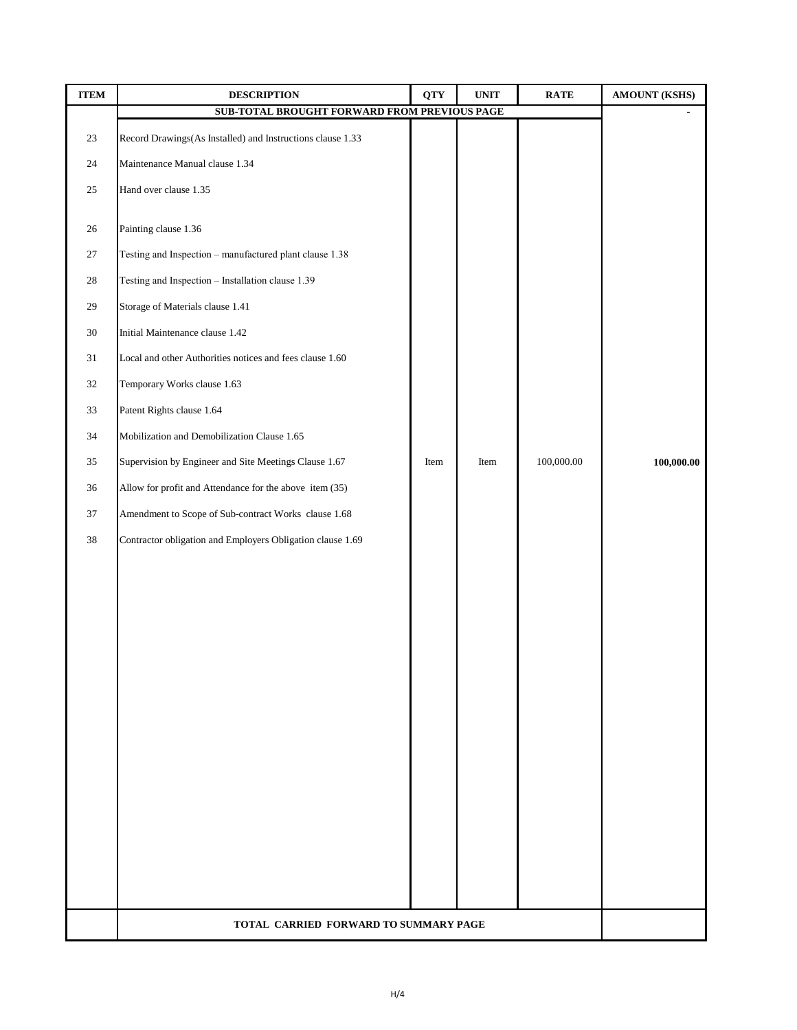| ITEM | DESCRIPTION | QTY | UNIT | RATE | AMOUNT (KSHS) |
|---|---|---|---|---|---|
| | SUB-TOTAL BROUGHT FORWARD FROM PREVIOUS PAGE | | | | - |
| 23 | Record Drawings(As Installed) and Instructions clause 1.33 | | | | |
| 24 | Maintenance Manual clause 1.34 | | | | |
| 25 | Hand over clause 1.35 | | | | |
| 26 | Painting clause 1.36 | | | | |
| 27 | Testing and Inspection – manufactured plant clause 1.38 | | | | |
| 28 | Testing and Inspection – Installation clause 1.39 | | | | |
| 29 | Storage of Materials clause 1.41 | | | | |
| 30 | Initial Maintenance clause 1.42 | | | | |
| 31 | Local and other Authorities notices and fees clause 1.60 | | | | |
| 32 | Temporary Works clause 1.63 | | | | |
| 33 | Patent Rights clause 1.64 | | | | |
| 34 | Mobilization and Demobilization Clause 1.65 | | | | |
| 35 | Supervision by Engineer and Site Meetings Clause 1.67 | Item | Item | 100,000.00 | **100,000.00** |
| 36 | Allow for profit and Attendance for the above item (35) | | | | |
| 37 | Amendment to Scope of Sub-contract Works clause 1.68 | | | | |
| 38 | Contractor obligation and Employers Obligation clause 1.69 | | | | |
| | **TOTAL CARRIED FORWARD TO SUMMARY PAGE** | | | | |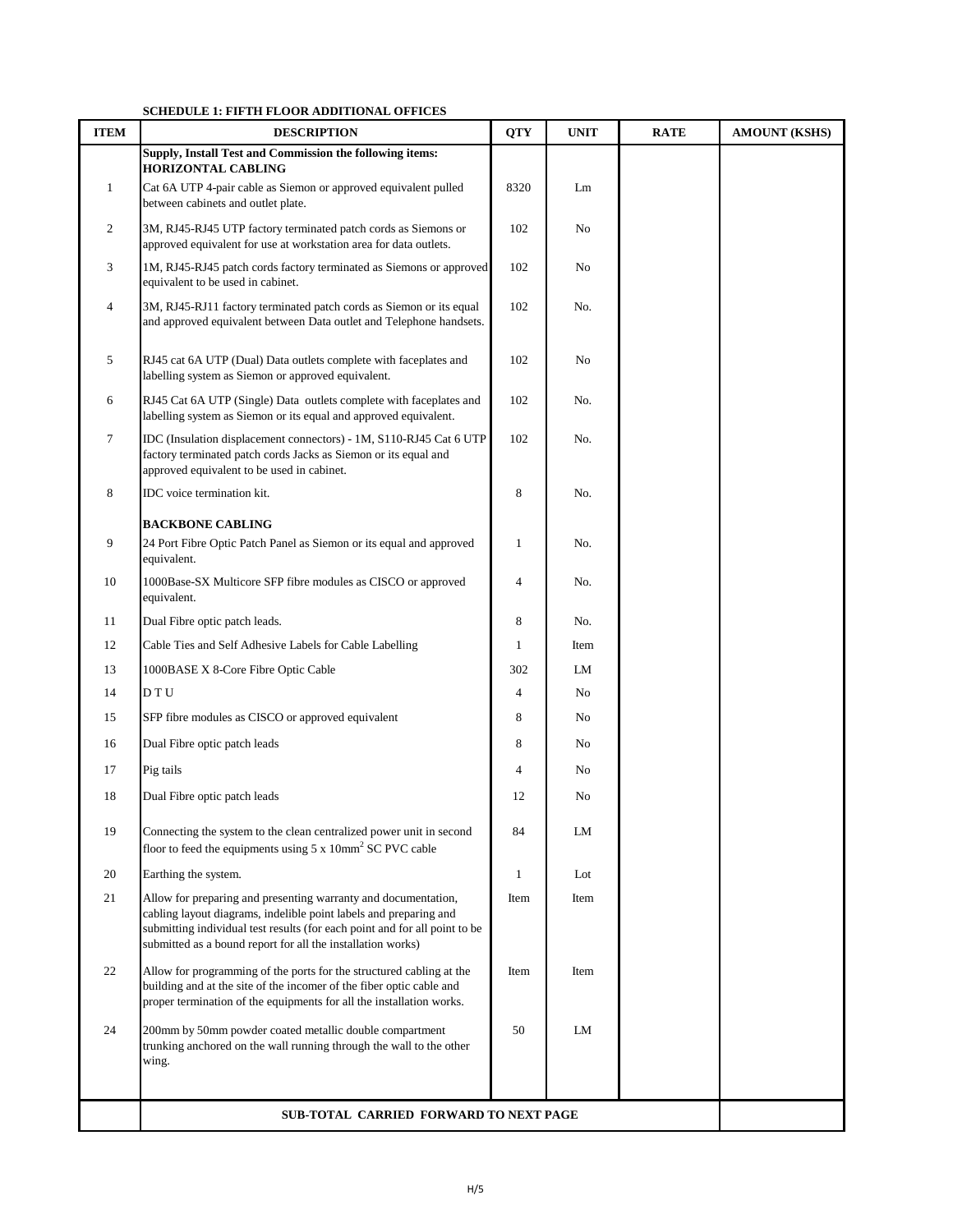**SCHEDULE 1: FIFTH FLOOR ADDITIONAL OFFICES**

| ITEM | DESCRIPTION | QTY | UNIT | RATE | AMOUNT (KSHS) |
|---|---|---|---|---|---|
| | **Supply, Install Test and Commission the following items:** | | | | |
| | **HORIZONTAL CABLING** | | | | |
| 1 | Cat 6A UTP 4-pair cable as Siemon or approved equivalent pulled between cabinets and outlet plate. | 8320 | Lm | | |
| 2 | 3M, RJ45-RJ45 UTP factory terminated patch cords as Siemons or approved equivalent for use at workstation area for data outlets. | 102 | No | | |
| 3 | 1M, RJ45-RJ45 patch cords factory terminated as Siemons or approved equivalent to be used in cabinet. | 102 | No | | |
| 4 | 3M, RJ45-RJ11 factory terminated patch cords as Siemon or its equal and approved equivalent between Data outlet and Telephone handsets. | 102 | No. | | |
| 5 | RJ45 cat 6A UTP (Dual) Data outlets complete with faceplates and labelling system as Siemon or approved equivalent. | 102 | No | | |
| 6 | RJ45 Cat 6A UTP (Single) Data outlets complete with faceplates and labelling system as Siemon or its equal and approved equivalent. | 102 | No. | | |
| 7 | IDC (Insulation displacement connectors) - 1M, S110-RJ45 Cat 6 UTP factory terminated patch cords Jacks as Siemon or its equal and approved equivalent to be used in cabinet. | 102 | No. | | |
| 8 | IDC voice termination kit. | 8 | No. | | |
| | **BACKBONE CABLING** | | | | |
| 9 | 24 Port Fibre Optic Patch Panel as Siemon or its equal and approved equivalent. | 1 | No. | | |
| 10 | 1000Base-SX Multicore SFP fibre modules as CISCO or approved equivalent. | 4 | No. | | |
| 11 | Dual Fibre optic patch leads. | 8 | No. | | |
| 12 | Cable Ties and Self Adhesive Labels for Cable Labelling | 1 | Item | | |
| 13 | 1000BASE X 8-Core Fibre Optic Cable | 302 | LM | | |
| 14 | D T U | 4 | No | | |
| 15 | SFP fibre modules as CISCO or approved equivalent | 8 | No | | |
| 16 | Dual Fibre optic patch leads | 8 | No | | |
| 17 | Pig tails | 4 | No | | |
| 18 | Dual Fibre optic patch leads | 12 | No | | |
| 19 | Connecting the system to the clean centralized power unit in second floor to feed the equipments using 5 x 10mm$^2$ SC PVC cable | 84 | LM | | |
| 20 | Earthing the system. | 1 | Lot | | |
| 21 | Allow for preparing and presenting warranty and documentation, cabling layout diagrams, indelible point labels and preparing and submitting individual test results (for each point and for all point to be submitted as a bound report for all the installation works) | Item | Item | | |
| 22 | Allow for programming of the ports for the structured cabling at the building and at the site of the incomer of the fiber optic cable and proper termination of the equipments for all the installation works. | Item | Item | | |
| 24 | 200mm by 50mm powder coated metallic double compartment trunking anchored on the wall running through the wall to the other wing. | 50 | LM | | |
| | **SUB-TOTAL CARRIED FORWARD TO NEXT PAGE** | | | | |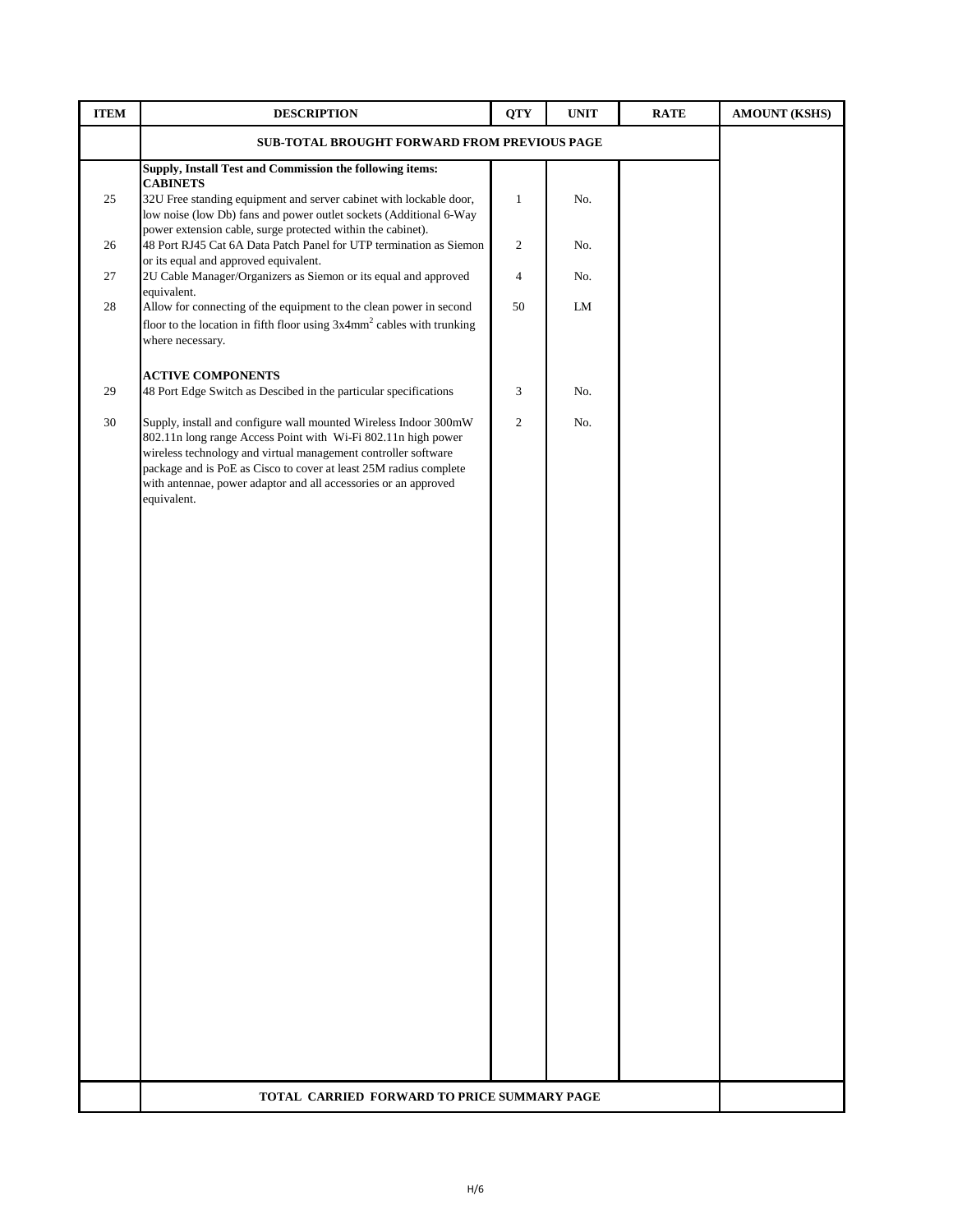| ITEM | DESCRIPTION | QTY | UNIT | RATE | AMOUNT (KSHS) |
|---|---|---|---|---|---|
| | **SUB-TOTAL BROUGHT FORWARD FROM PREVIOUS PAGE** | | | | |
| | **Supply, Install Test and Commission the following items:** | | | | |
| | **CABINETS** | | | | |
| 25 | 32U Free standing equipment and server cabinet with lockable door, low noise (low Db) fans and power outlet sockets (Additional 6-Way power extension cable, surge protected within the cabinet). | 1 | No. | | |
| 26 | 48 Port RJ45 Cat 6A Data Patch Panel for UTP termination as Siemon or its equal and approved equivalent. | 2 | No. | | |
| 27 | 2U Cable Manager/Organizers as Siemon or its equal and approved equivalent. | 4 | No. | | |
| 28 | Allow for connecting of the equipment to the clean power in second floor to the location in fifth floor using 3x4mm$^2$ cables with trunking where necessary. | 50 | LM | | |
| | **ACTIVE COMPONENTS** | | | | |
| 29 | 48 Port Edge Switch as Descibed in the particular specifications | 3 | No. | | |
| 30 | Supply, install and configure wall mounted Wireless Indoor 300mW 802.11n long range Access Point with Wi-Fi 802.11n high power wireless technology and virtual management controller software package and is PoE as Cisco to cover at least 25M radius complete with antennae, power adaptor and all accessories or an approved equivalent. | 2 | No. | | |
| | **TOTAL CARRIED FORWARD TO PRICE SUMMARY PAGE** | | | | |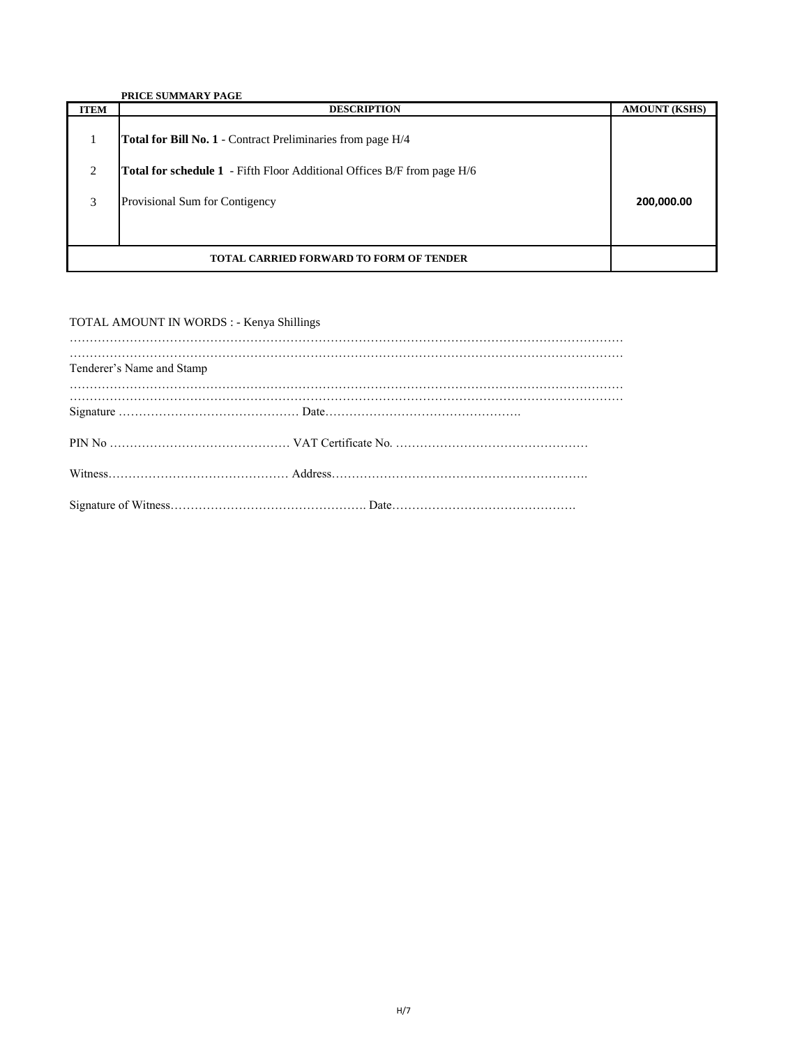**PRICE SUMMARY PAGE**

| ITEM | DESCRIPTION | AMOUNT (KSHS) |
|---|---|---|
| 1 | **Total for Bill No. 1** - Contract Preliminaries from page H/4 | |
| 2 | **Total for schedule 1** - Fifth Floor Additional Offices B/F from page H/6 | |
| 3 | Provisional Sum for Contigency | **200,000.00** |
| | **TOTAL CARRIED FORWARD TO FORM OF TENDER** | |

TOTAL AMOUNT IN WORDS : - Kenya Shillings

…………………………………………………………………………………………………………………………
…………………………………………………………………………………………………………………………

Tenderer's Name and Stamp

…………………………………………………………………………………………………………………………
…………………………………………………………………………………………………………………………

Signature ……………………………………… Date………………………………………….

PIN No ……………………………………… VAT Certificate No. …………………………………………

Witness……………………………………… Address……………………………………………………….

Signature of Witness…………………………………………. Date……………………………………….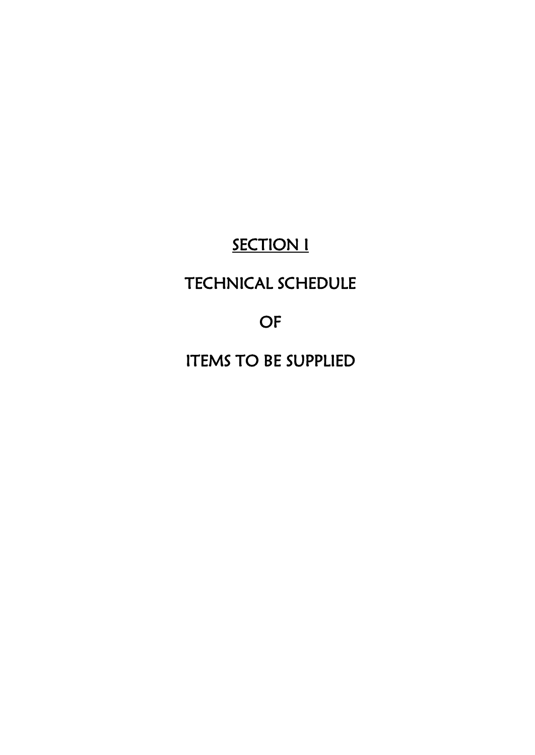# SECTION I

# TECHNICAL SCHEDULE

# OF

# ITEMS TO BE SUPPLIED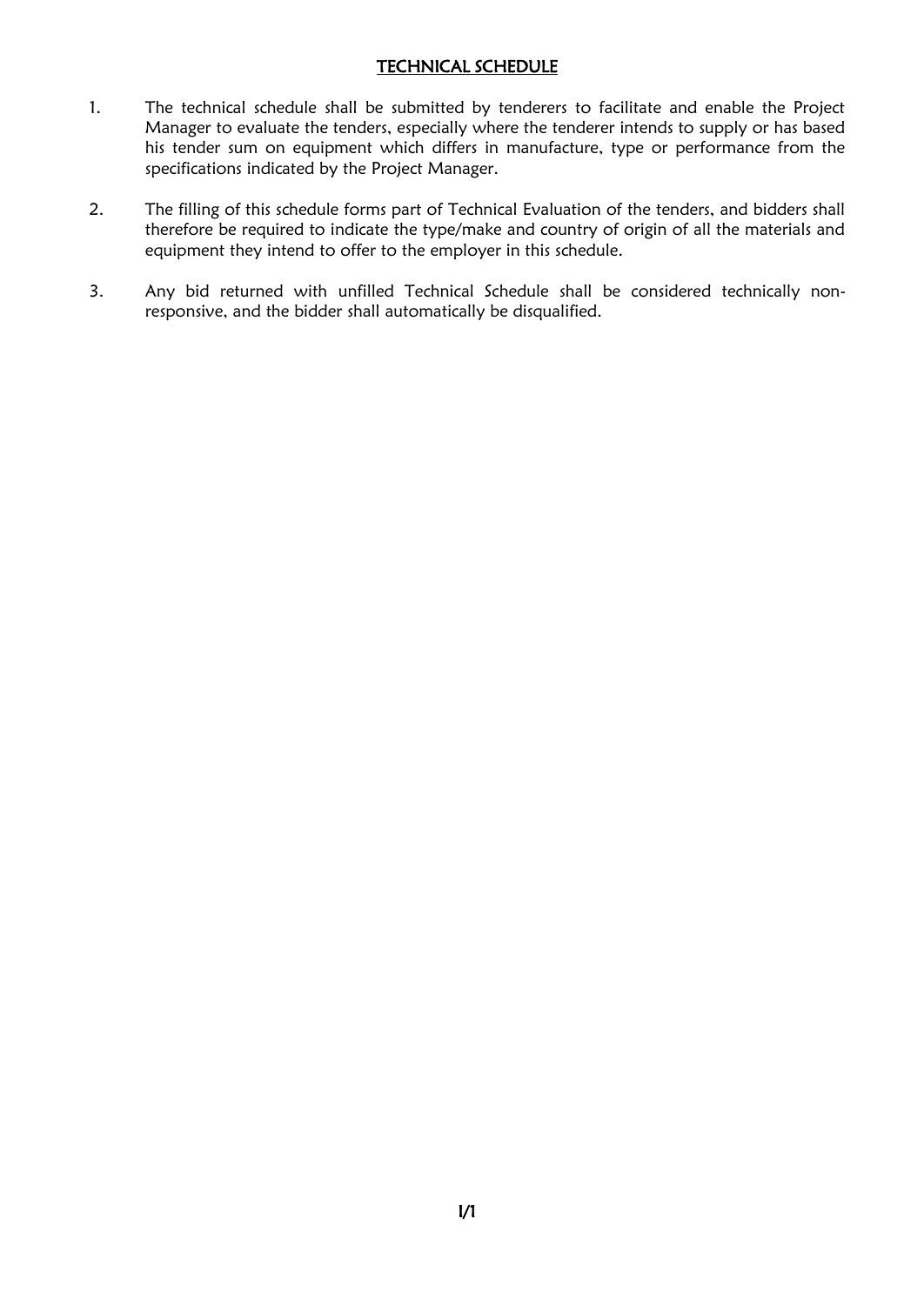# TECHNICAL SCHEDULE

1. The technical schedule shall be submitted by tenderers to facilitate and enable the Project Manager to evaluate the tenders, especially where the tenderer intends to supply or has based his tender sum on equipment which differs in manufacture, type or performance from the specifications indicated by the Project Manager.

2. The filling of this schedule forms part of Technical Evaluation of the tenders, and bidders shall therefore be required to indicate the type/make and country of origin of all the materials and equipment they intend to offer to the employer in this schedule.

3. Any bid returned with unfilled Technical Schedule shall be considered technically non-responsive, and the bidder shall automatically be disqualified.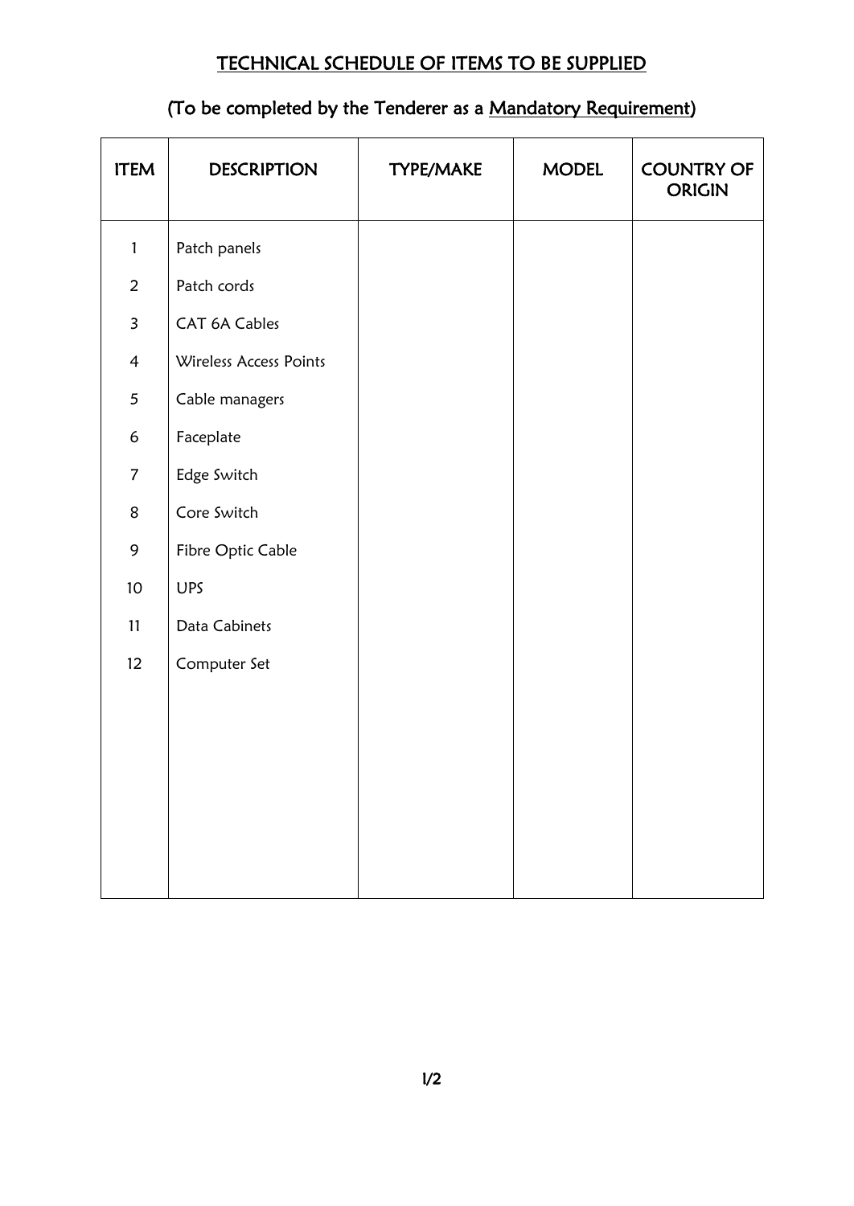## TECHNICAL SCHEDULE OF ITEMS TO BE SUPPLIED

## (To be completed by the Tenderer as a Mandatory Requirement)

| ITEM | DESCRIPTION | TYPE/MAKE | MODEL | COUNTRY OF ORIGIN |
|---|---|---|---|---|
| 1 | Patch panels | | | |
| 2 | Patch cords | | | |
| 3 | CAT 6A Cables | | | |
| 4 | Wireless Access Points | | | |
| 5 | Cable managers | | | |
| 6 | Faceplate | | | |
| 7 | Edge Switch | | | |
| 8 | Core Switch | | | |
| 9 | Fibre Optic Cable | | | |
| 10 | UPS | | | |
| 11 | Data Cabinets | | | |
| 12 | Computer Set | | | |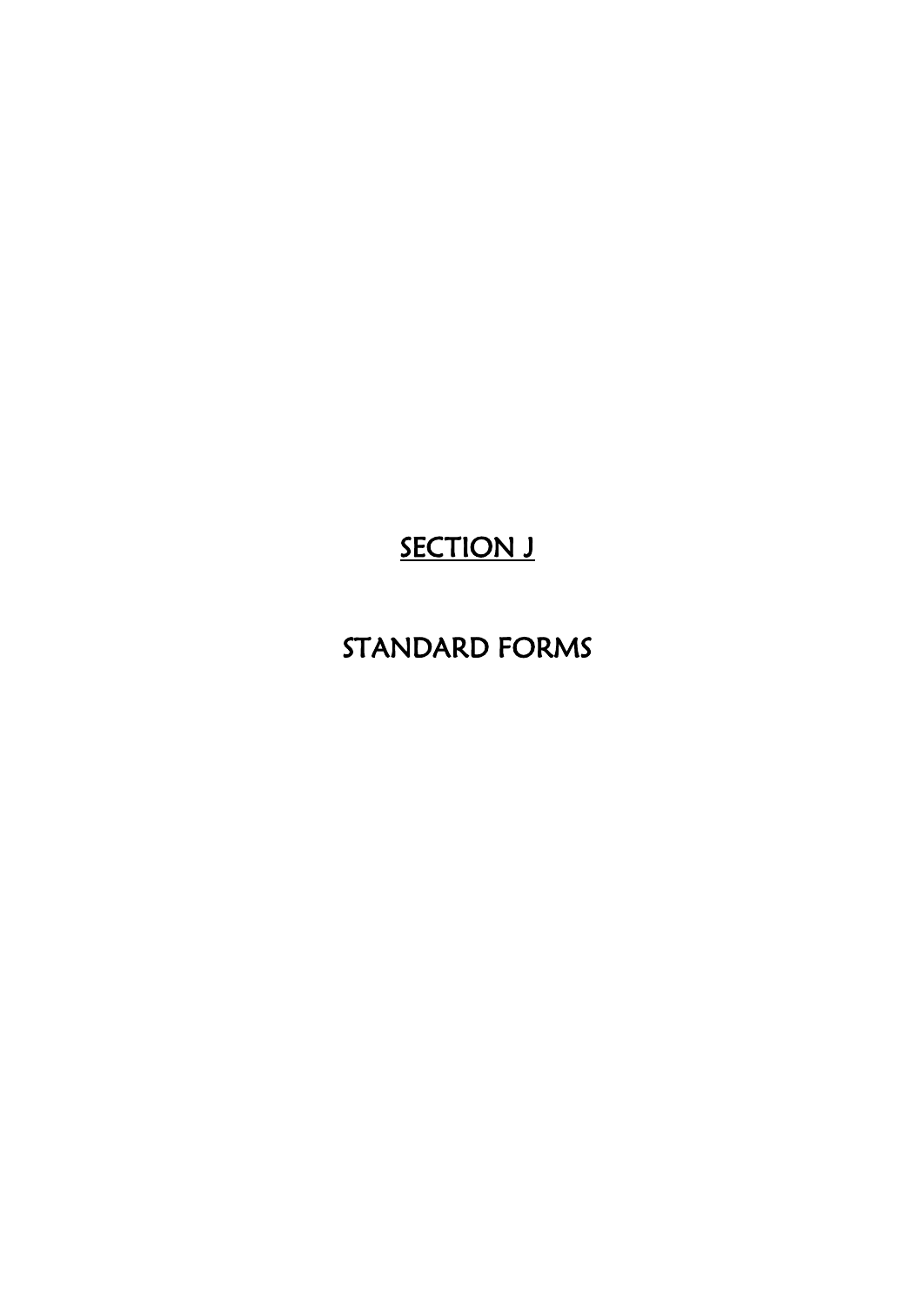# SECTION J

# STANDARD FORMS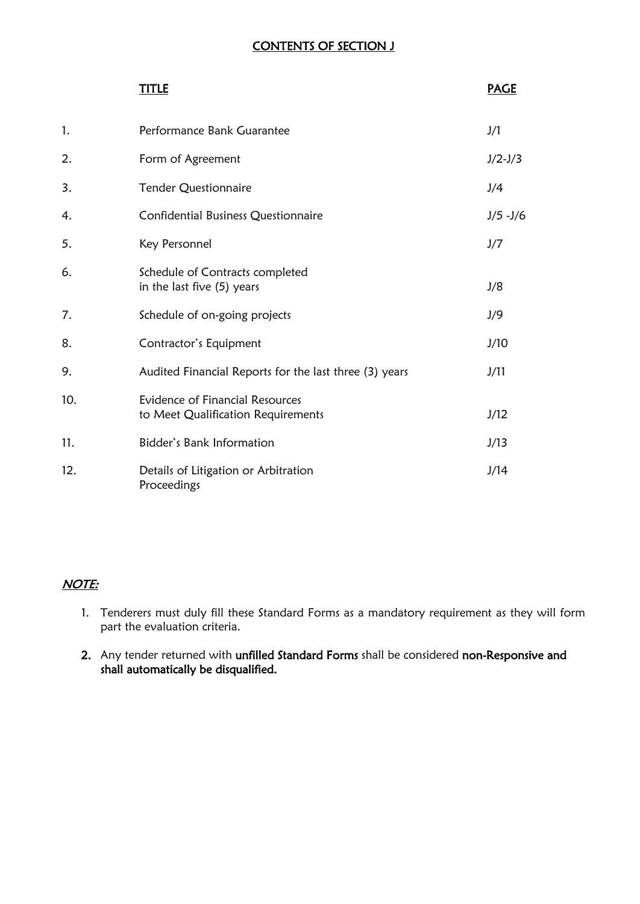# CONTENTS OF SECTION J

| | TITLE | PAGE |
|---|---|---|
| 1. | Performance Bank Guarantee | J/1 |
| 2. | Form of Agreement | J/2-J/3 |
| 3. | Tender Questionnaire | J/4 |
| 4. | Confidential Business Questionnaire | J/5 -J/6 |
| 5. | Key Personnel | J/7 |
| 6. | Schedule of Contracts completed in the last five (5) years | J/8 |
| 7. | Schedule of on-going projects | J/9 |
| 8. | Contractor's Equipment | J/10 |
| 9. | Audited Financial Reports for the last three (3) years | J/11 |
| 10. | Evidence of Financial Resources to Meet Qualification Requirements | J/12 |
| 11. | Bidder's Bank Information | J/13 |
| 12. | Details of Litigation or Arbitration Proceedings | J/14 |

***NOTE:***

1. Tenderers must duly fill these Standard Forms as a mandatory requirement as they will form part the evaluation criteria.
2. Any tender returned with **unfilled Standard Forms** shall be considered **non-Responsive and shall automatically be disqualified.**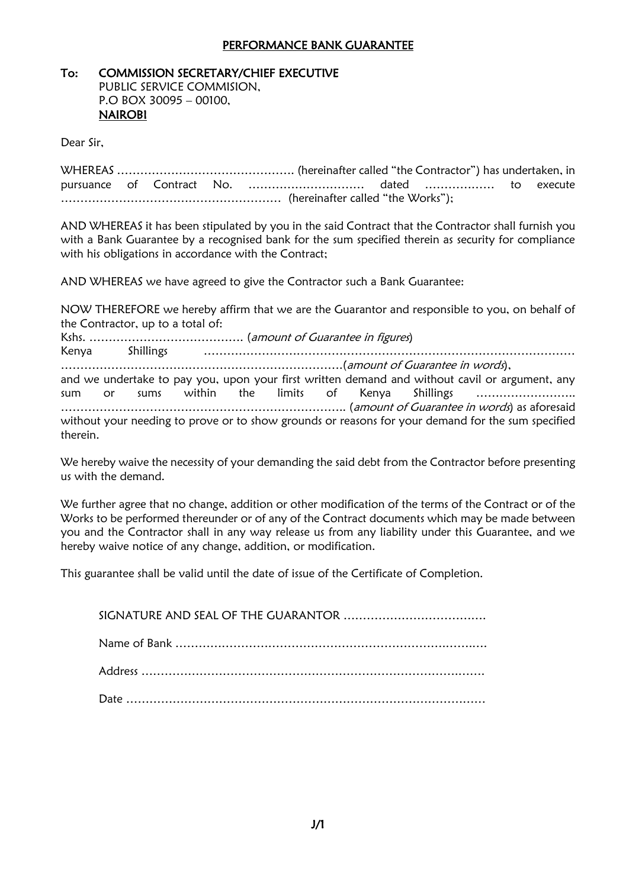# PERFORMANCE BANK GUARANTEE

**To: COMMISSION SECRETARY/CHIEF EXECUTIVE**
PUBLIC SERVICE COMMISION,
P.O BOX 30095 – 00100,
**NAIROBI**

Dear Sir,

WHEREAS ………………………………………. (hereinafter called "the Contractor") has undertaken, in pursuance of Contract No. ………………………… dated ……………… to execute ………………………………………………… (hereinafter called "the Works");

AND WHEREAS it has been stipulated by you in the said Contract that the Contractor shall furnish you with a Bank Guarantee by a recognised bank for the sum specified therein as security for compliance with his obligations in accordance with the Contract;

AND WHEREAS we have agreed to give the Contractor such a Bank Guarantee:

NOW THEREFORE we hereby affirm that we are the Guarantor and responsible to you, on behalf of the Contractor, up to a total of:
Kshs. …………………………………. (*amount of Guarantee in figures*)
Kenya Shillings ……………………………………………………………………………………………………………………………………………….(*amount of Guarantee in words*),
and we undertake to pay you, upon your first written demand and without cavil or argument, any sum or sums within the limits of Kenya Shillings …………………….. ……………………………………………………………….. (*amount of Guarantee in words*) as aforesaid without your needing to prove or to show grounds or reasons for your demand for the sum specified therein.

We hereby waive the necessity of your demanding the said debt from the Contractor before presenting us with the demand.

We further agree that no change, addition or other modification of the terms of the Contract or of the Works to be performed thereunder or of any of the Contract documents which may be made between you and the Contractor shall in any way release us from any liability under this Guarantee, and we hereby waive notice of any change, addition, or modification.

This guarantee shall be valid until the date of issue of the Certificate of Completion.

SIGNATURE AND SEAL OF THE GUARANTOR ……………………………….

Name of Bank ……………………………………………………………………

Address …………………………………………………………………………

Date ……………………………………………………………………………

J/1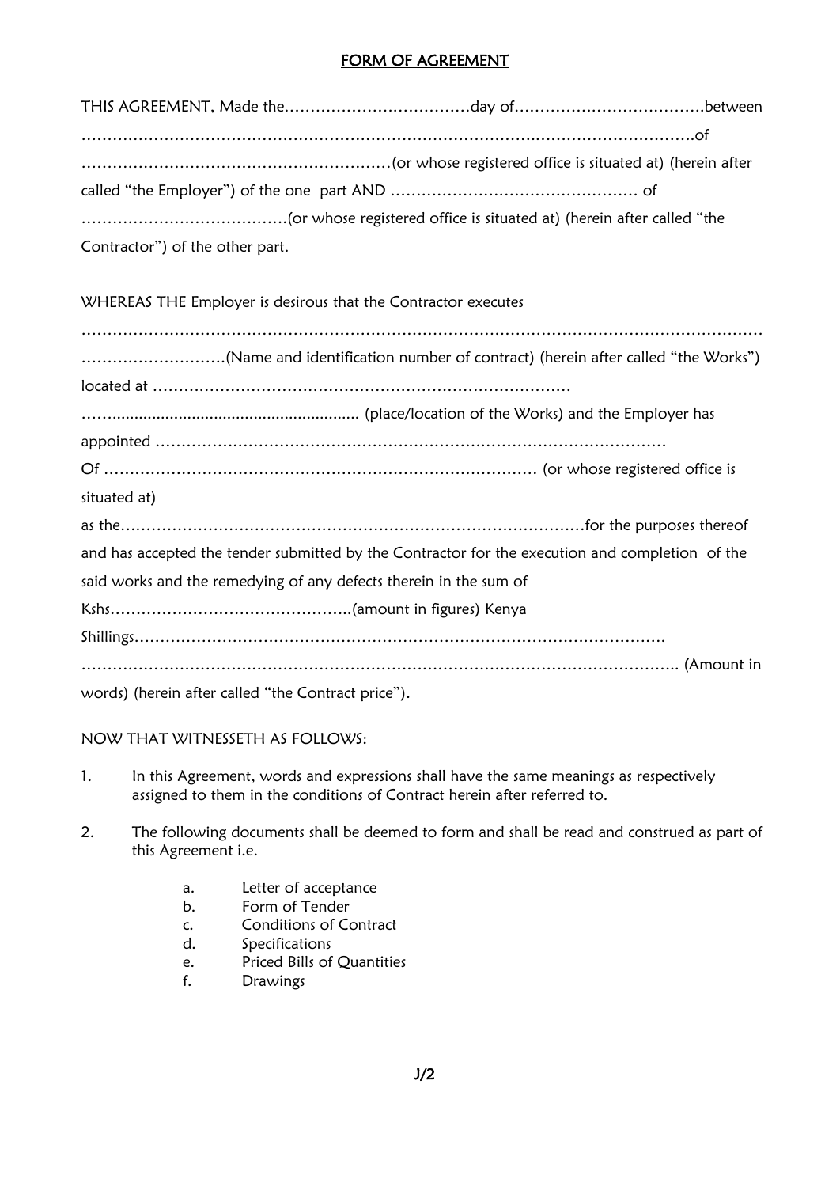## FORM OF AGREEMENT

THIS AGREEMENT, Made the………………………………day of……………………………….between …………………………………………………………………………………………………….of ……………………………………………………(or whose registered office is situated at) (herein after called "the Employer") of the one part AND …………………………………………. of …………………………………(or whose registered office is situated at) (herein after called "the Contractor") of the other part.

WHEREAS THE Employer is desirous that the Contractor executes ……………………………………………………………………………………………………………… ……………………….(Name and identification number of contract) (herein after called "the Works") located at ……………………………………………………………………… ……......................................................... (place/location of the Works) and the Employer has appointed ………………………………………………………………………………………… Of ………………………………………………………………………… (or whose registered office is situated at) as the………………………………………………………………………………for the purposes thereof and has accepted the tender submitted by the Contractor for the execution and completion of the said works and the remedying of any defects therein in the sum of Kshs………………………………………..(amount in figures) Kenya Shillings…………………………………………………………………………………………… ………………………………………………………………………………………………….. (Amount in words) (herein after called "the Contract price").

NOW THAT WITNESSETH AS FOLLOWS:

1. In this Agreement, words and expressions shall have the same meanings as respectively assigned to them in the conditions of Contract herein after referred to.

2. The following documents shall be deemed to form and shall be read and construed as part of this Agreement i.e.

   a. Letter of acceptance
   b. Form of Tender
   c. Conditions of Contract
   d. Specifications
   e. Priced Bills of Quantities
   f. Drawings

J/2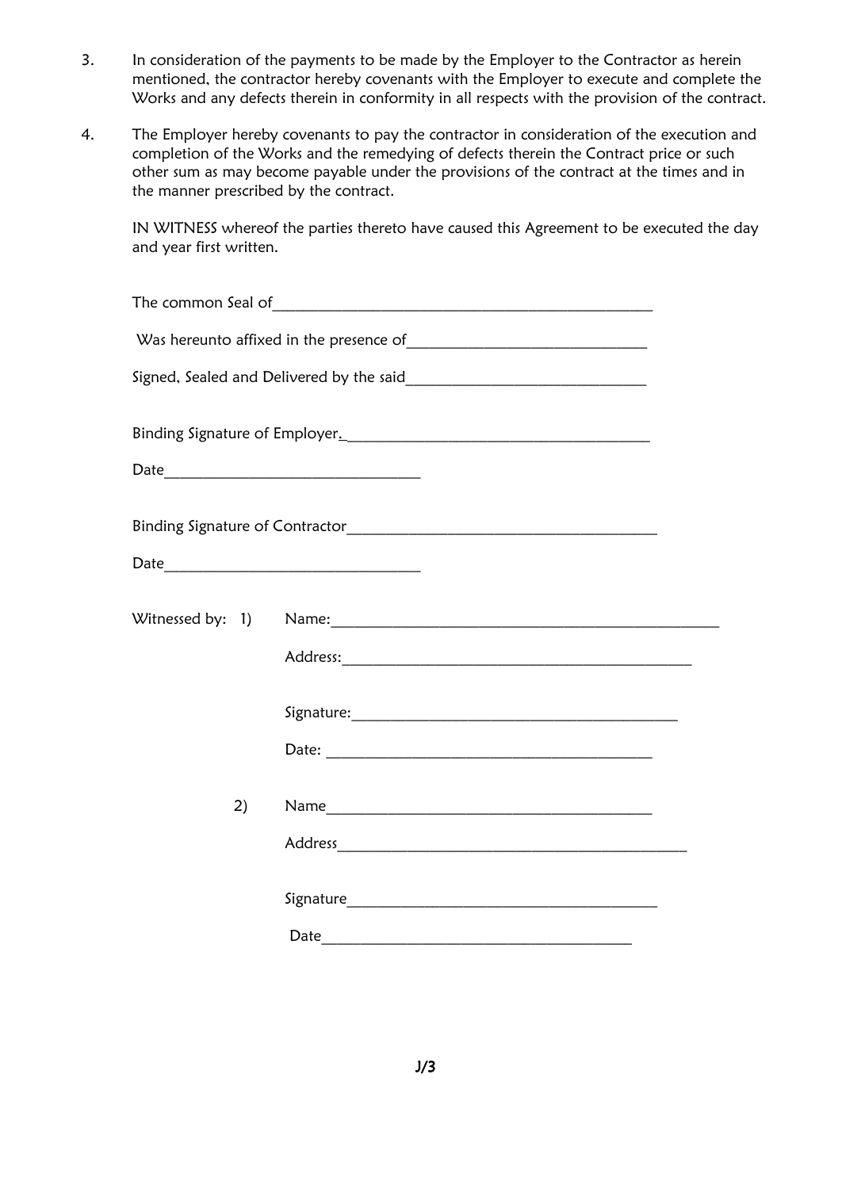3. In consideration of the payments to be made by the Employer to the Contractor as herein mentioned, the contractor hereby covenants with the Employer to execute and complete the Works and any defects therein in conformity in all respects with the provision of the contract.

4. The Employer hereby covenants to pay the contractor in consideration of the execution and completion of the Works and the remedying of defects therein the Contract price or such other sum as may become payable under the provisions of the contract at the times and in the manner prescribed by the contract.

   IN WITNESS whereof the parties thereto have caused this Agreement to be executed the day and year first written.

   The common Seal of_______________________________________________

   Was hereunto affixed in the presence of______________________________

   Signed, Sealed and Delivered by the said______________________________

   Binding Signature of Employer._____________________________________

   Date_______________________________

   Binding Signature of Contractor_____________________________________

   Date_______________________________

   Witnessed by: 1) Name:_________________________________________________

   Address:_____________________________________________

   Signature:_________________________________________

   Date: _________________________________________

   2) Name_________________________________________

   Address_____________________________________________

   Signature_______________________________________

   Date_______________________________________

J/3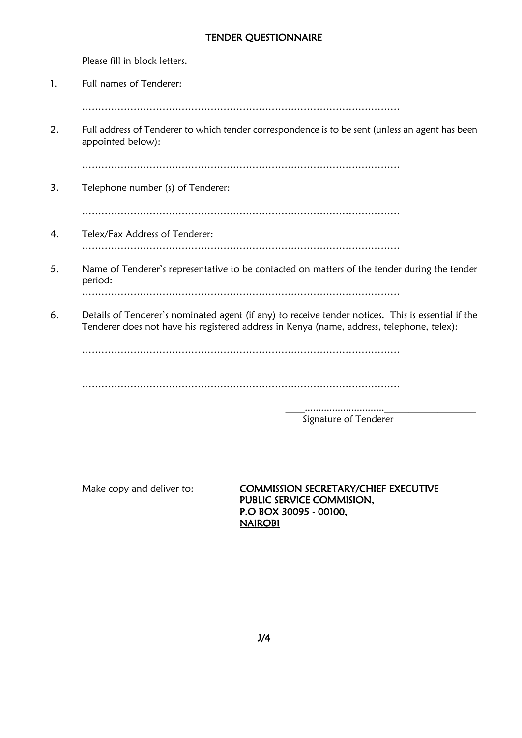## TENDER QUESTIONNAIRE

Please fill in block letters.

1. Full names of Tenderer:

   ……………………………………………………………………………………………

2. Full address of Tenderer to which tender correspondence is to be sent (unless an agent has been appointed below):

   ……………………………………………………………………………………………

3. Telephone number (s) of Tenderer:

   ……………………………………………………………………………………………

4. Telex/Fax Address of Tenderer:

   ……………………………………………………………………………………………

5. Name of Tenderer's representative to be contacted on matters of the tender during the tender period:

   ……………………………………………………………………………………………

6. Details of Tenderer's nominated agent (if any) to receive tender notices. This is essential if the Tenderer does not have his registered address in Kenya (name, address, telephone, telex):

   ……………………………………………………………………………………………

   ……………………………………………………………………………………………

____.............................___________________
Signature of Tenderer

Make copy and deliver to:

**COMMISSION SECRETARY/CHIEF EXECUTIVE**
**PUBLIC SERVICE COMMISION,**
**P.O BOX 30095 - 00100,**
**NAIROBI**

J/4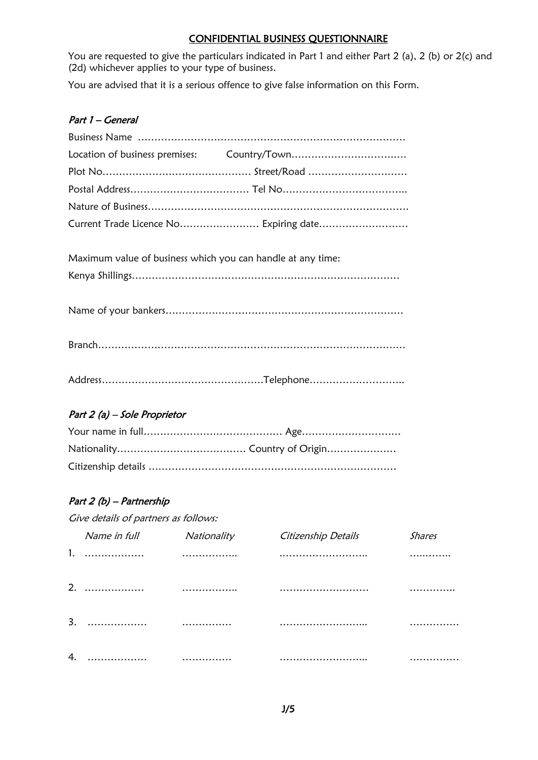## CONFIDENTIAL BUSINESS QUESTIONNAIRE

You are requested to give the particulars indicated in Part 1 and either Part 2 (a), 2 (b) or 2(c) and (2d) whichever applies to your type of business.

You are advised that it is a serious offence to give false information on this Form.

### *Part 1 – General*

Business Name ……………………………………………………………………….

Location of business premises: Country/Town…………………………….

Plot No……………………………………… Street/Road …………………………

Postal Address……………………………… Tel No………………………………..

Nature of Business…………………………………………………………………….

Current Trade Licence No…………………… Expiring date………………………

Maximum value of business which you can handle at any time:

Kenya Shillings……………………………………………………………………….

Name of your bankers………………………………………………………………

Branch………………………………………………………………………………….

Address………………………………………….Telephone………………………..

### *Part 2 (a) – Sole Proprietor*

Your name in full…………………………………… Age…………………………

Nationality………………………………… Country of Origin…………………

Citizenship details ………………………………………………………………

### *Part 2 (b) – Partnership*

*Give details of partners as follows:*

| | *Name in full* | *Nationality* | *Citizenship Details* | *Shares* |
|---|---|---|---|---|
| 1. | ……………… | …………….. | …………………….. | ……….. |
| 2. | ……………… | …………….. | …………………….. | ………….. |
| 3. | ……………… | …………… | …………………….. | …………… |
| 4. | ……………… | …………… | …………………….. | …………… |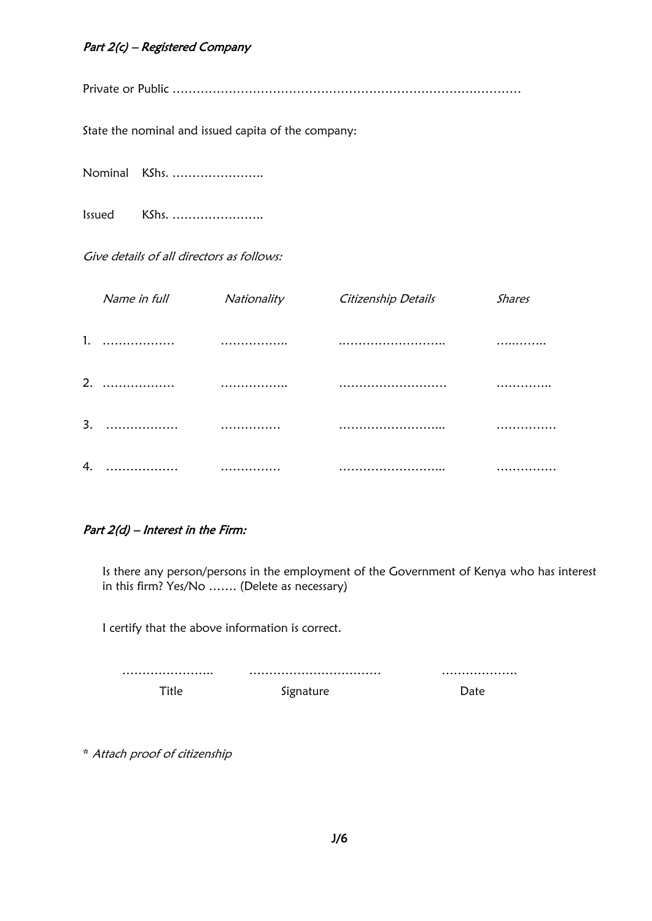*Part 2(c) – Registered Company*

Private or Public …………………………………………………………………………

State the nominal and issued capita of the company:

Nominal KShs. …………………..

Issued KShs. …………………..

*Give details of all directors as follows:*

| | *Name in full* | *Nationality* | *Citizenship Details* | *Shares* |
|---|---|---|---|---|
| 1. | ……………… | …………….. | …………………….. | ….…….. |
| 2. | ……………… | …………….. | …………………….. | ………….. |
| 3. | ……………… | …………… | ……………………... | …………… |
| 4. | ……………… | …………… | ……………………... | …………… |

*Part 2(d) – Interest in the Firm:*

Is there any person/persons in the employment of the Government of Kenya who has interest in this firm? Yes/No ……. (Delete as necessary)

I certify that the above information is correct.

| ………………….. | …………………………… | ………………. |
|---|---|---|
| Title | Signature | Date |

\* *Attach proof of citizenship*

J/6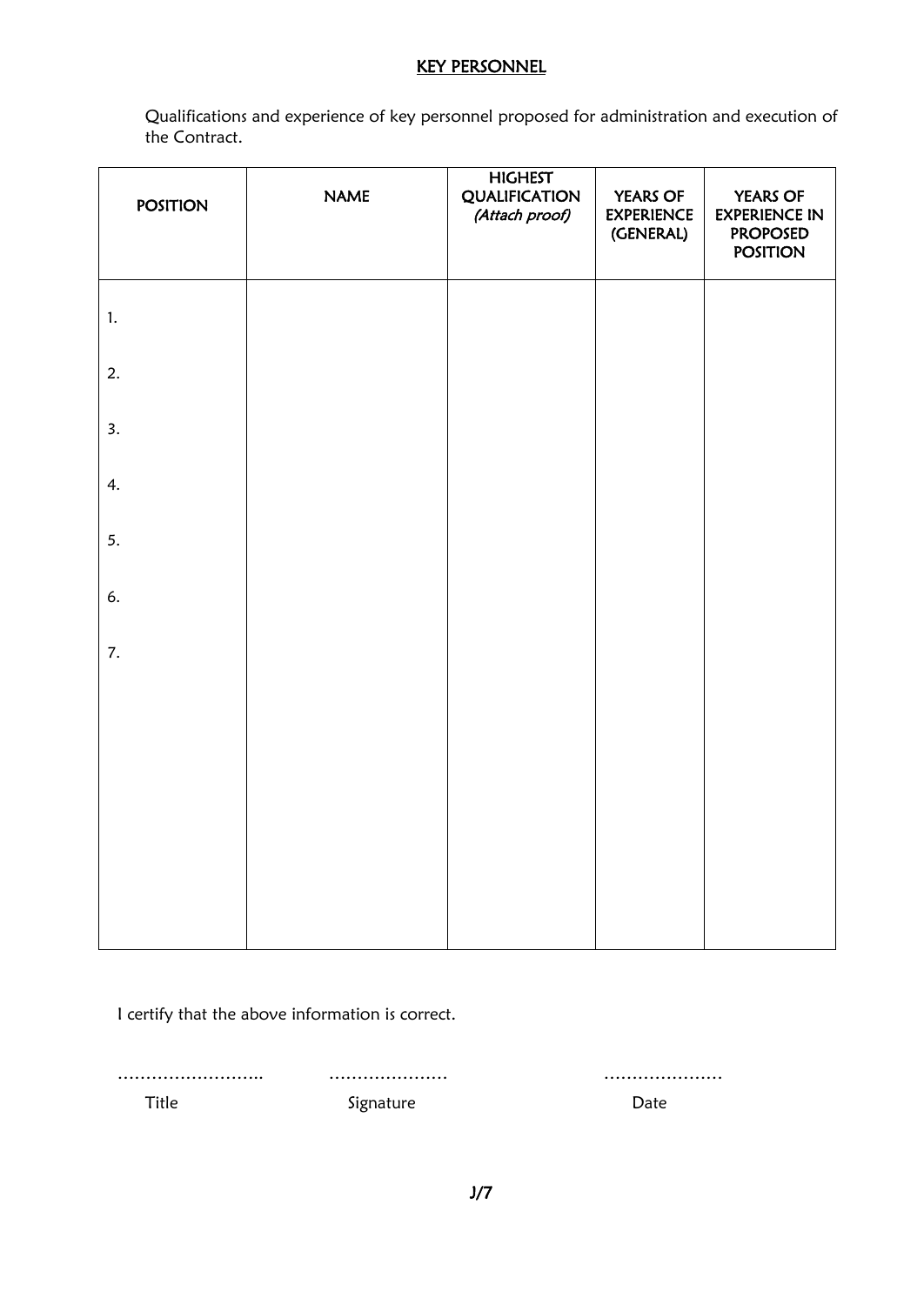## KEY PERSONNEL

Qualifications and experience of key personnel proposed for administration and execution of the Contract.

| POSITION | NAME | HIGHEST QUALIFICATION *(Attach proof)* | YEARS OF EXPERIENCE (GENERAL) | YEARS OF EXPERIENCE IN PROPOSED POSITION |
|---|---|---|---|---|
| 1. | | | | |
| 2. | | | | |
| 3. | | | | |
| 4. | | | | |
| 5. | | | | |
| 6. | | | | |
| 7. | | | | |

I certify that the above information is correct.

…………………….. ………………… …………………

Title Signature Date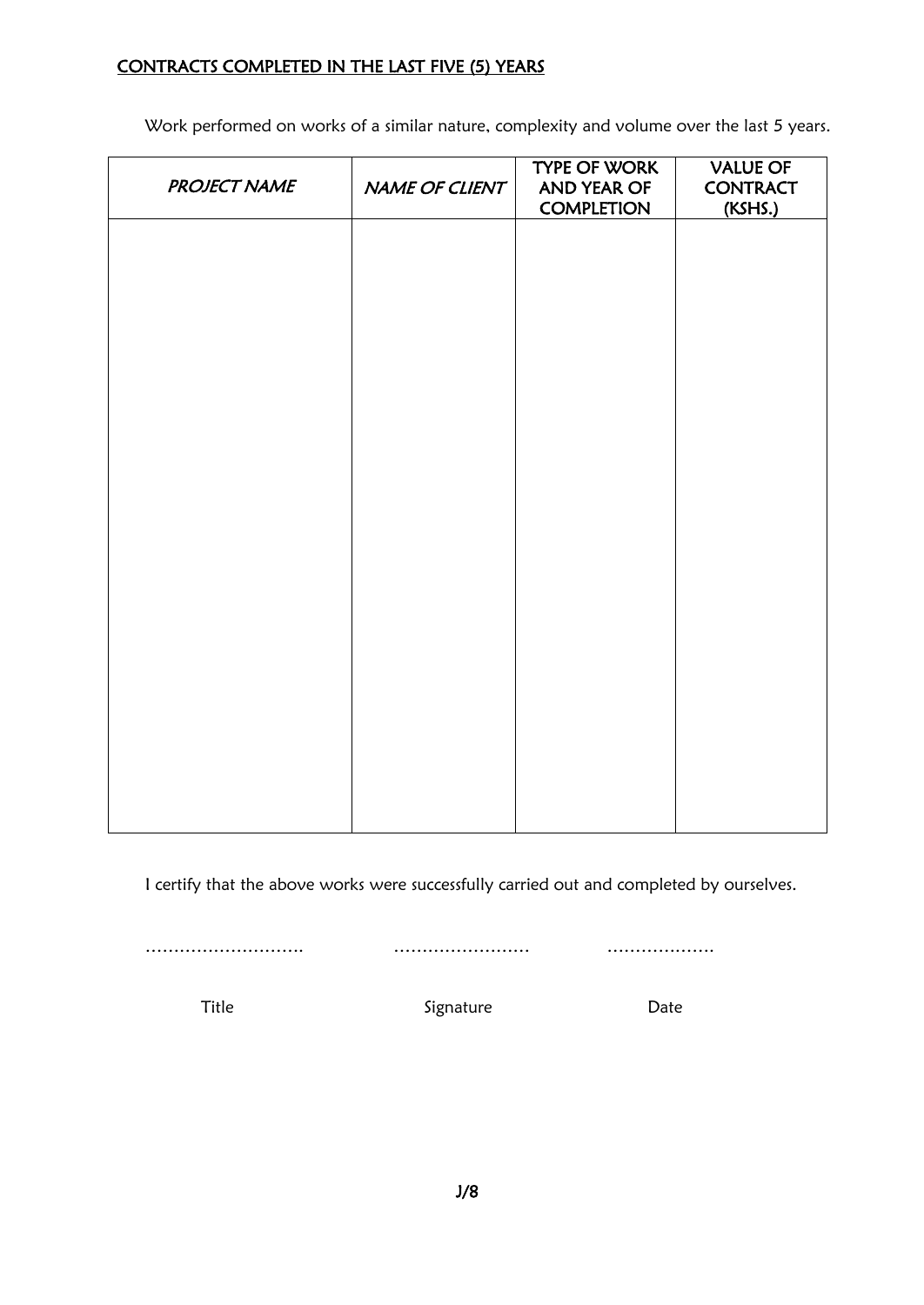**CONTRACTS COMPLETED IN THE LAST FIVE (5) YEARS**

Work performed on works of a similar nature, complexity and volume over the last 5 years.

| *PROJECT NAME* | *NAME OF CLIENT* | TYPE OF WORK AND YEAR OF COMPLETION | VALUE OF CONTRACT (KSHS.) |
|---|---|---|---|
| | | | |

I certify that the above works were successfully carried out and completed by ourselves.

………………………. ……………………… ……………….

Title Signature Date

J/8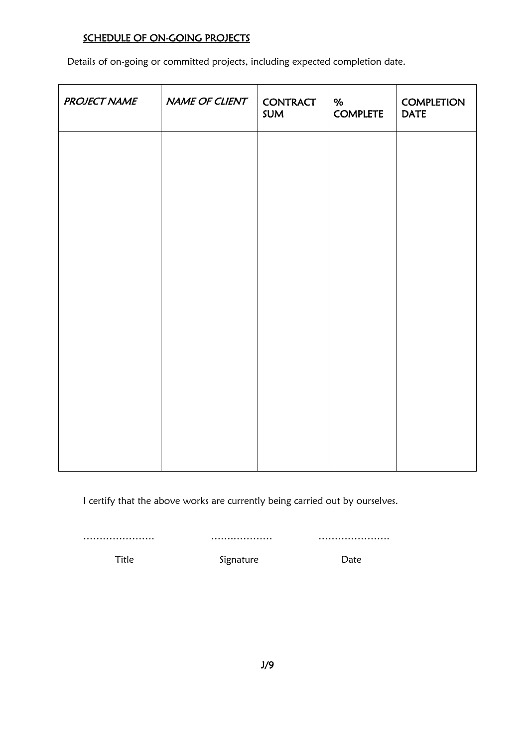## SCHEDULE OF ON-GOING PROJECTS

Details of on-going or committed projects, including expected completion date.

| *PROJECT NAME* | *NAME OF CLIENT* | CONTRACT SUM | % COMPLETE | COMPLETION DATE |
|---|---|---|---|---|
| | | | | |

I certify that the above works are currently being carried out by ourselves.

………………….  ……………….  ………………….

Title  Signature  Date

J/9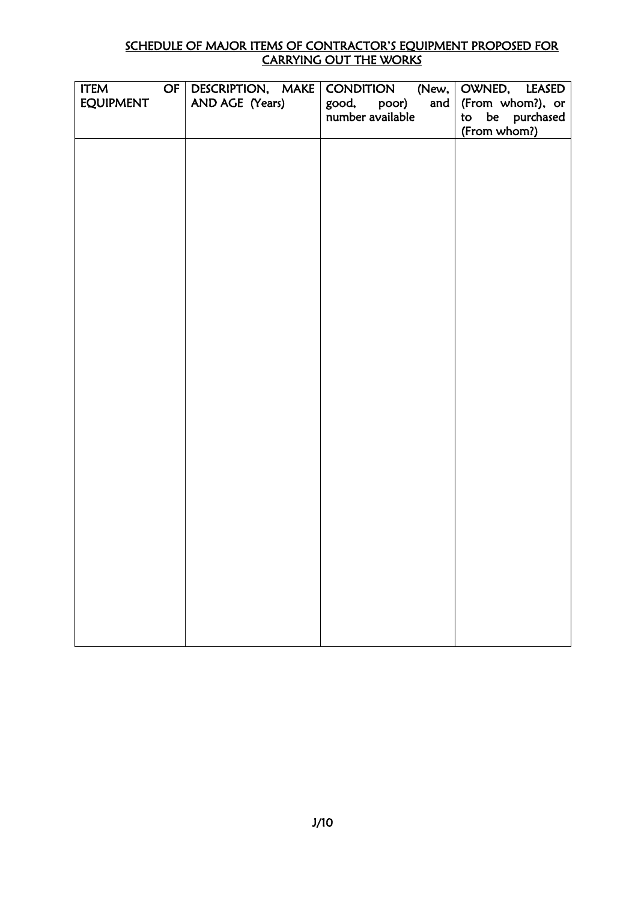## SCHEDULE OF MAJOR ITEMS OF CONTRACTOR'S EQUIPMENT PROPOSED FOR CARRYING OUT THE WORKS

| ITEM OF EQUIPMENT | DESCRIPTION, MAKE AND AGE (Years) | CONDITION (New, good, poor) and number available | OWNED, LEASED (From whom?), or to be purchased (From whom?) |
|---|---|---|---|
| | | | |

J/10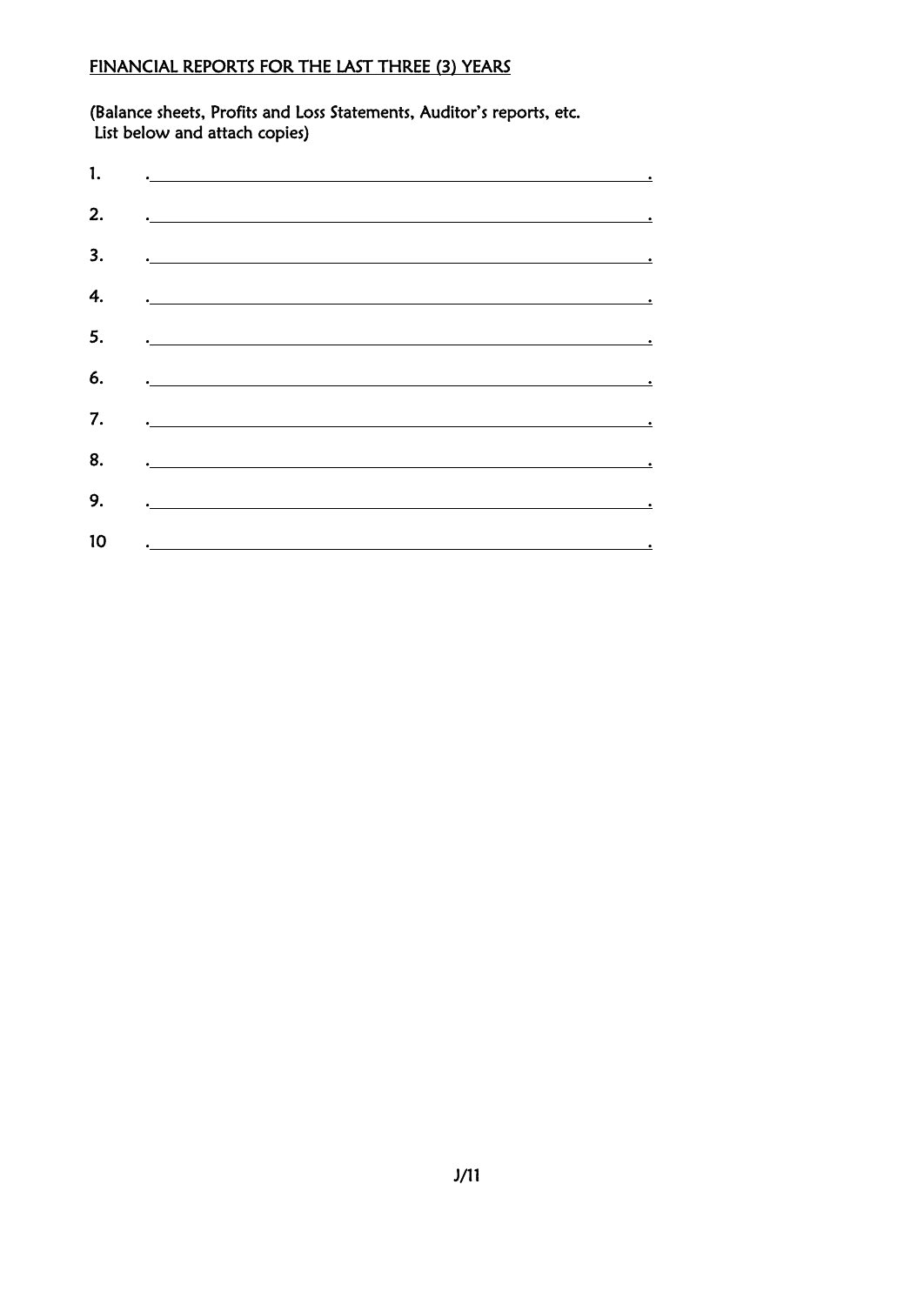<u>FINANCIAL REPORTS FOR THE LAST THREE (3) YEARS</u>

(Balance sheets, Profits and Loss Statements, Auditor's reports, etc.
List below and attach copies)

1. .______________________________________________________.

2. .______________________________________________________.

3. .______________________________________________________.

4. .______________________________________________________.

5. .______________________________________________________.

6. .______________________________________________________.

7. .______________________________________________________.

8. .______________________________________________________.

9. .______________________________________________________.

10 .______________________________________________________.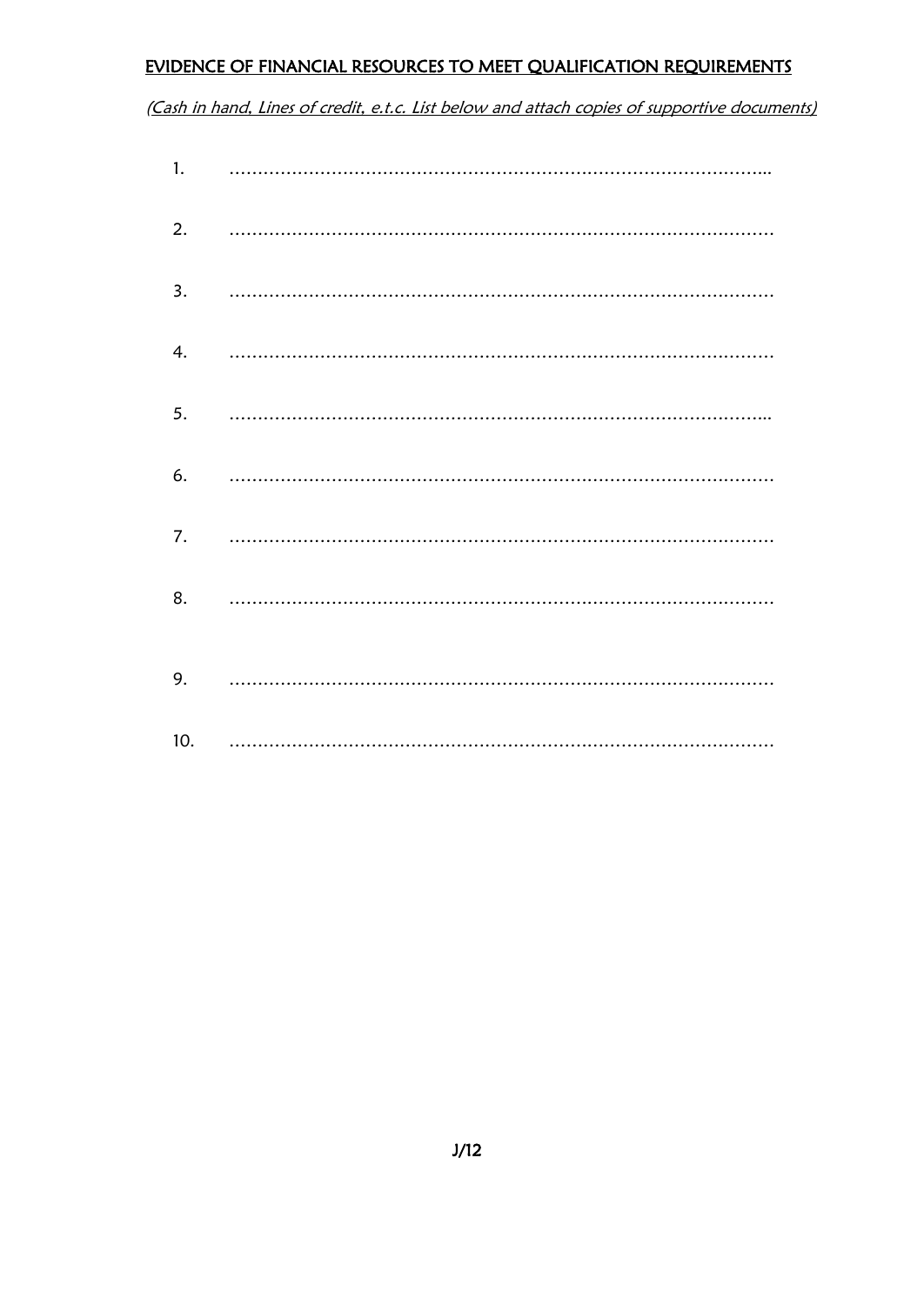**<u>EVIDENCE OF FINANCIAL RESOURCES TO MEET QUALIFICATION REQUIREMENTS</u>**

*<u>(Cash in hand, Lines of credit, e.t.c. List below and attach copies of supportive documents)</u>*

1. ……………………………………………………………………………………..
2. ………………………………………………………………………………………
3. ………………………………………………………………………………………
4. ………………………………………………………………………………………
5. ……………………………………………………………………………………..
6. ………………………………………………………………………………………
7. ………………………………………………………………………………………
8. ………………………………………………………………………………………
9. ………………………………………………………………………………………
10. ………………………………………………………………………………………

J/12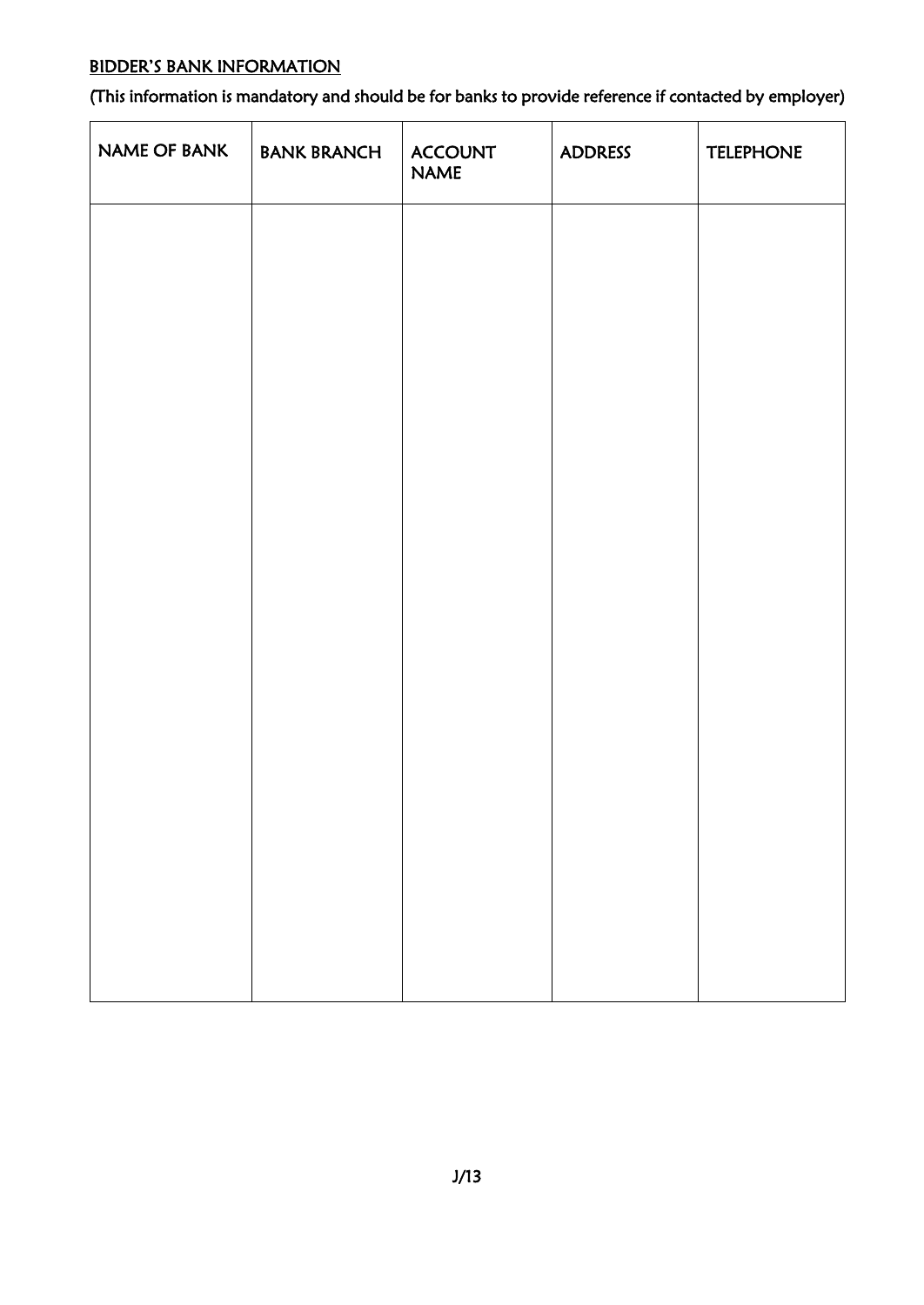<u>BIDDER'S BANK INFORMATION</u>

(This information is mandatory and should be for banks to provide reference if contacted by employer)

| NAME OF BANK | BANK BRANCH | ACCOUNT NAME | ADDRESS | TELEPHONE |
|---|---|---|---|---|
| | | | | |

J/13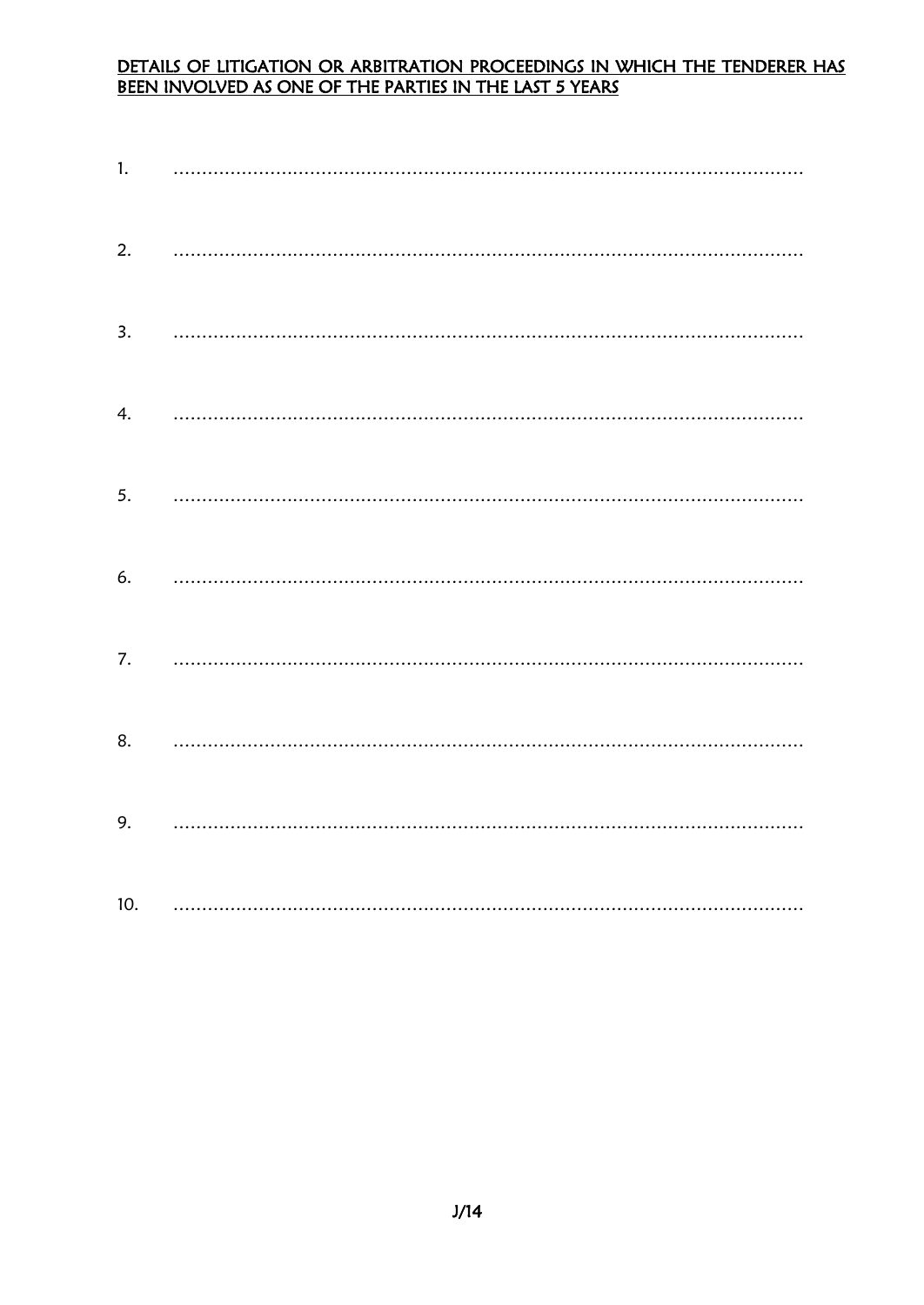## DETAILS OF LITIGATION OR ARBITRATION PROCEEDINGS IN WHICH THE TENDERER HAS BEEN INVOLVED AS ONE OF THE PARTIES IN THE LAST 5 YEARS

1. ………………………………………………………………………………………………

2. ………………………………………………………………………………………………

3. ………………………………………………………………………………………………

4. ………………………………………………………………………………………………

5. ………………………………………………………………………………………………

6. ………………………………………………………………………………………………

7. ………………………………………………………………………………………………

8. ………………………………………………………………………………………………

9. ………………………………………………………………………………………………

10. ………………………………………………………………………………………………